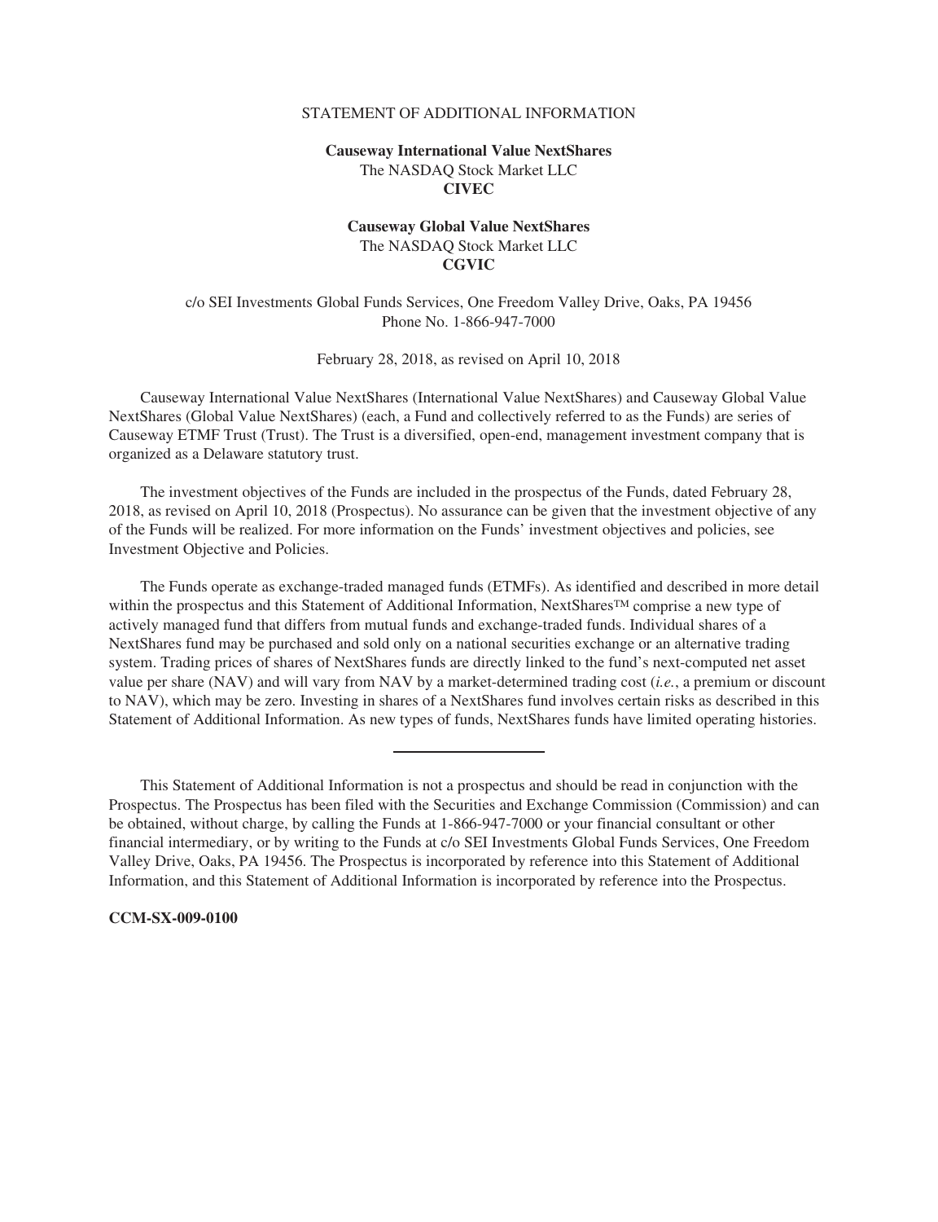# STATEMENT OF ADDITIONAL INFORMATION

**Causeway International Value NextShares**
The NASDAQ Stock Market LLC
**CIVEC**

**Causeway Global Value NextShares**
The NASDAQ Stock Market LLC
**CGVIC**

c/o SEI Investments Global Funds Services, One Freedom Valley Drive, Oaks, PA 19456
Phone No. 1-866-947-7000

February 28, 2018, as revised on April 10, 2018

Causeway International Value NextShares (International Value NextShares) and Causeway Global Value NextShares (Global Value NextShares) (each, a Fund and collectively referred to as the Funds) are series of Causeway ETMF Trust (Trust). The Trust is a diversified, open-end, management investment company that is organized as a Delaware statutory trust.

The investment objectives of the Funds are included in the prospectus of the Funds, dated February 28, 2018, as revised on April 10, 2018 (Prospectus). No assurance can be given that the investment objective of any of the Funds will be realized. For more information on the Funds' investment objectives and policies, see Investment Objective and Policies.

The Funds operate as exchange-traded managed funds (ETMFs). As identified and described in more detail within the prospectus and this Statement of Additional Information, NextShares™ comprise a new type of actively managed fund that differs from mutual funds and exchange-traded funds. Individual shares of a NextShares fund may be purchased and sold only on a national securities exchange or an alternative trading system. Trading prices of shares of NextShares funds are directly linked to the fund's next-computed net asset value per share (NAV) and will vary from NAV by a market-determined trading cost (*i.e.*, a premium or discount to NAV), which may be zero. Investing in shares of a NextShares fund involves certain risks as described in this Statement of Additional Information. As new types of funds, NextShares funds have limited operating histories.

---

This Statement of Additional Information is not a prospectus and should be read in conjunction with the Prospectus. The Prospectus has been filed with the Securities and Exchange Commission (Commission) and can be obtained, without charge, by calling the Funds at 1-866-947-7000 or your financial consultant or other financial intermediary, or by writing to the Funds at c/o SEI Investments Global Funds Services, One Freedom Valley Drive, Oaks, PA 19456. The Prospectus is incorporated by reference into this Statement of Additional Information, and this Statement of Additional Information is incorporated by reference into the Prospectus.

**CCM-SX-009-0100**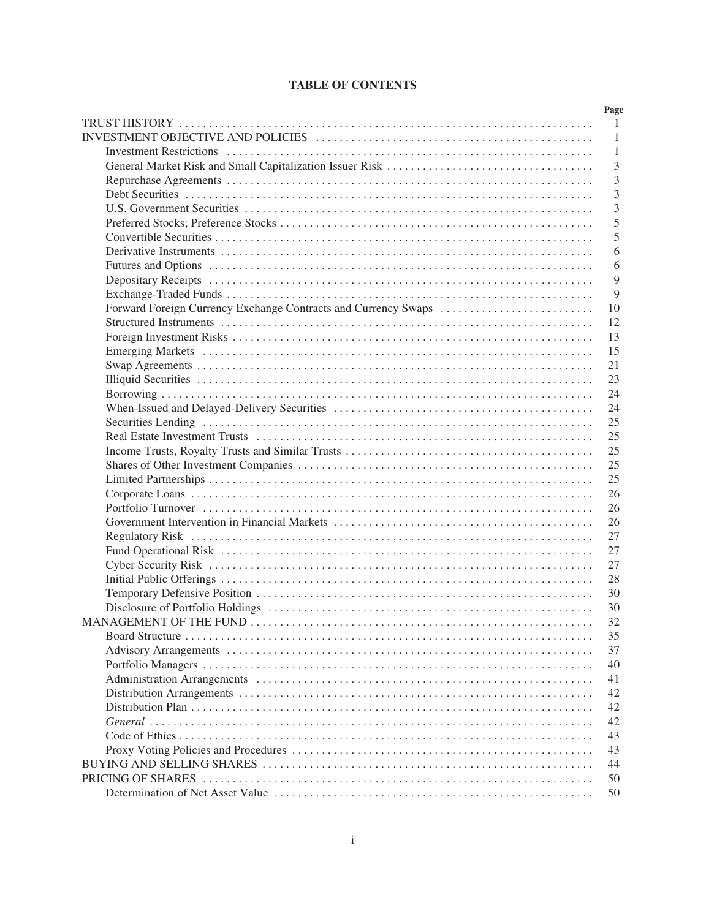# TABLE OF CONTENTS

| | Page |
|---|---|
| TRUST HISTORY | 1 |
| INVESTMENT OBJECTIVE AND POLICIES | 1 |
| Investment Restrictions | 1 |
| General Market Risk and Small Capitalization Issuer Risk | 3 |
| Repurchase Agreements | 3 |
| Debt Securities | 3 |
| U.S. Government Securities | 3 |
| Preferred Stocks; Preference Stocks | 5 |
| Convertible Securities | 5 |
| Derivative Instruments | 6 |
| Futures and Options | 6 |
| Depositary Receipts | 9 |
| Exchange-Traded Funds | 9 |
| Forward Foreign Currency Exchange Contracts and Currency Swaps | 10 |
| Structured Instruments | 12 |
| Foreign Investment Risks | 13 |
| Emerging Markets | 15 |
| Swap Agreements | 21 |
| Illiquid Securities | 23 |
| Borrowing | 24 |
| When-Issued and Delayed-Delivery Securities | 24 |
| Securities Lending | 25 |
| Real Estate Investment Trusts | 25 |
| Income Trusts, Royalty Trusts and Similar Trusts | 25 |
| Shares of Other Investment Companies | 25 |
| Limited Partnerships | 25 |
| Corporate Loans | 26 |
| Portfolio Turnover | 26 |
| Government Intervention in Financial Markets | 26 |
| Regulatory Risk | 27 |
| Fund Operational Risk | 27 |
| Cyber Security Risk | 27 |
| Initial Public Offerings | 28 |
| Temporary Defensive Position | 30 |
| Disclosure of Portfolio Holdings | 30 |
| MANAGEMENT OF THE FUND | 32 |
| Board Structure | 35 |
| Advisory Arrangements | 37 |
| Portfolio Managers | 40 |
| Administration Arrangements | 41 |
| Distribution Arrangements | 42 |
| Distribution Plan | 42 |
| *General* | 42 |
| Code of Ethics | 43 |
| Proxy Voting Policies and Procedures | 43 |
| BUYING AND SELLING SHARES | 44 |
| PRICING OF SHARES | 50 |
| Determination of Net Asset Value | 50 |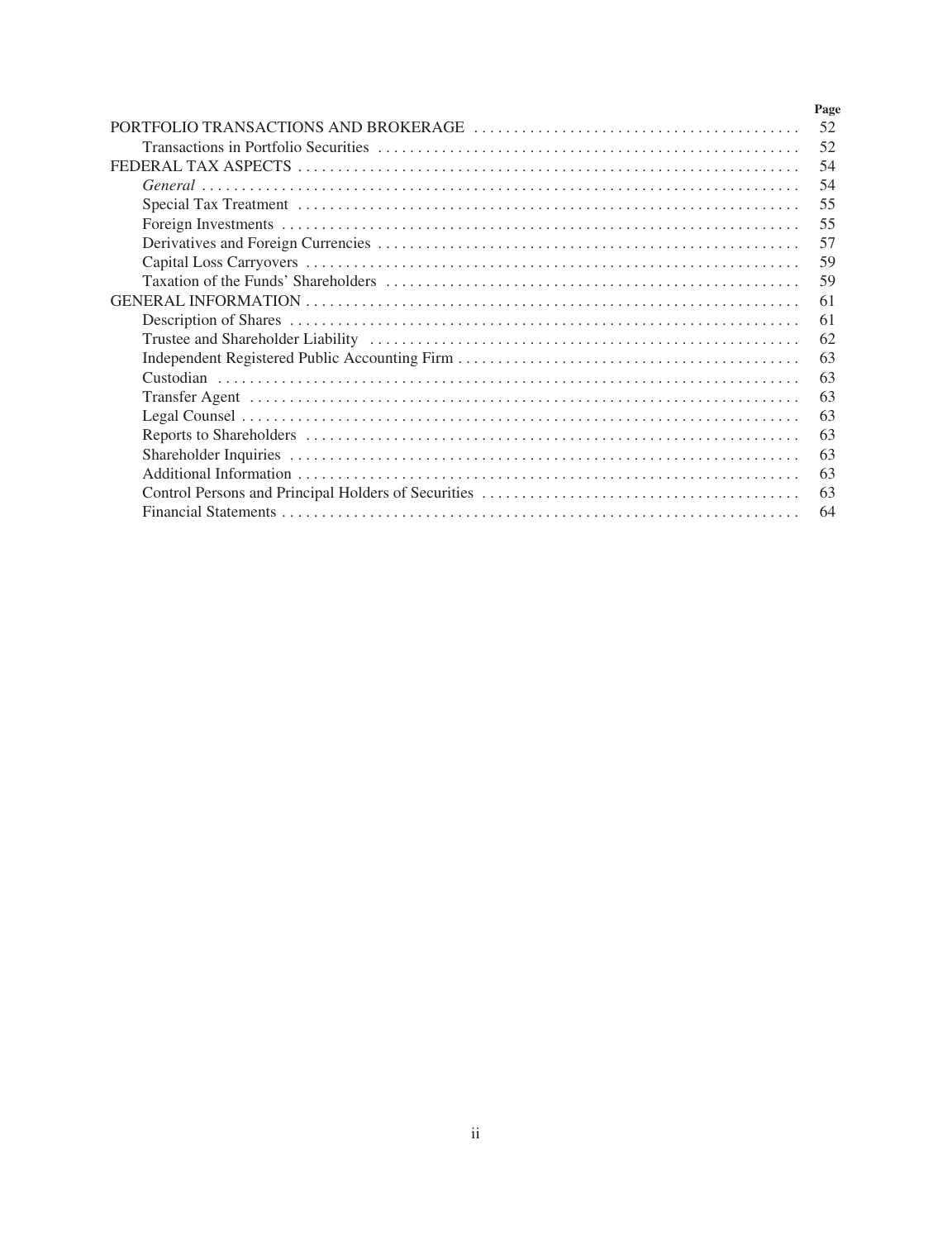| | Page |
|---|---|
| PORTFOLIO TRANSACTIONS AND BROKERAGE | 52 |
| Transactions in Portfolio Securities | 52 |
| FEDERAL TAX ASPECTS | 54 |
| *General* | 54 |
| Special Tax Treatment | 55 |
| Foreign Investments | 55 |
| Derivatives and Foreign Currencies | 57 |
| Capital Loss Carryovers | 59 |
| Taxation of the Funds' Shareholders | 59 |
| GENERAL INFORMATION | 61 |
| Description of Shares | 61 |
| Trustee and Shareholder Liability | 62 |
| Independent Registered Public Accounting Firm | 63 |
| Custodian | 63 |
| Transfer Agent | 63 |
| Legal Counsel | 63 |
| Reports to Shareholders | 63 |
| Shareholder Inquiries | 63 |
| Additional Information | 63 |
| Control Persons and Principal Holders of Securities | 63 |
| Financial Statements | 64 |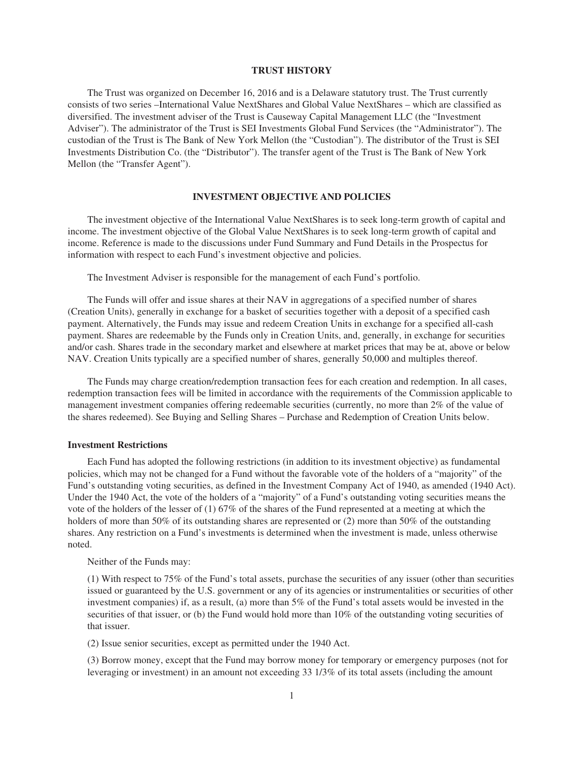## TRUST HISTORY

The Trust was organized on December 16, 2016 and is a Delaware statutory trust. The Trust currently consists of two series –International Value NextShares and Global Value NextShares – which are classified as diversified. The investment adviser of the Trust is Causeway Capital Management LLC (the "Investment Adviser"). The administrator of the Trust is SEI Investments Global Fund Services (the "Administrator"). The custodian of the Trust is The Bank of New York Mellon (the "Custodian"). The distributor of the Trust is SEI Investments Distribution Co. (the "Distributor"). The transfer agent of the Trust is The Bank of New York Mellon (the "Transfer Agent").

## INVESTMENT OBJECTIVE AND POLICIES

The investment objective of the International Value NextShares is to seek long-term growth of capital and income. The investment objective of the Global Value NextShares is to seek long-term growth of capital and income. Reference is made to the discussions under Fund Summary and Fund Details in the Prospectus for information with respect to each Fund's investment objective and policies.

The Investment Adviser is responsible for the management of each Fund's portfolio.

The Funds will offer and issue shares at their NAV in aggregations of a specified number of shares (Creation Units), generally in exchange for a basket of securities together with a deposit of a specified cash payment. Alternatively, the Funds may issue and redeem Creation Units in exchange for a specified all-cash payment. Shares are redeemable by the Funds only in Creation Units, and, generally, in exchange for securities and/or cash. Shares trade in the secondary market and elsewhere at market prices that may be at, above or below NAV. Creation Units typically are a specified number of shares, generally 50,000 and multiples thereof.

The Funds may charge creation/redemption transaction fees for each creation and redemption. In all cases, redemption transaction fees will be limited in accordance with the requirements of the Commission applicable to management investment companies offering redeemable securities (currently, no more than 2% of the value of the shares redeemed). See Buying and Selling Shares – Purchase and Redemption of Creation Units below.

### Investment Restrictions

Each Fund has adopted the following restrictions (in addition to its investment objective) as fundamental policies, which may not be changed for a Fund without the favorable vote of the holders of a "majority" of the Fund's outstanding voting securities, as defined in the Investment Company Act of 1940, as amended (1940 Act). Under the 1940 Act, the vote of the holders of a "majority" of a Fund's outstanding voting securities means the vote of the holders of the lesser of (1) 67% of the shares of the Fund represented at a meeting at which the holders of more than 50% of its outstanding shares are represented or (2) more than 50% of the outstanding shares. Any restriction on a Fund's investments is determined when the investment is made, unless otherwise noted.

Neither of the Funds may:

(1) With respect to 75% of the Fund's total assets, purchase the securities of any issuer (other than securities issued or guaranteed by the U.S. government or any of its agencies or instrumentalities or securities of other investment companies) if, as a result, (a) more than 5% of the Fund's total assets would be invested in the securities of that issuer, or (b) the Fund would hold more than 10% of the outstanding voting securities of that issuer.

(2) Issue senior securities, except as permitted under the 1940 Act.

(3) Borrow money, except that the Fund may borrow money for temporary or emergency purposes (not for leveraging or investment) in an amount not exceeding 33 1/3% of its total assets (including the amount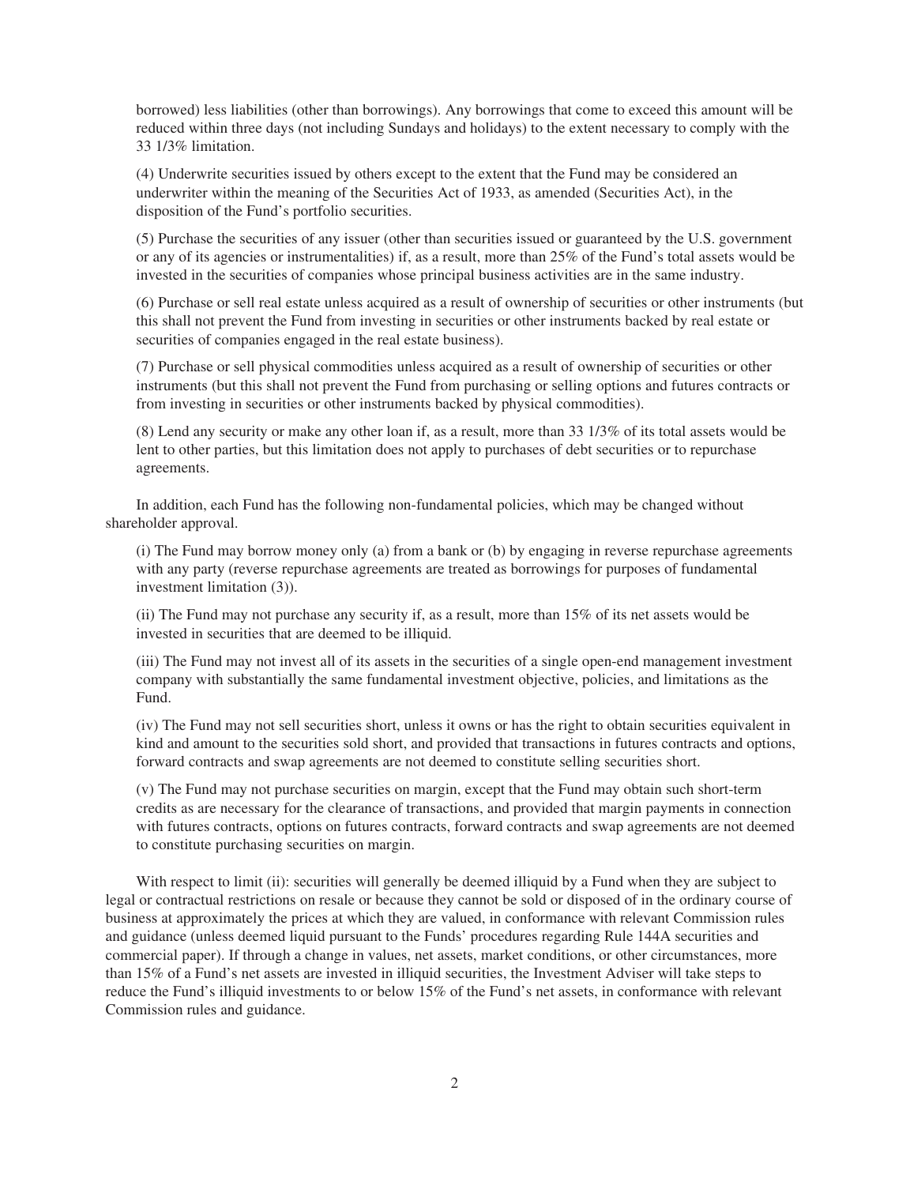borrowed) less liabilities (other than borrowings). Any borrowings that come to exceed this amount will be reduced within three days (not including Sundays and holidays) to the extent necessary to comply with the 33 1/3% limitation.

(4) Underwrite securities issued by others except to the extent that the Fund may be considered an underwriter within the meaning of the Securities Act of 1933, as amended (Securities Act), in the disposition of the Fund's portfolio securities.

(5) Purchase the securities of any issuer (other than securities issued or guaranteed by the U.S. government or any of its agencies or instrumentalities) if, as a result, more than 25% of the Fund's total assets would be invested in the securities of companies whose principal business activities are in the same industry.

(6) Purchase or sell real estate unless acquired as a result of ownership of securities or other instruments (but this shall not prevent the Fund from investing in securities or other instruments backed by real estate or securities of companies engaged in the real estate business).

(7) Purchase or sell physical commodities unless acquired as a result of ownership of securities or other instruments (but this shall not prevent the Fund from purchasing or selling options and futures contracts or from investing in securities or other instruments backed by physical commodities).

(8) Lend any security or make any other loan if, as a result, more than 33 1/3% of its total assets would be lent to other parties, but this limitation does not apply to purchases of debt securities or to repurchase agreements.

In addition, each Fund has the following non-fundamental policies, which may be changed without shareholder approval.

(i) The Fund may borrow money only (a) from a bank or (b) by engaging in reverse repurchase agreements with any party (reverse repurchase agreements are treated as borrowings for purposes of fundamental investment limitation (3)).

(ii) The Fund may not purchase any security if, as a result, more than 15% of its net assets would be invested in securities that are deemed to be illiquid.

(iii) The Fund may not invest all of its assets in the securities of a single open-end management investment company with substantially the same fundamental investment objective, policies, and limitations as the Fund.

(iv) The Fund may not sell securities short, unless it owns or has the right to obtain securities equivalent in kind and amount to the securities sold short, and provided that transactions in futures contracts and options, forward contracts and swap agreements are not deemed to constitute selling securities short.

(v) The Fund may not purchase securities on margin, except that the Fund may obtain such short-term credits as are necessary for the clearance of transactions, and provided that margin payments in connection with futures contracts, options on futures contracts, forward contracts and swap agreements are not deemed to constitute purchasing securities on margin.

With respect to limit (ii): securities will generally be deemed illiquid by a Fund when they are subject to legal or contractual restrictions on resale or because they cannot be sold or disposed of in the ordinary course of business at approximately the prices at which they are valued, in conformance with relevant Commission rules and guidance (unless deemed liquid pursuant to the Funds' procedures regarding Rule 144A securities and commercial paper). If through a change in values, net assets, market conditions, or other circumstances, more than 15% of a Fund's net assets are invested in illiquid securities, the Investment Adviser will take steps to reduce the Fund's illiquid investments to or below 15% of the Fund's net assets, in conformance with relevant Commission rules and guidance.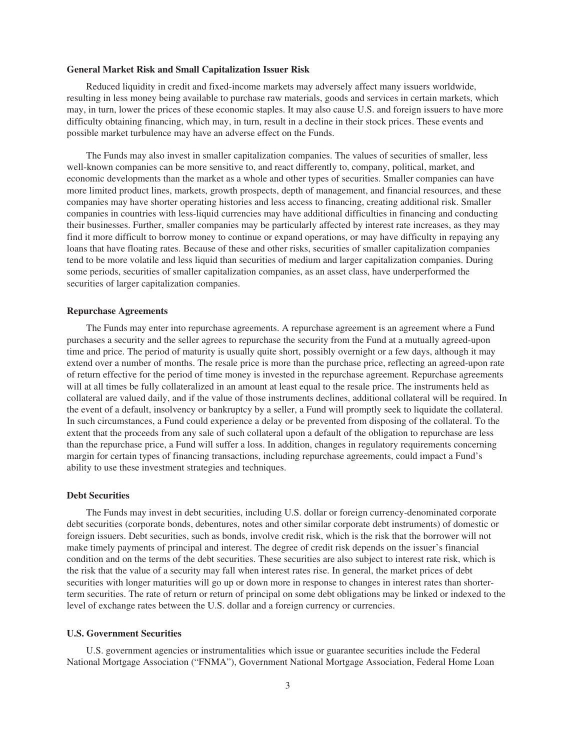### General Market Risk and Small Capitalization Issuer Risk

Reduced liquidity in credit and fixed-income markets may adversely affect many issuers worldwide, resulting in less money being available to purchase raw materials, goods and services in certain markets, which may, in turn, lower the prices of these economic staples. It may also cause U.S. and foreign issuers to have more difficulty obtaining financing, which may, in turn, result in a decline in their stock prices. These events and possible market turbulence may have an adverse effect on the Funds.

The Funds may also invest in smaller capitalization companies. The values of securities of smaller, less well-known companies can be more sensitive to, and react differently to, company, political, market, and economic developments than the market as a whole and other types of securities. Smaller companies can have more limited product lines, markets, growth prospects, depth of management, and financial resources, and these companies may have shorter operating histories and less access to financing, creating additional risk. Smaller companies in countries with less-liquid currencies may have additional difficulties in financing and conducting their businesses. Further, smaller companies may be particularly affected by interest rate increases, as they may find it more difficult to borrow money to continue or expand operations, or may have difficulty in repaying any loans that have floating rates. Because of these and other risks, securities of smaller capitalization companies tend to be more volatile and less liquid than securities of medium and larger capitalization companies. During some periods, securities of smaller capitalization companies, as an asset class, have underperformed the securities of larger capitalization companies.

### Repurchase Agreements

The Funds may enter into repurchase agreements. A repurchase agreement is an agreement where a Fund purchases a security and the seller agrees to repurchase the security from the Fund at a mutually agreed-upon time and price. The period of maturity is usually quite short, possibly overnight or a few days, although it may extend over a number of months. The resale price is more than the purchase price, reflecting an agreed-upon rate of return effective for the period of time money is invested in the repurchase agreement. Repurchase agreements will at all times be fully collateralized in an amount at least equal to the resale price. The instruments held as collateral are valued daily, and if the value of those instruments declines, additional collateral will be required. In the event of a default, insolvency or bankruptcy by a seller, a Fund will promptly seek to liquidate the collateral. In such circumstances, a Fund could experience a delay or be prevented from disposing of the collateral. To the extent that the proceeds from any sale of such collateral upon a default of the obligation to repurchase are less than the repurchase price, a Fund will suffer a loss. In addition, changes in regulatory requirements concerning margin for certain types of financing transactions, including repurchase agreements, could impact a Fund's ability to use these investment strategies and techniques.

### Debt Securities

The Funds may invest in debt securities, including U.S. dollar or foreign currency-denominated corporate debt securities (corporate bonds, debentures, notes and other similar corporate debt instruments) of domestic or foreign issuers. Debt securities, such as bonds, involve credit risk, which is the risk that the borrower will not make timely payments of principal and interest. The degree of credit risk depends on the issuer's financial condition and on the terms of the debt securities. These securities are also subject to interest rate risk, which is the risk that the value of a security may fall when interest rates rise. In general, the market prices of debt securities with longer maturities will go up or down more in response to changes in interest rates than shorter-term securities. The rate of return or return of principal on some debt obligations may be linked or indexed to the level of exchange rates between the U.S. dollar and a foreign currency or currencies.

### U.S. Government Securities

U.S. government agencies or instrumentalities which issue or guarantee securities include the Federal National Mortgage Association ("FNMA"), Government National Mortgage Association, Federal Home Loan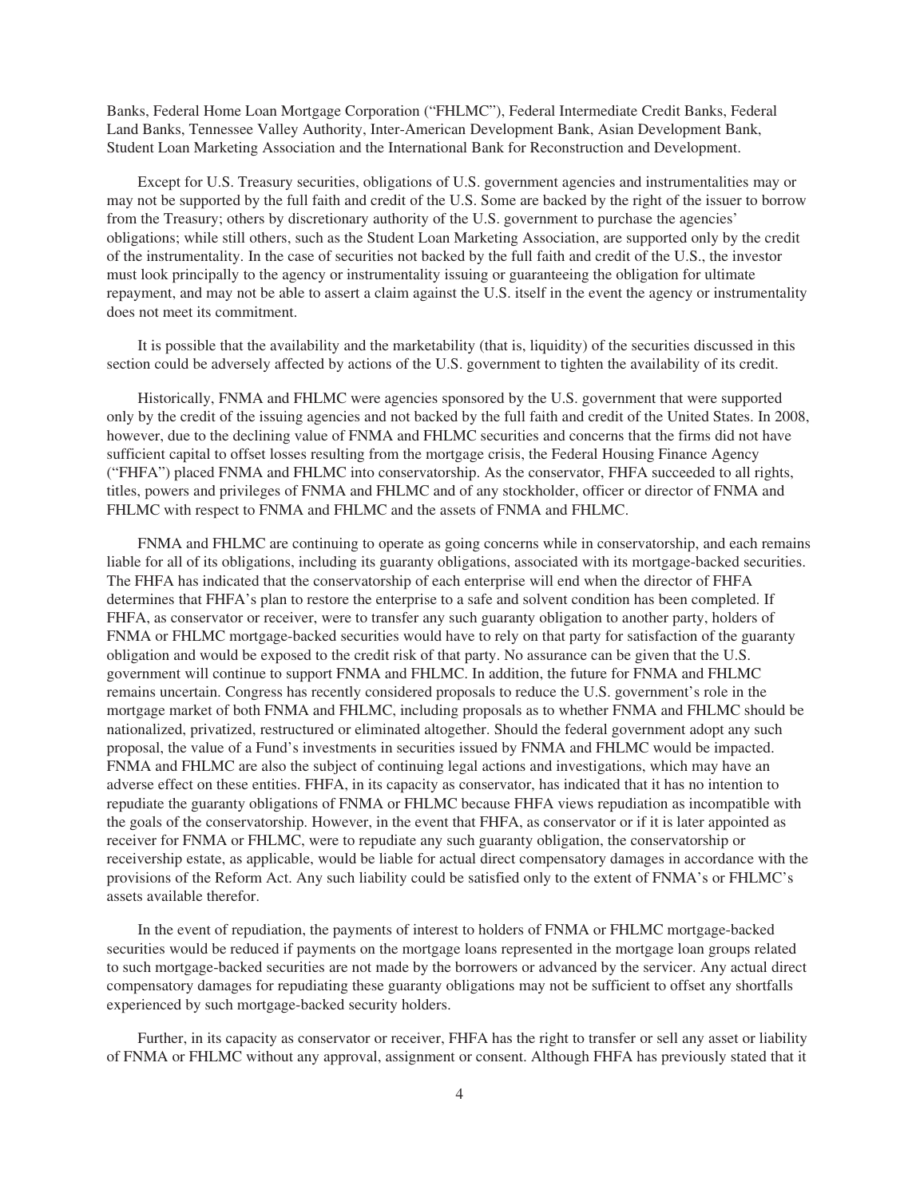Banks, Federal Home Loan Mortgage Corporation ("FHLMC"), Federal Intermediate Credit Banks, Federal Land Banks, Tennessee Valley Authority, Inter-American Development Bank, Asian Development Bank, Student Loan Marketing Association and the International Bank for Reconstruction and Development.

Except for U.S. Treasury securities, obligations of U.S. government agencies and instrumentalities may or may not be supported by the full faith and credit of the U.S. Some are backed by the right of the issuer to borrow from the Treasury; others by discretionary authority of the U.S. government to purchase the agencies' obligations; while still others, such as the Student Loan Marketing Association, are supported only by the credit of the instrumentality. In the case of securities not backed by the full faith and credit of the U.S., the investor must look principally to the agency or instrumentality issuing or guaranteeing the obligation for ultimate repayment, and may not be able to assert a claim against the U.S. itself in the event the agency or instrumentality does not meet its commitment.

It is possible that the availability and the marketability (that is, liquidity) of the securities discussed in this section could be adversely affected by actions of the U.S. government to tighten the availability of its credit.

Historically, FNMA and FHLMC were agencies sponsored by the U.S. government that were supported only by the credit of the issuing agencies and not backed by the full faith and credit of the United States. In 2008, however, due to the declining value of FNMA and FHLMC securities and concerns that the firms did not have sufficient capital to offset losses resulting from the mortgage crisis, the Federal Housing Finance Agency ("FHFA") placed FNMA and FHLMC into conservatorship. As the conservator, FHFA succeeded to all rights, titles, powers and privileges of FNMA and FHLMC and of any stockholder, officer or director of FNMA and FHLMC with respect to FNMA and FHLMC and the assets of FNMA and FHLMC.

FNMA and FHLMC are continuing to operate as going concerns while in conservatorship, and each remains liable for all of its obligations, including its guaranty obligations, associated with its mortgage-backed securities. The FHFA has indicated that the conservatorship of each enterprise will end when the director of FHFA determines that FHFA's plan to restore the enterprise to a safe and solvent condition has been completed. If FHFA, as conservator or receiver, were to transfer any such guaranty obligation to another party, holders of FNMA or FHLMC mortgage-backed securities would have to rely on that party for satisfaction of the guaranty obligation and would be exposed to the credit risk of that party. No assurance can be given that the U.S. government will continue to support FNMA and FHLMC. In addition, the future for FNMA and FHLMC remains uncertain. Congress has recently considered proposals to reduce the U.S. government's role in the mortgage market of both FNMA and FHLMC, including proposals as to whether FNMA and FHLMC should be nationalized, privatized, restructured or eliminated altogether. Should the federal government adopt any such proposal, the value of a Fund's investments in securities issued by FNMA and FHLMC would be impacted. FNMA and FHLMC are also the subject of continuing legal actions and investigations, which may have an adverse effect on these entities. FHFA, in its capacity as conservator, has indicated that it has no intention to repudiate the guaranty obligations of FNMA or FHLMC because FHFA views repudiation as incompatible with the goals of the conservatorship. However, in the event that FHFA, as conservator or if it is later appointed as receiver for FNMA or FHLMC, were to repudiate any such guaranty obligation, the conservatorship or receivership estate, as applicable, would be liable for actual direct compensatory damages in accordance with the provisions of the Reform Act. Any such liability could be satisfied only to the extent of FNMA's or FHLMC's assets available therefor.

In the event of repudiation, the payments of interest to holders of FNMA or FHLMC mortgage-backed securities would be reduced if payments on the mortgage loans represented in the mortgage loan groups related to such mortgage-backed securities are not made by the borrowers or advanced by the servicer. Any actual direct compensatory damages for repudiating these guaranty obligations may not be sufficient to offset any shortfalls experienced by such mortgage-backed security holders.

Further, in its capacity as conservator or receiver, FHFA has the right to transfer or sell any asset or liability of FNMA or FHLMC without any approval, assignment or consent. Although FHFA has previously stated that it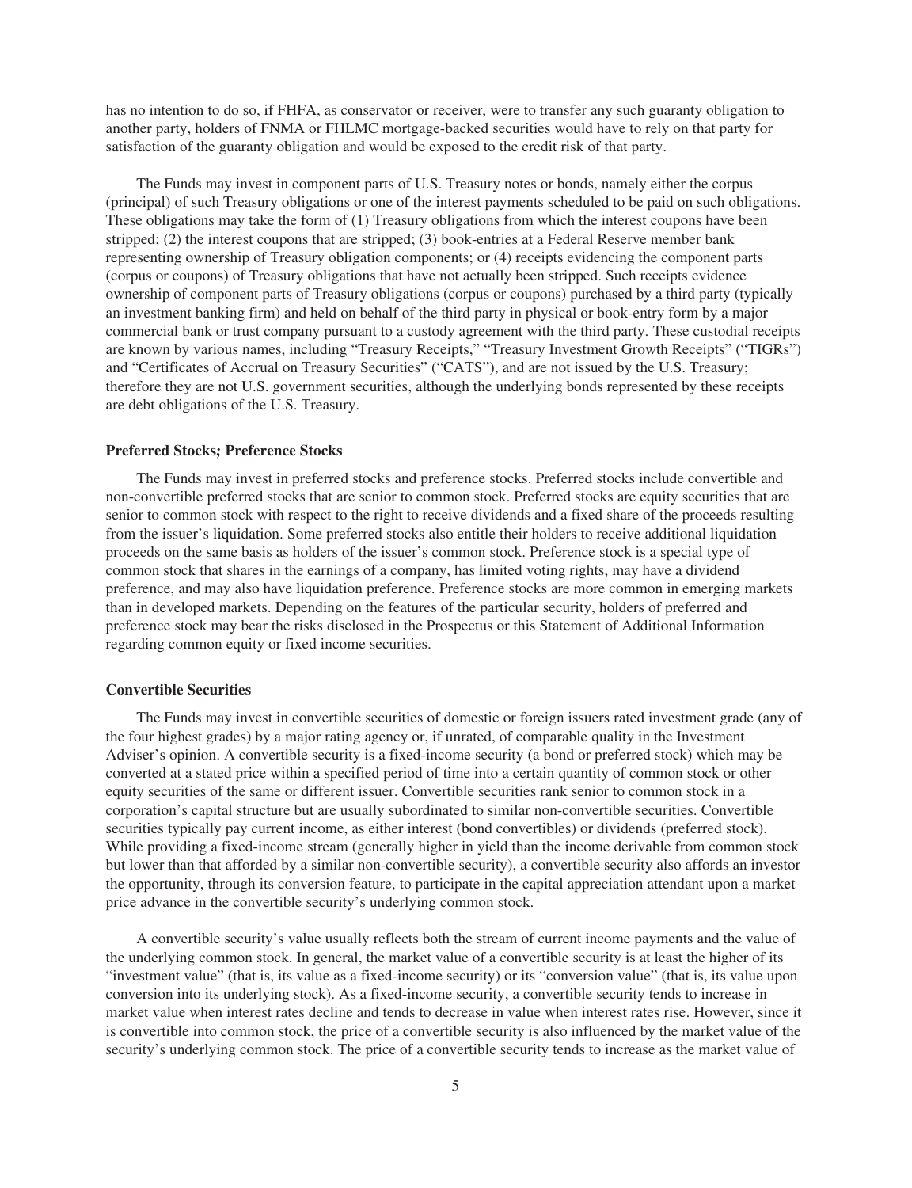has no intention to do so, if FHFA, as conservator or receiver, were to transfer any such guaranty obligation to another party, holders of FNMA or FHLMC mortgage-backed securities would have to rely on that party for satisfaction of the guaranty obligation and would be exposed to the credit risk of that party.

The Funds may invest in component parts of U.S. Treasury notes or bonds, namely either the corpus (principal) of such Treasury obligations or one of the interest payments scheduled to be paid on such obligations. These obligations may take the form of (1) Treasury obligations from which the interest coupons have been stripped; (2) the interest coupons that are stripped; (3) book-entries at a Federal Reserve member bank representing ownership of Treasury obligation components; or (4) receipts evidencing the component parts (corpus or coupons) of Treasury obligations that have not actually been stripped. Such receipts evidence ownership of component parts of Treasury obligations (corpus or coupons) purchased by a third party (typically an investment banking firm) and held on behalf of the third party in physical or book-entry form by a major commercial bank or trust company pursuant to a custody agreement with the third party. These custodial receipts are known by various names, including "Treasury Receipts," "Treasury Investment Growth Receipts" ("TIGRs") and "Certificates of Accrual on Treasury Securities" ("CATS"), and are not issued by the U.S. Treasury; therefore they are not U.S. government securities, although the underlying bonds represented by these receipts are debt obligations of the U.S. Treasury.

### Preferred Stocks; Preference Stocks

The Funds may invest in preferred stocks and preference stocks. Preferred stocks include convertible and non-convertible preferred stocks that are senior to common stock. Preferred stocks are equity securities that are senior to common stock with respect to the right to receive dividends and a fixed share of the proceeds resulting from the issuer's liquidation. Some preferred stocks also entitle their holders to receive additional liquidation proceeds on the same basis as holders of the issuer's common stock. Preference stock is a special type of common stock that shares in the earnings of a company, has limited voting rights, may have a dividend preference, and may also have liquidation preference. Preference stocks are more common in emerging markets than in developed markets. Depending on the features of the particular security, holders of preferred and preference stock may bear the risks disclosed in the Prospectus or this Statement of Additional Information regarding common equity or fixed income securities.

### Convertible Securities

The Funds may invest in convertible securities of domestic or foreign issuers rated investment grade (any of the four highest grades) by a major rating agency or, if unrated, of comparable quality in the Investment Adviser's opinion. A convertible security is a fixed-income security (a bond or preferred stock) which may be converted at a stated price within a specified period of time into a certain quantity of common stock or other equity securities of the same or different issuer. Convertible securities rank senior to common stock in a corporation's capital structure but are usually subordinated to similar non-convertible securities. Convertible securities typically pay current income, as either interest (bond convertibles) or dividends (preferred stock). While providing a fixed-income stream (generally higher in yield than the income derivable from common stock but lower than that afforded by a similar non-convertible security), a convertible security also affords an investor the opportunity, through its conversion feature, to participate in the capital appreciation attendant upon a market price advance in the convertible security's underlying common stock.

A convertible security's value usually reflects both the stream of current income payments and the value of the underlying common stock. In general, the market value of a convertible security is at least the higher of its "investment value" (that is, its value as a fixed-income security) or its "conversion value" (that is, its value upon conversion into its underlying stock). As a fixed-income security, a convertible security tends to increase in market value when interest rates decline and tends to decrease in value when interest rates rise. However, since it is convertible into common stock, the price of a convertible security is also influenced by the market value of the security's underlying common stock. The price of a convertible security tends to increase as the market value of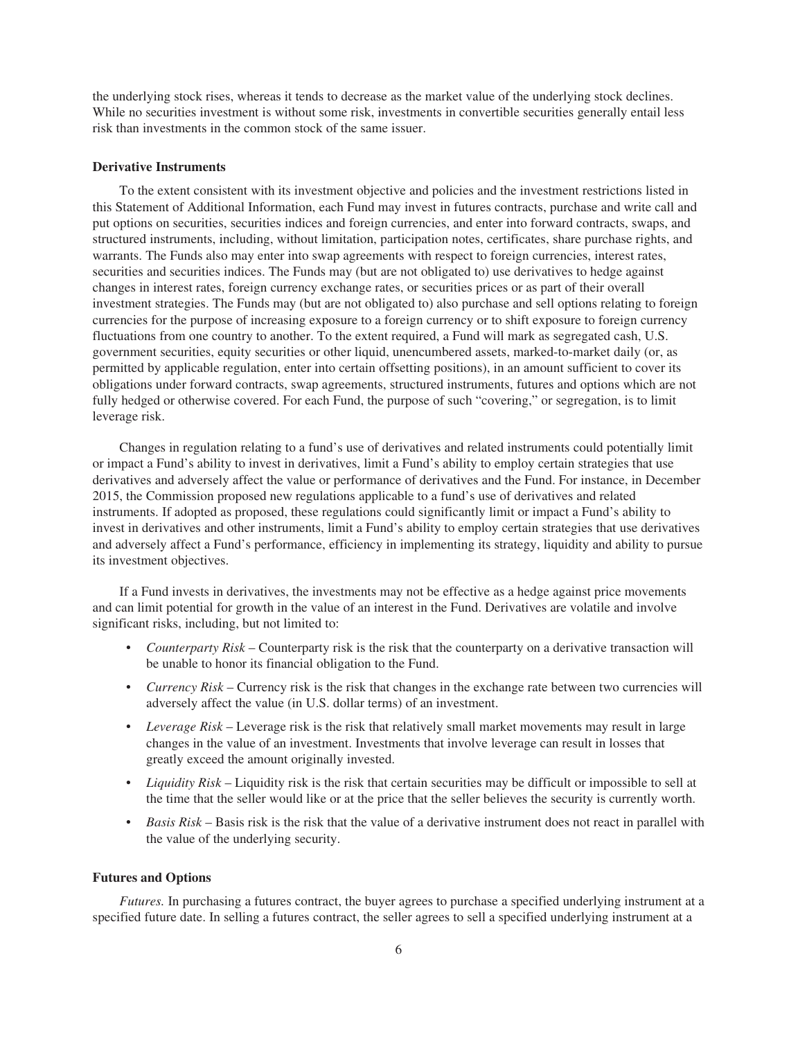the underlying stock rises, whereas it tends to decrease as the market value of the underlying stock declines. While no securities investment is without some risk, investments in convertible securities generally entail less risk than investments in the common stock of the same issuer.

**Derivative Instruments**

To the extent consistent with its investment objective and policies and the investment restrictions listed in this Statement of Additional Information, each Fund may invest in futures contracts, purchase and write call and put options on securities, securities indices and foreign currencies, and enter into forward contracts, swaps, and structured instruments, including, without limitation, participation notes, certificates, share purchase rights, and warrants. The Funds also may enter into swap agreements with respect to foreign currencies, interest rates, securities and securities indices. The Funds may (but are not obligated to) use derivatives to hedge against changes in interest rates, foreign currency exchange rates, or securities prices or as part of their overall investment strategies. The Funds may (but are not obligated to) also purchase and sell options relating to foreign currencies for the purpose of increasing exposure to a foreign currency or to shift exposure to foreign currency fluctuations from one country to another. To the extent required, a Fund will mark as segregated cash, U.S. government securities, equity securities or other liquid, unencumbered assets, marked-to-market daily (or, as permitted by applicable regulation, enter into certain offsetting positions), in an amount sufficient to cover its obligations under forward contracts, swap agreements, structured instruments, futures and options which are not fully hedged or otherwise covered. For each Fund, the purpose of such "covering," or segregation, is to limit leverage risk.

Changes in regulation relating to a fund's use of derivatives and related instruments could potentially limit or impact a Fund's ability to invest in derivatives, limit a Fund's ability to employ certain strategies that use derivatives and adversely affect the value or performance of derivatives and the Fund. For instance, in December 2015, the Commission proposed new regulations applicable to a fund's use of derivatives and related instruments. If adopted as proposed, these regulations could significantly limit or impact a Fund's ability to invest in derivatives and other instruments, limit a Fund's ability to employ certain strategies that use derivatives and adversely affect a Fund's performance, efficiency in implementing its strategy, liquidity and ability to pursue its investment objectives.

If a Fund invests in derivatives, the investments may not be effective as a hedge against price movements and can limit potential for growth in the value of an interest in the Fund. Derivatives are volatile and involve significant risks, including, but not limited to:

- *Counterparty Risk* – Counterparty risk is the risk that the counterparty on a derivative transaction will be unable to honor its financial obligation to the Fund.
- *Currency Risk* – Currency risk is the risk that changes in the exchange rate between two currencies will adversely affect the value (in U.S. dollar terms) of an investment.
- *Leverage Risk* – Leverage risk is the risk that relatively small market movements may result in large changes in the value of an investment. Investments that involve leverage can result in losses that greatly exceed the amount originally invested.
- *Liquidity Risk* – Liquidity risk is the risk that certain securities may be difficult or impossible to sell at the time that the seller would like or at the price that the seller believes the security is currently worth.
- *Basis Risk* – Basis risk is the risk that the value of a derivative instrument does not react in parallel with the value of the underlying security.

**Futures and Options**

*Futures.* In purchasing a futures contract, the buyer agrees to purchase a specified underlying instrument at a specified future date. In selling a futures contract, the seller agrees to sell a specified underlying instrument at a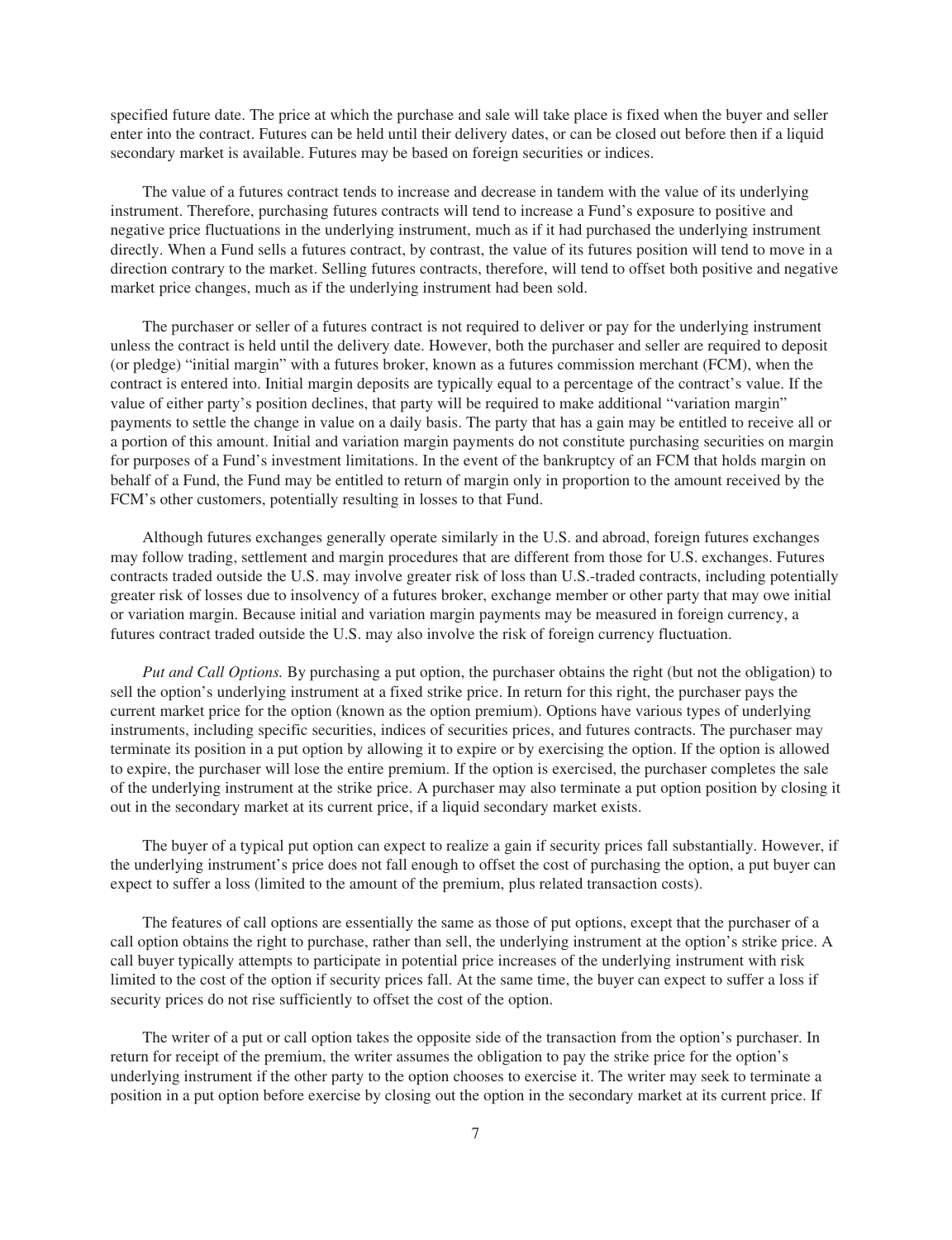specified future date. The price at which the purchase and sale will take place is fixed when the buyer and seller enter into the contract. Futures can be held until their delivery dates, or can be closed out before then if a liquid secondary market is available. Futures may be based on foreign securities or indices.

The value of a futures contract tends to increase and decrease in tandem with the value of its underlying instrument. Therefore, purchasing futures contracts will tend to increase a Fund's exposure to positive and negative price fluctuations in the underlying instrument, much as if it had purchased the underlying instrument directly. When a Fund sells a futures contract, by contrast, the value of its futures position will tend to move in a direction contrary to the market. Selling futures contracts, therefore, will tend to offset both positive and negative market price changes, much as if the underlying instrument had been sold.

The purchaser or seller of a futures contract is not required to deliver or pay for the underlying instrument unless the contract is held until the delivery date. However, both the purchaser and seller are required to deposit (or pledge) "initial margin" with a futures broker, known as a futures commission merchant (FCM), when the contract is entered into. Initial margin deposits are typically equal to a percentage of the contract's value. If the value of either party's position declines, that party will be required to make additional "variation margin" payments to settle the change in value on a daily basis. The party that has a gain may be entitled to receive all or a portion of this amount. Initial and variation margin payments do not constitute purchasing securities on margin for purposes of a Fund's investment limitations. In the event of the bankruptcy of an FCM that holds margin on behalf of a Fund, the Fund may be entitled to return of margin only in proportion to the amount received by the FCM's other customers, potentially resulting in losses to that Fund.

Although futures exchanges generally operate similarly in the U.S. and abroad, foreign futures exchanges may follow trading, settlement and margin procedures that are different from those for U.S. exchanges. Futures contracts traded outside the U.S. may involve greater risk of loss than U.S.-traded contracts, including potentially greater risk of losses due to insolvency of a futures broker, exchange member or other party that may owe initial or variation margin. Because initial and variation margin payments may be measured in foreign currency, a futures contract traded outside the U.S. may also involve the risk of foreign currency fluctuation.

*Put and Call Options.* By purchasing a put option, the purchaser obtains the right (but not the obligation) to sell the option's underlying instrument at a fixed strike price. In return for this right, the purchaser pays the current market price for the option (known as the option premium). Options have various types of underlying instruments, including specific securities, indices of securities prices, and futures contracts. The purchaser may terminate its position in a put option by allowing it to expire or by exercising the option. If the option is allowed to expire, the purchaser will lose the entire premium. If the option is exercised, the purchaser completes the sale of the underlying instrument at the strike price. A purchaser may also terminate a put option position by closing it out in the secondary market at its current price, if a liquid secondary market exists.

The buyer of a typical put option can expect to realize a gain if security prices fall substantially. However, if the underlying instrument's price does not fall enough to offset the cost of purchasing the option, a put buyer can expect to suffer a loss (limited to the amount of the premium, plus related transaction costs).

The features of call options are essentially the same as those of put options, except that the purchaser of a call option obtains the right to purchase, rather than sell, the underlying instrument at the option's strike price. A call buyer typically attempts to participate in potential price increases of the underlying instrument with risk limited to the cost of the option if security prices fall. At the same time, the buyer can expect to suffer a loss if security prices do not rise sufficiently to offset the cost of the option.

The writer of a put or call option takes the opposite side of the transaction from the option's purchaser. In return for receipt of the premium, the writer assumes the obligation to pay the strike price for the option's underlying instrument if the other party to the option chooses to exercise it. The writer may seek to terminate a position in a put option before exercise by closing out the option in the secondary market at its current price. If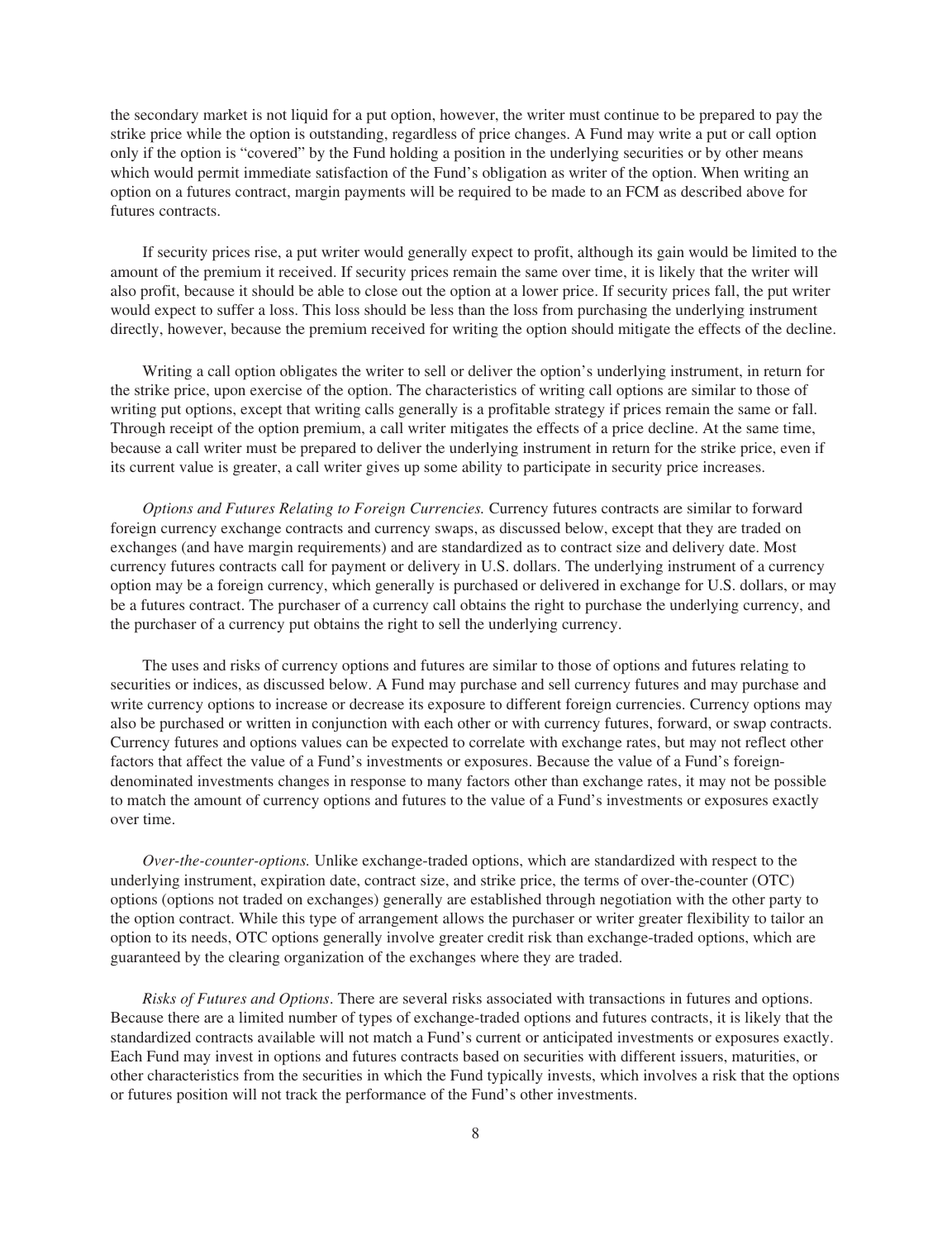the secondary market is not liquid for a put option, however, the writer must continue to be prepared to pay the strike price while the option is outstanding, regardless of price changes. A Fund may write a put or call option only if the option is "covered" by the Fund holding a position in the underlying securities or by other means which would permit immediate satisfaction of the Fund's obligation as writer of the option. When writing an option on a futures contract, margin payments will be required to be made to an FCM as described above for futures contracts.

If security prices rise, a put writer would generally expect to profit, although its gain would be limited to the amount of the premium it received. If security prices remain the same over time, it is likely that the writer will also profit, because it should be able to close out the option at a lower price. If security prices fall, the put writer would expect to suffer a loss. This loss should be less than the loss from purchasing the underlying instrument directly, however, because the premium received for writing the option should mitigate the effects of the decline.

Writing a call option obligates the writer to sell or deliver the option's underlying instrument, in return for the strike price, upon exercise of the option. The characteristics of writing call options are similar to those of writing put options, except that writing calls generally is a profitable strategy if prices remain the same or fall. Through receipt of the option premium, a call writer mitigates the effects of a price decline. At the same time, because a call writer must be prepared to deliver the underlying instrument in return for the strike price, even if its current value is greater, a call writer gives up some ability to participate in security price increases.

*Options and Futures Relating to Foreign Currencies.* Currency futures contracts are similar to forward foreign currency exchange contracts and currency swaps, as discussed below, except that they are traded on exchanges (and have margin requirements) and are standardized as to contract size and delivery date. Most currency futures contracts call for payment or delivery in U.S. dollars. The underlying instrument of a currency option may be a foreign currency, which generally is purchased or delivered in exchange for U.S. dollars, or may be a futures contract. The purchaser of a currency call obtains the right to purchase the underlying currency, and the purchaser of a currency put obtains the right to sell the underlying currency.

The uses and risks of currency options and futures are similar to those of options and futures relating to securities or indices, as discussed below. A Fund may purchase and sell currency futures and may purchase and write currency options to increase or decrease its exposure to different foreign currencies. Currency options may also be purchased or written in conjunction with each other or with currency futures, forward, or swap contracts. Currency futures and options values can be expected to correlate with exchange rates, but may not reflect other factors that affect the value of a Fund's investments or exposures. Because the value of a Fund's foreign-denominated investments changes in response to many factors other than exchange rates, it may not be possible to match the amount of currency options and futures to the value of a Fund's investments or exposures exactly over time.

*Over-the-counter-options.* Unlike exchange-traded options, which are standardized with respect to the underlying instrument, expiration date, contract size, and strike price, the terms of over-the-counter (OTC) options (options not traded on exchanges) generally are established through negotiation with the other party to the option contract. While this type of arrangement allows the purchaser or writer greater flexibility to tailor an option to its needs, OTC options generally involve greater credit risk than exchange-traded options, which are guaranteed by the clearing organization of the exchanges where they are traded.

*Risks of Futures and Options*. There are several risks associated with transactions in futures and options. Because there are a limited number of types of exchange-traded options and futures contracts, it is likely that the standardized contracts available will not match a Fund's current or anticipated investments or exposures exactly. Each Fund may invest in options and futures contracts based on securities with different issuers, maturities, or other characteristics from the securities in which the Fund typically invests, which involves a risk that the options or futures position will not track the performance of the Fund's other investments.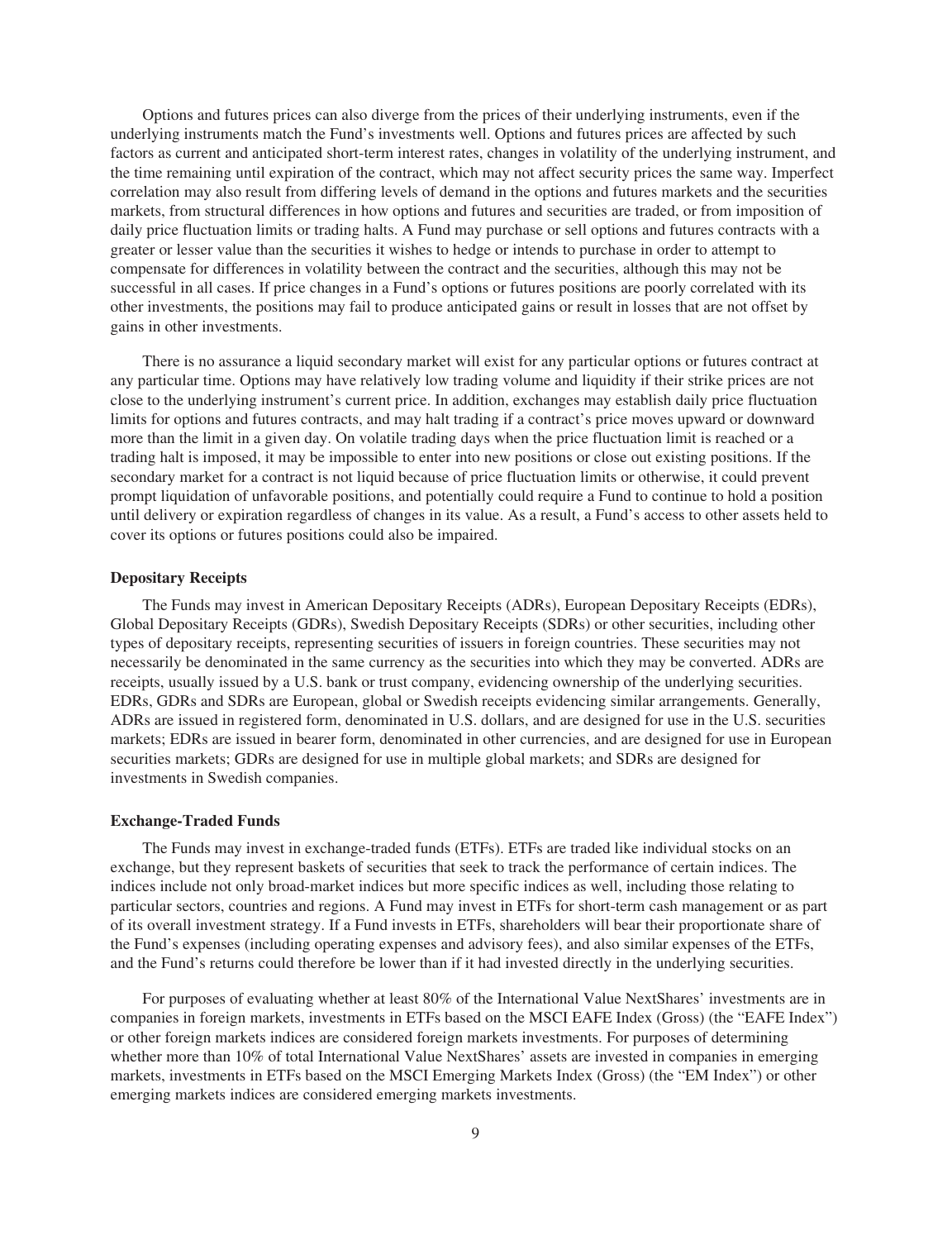Options and futures prices can also diverge from the prices of their underlying instruments, even if the underlying instruments match the Fund's investments well. Options and futures prices are affected by such factors as current and anticipated short-term interest rates, changes in volatility of the underlying instrument, and the time remaining until expiration of the contract, which may not affect security prices the same way. Imperfect correlation may also result from differing levels of demand in the options and futures markets and the securities markets, from structural differences in how options and futures and securities are traded, or from imposition of daily price fluctuation limits or trading halts. A Fund may purchase or sell options and futures contracts with a greater or lesser value than the securities it wishes to hedge or intends to purchase in order to attempt to compensate for differences in volatility between the contract and the securities, although this may not be successful in all cases. If price changes in a Fund's options or futures positions are poorly correlated with its other investments, the positions may fail to produce anticipated gains or result in losses that are not offset by gains in other investments.

There is no assurance a liquid secondary market will exist for any particular options or futures contract at any particular time. Options may have relatively low trading volume and liquidity if their strike prices are not close to the underlying instrument's current price. In addition, exchanges may establish daily price fluctuation limits for options and futures contracts, and may halt trading if a contract's price moves upward or downward more than the limit in a given day. On volatile trading days when the price fluctuation limit is reached or a trading halt is imposed, it may be impossible to enter into new positions or close out existing positions. If the secondary market for a contract is not liquid because of price fluctuation limits or otherwise, it could prevent prompt liquidation of unfavorable positions, and potentially could require a Fund to continue to hold a position until delivery or expiration regardless of changes in its value. As a result, a Fund's access to other assets held to cover its options or futures positions could also be impaired.

**Depositary Receipts**

The Funds may invest in American Depositary Receipts (ADRs), European Depositary Receipts (EDRs), Global Depositary Receipts (GDRs), Swedish Depositary Receipts (SDRs) or other securities, including other types of depositary receipts, representing securities of issuers in foreign countries. These securities may not necessarily be denominated in the same currency as the securities into which they may be converted. ADRs are receipts, usually issued by a U.S. bank or trust company, evidencing ownership of the underlying securities. EDRs, GDRs and SDRs are European, global or Swedish receipts evidencing similar arrangements. Generally, ADRs are issued in registered form, denominated in U.S. dollars, and are designed for use in the U.S. securities markets; EDRs are issued in bearer form, denominated in other currencies, and are designed for use in European securities markets; GDRs are designed for use in multiple global markets; and SDRs are designed for investments in Swedish companies.

**Exchange-Traded Funds**

The Funds may invest in exchange-traded funds (ETFs). ETFs are traded like individual stocks on an exchange, but they represent baskets of securities that seek to track the performance of certain indices. The indices include not only broad-market indices but more specific indices as well, including those relating to particular sectors, countries and regions. A Fund may invest in ETFs for short-term cash management or as part of its overall investment strategy. If a Fund invests in ETFs, shareholders will bear their proportionate share of the Fund's expenses (including operating expenses and advisory fees), and also similar expenses of the ETFs, and the Fund's returns could therefore be lower than if it had invested directly in the underlying securities.

For purposes of evaluating whether at least 80% of the International Value NextShares' investments are in companies in foreign markets, investments in ETFs based on the MSCI EAFE Index (Gross) (the "EAFE Index") or other foreign markets indices are considered foreign markets investments. For purposes of determining whether more than 10% of total International Value NextShares' assets are invested in companies in emerging markets, investments in ETFs based on the MSCI Emerging Markets Index (Gross) (the "EM Index") or other emerging markets indices are considered emerging markets investments.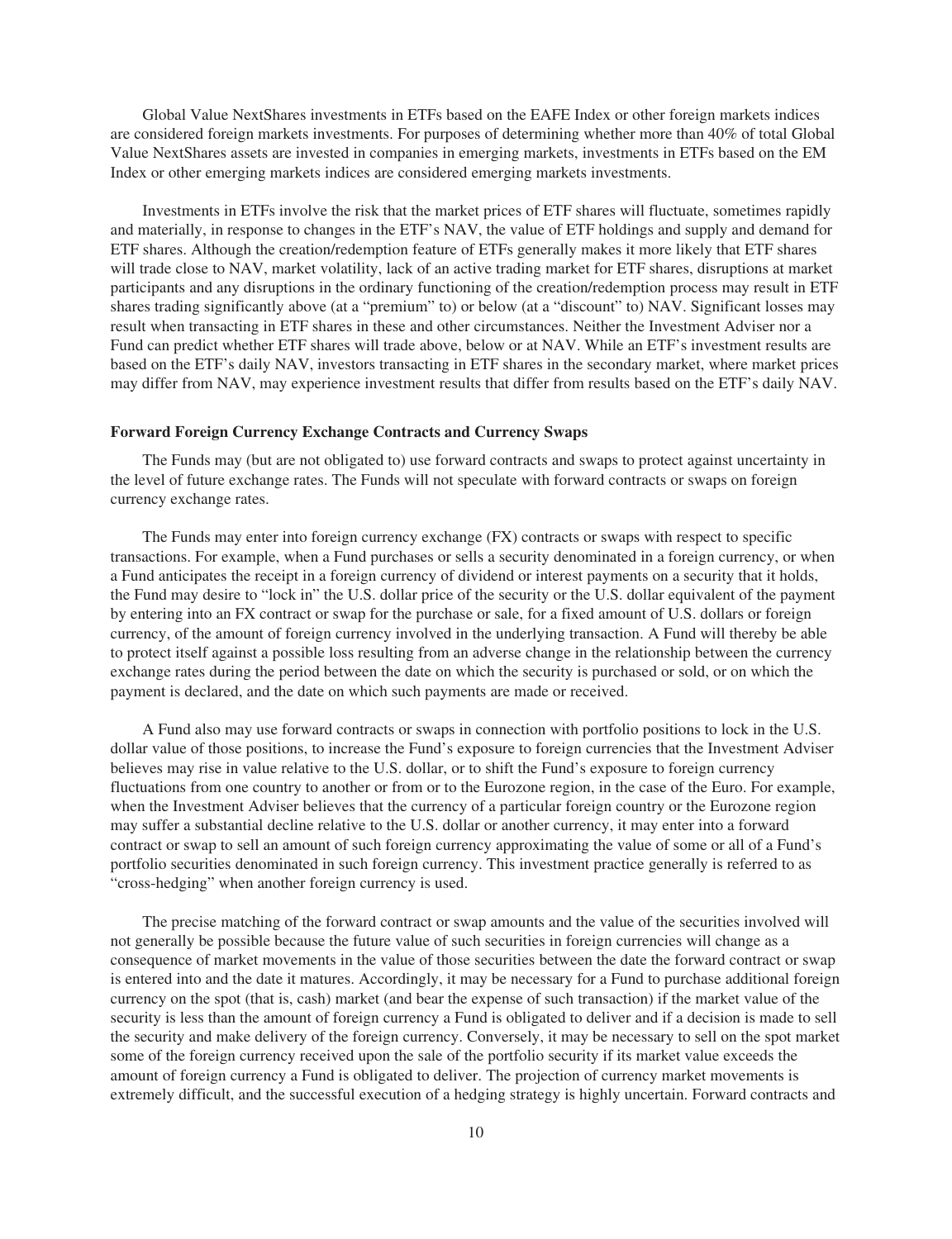Global Value NextShares investments in ETFs based on the EAFE Index or other foreign markets indices are considered foreign markets investments. For purposes of determining whether more than 40% of total Global Value NextShares assets are invested in companies in emerging markets, investments in ETFs based on the EM Index or other emerging markets indices are considered emerging markets investments.

Investments in ETFs involve the risk that the market prices of ETF shares will fluctuate, sometimes rapidly and materially, in response to changes in the ETF's NAV, the value of ETF holdings and supply and demand for ETF shares. Although the creation/redemption feature of ETFs generally makes it more likely that ETF shares will trade close to NAV, market volatility, lack of an active trading market for ETF shares, disruptions at market participants and any disruptions in the ordinary functioning of the creation/redemption process may result in ETF shares trading significantly above (at a "premium" to) or below (at a "discount" to) NAV. Significant losses may result when transacting in ETF shares in these and other circumstances. Neither the Investment Adviser nor a Fund can predict whether ETF shares will trade above, below or at NAV. While an ETF's investment results are based on the ETF's daily NAV, investors transacting in ETF shares in the secondary market, where market prices may differ from NAV, may experience investment results that differ from results based on the ETF's daily NAV.

**Forward Foreign Currency Exchange Contracts and Currency Swaps**

The Funds may (but are not obligated to) use forward contracts and swaps to protect against uncertainty in the level of future exchange rates. The Funds will not speculate with forward contracts or swaps on foreign currency exchange rates.

The Funds may enter into foreign currency exchange (FX) contracts or swaps with respect to specific transactions. For example, when a Fund purchases or sells a security denominated in a foreign currency, or when a Fund anticipates the receipt in a foreign currency of dividend or interest payments on a security that it holds, the Fund may desire to "lock in" the U.S. dollar price of the security or the U.S. dollar equivalent of the payment by entering into an FX contract or swap for the purchase or sale, for a fixed amount of U.S. dollars or foreign currency, of the amount of foreign currency involved in the underlying transaction. A Fund will thereby be able to protect itself against a possible loss resulting from an adverse change in the relationship between the currency exchange rates during the period between the date on which the security is purchased or sold, or on which the payment is declared, and the date on which such payments are made or received.

A Fund also may use forward contracts or swaps in connection with portfolio positions to lock in the U.S. dollar value of those positions, to increase the Fund's exposure to foreign currencies that the Investment Adviser believes may rise in value relative to the U.S. dollar, or to shift the Fund's exposure to foreign currency fluctuations from one country to another or from or to the Eurozone region, in the case of the Euro. For example, when the Investment Adviser believes that the currency of a particular foreign country or the Eurozone region may suffer a substantial decline relative to the U.S. dollar or another currency, it may enter into a forward contract or swap to sell an amount of such foreign currency approximating the value of some or all of a Fund's portfolio securities denominated in such foreign currency. This investment practice generally is referred to as "cross-hedging" when another foreign currency is used.

The precise matching of the forward contract or swap amounts and the value of the securities involved will not generally be possible because the future value of such securities in foreign currencies will change as a consequence of market movements in the value of those securities between the date the forward contract or swap is entered into and the date it matures. Accordingly, it may be necessary for a Fund to purchase additional foreign currency on the spot (that is, cash) market (and bear the expense of such transaction) if the market value of the security is less than the amount of foreign currency a Fund is obligated to deliver and if a decision is made to sell the security and make delivery of the foreign currency. Conversely, it may be necessary to sell on the spot market some of the foreign currency received upon the sale of the portfolio security if its market value exceeds the amount of foreign currency a Fund is obligated to deliver. The projection of currency market movements is extremely difficult, and the successful execution of a hedging strategy is highly uncertain. Forward contracts and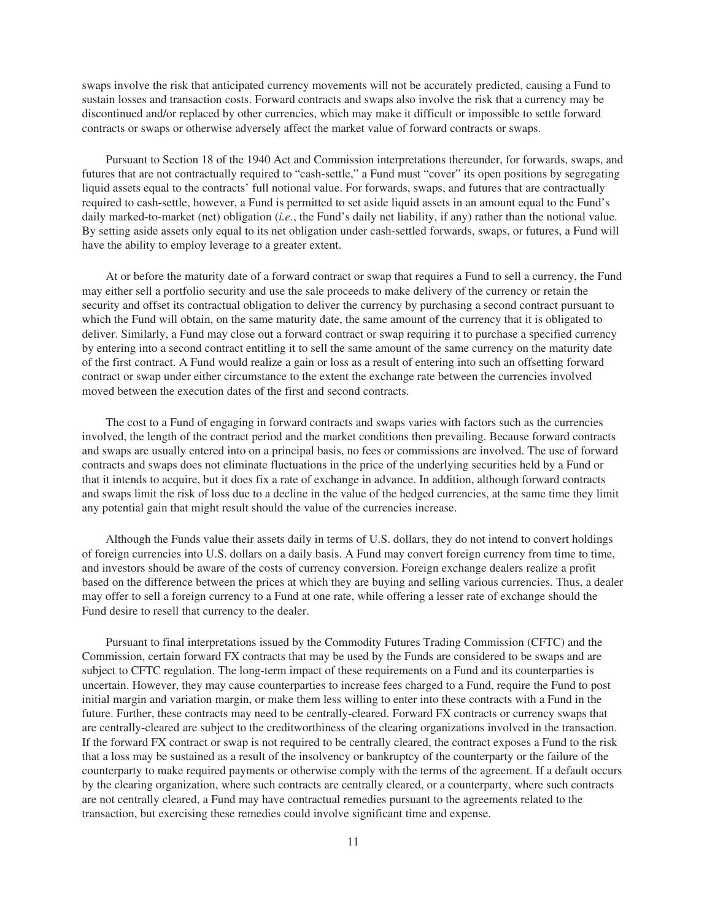swaps involve the risk that anticipated currency movements will not be accurately predicted, causing a Fund to sustain losses and transaction costs. Forward contracts and swaps also involve the risk that a currency may be discontinued and/or replaced by other currencies, which may make it difficult or impossible to settle forward contracts or swaps or otherwise adversely affect the market value of forward contracts or swaps.

Pursuant to Section 18 of the 1940 Act and Commission interpretations thereunder, for forwards, swaps, and futures that are not contractually required to "cash-settle," a Fund must "cover" its open positions by segregating liquid assets equal to the contracts' full notional value. For forwards, swaps, and futures that are contractually required to cash-settle, however, a Fund is permitted to set aside liquid assets in an amount equal to the Fund's daily marked-to-market (net) obligation (*i.e.*, the Fund's daily net liability, if any) rather than the notional value. By setting aside assets only equal to its net obligation under cash-settled forwards, swaps, or futures, a Fund will have the ability to employ leverage to a greater extent.

At or before the maturity date of a forward contract or swap that requires a Fund to sell a currency, the Fund may either sell a portfolio security and use the sale proceeds to make delivery of the currency or retain the security and offset its contractual obligation to deliver the currency by purchasing a second contract pursuant to which the Fund will obtain, on the same maturity date, the same amount of the currency that it is obligated to deliver. Similarly, a Fund may close out a forward contract or swap requiring it to purchase a specified currency by entering into a second contract entitling it to sell the same amount of the same currency on the maturity date of the first contract. A Fund would realize a gain or loss as a result of entering into such an offsetting forward contract or swap under either circumstance to the extent the exchange rate between the currencies involved moved between the execution dates of the first and second contracts.

The cost to a Fund of engaging in forward contracts and swaps varies with factors such as the currencies involved, the length of the contract period and the market conditions then prevailing. Because forward contracts and swaps are usually entered into on a principal basis, no fees or commissions are involved. The use of forward contracts and swaps does not eliminate fluctuations in the price of the underlying securities held by a Fund or that it intends to acquire, but it does fix a rate of exchange in advance. In addition, although forward contracts and swaps limit the risk of loss due to a decline in the value of the hedged currencies, at the same time they limit any potential gain that might result should the value of the currencies increase.

Although the Funds value their assets daily in terms of U.S. dollars, they do not intend to convert holdings of foreign currencies into U.S. dollars on a daily basis. A Fund may convert foreign currency from time to time, and investors should be aware of the costs of currency conversion. Foreign exchange dealers realize a profit based on the difference between the prices at which they are buying and selling various currencies. Thus, a dealer may offer to sell a foreign currency to a Fund at one rate, while offering a lesser rate of exchange should the Fund desire to resell that currency to the dealer.

Pursuant to final interpretations issued by the Commodity Futures Trading Commission (CFTC) and the Commission, certain forward FX contracts that may be used by the Funds are considered to be swaps and are subject to CFTC regulation. The long-term impact of these requirements on a Fund and its counterparties is uncertain. However, they may cause counterparties to increase fees charged to a Fund, require the Fund to post initial margin and variation margin, or make them less willing to enter into these contracts with a Fund in the future. Further, these contracts may need to be centrally-cleared. Forward FX contracts or currency swaps that are centrally-cleared are subject to the creditworthiness of the clearing organizations involved in the transaction. If the forward FX contract or swap is not required to be centrally cleared, the contract exposes a Fund to the risk that a loss may be sustained as a result of the insolvency or bankruptcy of the counterparty or the failure of the counterparty to make required payments or otherwise comply with the terms of the agreement. If a default occurs by the clearing organization, where such contracts are centrally cleared, or a counterparty, where such contracts are not centrally cleared, a Fund may have contractual remedies pursuant to the agreements related to the transaction, but exercising these remedies could involve significant time and expense.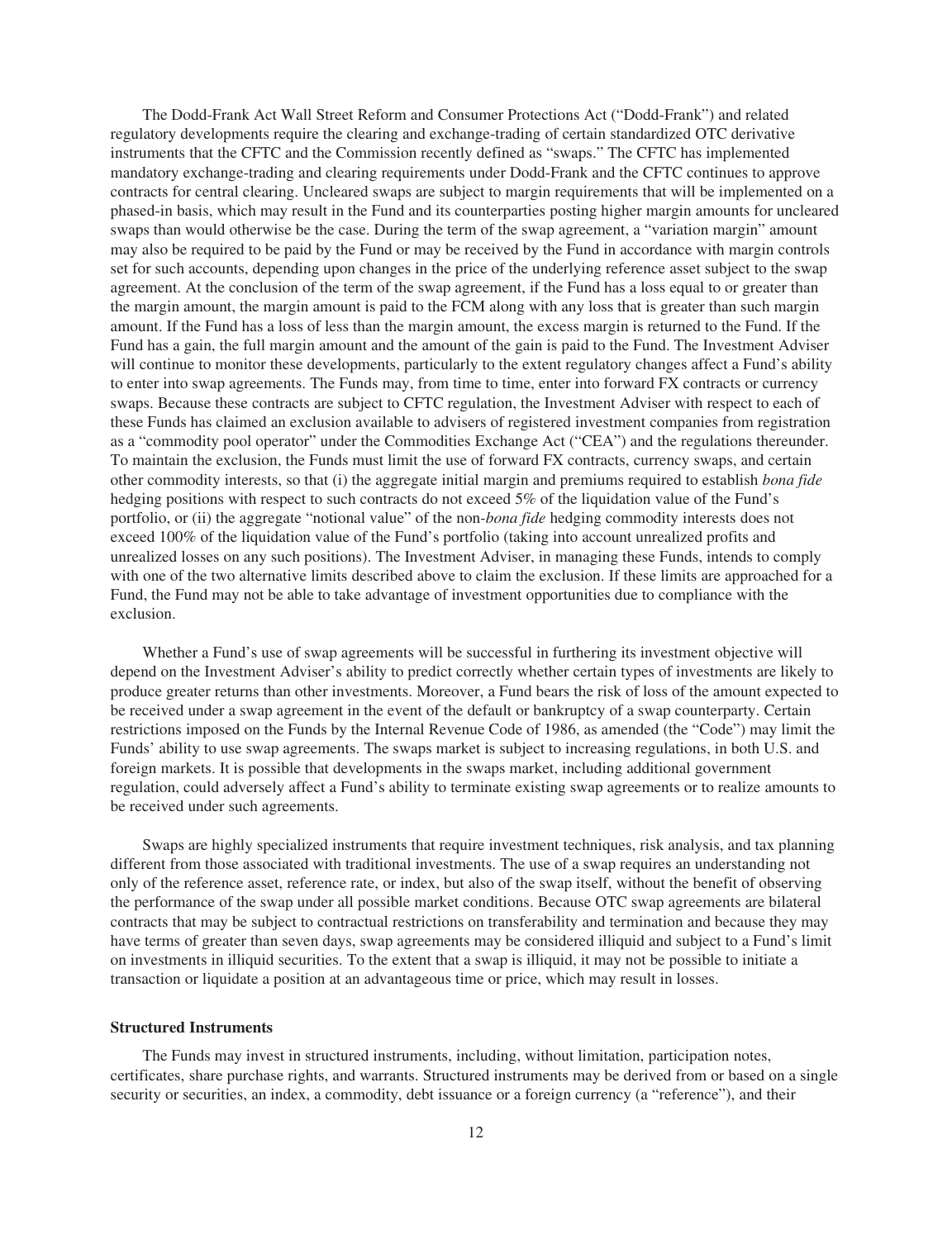The Dodd-Frank Act Wall Street Reform and Consumer Protections Act ("Dodd-Frank") and related regulatory developments require the clearing and exchange-trading of certain standardized OTC derivative instruments that the CFTC and the Commission recently defined as "swaps." The CFTC has implemented mandatory exchange-trading and clearing requirements under Dodd-Frank and the CFTC continues to approve contracts for central clearing. Uncleared swaps are subject to margin requirements that will be implemented on a phased-in basis, which may result in the Fund and its counterparties posting higher margin amounts for uncleared swaps than would otherwise be the case. During the term of the swap agreement, a "variation margin" amount may also be required to be paid by the Fund or may be received by the Fund in accordance with margin controls set for such accounts, depending upon changes in the price of the underlying reference asset subject to the swap agreement. At the conclusion of the term of the swap agreement, if the Fund has a loss equal to or greater than the margin amount, the margin amount is paid to the FCM along with any loss that is greater than such margin amount. If the Fund has a loss of less than the margin amount, the excess margin is returned to the Fund. If the Fund has a gain, the full margin amount and the amount of the gain is paid to the Fund. The Investment Adviser will continue to monitor these developments, particularly to the extent regulatory changes affect a Fund's ability to enter into swap agreements. The Funds may, from time to time, enter into forward FX contracts or currency swaps. Because these contracts are subject to CFTC regulation, the Investment Adviser with respect to each of these Funds has claimed an exclusion available to advisers of registered investment companies from registration as a "commodity pool operator" under the Commodities Exchange Act ("CEA") and the regulations thereunder. To maintain the exclusion, the Funds must limit the use of forward FX contracts, currency swaps, and certain other commodity interests, so that (i) the aggregate initial margin and premiums required to establish *bona fide* hedging positions with respect to such contracts do not exceed 5% of the liquidation value of the Fund's portfolio, or (ii) the aggregate "notional value" of the non-*bona fide* hedging commodity interests does not exceed 100% of the liquidation value of the Fund's portfolio (taking into account unrealized profits and unrealized losses on any such positions). The Investment Adviser, in managing these Funds, intends to comply with one of the two alternative limits described above to claim the exclusion. If these limits are approached for a Fund, the Fund may not be able to take advantage of investment opportunities due to compliance with the exclusion.

Whether a Fund's use of swap agreements will be successful in furthering its investment objective will depend on the Investment Adviser's ability to predict correctly whether certain types of investments are likely to produce greater returns than other investments. Moreover, a Fund bears the risk of loss of the amount expected to be received under a swap agreement in the event of the default or bankruptcy of a swap counterparty. Certain restrictions imposed on the Funds by the Internal Revenue Code of 1986, as amended (the "Code") may limit the Funds' ability to use swap agreements. The swaps market is subject to increasing regulations, in both U.S. and foreign markets. It is possible that developments in the swaps market, including additional government regulation, could adversely affect a Fund's ability to terminate existing swap agreements or to realize amounts to be received under such agreements.

Swaps are highly specialized instruments that require investment techniques, risk analysis, and tax planning different from those associated with traditional investments. The use of a swap requires an understanding not only of the reference asset, reference rate, or index, but also of the swap itself, without the benefit of observing the performance of the swap under all possible market conditions. Because OTC swap agreements are bilateral contracts that may be subject to contractual restrictions on transferability and termination and because they may have terms of greater than seven days, swap agreements may be considered illiquid and subject to a Fund's limit on investments in illiquid securities. To the extent that a swap is illiquid, it may not be possible to initiate a transaction or liquidate a position at an advantageous time or price, which may result in losses.

**Structured Instruments**

The Funds may invest in structured instruments, including, without limitation, participation notes, certificates, share purchase rights, and warrants. Structured instruments may be derived from or based on a single security or securities, an index, a commodity, debt issuance or a foreign currency (a "reference"), and their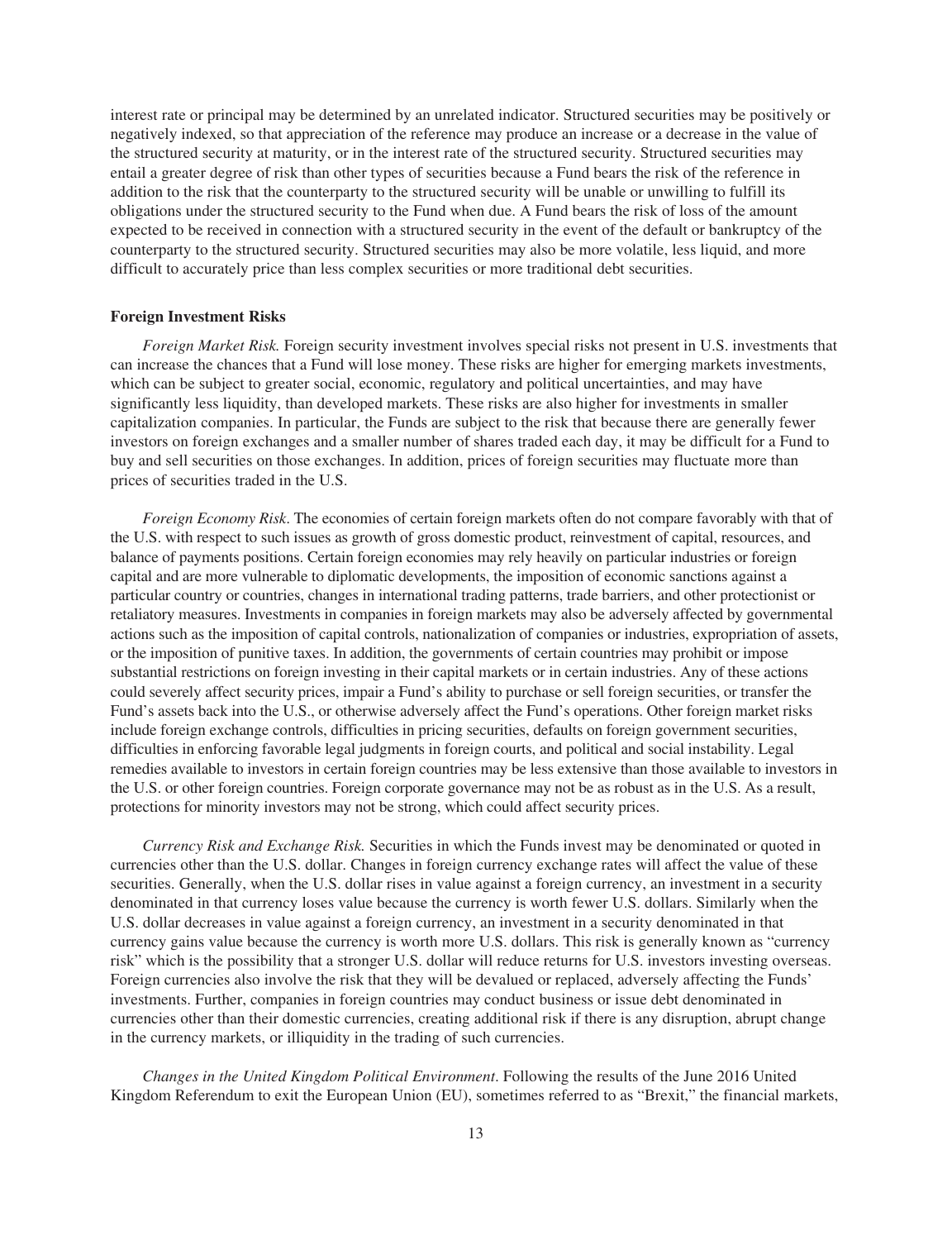interest rate or principal may be determined by an unrelated indicator. Structured securities may be positively or negatively indexed, so that appreciation of the reference may produce an increase or a decrease in the value of the structured security at maturity, or in the interest rate of the structured security. Structured securities may entail a greater degree of risk than other types of securities because a Fund bears the risk of the reference in addition to the risk that the counterparty to the structured security will be unable or unwilling to fulfill its obligations under the structured security to the Fund when due. A Fund bears the risk of loss of the amount expected to be received in connection with a structured security in the event of the default or bankruptcy of the counterparty to the structured security. Structured securities may also be more volatile, less liquid, and more difficult to accurately price than less complex securities or more traditional debt securities.

**Foreign Investment Risks**

*Foreign Market Risk.* Foreign security investment involves special risks not present in U.S. investments that can increase the chances that a Fund will lose money. These risks are higher for emerging markets investments, which can be subject to greater social, economic, regulatory and political uncertainties, and may have significantly less liquidity, than developed markets. These risks are also higher for investments in smaller capitalization companies. In particular, the Funds are subject to the risk that because there are generally fewer investors on foreign exchanges and a smaller number of shares traded each day, it may be difficult for a Fund to buy and sell securities on those exchanges. In addition, prices of foreign securities may fluctuate more than prices of securities traded in the U.S.

*Foreign Economy Risk*. The economies of certain foreign markets often do not compare favorably with that of the U.S. with respect to such issues as growth of gross domestic product, reinvestment of capital, resources, and balance of payments positions. Certain foreign economies may rely heavily on particular industries or foreign capital and are more vulnerable to diplomatic developments, the imposition of economic sanctions against a particular country or countries, changes in international trading patterns, trade barriers, and other protectionist or retaliatory measures. Investments in companies in foreign markets may also be adversely affected by governmental actions such as the imposition of capital controls, nationalization of companies or industries, expropriation of assets, or the imposition of punitive taxes. In addition, the governments of certain countries may prohibit or impose substantial restrictions on foreign investing in their capital markets or in certain industries. Any of these actions could severely affect security prices, impair a Fund's ability to purchase or sell foreign securities, or transfer the Fund's assets back into the U.S., or otherwise adversely affect the Fund's operations. Other foreign market risks include foreign exchange controls, difficulties in pricing securities, defaults on foreign government securities, difficulties in enforcing favorable legal judgments in foreign courts, and political and social instability. Legal remedies available to investors in certain foreign countries may be less extensive than those available to investors in the U.S. or other foreign countries. Foreign corporate governance may not be as robust as in the U.S. As a result, protections for minority investors may not be strong, which could affect security prices.

*Currency Risk and Exchange Risk.* Securities in which the Funds invest may be denominated or quoted in currencies other than the U.S. dollar. Changes in foreign currency exchange rates will affect the value of these securities. Generally, when the U.S. dollar rises in value against a foreign currency, an investment in a security denominated in that currency loses value because the currency is worth fewer U.S. dollars. Similarly when the U.S. dollar decreases in value against a foreign currency, an investment in a security denominated in that currency gains value because the currency is worth more U.S. dollars. This risk is generally known as "currency risk" which is the possibility that a stronger U.S. dollar will reduce returns for U.S. investors investing overseas. Foreign currencies also involve the risk that they will be devalued or replaced, adversely affecting the Funds' investments. Further, companies in foreign countries may conduct business or issue debt denominated in currencies other than their domestic currencies, creating additional risk if there is any disruption, abrupt change in the currency markets, or illiquidity in the trading of such currencies.

*Changes in the United Kingdom Political Environment*. Following the results of the June 2016 United Kingdom Referendum to exit the European Union (EU), sometimes referred to as "Brexit," the financial markets,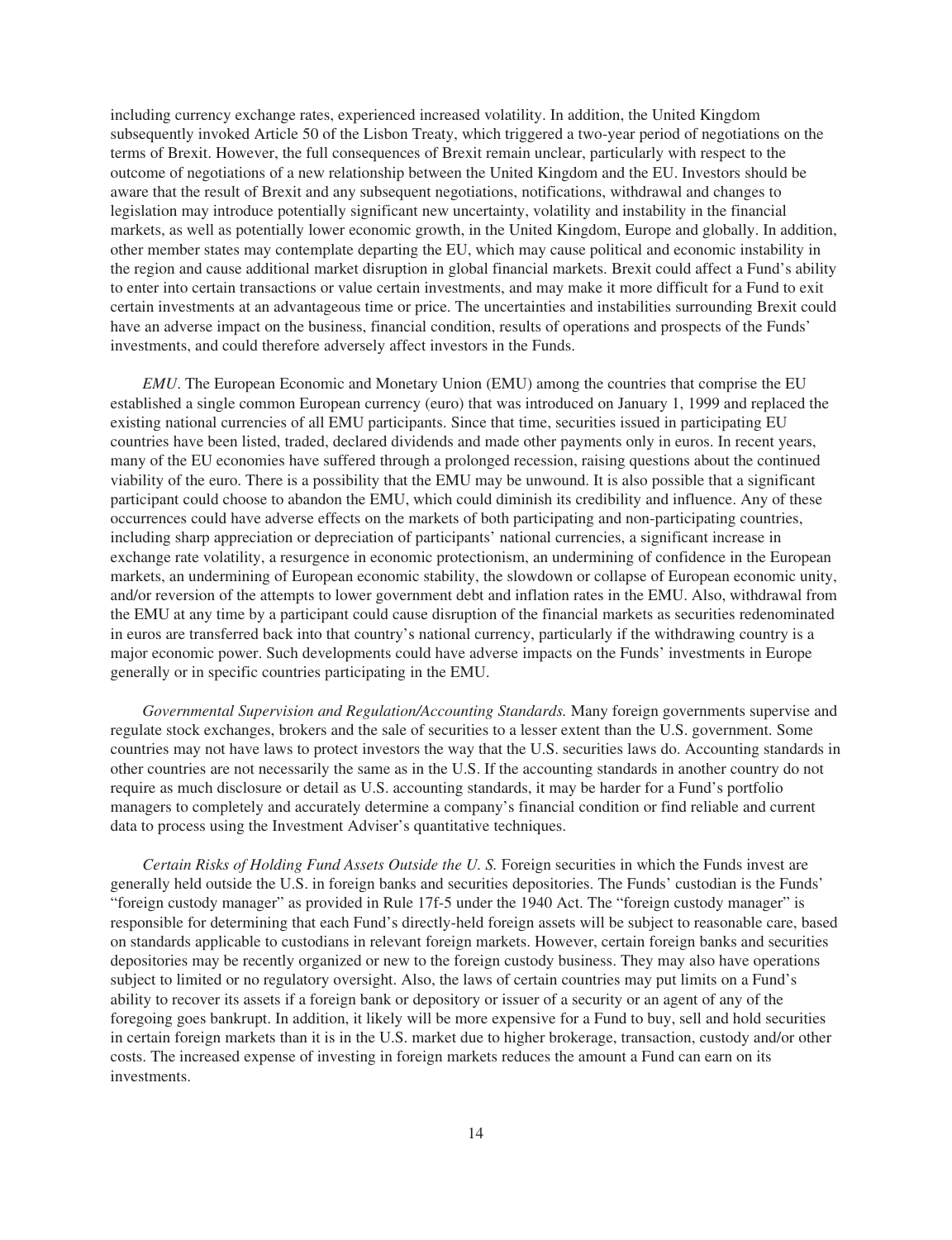including currency exchange rates, experienced increased volatility. In addition, the United Kingdom subsequently invoked Article 50 of the Lisbon Treaty, which triggered a two-year period of negotiations on the terms of Brexit. However, the full consequences of Brexit remain unclear, particularly with respect to the outcome of negotiations of a new relationship between the United Kingdom and the EU. Investors should be aware that the result of Brexit and any subsequent negotiations, notifications, withdrawal and changes to legislation may introduce potentially significant new uncertainty, volatility and instability in the financial markets, as well as potentially lower economic growth, in the United Kingdom, Europe and globally. In addition, other member states may contemplate departing the EU, which may cause political and economic instability in the region and cause additional market disruption in global financial markets. Brexit could affect a Fund's ability to enter into certain transactions or value certain investments, and may make it more difficult for a Fund to exit certain investments at an advantageous time or price. The uncertainties and instabilities surrounding Brexit could have an adverse impact on the business, financial condition, results of operations and prospects of the Funds' investments, and could therefore adversely affect investors in the Funds.

*EMU*. The European Economic and Monetary Union (EMU) among the countries that comprise the EU established a single common European currency (euro) that was introduced on January 1, 1999 and replaced the existing national currencies of all EMU participants. Since that time, securities issued in participating EU countries have been listed, traded, declared dividends and made other payments only in euros. In recent years, many of the EU economies have suffered through a prolonged recession, raising questions about the continued viability of the euro. There is a possibility that the EMU may be unwound. It is also possible that a significant participant could choose to abandon the EMU, which could diminish its credibility and influence. Any of these occurrences could have adverse effects on the markets of both participating and non-participating countries, including sharp appreciation or depreciation of participants' national currencies, a significant increase in exchange rate volatility, a resurgence in economic protectionism, an undermining of confidence in the European markets, an undermining of European economic stability, the slowdown or collapse of European economic unity, and/or reversion of the attempts to lower government debt and inflation rates in the EMU. Also, withdrawal from the EMU at any time by a participant could cause disruption of the financial markets as securities redenominated in euros are transferred back into that country's national currency, particularly if the withdrawing country is a major economic power. Such developments could have adverse impacts on the Funds' investments in Europe generally or in specific countries participating in the EMU.

*Governmental Supervision and Regulation/Accounting Standards.* Many foreign governments supervise and regulate stock exchanges, brokers and the sale of securities to a lesser extent than the U.S. government. Some countries may not have laws to protect investors the way that the U.S. securities laws do. Accounting standards in other countries are not necessarily the same as in the U.S. If the accounting standards in another country do not require as much disclosure or detail as U.S. accounting standards, it may be harder for a Fund's portfolio managers to completely and accurately determine a company's financial condition or find reliable and current data to process using the Investment Adviser's quantitative techniques.

*Certain Risks of Holding Fund Assets Outside the U. S.* Foreign securities in which the Funds invest are generally held outside the U.S. in foreign banks and securities depositories. The Funds' custodian is the Funds' "foreign custody manager" as provided in Rule 17f-5 under the 1940 Act. The "foreign custody manager" is responsible for determining that each Fund's directly-held foreign assets will be subject to reasonable care, based on standards applicable to custodians in relevant foreign markets. However, certain foreign banks and securities depositories may be recently organized or new to the foreign custody business. They may also have operations subject to limited or no regulatory oversight. Also, the laws of certain countries may put limits on a Fund's ability to recover its assets if a foreign bank or depository or issuer of a security or an agent of any of the foregoing goes bankrupt. In addition, it likely will be more expensive for a Fund to buy, sell and hold securities in certain foreign markets than it is in the U.S. market due to higher brokerage, transaction, custody and/or other costs. The increased expense of investing in foreign markets reduces the amount a Fund can earn on its investments.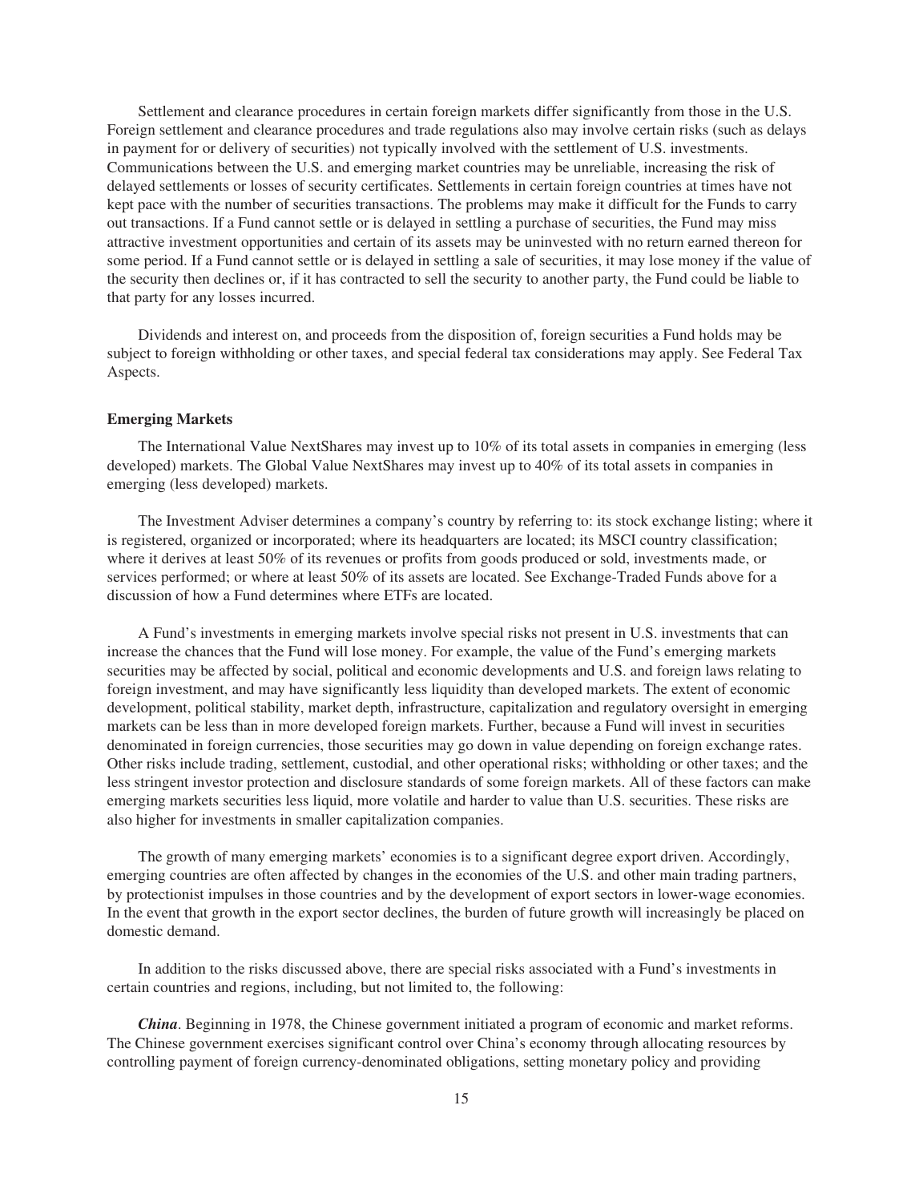Settlement and clearance procedures in certain foreign markets differ significantly from those in the U.S. Foreign settlement and clearance procedures and trade regulations also may involve certain risks (such as delays in payment for or delivery of securities) not typically involved with the settlement of U.S. investments. Communications between the U.S. and emerging market countries may be unreliable, increasing the risk of delayed settlements or losses of security certificates. Settlements in certain foreign countries at times have not kept pace with the number of securities transactions. The problems may make it difficult for the Funds to carry out transactions. If a Fund cannot settle or is delayed in settling a purchase of securities, the Fund may miss attractive investment opportunities and certain of its assets may be uninvested with no return earned thereon for some period. If a Fund cannot settle or is delayed in settling a sale of securities, it may lose money if the value of the security then declines or, if it has contracted to sell the security to another party, the Fund could be liable to that party for any losses incurred.

Dividends and interest on, and proceeds from the disposition of, foreign securities a Fund holds may be subject to foreign withholding or other taxes, and special federal tax considerations may apply. See Federal Tax Aspects.

**Emerging Markets**

The International Value NextShares may invest up to 10% of its total assets in companies in emerging (less developed) markets. The Global Value NextShares may invest up to 40% of its total assets in companies in emerging (less developed) markets.

The Investment Adviser determines a company's country by referring to: its stock exchange listing; where it is registered, organized or incorporated; where its headquarters are located; its MSCI country classification; where it derives at least 50% of its revenues or profits from goods produced or sold, investments made, or services performed; or where at least 50% of its assets are located. See Exchange-Traded Funds above for a discussion of how a Fund determines where ETFs are located.

A Fund's investments in emerging markets involve special risks not present in U.S. investments that can increase the chances that the Fund will lose money. For example, the value of the Fund's emerging markets securities may be affected by social, political and economic developments and U.S. and foreign laws relating to foreign investment, and may have significantly less liquidity than developed markets. The extent of economic development, political stability, market depth, infrastructure, capitalization and regulatory oversight in emerging markets can be less than in more developed foreign markets. Further, because a Fund will invest in securities denominated in foreign currencies, those securities may go down in value depending on foreign exchange rates. Other risks include trading, settlement, custodial, and other operational risks; withholding or other taxes; and the less stringent investor protection and disclosure standards of some foreign markets. All of these factors can make emerging markets securities less liquid, more volatile and harder to value than U.S. securities. These risks are also higher for investments in smaller capitalization companies.

The growth of many emerging markets' economies is to a significant degree export driven. Accordingly, emerging countries are often affected by changes in the economies of the U.S. and other main trading partners, by protectionist impulses in those countries and by the development of export sectors in lower-wage economies. In the event that growth in the export sector declines, the burden of future growth will increasingly be placed on domestic demand.

In addition to the risks discussed above, there are special risks associated with a Fund's investments in certain countries and regions, including, but not limited to, the following:

***China***. Beginning in 1978, the Chinese government initiated a program of economic and market reforms. The Chinese government exercises significant control over China's economy through allocating resources by controlling payment of foreign currency-denominated obligations, setting monetary policy and providing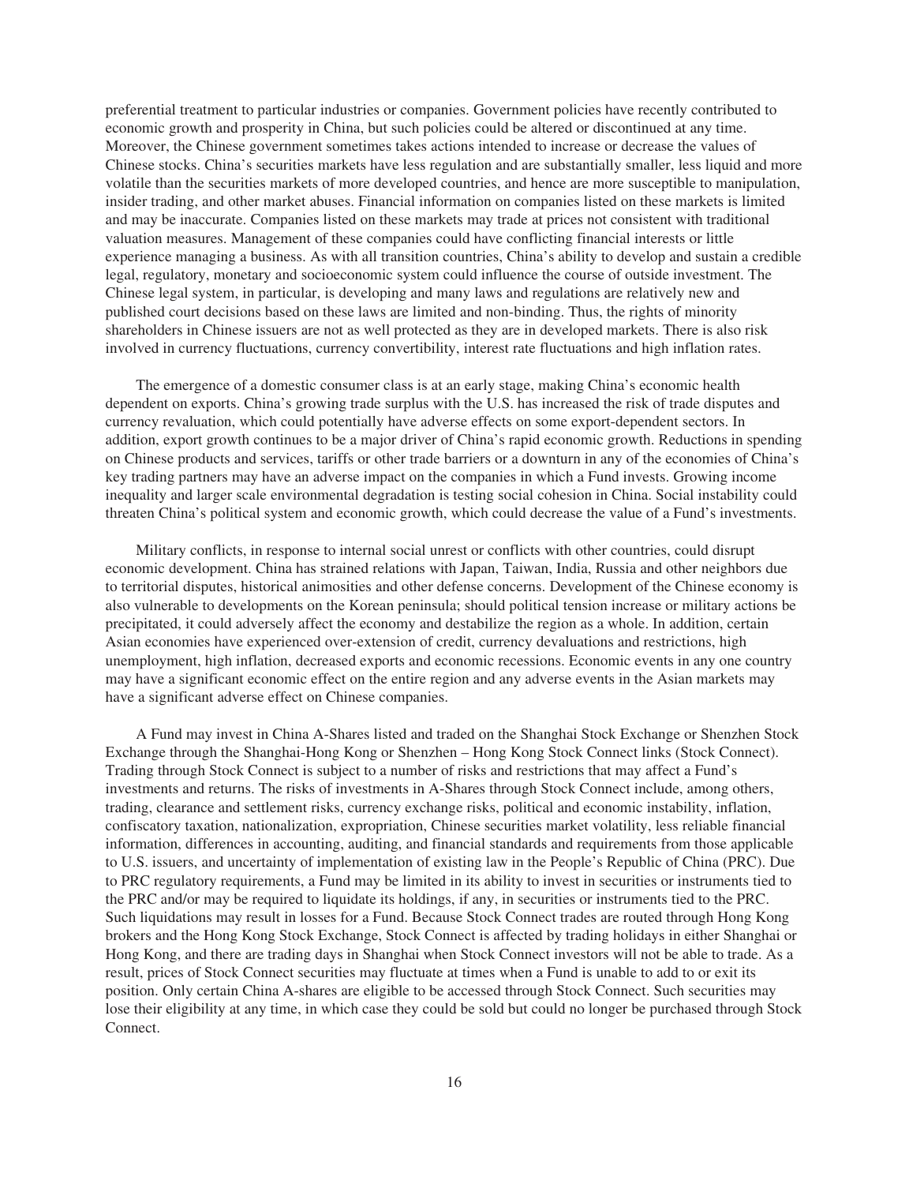preferential treatment to particular industries or companies. Government policies have recently contributed to economic growth and prosperity in China, but such policies could be altered or discontinued at any time. Moreover, the Chinese government sometimes takes actions intended to increase or decrease the values of Chinese stocks. China's securities markets have less regulation and are substantially smaller, less liquid and more volatile than the securities markets of more developed countries, and hence are more susceptible to manipulation, insider trading, and other market abuses. Financial information on companies listed on these markets is limited and may be inaccurate. Companies listed on these markets may trade at prices not consistent with traditional valuation measures. Management of these companies could have conflicting financial interests or little experience managing a business. As with all transition countries, China's ability to develop and sustain a credible legal, regulatory, monetary and socioeconomic system could influence the course of outside investment. The Chinese legal system, in particular, is developing and many laws and regulations are relatively new and published court decisions based on these laws are limited and non-binding. Thus, the rights of minority shareholders in Chinese issuers are not as well protected as they are in developed markets. There is also risk involved in currency fluctuations, currency convertibility, interest rate fluctuations and high inflation rates.

The emergence of a domestic consumer class is at an early stage, making China's economic health dependent on exports. China's growing trade surplus with the U.S. has increased the risk of trade disputes and currency revaluation, which could potentially have adverse effects on some export-dependent sectors. In addition, export growth continues to be a major driver of China's rapid economic growth. Reductions in spending on Chinese products and services, tariffs or other trade barriers or a downturn in any of the economies of China's key trading partners may have an adverse impact on the companies in which a Fund invests. Growing income inequality and larger scale environmental degradation is testing social cohesion in China. Social instability could threaten China's political system and economic growth, which could decrease the value of a Fund's investments.

Military conflicts, in response to internal social unrest or conflicts with other countries, could disrupt economic development. China has strained relations with Japan, Taiwan, India, Russia and other neighbors due to territorial disputes, historical animosities and other defense concerns. Development of the Chinese economy is also vulnerable to developments on the Korean peninsula; should political tension increase or military actions be precipitated, it could adversely affect the economy and destabilize the region as a whole. In addition, certain Asian economies have experienced over-extension of credit, currency devaluations and restrictions, high unemployment, high inflation, decreased exports and economic recessions. Economic events in any one country may have a significant economic effect on the entire region and any adverse events in the Asian markets may have a significant adverse effect on Chinese companies.

A Fund may invest in China A-Shares listed and traded on the Shanghai Stock Exchange or Shenzhen Stock Exchange through the Shanghai-Hong Kong or Shenzhen – Hong Kong Stock Connect links (Stock Connect). Trading through Stock Connect is subject to a number of risks and restrictions that may affect a Fund's investments and returns. The risks of investments in A-Shares through Stock Connect include, among others, trading, clearance and settlement risks, currency exchange risks, political and economic instability, inflation, confiscatory taxation, nationalization, expropriation, Chinese securities market volatility, less reliable financial information, differences in accounting, auditing, and financial standards and requirements from those applicable to U.S. issuers, and uncertainty of implementation of existing law in the People's Republic of China (PRC). Due to PRC regulatory requirements, a Fund may be limited in its ability to invest in securities or instruments tied to the PRC and/or may be required to liquidate its holdings, if any, in securities or instruments tied to the PRC. Such liquidations may result in losses for a Fund. Because Stock Connect trades are routed through Hong Kong brokers and the Hong Kong Stock Exchange, Stock Connect is affected by trading holidays in either Shanghai or Hong Kong, and there are trading days in Shanghai when Stock Connect investors will not be able to trade. As a result, prices of Stock Connect securities may fluctuate at times when a Fund is unable to add to or exit its position. Only certain China A-shares are eligible to be accessed through Stock Connect. Such securities may lose their eligibility at any time, in which case they could be sold but could no longer be purchased through Stock Connect.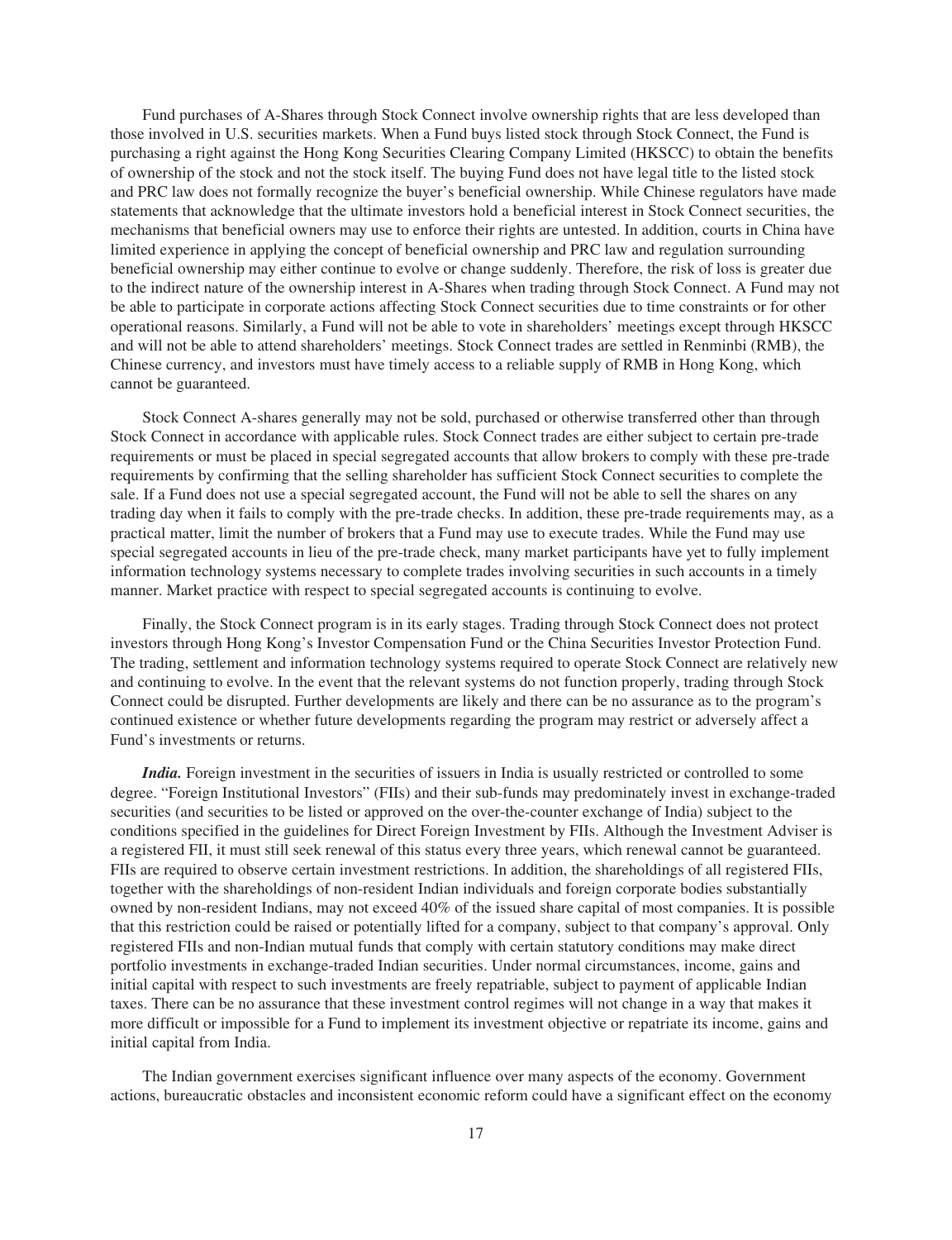Fund purchases of A-Shares through Stock Connect involve ownership rights that are less developed than those involved in U.S. securities markets. When a Fund buys listed stock through Stock Connect, the Fund is purchasing a right against the Hong Kong Securities Clearing Company Limited (HKSCC) to obtain the benefits of ownership of the stock and not the stock itself. The buying Fund does not have legal title to the listed stock and PRC law does not formally recognize the buyer's beneficial ownership. While Chinese regulators have made statements that acknowledge that the ultimate investors hold a beneficial interest in Stock Connect securities, the mechanisms that beneficial owners may use to enforce their rights are untested. In addition, courts in China have limited experience in applying the concept of beneficial ownership and PRC law and regulation surrounding beneficial ownership may either continue to evolve or change suddenly. Therefore, the risk of loss is greater due to the indirect nature of the ownership interest in A-Shares when trading through Stock Connect. A Fund may not be able to participate in corporate actions affecting Stock Connect securities due to time constraints or for other operational reasons. Similarly, a Fund will not be able to vote in shareholders' meetings except through HKSCC and will not be able to attend shareholders' meetings. Stock Connect trades are settled in Renminbi (RMB), the Chinese currency, and investors must have timely access to a reliable supply of RMB in Hong Kong, which cannot be guaranteed.

Stock Connect A-shares generally may not be sold, purchased or otherwise transferred other than through Stock Connect in accordance with applicable rules. Stock Connect trades are either subject to certain pre-trade requirements or must be placed in special segregated accounts that allow brokers to comply with these pre-trade requirements by confirming that the selling shareholder has sufficient Stock Connect securities to complete the sale. If a Fund does not use a special segregated account, the Fund will not be able to sell the shares on any trading day when it fails to comply with the pre-trade checks. In addition, these pre-trade requirements may, as a practical matter, limit the number of brokers that a Fund may use to execute trades. While the Fund may use special segregated accounts in lieu of the pre-trade check, many market participants have yet to fully implement information technology systems necessary to complete trades involving securities in such accounts in a timely manner. Market practice with respect to special segregated accounts is continuing to evolve.

Finally, the Stock Connect program is in its early stages. Trading through Stock Connect does not protect investors through Hong Kong's Investor Compensation Fund or the China Securities Investor Protection Fund. The trading, settlement and information technology systems required to operate Stock Connect are relatively new and continuing to evolve. In the event that the relevant systems do not function properly, trading through Stock Connect could be disrupted. Further developments are likely and there can be no assurance as to the program's continued existence or whether future developments regarding the program may restrict or adversely affect a Fund's investments or returns.

***India.*** Foreign investment in the securities of issuers in India is usually restricted or controlled to some degree. "Foreign Institutional Investors" (FIIs) and their sub-funds may predominately invest in exchange-traded securities (and securities to be listed or approved on the over-the-counter exchange of India) subject to the conditions specified in the guidelines for Direct Foreign Investment by FIIs. Although the Investment Adviser is a registered FII, it must still seek renewal of this status every three years, which renewal cannot be guaranteed. FIIs are required to observe certain investment restrictions. In addition, the shareholdings of all registered FIIs, together with the shareholdings of non-resident Indian individuals and foreign corporate bodies substantially owned by non-resident Indians, may not exceed 40% of the issued share capital of most companies. It is possible that this restriction could be raised or potentially lifted for a company, subject to that company's approval. Only registered FIIs and non-Indian mutual funds that comply with certain statutory conditions may make direct portfolio investments in exchange-traded Indian securities. Under normal circumstances, income, gains and initial capital with respect to such investments are freely repatriable, subject to payment of applicable Indian taxes. There can be no assurance that these investment control regimes will not change in a way that makes it more difficult or impossible for a Fund to implement its investment objective or repatriate its income, gains and initial capital from India.

The Indian government exercises significant influence over many aspects of the economy. Government actions, bureaucratic obstacles and inconsistent economic reform could have a significant effect on the economy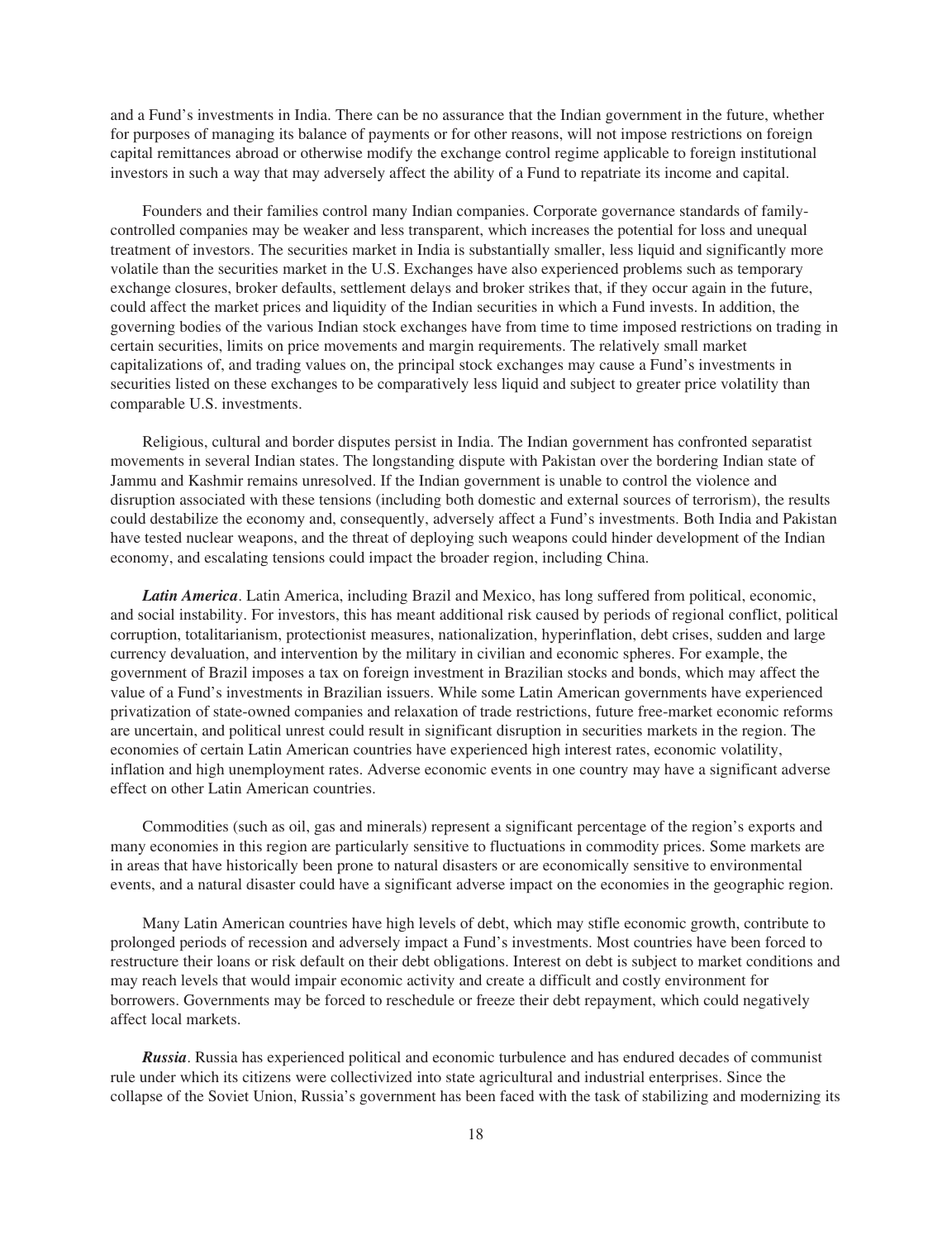and a Fund's investments in India. There can be no assurance that the Indian government in the future, whether for purposes of managing its balance of payments or for other reasons, will not impose restrictions on foreign capital remittances abroad or otherwise modify the exchange control regime applicable to foreign institutional investors in such a way that may adversely affect the ability of a Fund to repatriate its income and capital.

Founders and their families control many Indian companies. Corporate governance standards of family-controlled companies may be weaker and less transparent, which increases the potential for loss and unequal treatment of investors. The securities market in India is substantially smaller, less liquid and significantly more volatile than the securities market in the U.S. Exchanges have also experienced problems such as temporary exchange closures, broker defaults, settlement delays and broker strikes that, if they occur again in the future, could affect the market prices and liquidity of the Indian securities in which a Fund invests. In addition, the governing bodies of the various Indian stock exchanges have from time to time imposed restrictions on trading in certain securities, limits on price movements and margin requirements. The relatively small market capitalizations of, and trading values on, the principal stock exchanges may cause a Fund's investments in securities listed on these exchanges to be comparatively less liquid and subject to greater price volatility than comparable U.S. investments.

Religious, cultural and border disputes persist in India. The Indian government has confronted separatist movements in several Indian states. The longstanding dispute with Pakistan over the bordering Indian state of Jammu and Kashmir remains unresolved. If the Indian government is unable to control the violence and disruption associated with these tensions (including both domestic and external sources of terrorism), the results could destabilize the economy and, consequently, adversely affect a Fund's investments. Both India and Pakistan have tested nuclear weapons, and the threat of deploying such weapons could hinder development of the Indian economy, and escalating tensions could impact the broader region, including China.

***Latin America***. Latin America, including Brazil and Mexico, has long suffered from political, economic, and social instability. For investors, this has meant additional risk caused by periods of regional conflict, political corruption, totalitarianism, protectionist measures, nationalization, hyperinflation, debt crises, sudden and large currency devaluation, and intervention by the military in civilian and economic spheres. For example, the government of Brazil imposes a tax on foreign investment in Brazilian stocks and bonds, which may affect the value of a Fund's investments in Brazilian issuers. While some Latin American governments have experienced privatization of state-owned companies and relaxation of trade restrictions, future free-market economic reforms are uncertain, and political unrest could result in significant disruption in securities markets in the region. The economies of certain Latin American countries have experienced high interest rates, economic volatility, inflation and high unemployment rates. Adverse economic events in one country may have a significant adverse effect on other Latin American countries.

Commodities (such as oil, gas and minerals) represent a significant percentage of the region's exports and many economies in this region are particularly sensitive to fluctuations in commodity prices. Some markets are in areas that have historically been prone to natural disasters or are economically sensitive to environmental events, and a natural disaster could have a significant adverse impact on the economies in the geographic region.

Many Latin American countries have high levels of debt, which may stifle economic growth, contribute to prolonged periods of recession and adversely impact a Fund's investments. Most countries have been forced to restructure their loans or risk default on their debt obligations. Interest on debt is subject to market conditions and may reach levels that would impair economic activity and create a difficult and costly environment for borrowers. Governments may be forced to reschedule or freeze their debt repayment, which could negatively affect local markets.

***Russia***. Russia has experienced political and economic turbulence and has endured decades of communist rule under which its citizens were collectivized into state agricultural and industrial enterprises. Since the collapse of the Soviet Union, Russia's government has been faced with the task of stabilizing and modernizing its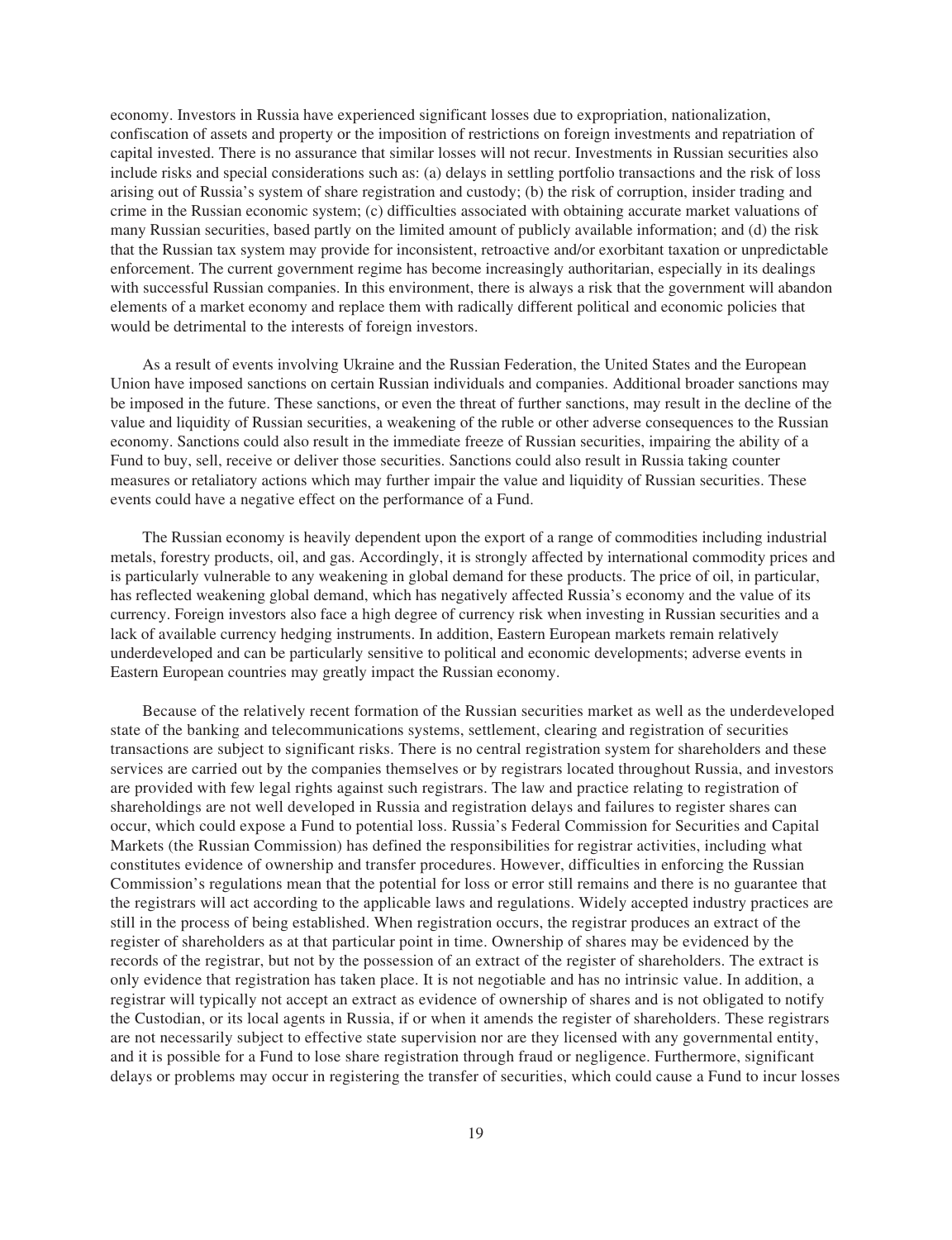economy. Investors in Russia have experienced significant losses due to expropriation, nationalization, confiscation of assets and property or the imposition of restrictions on foreign investments and repatriation of capital invested. There is no assurance that similar losses will not recur. Investments in Russian securities also include risks and special considerations such as: (a) delays in settling portfolio transactions and the risk of loss arising out of Russia's system of share registration and custody; (b) the risk of corruption, insider trading and crime in the Russian economic system; (c) difficulties associated with obtaining accurate market valuations of many Russian securities, based partly on the limited amount of publicly available information; and (d) the risk that the Russian tax system may provide for inconsistent, retroactive and/or exorbitant taxation or unpredictable enforcement. The current government regime has become increasingly authoritarian, especially in its dealings with successful Russian companies. In this environment, there is always a risk that the government will abandon elements of a market economy and replace them with radically different political and economic policies that would be detrimental to the interests of foreign investors.

As a result of events involving Ukraine and the Russian Federation, the United States and the European Union have imposed sanctions on certain Russian individuals and companies. Additional broader sanctions may be imposed in the future. These sanctions, or even the threat of further sanctions, may result in the decline of the value and liquidity of Russian securities, a weakening of the ruble or other adverse consequences to the Russian economy. Sanctions could also result in the immediate freeze of Russian securities, impairing the ability of a Fund to buy, sell, receive or deliver those securities. Sanctions could also result in Russia taking counter measures or retaliatory actions which may further impair the value and liquidity of Russian securities. These events could have a negative effect on the performance of a Fund.

The Russian economy is heavily dependent upon the export of a range of commodities including industrial metals, forestry products, oil, and gas. Accordingly, it is strongly affected by international commodity prices and is particularly vulnerable to any weakening in global demand for these products. The price of oil, in particular, has reflected weakening global demand, which has negatively affected Russia's economy and the value of its currency. Foreign investors also face a high degree of currency risk when investing in Russian securities and a lack of available currency hedging instruments. In addition, Eastern European markets remain relatively underdeveloped and can be particularly sensitive to political and economic developments; adverse events in Eastern European countries may greatly impact the Russian economy.

Because of the relatively recent formation of the Russian securities market as well as the underdeveloped state of the banking and telecommunications systems, settlement, clearing and registration of securities transactions are subject to significant risks. There is no central registration system for shareholders and these services are carried out by the companies themselves or by registrars located throughout Russia, and investors are provided with few legal rights against such registrars. The law and practice relating to registration of shareholdings are not well developed in Russia and registration delays and failures to register shares can occur, which could expose a Fund to potential loss. Russia's Federal Commission for Securities and Capital Markets (the Russian Commission) has defined the responsibilities for registrar activities, including what constitutes evidence of ownership and transfer procedures. However, difficulties in enforcing the Russian Commission's regulations mean that the potential for loss or error still remains and there is no guarantee that the registrars will act according to the applicable laws and regulations. Widely accepted industry practices are still in the process of being established. When registration occurs, the registrar produces an extract of the register of shareholders as at that particular point in time. Ownership of shares may be evidenced by the records of the registrar, but not by the possession of an extract of the register of shareholders. The extract is only evidence that registration has taken place. It is not negotiable and has no intrinsic value. In addition, a registrar will typically not accept an extract as evidence of ownership of shares and is not obligated to notify the Custodian, or its local agents in Russia, if or when it amends the register of shareholders. These registrars are not necessarily subject to effective state supervision nor are they licensed with any governmental entity, and it is possible for a Fund to lose share registration through fraud or negligence. Furthermore, significant delays or problems may occur in registering the transfer of securities, which could cause a Fund to incur losses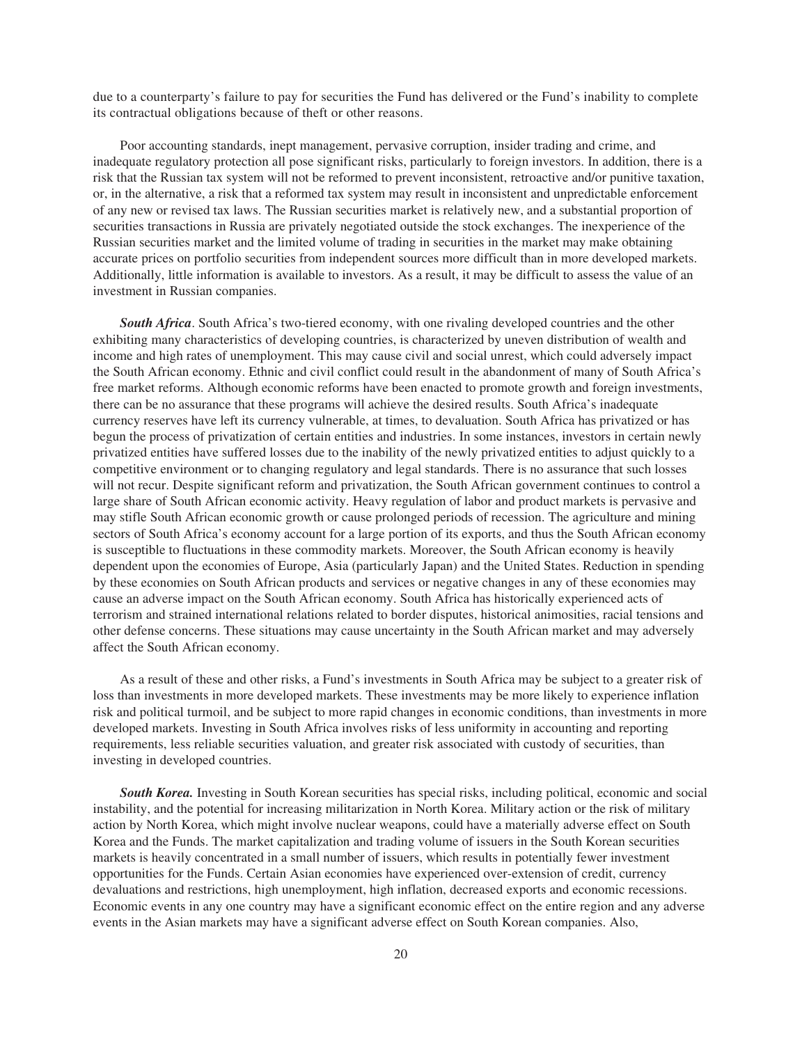due to a counterparty's failure to pay for securities the Fund has delivered or the Fund's inability to complete its contractual obligations because of theft or other reasons.

Poor accounting standards, inept management, pervasive corruption, insider trading and crime, and inadequate regulatory protection all pose significant risks, particularly to foreign investors. In addition, there is a risk that the Russian tax system will not be reformed to prevent inconsistent, retroactive and/or punitive taxation, or, in the alternative, a risk that a reformed tax system may result in inconsistent and unpredictable enforcement of any new or revised tax laws. The Russian securities market is relatively new, and a substantial proportion of securities transactions in Russia are privately negotiated outside the stock exchanges. The inexperience of the Russian securities market and the limited volume of trading in securities in the market may make obtaining accurate prices on portfolio securities from independent sources more difficult than in more developed markets. Additionally, little information is available to investors. As a result, it may be difficult to assess the value of an investment in Russian companies.

***South Africa***. South Africa's two-tiered economy, with one rivaling developed countries and the other exhibiting many characteristics of developing countries, is characterized by uneven distribution of wealth and income and high rates of unemployment. This may cause civil and social unrest, which could adversely impact the South African economy. Ethnic and civil conflict could result in the abandonment of many of South Africa's free market reforms. Although economic reforms have been enacted to promote growth and foreign investments, there can be no assurance that these programs will achieve the desired results. South Africa's inadequate currency reserves have left its currency vulnerable, at times, to devaluation. South Africa has privatized or has begun the process of privatization of certain entities and industries. In some instances, investors in certain newly privatized entities have suffered losses due to the inability of the newly privatized entities to adjust quickly to a competitive environment or to changing regulatory and legal standards. There is no assurance that such losses will not recur. Despite significant reform and privatization, the South African government continues to control a large share of South African economic activity. Heavy regulation of labor and product markets is pervasive and may stifle South African economic growth or cause prolonged periods of recession. The agriculture and mining sectors of South Africa's economy account for a large portion of its exports, and thus the South African economy is susceptible to fluctuations in these commodity markets. Moreover, the South African economy is heavily dependent upon the economies of Europe, Asia (particularly Japan) and the United States. Reduction in spending by these economies on South African products and services or negative changes in any of these economies may cause an adverse impact on the South African economy. South Africa has historically experienced acts of terrorism and strained international relations related to border disputes, historical animosities, racial tensions and other defense concerns. These situations may cause uncertainty in the South African market and may adversely affect the South African economy.

As a result of these and other risks, a Fund's investments in South Africa may be subject to a greater risk of loss than investments in more developed markets. These investments may be more likely to experience inflation risk and political turmoil, and be subject to more rapid changes in economic conditions, than investments in more developed markets. Investing in South Africa involves risks of less uniformity in accounting and reporting requirements, less reliable securities valuation, and greater risk associated with custody of securities, than investing in developed countries.

***South Korea.*** Investing in South Korean securities has special risks, including political, economic and social instability, and the potential for increasing militarization in North Korea. Military action or the risk of military action by North Korea, which might involve nuclear weapons, could have a materially adverse effect on South Korea and the Funds. The market capitalization and trading volume of issuers in the South Korean securities markets is heavily concentrated in a small number of issuers, which results in potentially fewer investment opportunities for the Funds. Certain Asian economies have experienced over-extension of credit, currency devaluations and restrictions, high unemployment, high inflation, decreased exports and economic recessions. Economic events in any one country may have a significant economic effect on the entire region and any adverse events in the Asian markets may have a significant adverse effect on South Korean companies. Also,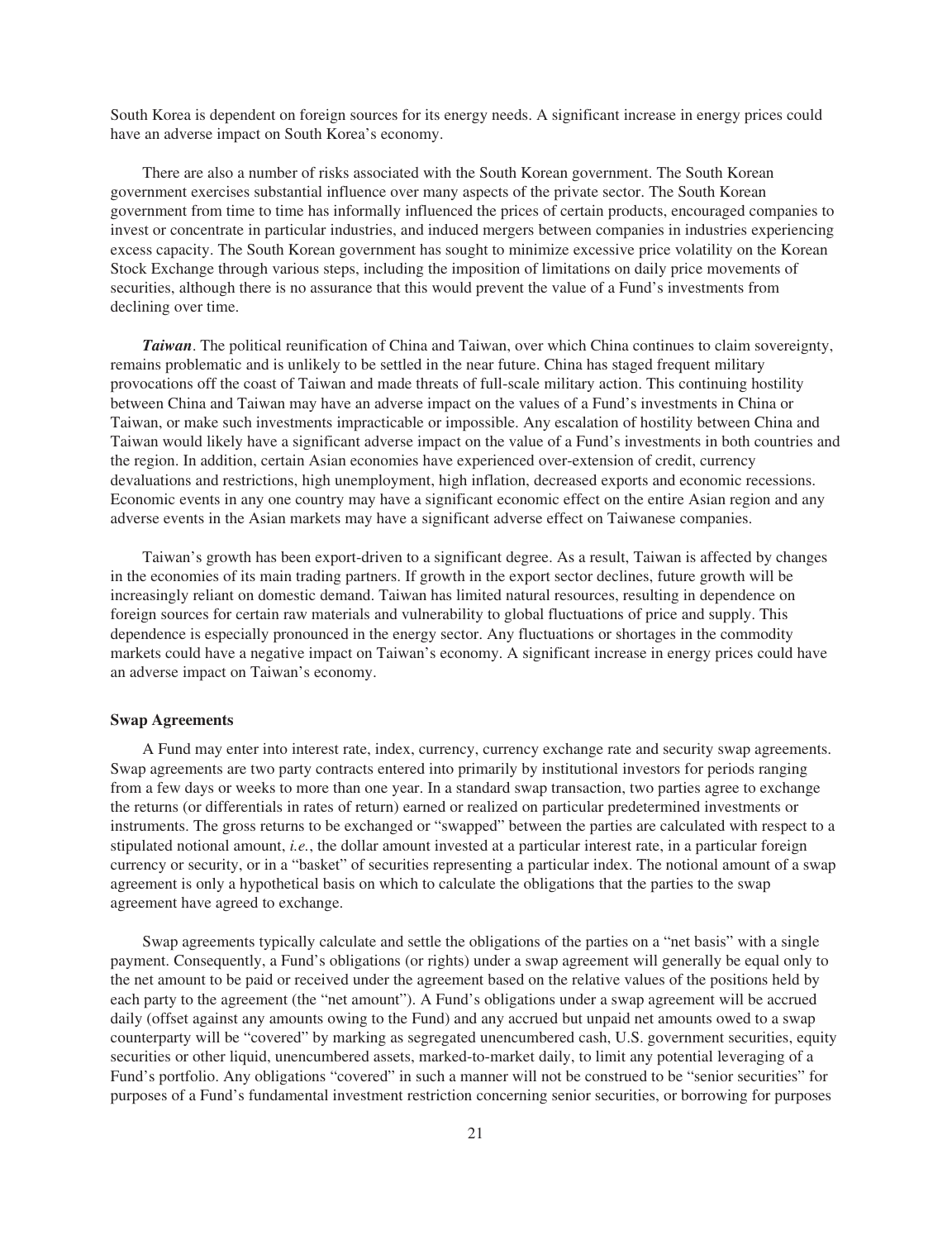South Korea is dependent on foreign sources for its energy needs. A significant increase in energy prices could have an adverse impact on South Korea's economy.

There are also a number of risks associated with the South Korean government. The South Korean government exercises substantial influence over many aspects of the private sector. The South Korean government from time to time has informally influenced the prices of certain products, encouraged companies to invest or concentrate in particular industries, and induced mergers between companies in industries experiencing excess capacity. The South Korean government has sought to minimize excessive price volatility on the Korean Stock Exchange through various steps, including the imposition of limitations on daily price movements of securities, although there is no assurance that this would prevent the value of a Fund's investments from declining over time.

***Taiwan***. The political reunification of China and Taiwan, over which China continues to claim sovereignty, remains problematic and is unlikely to be settled in the near future. China has staged frequent military provocations off the coast of Taiwan and made threats of full-scale military action. This continuing hostility between China and Taiwan may have an adverse impact on the values of a Fund's investments in China or Taiwan, or make such investments impracticable or impossible. Any escalation of hostility between China and Taiwan would likely have a significant adverse impact on the value of a Fund's investments in both countries and the region. In addition, certain Asian economies have experienced over-extension of credit, currency devaluations and restrictions, high unemployment, high inflation, decreased exports and economic recessions. Economic events in any one country may have a significant economic effect on the entire Asian region and any adverse events in the Asian markets may have a significant adverse effect on Taiwanese companies.

Taiwan's growth has been export-driven to a significant degree. As a result, Taiwan is affected by changes in the economies of its main trading partners. If growth in the export sector declines, future growth will be increasingly reliant on domestic demand. Taiwan has limited natural resources, resulting in dependence on foreign sources for certain raw materials and vulnerability to global fluctuations of price and supply. This dependence is especially pronounced in the energy sector. Any fluctuations or shortages in the commodity markets could have a negative impact on Taiwan's economy. A significant increase in energy prices could have an adverse impact on Taiwan's economy.

**Swap Agreements**

A Fund may enter into interest rate, index, currency, currency exchange rate and security swap agreements. Swap agreements are two party contracts entered into primarily by institutional investors for periods ranging from a few days or weeks to more than one year. In a standard swap transaction, two parties agree to exchange the returns (or differentials in rates of return) earned or realized on particular predetermined investments or instruments. The gross returns to be exchanged or "swapped" between the parties are calculated with respect to a stipulated notional amount, *i.e.*, the dollar amount invested at a particular interest rate, in a particular foreign currency or security, or in a "basket" of securities representing a particular index. The notional amount of a swap agreement is only a hypothetical basis on which to calculate the obligations that the parties to the swap agreement have agreed to exchange.

Swap agreements typically calculate and settle the obligations of the parties on a "net basis" with a single payment. Consequently, a Fund's obligations (or rights) under a swap agreement will generally be equal only to the net amount to be paid or received under the agreement based on the relative values of the positions held by each party to the agreement (the "net amount"). A Fund's obligations under a swap agreement will be accrued daily (offset against any amounts owing to the Fund) and any accrued but unpaid net amounts owed to a swap counterparty will be "covered" by marking as segregated unencumbered cash, U.S. government securities, equity securities or other liquid, unencumbered assets, marked-to-market daily, to limit any potential leveraging of a Fund's portfolio. Any obligations "covered" in such a manner will not be construed to be "senior securities" for purposes of a Fund's fundamental investment restriction concerning senior securities, or borrowing for purposes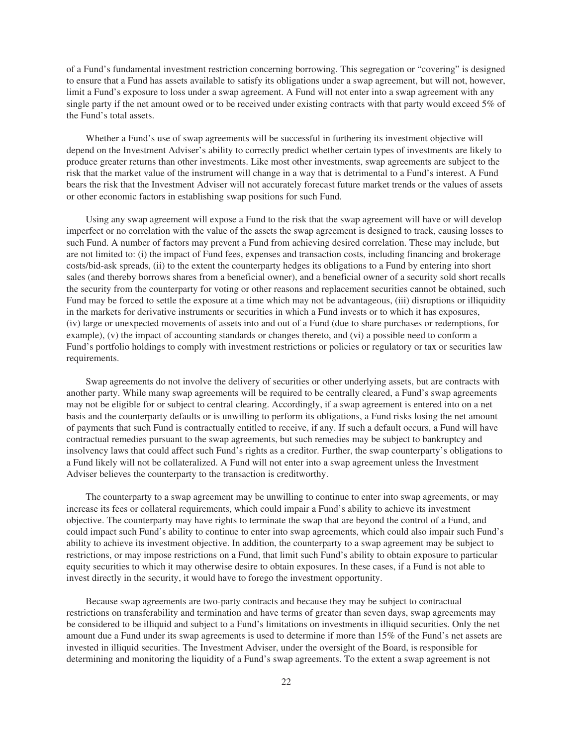of a Fund's fundamental investment restriction concerning borrowing. This segregation or "covering" is designed to ensure that a Fund has assets available to satisfy its obligations under a swap agreement, but will not, however, limit a Fund's exposure to loss under a swap agreement. A Fund will not enter into a swap agreement with any single party if the net amount owed or to be received under existing contracts with that party would exceed 5% of the Fund's total assets.

Whether a Fund's use of swap agreements will be successful in furthering its investment objective will depend on the Investment Adviser's ability to correctly predict whether certain types of investments are likely to produce greater returns than other investments. Like most other investments, swap agreements are subject to the risk that the market value of the instrument will change in a way that is detrimental to a Fund's interest. A Fund bears the risk that the Investment Adviser will not accurately forecast future market trends or the values of assets or other economic factors in establishing swap positions for such Fund.

Using any swap agreement will expose a Fund to the risk that the swap agreement will have or will develop imperfect or no correlation with the value of the assets the swap agreement is designed to track, causing losses to such Fund. A number of factors may prevent a Fund from achieving desired correlation. These may include, but are not limited to: (i) the impact of Fund fees, expenses and transaction costs, including financing and brokerage costs/bid-ask spreads, (ii) to the extent the counterparty hedges its obligations to a Fund by entering into short sales (and thereby borrows shares from a beneficial owner), and a beneficial owner of a security sold short recalls the security from the counterparty for voting or other reasons and replacement securities cannot be obtained, such Fund may be forced to settle the exposure at a time which may not be advantageous, (iii) disruptions or illiquidity in the markets for derivative instruments or securities in which a Fund invests or to which it has exposures, (iv) large or unexpected movements of assets into and out of a Fund (due to share purchases or redemptions, for example), (v) the impact of accounting standards or changes thereto, and (vi) a possible need to conform a Fund's portfolio holdings to comply with investment restrictions or policies or regulatory or tax or securities law requirements.

Swap agreements do not involve the delivery of securities or other underlying assets, but are contracts with another party. While many swap agreements will be required to be centrally cleared, a Fund's swap agreements may not be eligible for or subject to central clearing. Accordingly, if a swap agreement is entered into on a net basis and the counterparty defaults or is unwilling to perform its obligations, a Fund risks losing the net amount of payments that such Fund is contractually entitled to receive, if any. If such a default occurs, a Fund will have contractual remedies pursuant to the swap agreements, but such remedies may be subject to bankruptcy and insolvency laws that could affect such Fund's rights as a creditor. Further, the swap counterparty's obligations to a Fund likely will not be collateralized. A Fund will not enter into a swap agreement unless the Investment Adviser believes the counterparty to the transaction is creditworthy.

The counterparty to a swap agreement may be unwilling to continue to enter into swap agreements, or may increase its fees or collateral requirements, which could impair a Fund's ability to achieve its investment objective. The counterparty may have rights to terminate the swap that are beyond the control of a Fund, and could impact such Fund's ability to continue to enter into swap agreements, which could also impair such Fund's ability to achieve its investment objective. In addition, the counterparty to a swap agreement may be subject to restrictions, or may impose restrictions on a Fund, that limit such Fund's ability to obtain exposure to particular equity securities to which it may otherwise desire to obtain exposures. In these cases, if a Fund is not able to invest directly in the security, it would have to forego the investment opportunity.

Because swap agreements are two-party contracts and because they may be subject to contractual restrictions on transferability and termination and have terms of greater than seven days, swap agreements may be considered to be illiquid and subject to a Fund's limitations on investments in illiquid securities. Only the net amount due a Fund under its swap agreements is used to determine if more than 15% of the Fund's net assets are invested in illiquid securities. The Investment Adviser, under the oversight of the Board, is responsible for determining and monitoring the liquidity of a Fund's swap agreements. To the extent a swap agreement is not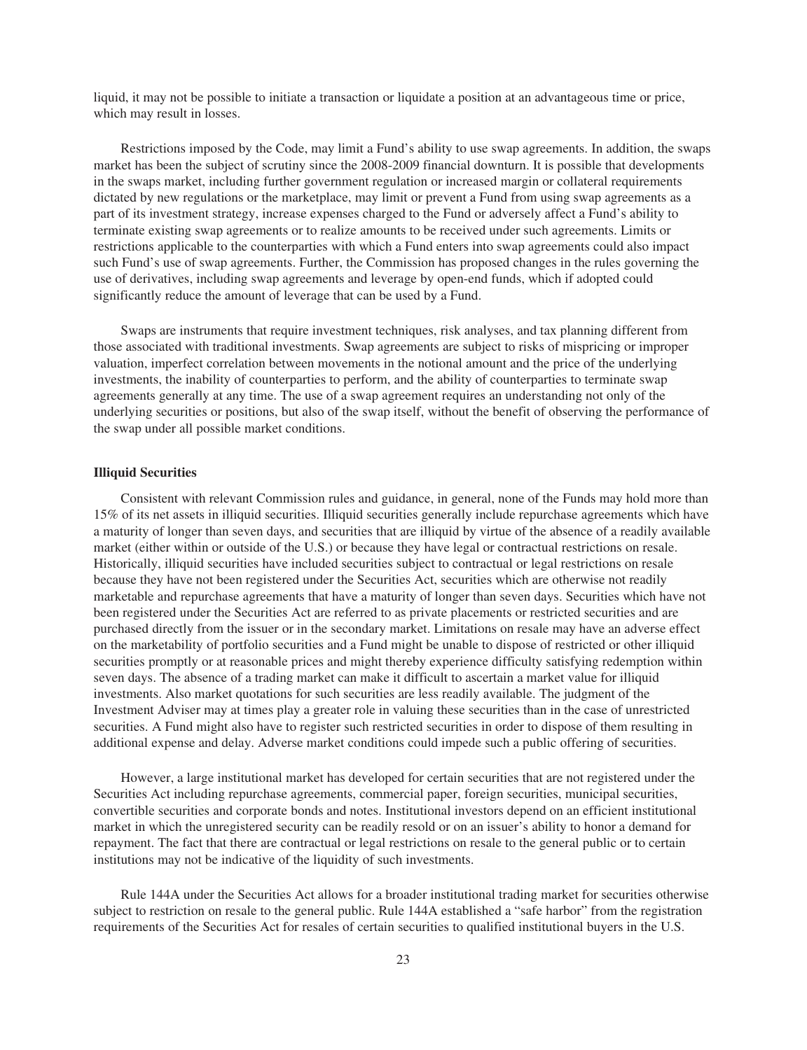liquid, it may not be possible to initiate a transaction or liquidate a position at an advantageous time or price, which may result in losses.

Restrictions imposed by the Code, may limit a Fund's ability to use swap agreements. In addition, the swaps market has been the subject of scrutiny since the 2008-2009 financial downturn. It is possible that developments in the swaps market, including further government regulation or increased margin or collateral requirements dictated by new regulations or the marketplace, may limit or prevent a Fund from using swap agreements as a part of its investment strategy, increase expenses charged to the Fund or adversely affect a Fund's ability to terminate existing swap agreements or to realize amounts to be received under such agreements. Limits or restrictions applicable to the counterparties with which a Fund enters into swap agreements could also impact such Fund's use of swap agreements. Further, the Commission has proposed changes in the rules governing the use of derivatives, including swap agreements and leverage by open-end funds, which if adopted could significantly reduce the amount of leverage that can be used by a Fund.

Swaps are instruments that require investment techniques, risk analyses, and tax planning different from those associated with traditional investments. Swap agreements are subject to risks of mispricing or improper valuation, imperfect correlation between movements in the notional amount and the price of the underlying investments, the inability of counterparties to perform, and the ability of counterparties to terminate swap agreements generally at any time. The use of a swap agreement requires an understanding not only of the underlying securities or positions, but also of the swap itself, without the benefit of observing the performance of the swap under all possible market conditions.

**Illiquid Securities**

Consistent with relevant Commission rules and guidance, in general, none of the Funds may hold more than 15% of its net assets in illiquid securities. Illiquid securities generally include repurchase agreements which have a maturity of longer than seven days, and securities that are illiquid by virtue of the absence of a readily available market (either within or outside of the U.S.) or because they have legal or contractual restrictions on resale. Historically, illiquid securities have included securities subject to contractual or legal restrictions on resale because they have not been registered under the Securities Act, securities which are otherwise not readily marketable and repurchase agreements that have a maturity of longer than seven days. Securities which have not been registered under the Securities Act are referred to as private placements or restricted securities and are purchased directly from the issuer or in the secondary market. Limitations on resale may have an adverse effect on the marketability of portfolio securities and a Fund might be unable to dispose of restricted or other illiquid securities promptly or at reasonable prices and might thereby experience difficulty satisfying redemption within seven days. The absence of a trading market can make it difficult to ascertain a market value for illiquid investments. Also market quotations for such securities are less readily available. The judgment of the Investment Adviser may at times play a greater role in valuing these securities than in the case of unrestricted securities. A Fund might also have to register such restricted securities in order to dispose of them resulting in additional expense and delay. Adverse market conditions could impede such a public offering of securities.

However, a large institutional market has developed for certain securities that are not registered under the Securities Act including repurchase agreements, commercial paper, foreign securities, municipal securities, convertible securities and corporate bonds and notes. Institutional investors depend on an efficient institutional market in which the unregistered security can be readily resold or on an issuer's ability to honor a demand for repayment. The fact that there are contractual or legal restrictions on resale to the general public or to certain institutions may not be indicative of the liquidity of such investments.

Rule 144A under the Securities Act allows for a broader institutional trading market for securities otherwise subject to restriction on resale to the general public. Rule 144A established a "safe harbor" from the registration requirements of the Securities Act for resales of certain securities to qualified institutional buyers in the U.S.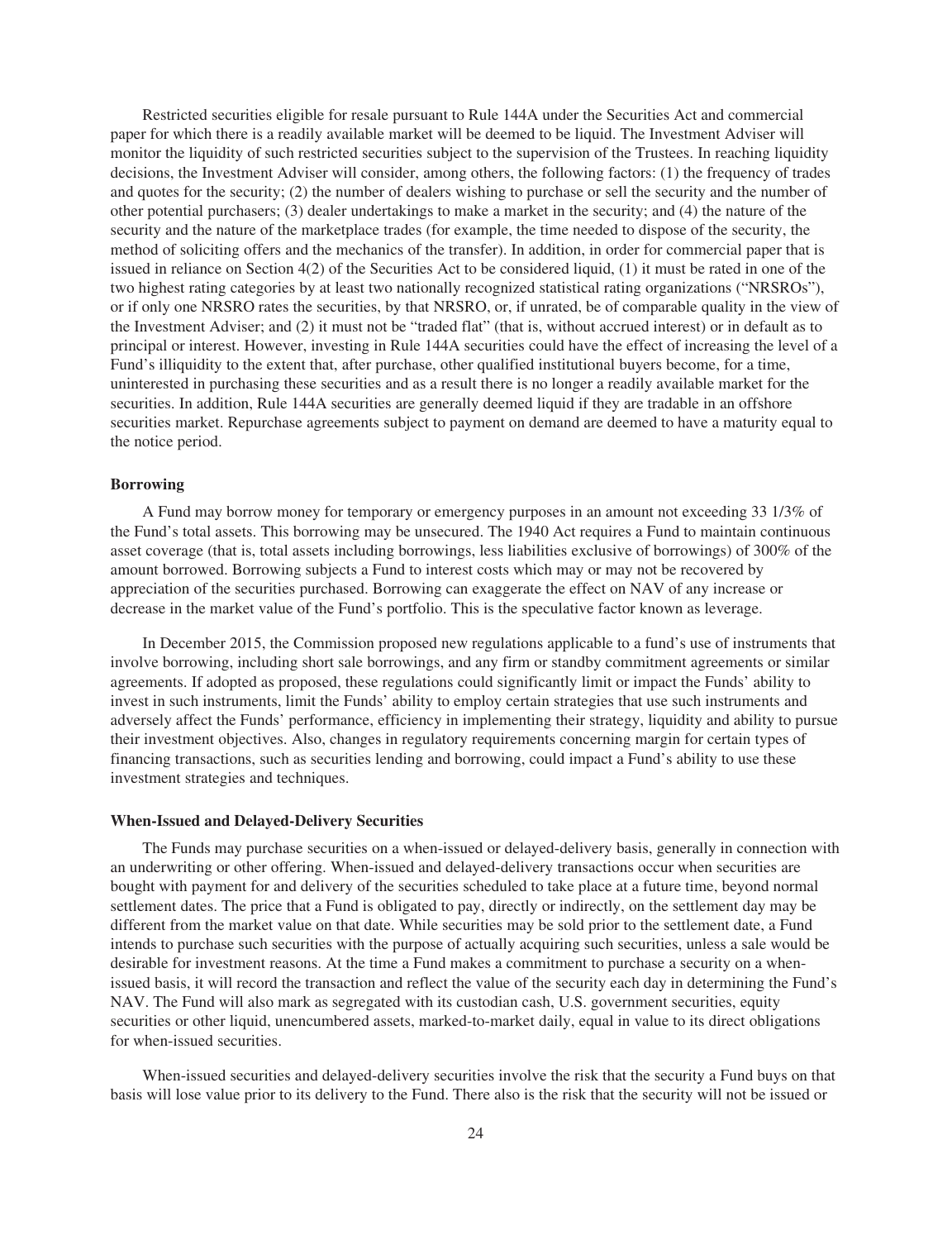Restricted securities eligible for resale pursuant to Rule 144A under the Securities Act and commercial paper for which there is a readily available market will be deemed to be liquid. The Investment Adviser will monitor the liquidity of such restricted securities subject to the supervision of the Trustees. In reaching liquidity decisions, the Investment Adviser will consider, among others, the following factors: (1) the frequency of trades and quotes for the security; (2) the number of dealers wishing to purchase or sell the security and the number of other potential purchasers; (3) dealer undertakings to make a market in the security; and (4) the nature of the security and the nature of the marketplace trades (for example, the time needed to dispose of the security, the method of soliciting offers and the mechanics of the transfer). In addition, in order for commercial paper that is issued in reliance on Section 4(2) of the Securities Act to be considered liquid, (1) it must be rated in one of the two highest rating categories by at least two nationally recognized statistical rating organizations ("NRSROs"), or if only one NRSRO rates the securities, by that NRSRO, or, if unrated, be of comparable quality in the view of the Investment Adviser; and (2) it must not be "traded flat" (that is, without accrued interest) or in default as to principal or interest. However, investing in Rule 144A securities could have the effect of increasing the level of a Fund's illiquidity to the extent that, after purchase, other qualified institutional buyers become, for a time, uninterested in purchasing these securities and as a result there is no longer a readily available market for the securities. In addition, Rule 144A securities are generally deemed liquid if they are tradable in an offshore securities market. Repurchase agreements subject to payment on demand are deemed to have a maturity equal to the notice period.

**Borrowing**

A Fund may borrow money for temporary or emergency purposes in an amount not exceeding 33 1/3% of the Fund's total assets. This borrowing may be unsecured. The 1940 Act requires a Fund to maintain continuous asset coverage (that is, total assets including borrowings, less liabilities exclusive of borrowings) of 300% of the amount borrowed. Borrowing subjects a Fund to interest costs which may or may not be recovered by appreciation of the securities purchased. Borrowing can exaggerate the effect on NAV of any increase or decrease in the market value of the Fund's portfolio. This is the speculative factor known as leverage.

In December 2015, the Commission proposed new regulations applicable to a fund's use of instruments that involve borrowing, including short sale borrowings, and any firm or standby commitment agreements or similar agreements. If adopted as proposed, these regulations could significantly limit or impact the Funds' ability to invest in such instruments, limit the Funds' ability to employ certain strategies that use such instruments and adversely affect the Funds' performance, efficiency in implementing their strategy, liquidity and ability to pursue their investment objectives. Also, changes in regulatory requirements concerning margin for certain types of financing transactions, such as securities lending and borrowing, could impact a Fund's ability to use these investment strategies and techniques.

**When-Issued and Delayed-Delivery Securities**

The Funds may purchase securities on a when-issued or delayed-delivery basis, generally in connection with an underwriting or other offering. When-issued and delayed-delivery transactions occur when securities are bought with payment for and delivery of the securities scheduled to take place at a future time, beyond normal settlement dates. The price that a Fund is obligated to pay, directly or indirectly, on the settlement day may be different from the market value on that date. While securities may be sold prior to the settlement date, a Fund intends to purchase such securities with the purpose of actually acquiring such securities, unless a sale would be desirable for investment reasons. At the time a Fund makes a commitment to purchase a security on a when-issued basis, it will record the transaction and reflect the value of the security each day in determining the Fund's NAV. The Fund will also mark as segregated with its custodian cash, U.S. government securities, equity securities or other liquid, unencumbered assets, marked-to-market daily, equal in value to its direct obligations for when-issued securities.

When-issued securities and delayed-delivery securities involve the risk that the security a Fund buys on that basis will lose value prior to its delivery to the Fund. There also is the risk that the security will not be issued or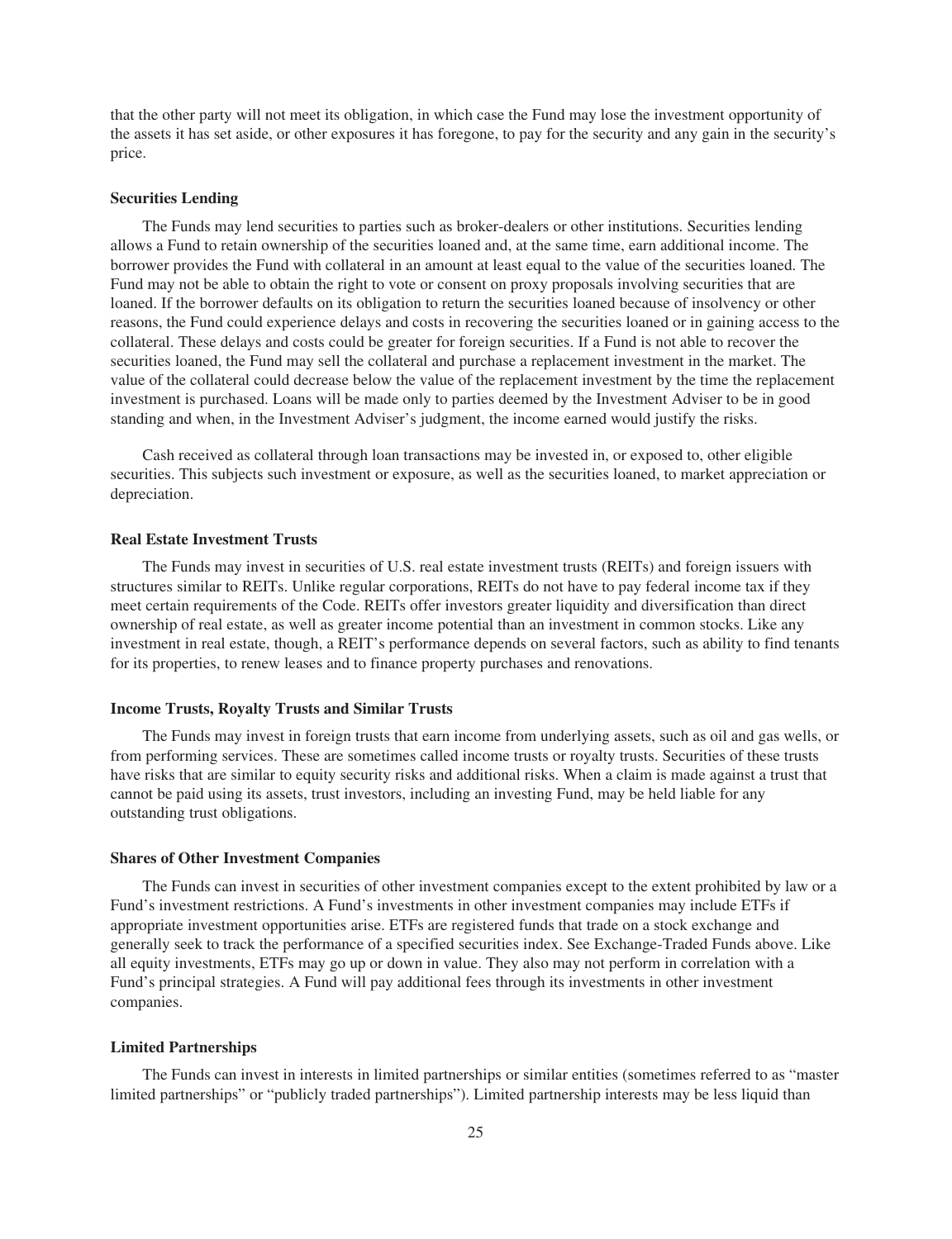that the other party will not meet its obligation, in which case the Fund may lose the investment opportunity of the assets it has set aside, or other exposures it has foregone, to pay for the security and any gain in the security's price.

**Securities Lending**

The Funds may lend securities to parties such as broker-dealers or other institutions. Securities lending allows a Fund to retain ownership of the securities loaned and, at the same time, earn additional income. The borrower provides the Fund with collateral in an amount at least equal to the value of the securities loaned. The Fund may not be able to obtain the right to vote or consent on proxy proposals involving securities that are loaned. If the borrower defaults on its obligation to return the securities loaned because of insolvency or other reasons, the Fund could experience delays and costs in recovering the securities loaned or in gaining access to the collateral. These delays and costs could be greater for foreign securities. If a Fund is not able to recover the securities loaned, the Fund may sell the collateral and purchase a replacement investment in the market. The value of the collateral could decrease below the value of the replacement investment by the time the replacement investment is purchased. Loans will be made only to parties deemed by the Investment Adviser to be in good standing and when, in the Investment Adviser's judgment, the income earned would justify the risks.

Cash received as collateral through loan transactions may be invested in, or exposed to, other eligible securities. This subjects such investment or exposure, as well as the securities loaned, to market appreciation or depreciation.

**Real Estate Investment Trusts**

The Funds may invest in securities of U.S. real estate investment trusts (REITs) and foreign issuers with structures similar to REITs. Unlike regular corporations, REITs do not have to pay federal income tax if they meet certain requirements of the Code. REITs offer investors greater liquidity and diversification than direct ownership of real estate, as well as greater income potential than an investment in common stocks. Like any investment in real estate, though, a REIT's performance depends on several factors, such as ability to find tenants for its properties, to renew leases and to finance property purchases and renovations.

**Income Trusts, Royalty Trusts and Similar Trusts**

The Funds may invest in foreign trusts that earn income from underlying assets, such as oil and gas wells, or from performing services. These are sometimes called income trusts or royalty trusts. Securities of these trusts have risks that are similar to equity security risks and additional risks. When a claim is made against a trust that cannot be paid using its assets, trust investors, including an investing Fund, may be held liable for any outstanding trust obligations.

**Shares of Other Investment Companies**

The Funds can invest in securities of other investment companies except to the extent prohibited by law or a Fund's investment restrictions. A Fund's investments in other investment companies may include ETFs if appropriate investment opportunities arise. ETFs are registered funds that trade on a stock exchange and generally seek to track the performance of a specified securities index. See Exchange-Traded Funds above. Like all equity investments, ETFs may go up or down in value. They also may not perform in correlation with a Fund's principal strategies. A Fund will pay additional fees through its investments in other investment companies.

**Limited Partnerships**

The Funds can invest in interests in limited partnerships or similar entities (sometimes referred to as "master limited partnerships" or "publicly traded partnerships"). Limited partnership interests may be less liquid than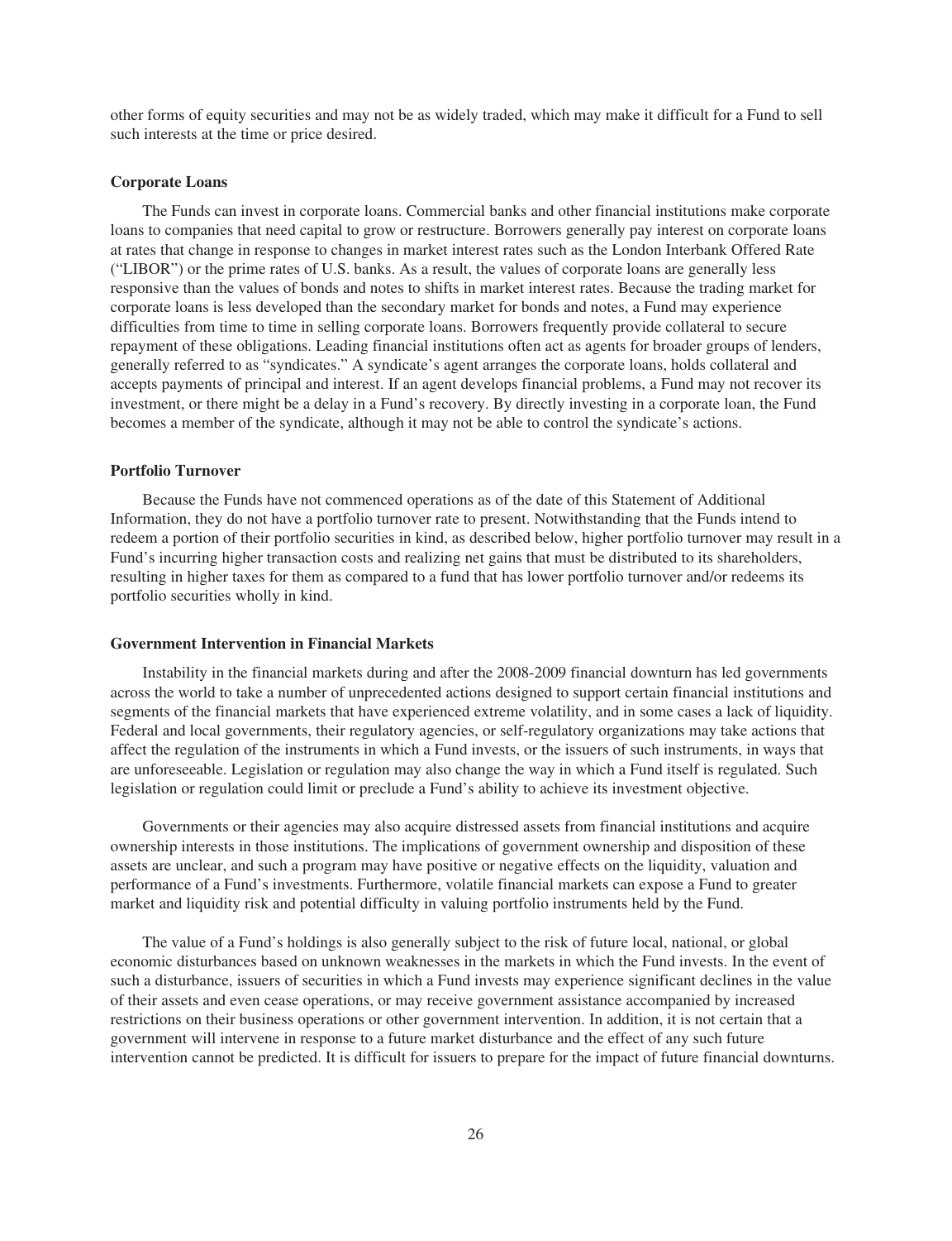other forms of equity securities and may not be as widely traded, which may make it difficult for a Fund to sell such interests at the time or price desired.

**Corporate Loans**

The Funds can invest in corporate loans. Commercial banks and other financial institutions make corporate loans to companies that need capital to grow or restructure. Borrowers generally pay interest on corporate loans at rates that change in response to changes in market interest rates such as the London Interbank Offered Rate ("LIBOR") or the prime rates of U.S. banks. As a result, the values of corporate loans are generally less responsive than the values of bonds and notes to shifts in market interest rates. Because the trading market for corporate loans is less developed than the secondary market for bonds and notes, a Fund may experience difficulties from time to time in selling corporate loans. Borrowers frequently provide collateral to secure repayment of these obligations. Leading financial institutions often act as agents for broader groups of lenders, generally referred to as "syndicates." A syndicate's agent arranges the corporate loans, holds collateral and accepts payments of principal and interest. If an agent develops financial problems, a Fund may not recover its investment, or there might be a delay in a Fund's recovery. By directly investing in a corporate loan, the Fund becomes a member of the syndicate, although it may not be able to control the syndicate's actions.

**Portfolio Turnover**

Because the Funds have not commenced operations as of the date of this Statement of Additional Information, they do not have a portfolio turnover rate to present. Notwithstanding that the Funds intend to redeem a portion of their portfolio securities in kind, as described below, higher portfolio turnover may result in a Fund's incurring higher transaction costs and realizing net gains that must be distributed to its shareholders, resulting in higher taxes for them as compared to a fund that has lower portfolio turnover and/or redeems its portfolio securities wholly in kind.

**Government Intervention in Financial Markets**

Instability in the financial markets during and after the 2008-2009 financial downturn has led governments across the world to take a number of unprecedented actions designed to support certain financial institutions and segments of the financial markets that have experienced extreme volatility, and in some cases a lack of liquidity. Federal and local governments, their regulatory agencies, or self-regulatory organizations may take actions that affect the regulation of the instruments in which a Fund invests, or the issuers of such instruments, in ways that are unforeseeable. Legislation or regulation may also change the way in which a Fund itself is regulated. Such legislation or regulation could limit or preclude a Fund's ability to achieve its investment objective.

Governments or their agencies may also acquire distressed assets from financial institutions and acquire ownership interests in those institutions. The implications of government ownership and disposition of these assets are unclear, and such a program may have positive or negative effects on the liquidity, valuation and performance of a Fund's investments. Furthermore, volatile financial markets can expose a Fund to greater market and liquidity risk and potential difficulty in valuing portfolio instruments held by the Fund.

The value of a Fund's holdings is also generally subject to the risk of future local, national, or global economic disturbances based on unknown weaknesses in the markets in which the Fund invests. In the event of such a disturbance, issuers of securities in which a Fund invests may experience significant declines in the value of their assets and even cease operations, or may receive government assistance accompanied by increased restrictions on their business operations or other government intervention. In addition, it is not certain that a government will intervene in response to a future market disturbance and the effect of any such future intervention cannot be predicted. It is difficult for issuers to prepare for the impact of future financial downturns.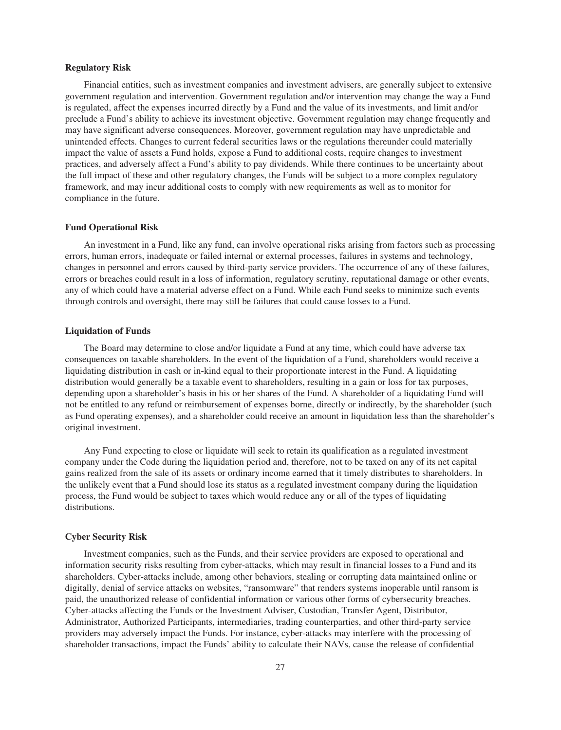**Regulatory Risk**

Financial entities, such as investment companies and investment advisers, are generally subject to extensive government regulation and intervention. Government regulation and/or intervention may change the way a Fund is regulated, affect the expenses incurred directly by a Fund and the value of its investments, and limit and/or preclude a Fund's ability to achieve its investment objective. Government regulation may change frequently and may have significant adverse consequences. Moreover, government regulation may have unpredictable and unintended effects. Changes to current federal securities laws or the regulations thereunder could materially impact the value of assets a Fund holds, expose a Fund to additional costs, require changes to investment practices, and adversely affect a Fund's ability to pay dividends. While there continues to be uncertainty about the full impact of these and other regulatory changes, the Funds will be subject to a more complex regulatory framework, and may incur additional costs to comply with new requirements as well as to monitor for compliance in the future.

**Fund Operational Risk**

An investment in a Fund, like any fund, can involve operational risks arising from factors such as processing errors, human errors, inadequate or failed internal or external processes, failures in systems and technology, changes in personnel and errors caused by third-party service providers. The occurrence of any of these failures, errors or breaches could result in a loss of information, regulatory scrutiny, reputational damage or other events, any of which could have a material adverse effect on a Fund. While each Fund seeks to minimize such events through controls and oversight, there may still be failures that could cause losses to a Fund.

**Liquidation of Funds**

The Board may determine to close and/or liquidate a Fund at any time, which could have adverse tax consequences on taxable shareholders. In the event of the liquidation of a Fund, shareholders would receive a liquidating distribution in cash or in-kind equal to their proportionate interest in the Fund. A liquidating distribution would generally be a taxable event to shareholders, resulting in a gain or loss for tax purposes, depending upon a shareholder's basis in his or her shares of the Fund. A shareholder of a liquidating Fund will not be entitled to any refund or reimbursement of expenses borne, directly or indirectly, by the shareholder (such as Fund operating expenses), and a shareholder could receive an amount in liquidation less than the shareholder's original investment.

Any Fund expecting to close or liquidate will seek to retain its qualification as a regulated investment company under the Code during the liquidation period and, therefore, not to be taxed on any of its net capital gains realized from the sale of its assets or ordinary income earned that it timely distributes to shareholders. In the unlikely event that a Fund should lose its status as a regulated investment company during the liquidation process, the Fund would be subject to taxes which would reduce any or all of the types of liquidating distributions.

**Cyber Security Risk**

Investment companies, such as the Funds, and their service providers are exposed to operational and information security risks resulting from cyber-attacks, which may result in financial losses to a Fund and its shareholders. Cyber-attacks include, among other behaviors, stealing or corrupting data maintained online or digitally, denial of service attacks on websites, "ransomware" that renders systems inoperable until ransom is paid, the unauthorized release of confidential information or various other forms of cybersecurity breaches. Cyber-attacks affecting the Funds or the Investment Adviser, Custodian, Transfer Agent, Distributor, Administrator, Authorized Participants, intermediaries, trading counterparties, and other third-party service providers may adversely impact the Funds. For instance, cyber-attacks may interfere with the processing of shareholder transactions, impact the Funds' ability to calculate their NAVs, cause the release of confidential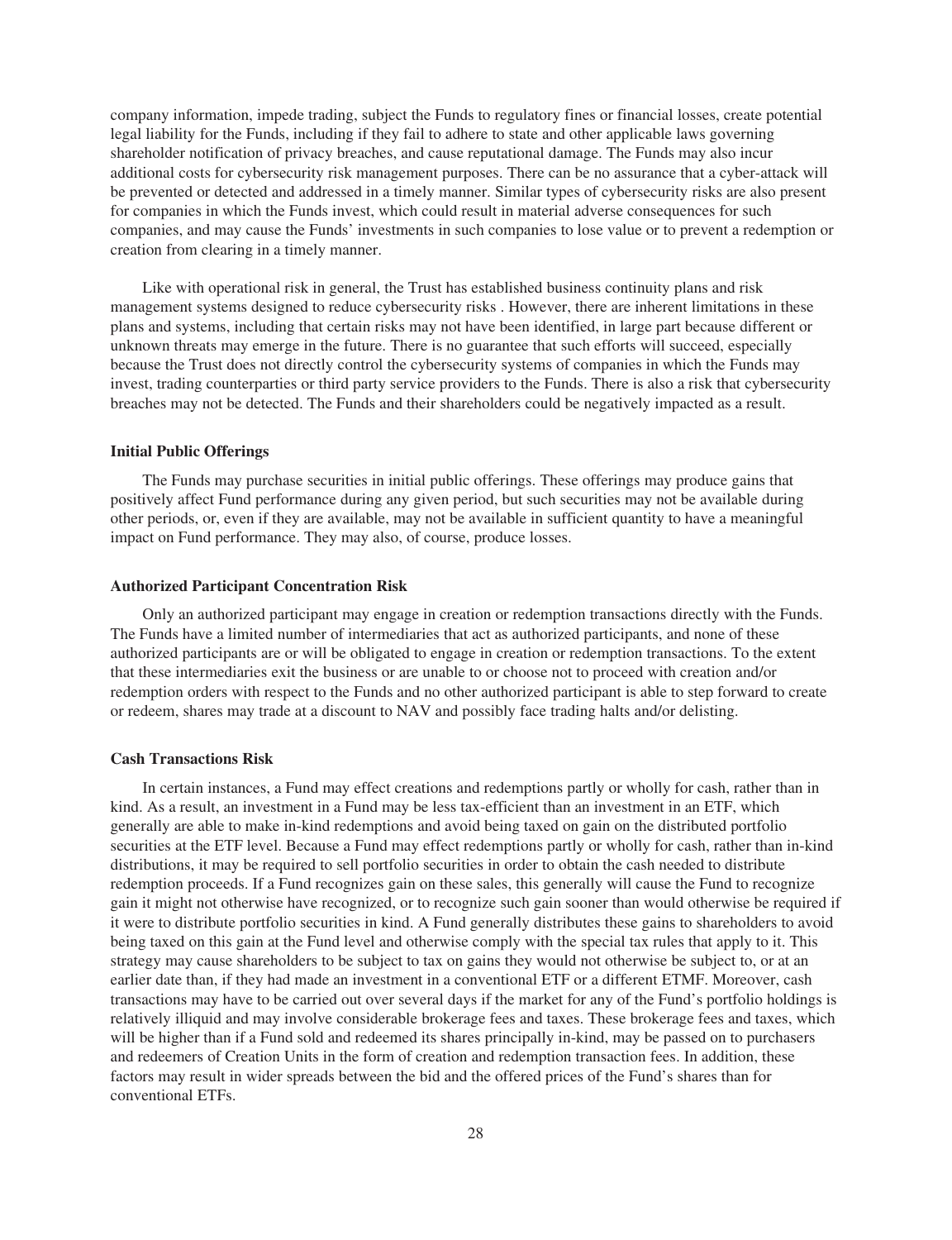company information, impede trading, subject the Funds to regulatory fines or financial losses, create potential legal liability for the Funds, including if they fail to adhere to state and other applicable laws governing shareholder notification of privacy breaches, and cause reputational damage. The Funds may also incur additional costs for cybersecurity risk management purposes. There can be no assurance that a cyber-attack will be prevented or detected and addressed in a timely manner. Similar types of cybersecurity risks are also present for companies in which the Funds invest, which could result in material adverse consequences for such companies, and may cause the Funds' investments in such companies to lose value or to prevent a redemption or creation from clearing in a timely manner.

Like with operational risk in general, the Trust has established business continuity plans and risk management systems designed to reduce cybersecurity risks . However, there are inherent limitations in these plans and systems, including that certain risks may not have been identified, in large part because different or unknown threats may emerge in the future. There is no guarantee that such efforts will succeed, especially because the Trust does not directly control the cybersecurity systems of companies in which the Funds may invest, trading counterparties or third party service providers to the Funds. There is also a risk that cybersecurity breaches may not be detected. The Funds and their shareholders could be negatively impacted as a result.

**Initial Public Offerings**

The Funds may purchase securities in initial public offerings. These offerings may produce gains that positively affect Fund performance during any given period, but such securities may not be available during other periods, or, even if they are available, may not be available in sufficient quantity to have a meaningful impact on Fund performance. They may also, of course, produce losses.

**Authorized Participant Concentration Risk**

Only an authorized participant may engage in creation or redemption transactions directly with the Funds. The Funds have a limited number of intermediaries that act as authorized participants, and none of these authorized participants are or will be obligated to engage in creation or redemption transactions. To the extent that these intermediaries exit the business or are unable to or choose not to proceed with creation and/or redemption orders with respect to the Funds and no other authorized participant is able to step forward to create or redeem, shares may trade at a discount to NAV and possibly face trading halts and/or delisting.

**Cash Transactions Risk**

In certain instances, a Fund may effect creations and redemptions partly or wholly for cash, rather than in kind. As a result, an investment in a Fund may be less tax-efficient than an investment in an ETF, which generally are able to make in-kind redemptions and avoid being taxed on gain on the distributed portfolio securities at the ETF level. Because a Fund may effect redemptions partly or wholly for cash, rather than in-kind distributions, it may be required to sell portfolio securities in order to obtain the cash needed to distribute redemption proceeds. If a Fund recognizes gain on these sales, this generally will cause the Fund to recognize gain it might not otherwise have recognized, or to recognize such gain sooner than would otherwise be required if it were to distribute portfolio securities in kind. A Fund generally distributes these gains to shareholders to avoid being taxed on this gain at the Fund level and otherwise comply with the special tax rules that apply to it. This strategy may cause shareholders to be subject to tax on gains they would not otherwise be subject to, or at an earlier date than, if they had made an investment in a conventional ETF or a different ETMF. Moreover, cash transactions may have to be carried out over several days if the market for any of the Fund's portfolio holdings is relatively illiquid and may involve considerable brokerage fees and taxes. These brokerage fees and taxes, which will be higher than if a Fund sold and redeemed its shares principally in-kind, may be passed on to purchasers and redeemers of Creation Units in the form of creation and redemption transaction fees. In addition, these factors may result in wider spreads between the bid and the offered prices of the Fund's shares than for conventional ETFs.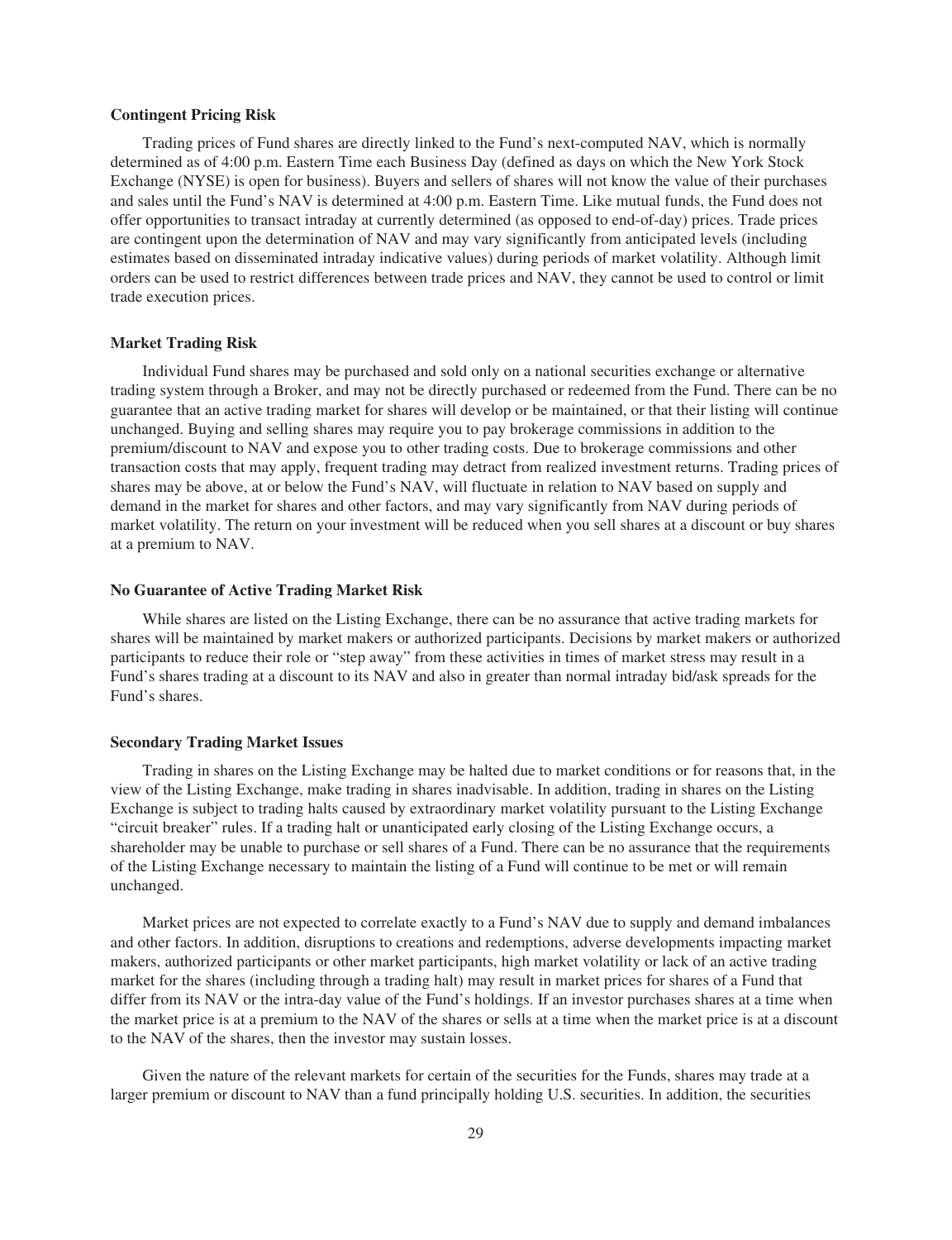**Contingent Pricing Risk**

Trading prices of Fund shares are directly linked to the Fund's next-computed NAV, which is normally determined as of 4:00 p.m. Eastern Time each Business Day (defined as days on which the New York Stock Exchange (NYSE) is open for business). Buyers and sellers of shares will not know the value of their purchases and sales until the Fund's NAV is determined at 4:00 p.m. Eastern Time. Like mutual funds, the Fund does not offer opportunities to transact intraday at currently determined (as opposed to end-of-day) prices. Trade prices are contingent upon the determination of NAV and may vary significantly from anticipated levels (including estimates based on disseminated intraday indicative values) during periods of market volatility. Although limit orders can be used to restrict differences between trade prices and NAV, they cannot be used to control or limit trade execution prices.

**Market Trading Risk**

Individual Fund shares may be purchased and sold only on a national securities exchange or alternative trading system through a Broker, and may not be directly purchased or redeemed from the Fund. There can be no guarantee that an active trading market for shares will develop or be maintained, or that their listing will continue unchanged. Buying and selling shares may require you to pay brokerage commissions in addition to the premium/discount to NAV and expose you to other trading costs. Due to brokerage commissions and other transaction costs that may apply, frequent trading may detract from realized investment returns. Trading prices of shares may be above, at or below the Fund's NAV, will fluctuate in relation to NAV based on supply and demand in the market for shares and other factors, and may vary significantly from NAV during periods of market volatility. The return on your investment will be reduced when you sell shares at a discount or buy shares at a premium to NAV.

**No Guarantee of Active Trading Market Risk**

While shares are listed on the Listing Exchange, there can be no assurance that active trading markets for shares will be maintained by market makers or authorized participants. Decisions by market makers or authorized participants to reduce their role or "step away" from these activities in times of market stress may result in a Fund's shares trading at a discount to its NAV and also in greater than normal intraday bid/ask spreads for the Fund's shares.

**Secondary Trading Market Issues**

Trading in shares on the Listing Exchange may be halted due to market conditions or for reasons that, in the view of the Listing Exchange, make trading in shares inadvisable. In addition, trading in shares on the Listing Exchange is subject to trading halts caused by extraordinary market volatility pursuant to the Listing Exchange "circuit breaker" rules. If a trading halt or unanticipated early closing of the Listing Exchange occurs, a shareholder may be unable to purchase or sell shares of a Fund. There can be no assurance that the requirements of the Listing Exchange necessary to maintain the listing of a Fund will continue to be met or will remain unchanged.

Market prices are not expected to correlate exactly to a Fund's NAV due to supply and demand imbalances and other factors. In addition, disruptions to creations and redemptions, adverse developments impacting market makers, authorized participants or other market participants, high market volatility or lack of an active trading market for the shares (including through a trading halt) may result in market prices for shares of a Fund that differ from its NAV or the intra-day value of the Fund's holdings. If an investor purchases shares at a time when the market price is at a premium to the NAV of the shares or sells at a time when the market price is at a discount to the NAV of the shares, then the investor may sustain losses.

Given the nature of the relevant markets for certain of the securities for the Funds, shares may trade at a larger premium or discount to NAV than a fund principally holding U.S. securities. In addition, the securities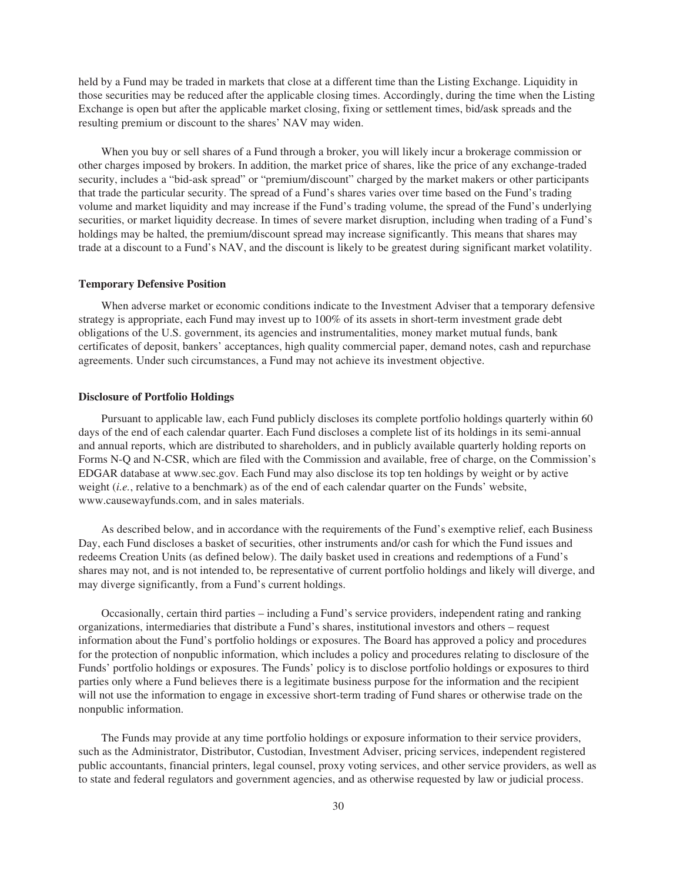held by a Fund may be traded in markets that close at a different time than the Listing Exchange. Liquidity in those securities may be reduced after the applicable closing times. Accordingly, during the time when the Listing Exchange is open but after the applicable market closing, fixing or settlement times, bid/ask spreads and the resulting premium or discount to the shares' NAV may widen.

When you buy or sell shares of a Fund through a broker, you will likely incur a brokerage commission or other charges imposed by brokers. In addition, the market price of shares, like the price of any exchange-traded security, includes a "bid-ask spread" or "premium/discount" charged by the market makers or other participants that trade the particular security. The spread of a Fund's shares varies over time based on the Fund's trading volume and market liquidity and may increase if the Fund's trading volume, the spread of the Fund's underlying securities, or market liquidity decrease. In times of severe market disruption, including when trading of a Fund's holdings may be halted, the premium/discount spread may increase significantly. This means that shares may trade at a discount to a Fund's NAV, and the discount is likely to be greatest during significant market volatility.

**Temporary Defensive Position**

When adverse market or economic conditions indicate to the Investment Adviser that a temporary defensive strategy is appropriate, each Fund may invest up to 100% of its assets in short-term investment grade debt obligations of the U.S. government, its agencies and instrumentalities, money market mutual funds, bank certificates of deposit, bankers' acceptances, high quality commercial paper, demand notes, cash and repurchase agreements. Under such circumstances, a Fund may not achieve its investment objective.

**Disclosure of Portfolio Holdings**

Pursuant to applicable law, each Fund publicly discloses its complete portfolio holdings quarterly within 60 days of the end of each calendar quarter. Each Fund discloses a complete list of its holdings in its semi-annual and annual reports, which are distributed to shareholders, and in publicly available quarterly holding reports on Forms N-Q and N-CSR, which are filed with the Commission and available, free of charge, on the Commission's EDGAR database at www.sec.gov. Each Fund may also disclose its top ten holdings by weight or by active weight (*i.e.*, relative to a benchmark) as of the end of each calendar quarter on the Funds' website, www.causewayfunds.com, and in sales materials.

As described below, and in accordance with the requirements of the Fund's exemptive relief, each Business Day, each Fund discloses a basket of securities, other instruments and/or cash for which the Fund issues and redeems Creation Units (as defined below). The daily basket used in creations and redemptions of a Fund's shares may not, and is not intended to, be representative of current portfolio holdings and likely will diverge, and may diverge significantly, from a Fund's current holdings.

Occasionally, certain third parties – including a Fund's service providers, independent rating and ranking organizations, intermediaries that distribute a Fund's shares, institutional investors and others – request information about the Fund's portfolio holdings or exposures. The Board has approved a policy and procedures for the protection of nonpublic information, which includes a policy and procedures relating to disclosure of the Funds' portfolio holdings or exposures. The Funds' policy is to disclose portfolio holdings or exposures to third parties only where a Fund believes there is a legitimate business purpose for the information and the recipient will not use the information to engage in excessive short-term trading of Fund shares or otherwise trade on the nonpublic information.

The Funds may provide at any time portfolio holdings or exposure information to their service providers, such as the Administrator, Distributor, Custodian, Investment Adviser, pricing services, independent registered public accountants, financial printers, legal counsel, proxy voting services, and other service providers, as well as to state and federal regulators and government agencies, and as otherwise requested by law or judicial process.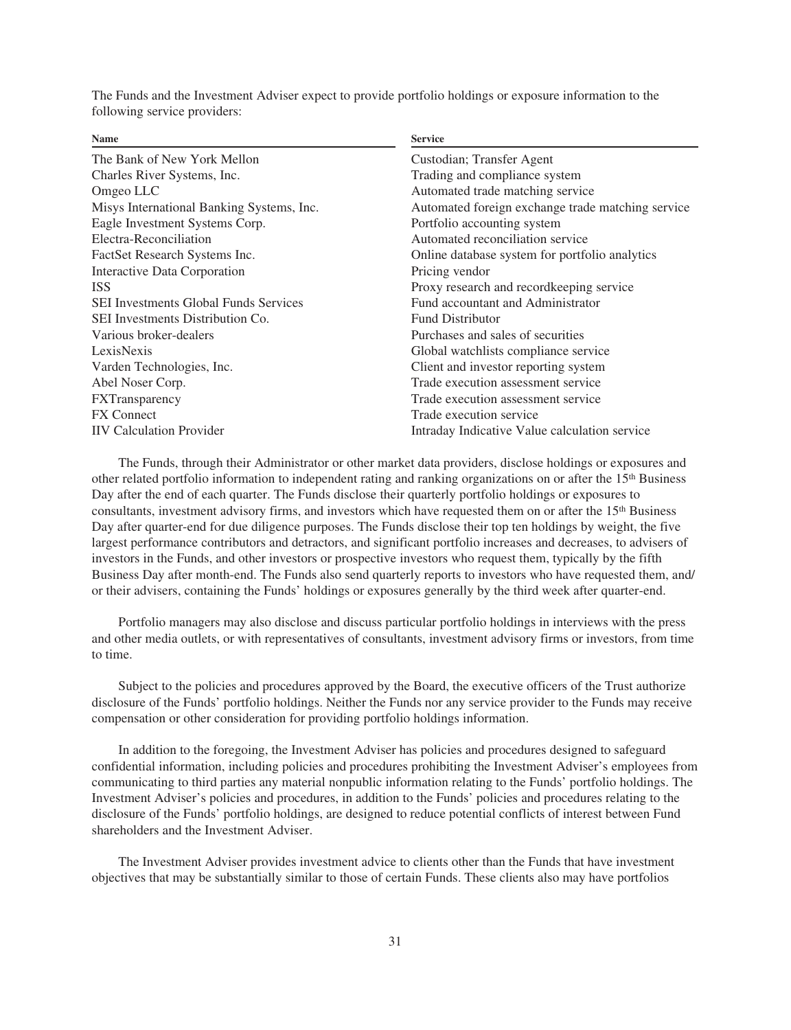The Funds and the Investment Adviser expect to provide portfolio holdings or exposure information to the following service providers:

| Name | Service |
| --- | --- |
| The Bank of New York Mellon | Custodian; Transfer Agent |
| Charles River Systems, Inc. | Trading and compliance system |
| Omgeo LLC | Automated trade matching service |
| Misys International Banking Systems, Inc. | Automated foreign exchange trade matching service |
| Eagle Investment Systems Corp. | Portfolio accounting system |
| Electra-Reconciliation | Automated reconciliation service |
| FactSet Research Systems Inc. | Online database system for portfolio analytics |
| Interactive Data Corporation | Pricing vendor |
| ISS | Proxy research and recordkeeping service |
| SEI Investments Global Funds Services | Fund accountant and Administrator |
| SEI Investments Distribution Co. | Fund Distributor |
| Various broker-dealers | Purchases and sales of securities |
| LexisNexis | Global watchlists compliance service |
| Varden Technologies, Inc. | Client and investor reporting system |
| Abel Noser Corp. | Trade execution assessment service |
| FXTransparency | Trade execution assessment service |
| FX Connect | Trade execution service |
| IIV Calculation Provider | Intraday Indicative Value calculation service |

The Funds, through their Administrator or other market data providers, disclose holdings or exposures and other related portfolio information to independent rating and ranking organizations on or after the 15th Business Day after the end of each quarter. The Funds disclose their quarterly portfolio holdings or exposures to consultants, investment advisory firms, and investors which have requested them on or after the 15th Business Day after quarter-end for due diligence purposes. The Funds disclose their top ten holdings by weight, the five largest performance contributors and detractors, and significant portfolio increases and decreases, to advisers of investors in the Funds, and other investors or prospective investors who request them, typically by the fifth Business Day after month-end. The Funds also send quarterly reports to investors who have requested them, and/or their advisers, containing the Funds' holdings or exposures generally by the third week after quarter-end.

Portfolio managers may also disclose and discuss particular portfolio holdings in interviews with the press and other media outlets, or with representatives of consultants, investment advisory firms or investors, from time to time.

Subject to the policies and procedures approved by the Board, the executive officers of the Trust authorize disclosure of the Funds' portfolio holdings. Neither the Funds nor any service provider to the Funds may receive compensation or other consideration for providing portfolio holdings information.

In addition to the foregoing, the Investment Adviser has policies and procedures designed to safeguard confidential information, including policies and procedures prohibiting the Investment Adviser's employees from communicating to third parties any material nonpublic information relating to the Funds' portfolio holdings. The Investment Adviser's policies and procedures, in addition to the Funds' policies and procedures relating to the disclosure of the Funds' portfolio holdings, are designed to reduce potential conflicts of interest between Fund shareholders and the Investment Adviser.

The Investment Adviser provides investment advice to clients other than the Funds that have investment objectives that may be substantially similar to those of certain Funds. These clients also may have portfolios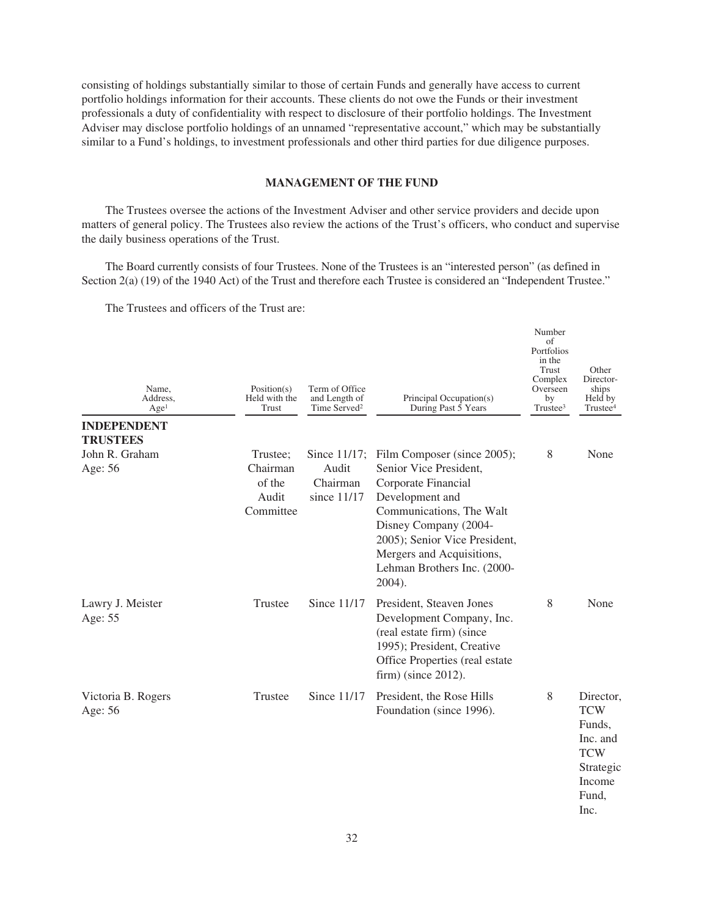consisting of holdings substantially similar to those of certain Funds and generally have access to current portfolio holdings information for their accounts. These clients do not owe the Funds or their investment professionals a duty of confidentiality with respect to disclosure of their portfolio holdings. The Investment Adviser may disclose portfolio holdings of an unnamed "representative account," which may be substantially similar to a Fund's holdings, to investment professionals and other third parties for due diligence purposes.

## MANAGEMENT OF THE FUND

The Trustees oversee the actions of the Investment Adviser and other service providers and decide upon matters of general policy. The Trustees also review the actions of the Trust's officers, who conduct and supervise the daily business operations of the Trust.

The Board currently consists of four Trustees. None of the Trustees is an "interested person" (as defined in Section 2(a) (19) of the 1940 Act) of the Trust and therefore each Trustee is considered an "Independent Trustee."

The Trustees and officers of the Trust are:

| Name, Address, Age[1] | Position(s) Held with the Trust | Term of Office and Length of Time Served[2] | Principal Occupation(s) During Past 5 Years | Number of Portfolios in the Trust Complex Overseen by Trustee[3] | Other Directorships Held by Trustee[4] |
|---|---|---|---|---|---|
| **INDEPENDENT TRUSTEES** | | | | | |
| John R. Graham Age: 56 | Trustee; Chairman of the Audit Committee | Since 11/17; Audit Chairman since 11/17 | Film Composer (since 2005); Senior Vice President, Corporate Financial Development and Communications, The Walt Disney Company (2004-2005); Senior Vice President, Mergers and Acquisitions, Lehman Brothers Inc. (2000-2004). | 8 | None |
| Lawry J. Meister Age: 55 | Trustee | Since 11/17 | President, Steaven Jones Development Company, Inc. (real estate firm) (since 1995); President, Creative Office Properties (real estate firm) (since 2012). | 8 | None |
| Victoria B. Rogers Age: 56 | Trustee | Since 11/17 | President, the Rose Hills Foundation (since 1996). | 8 | Director, TCW Funds, Inc. and TCW Strategic Income Fund, Inc. |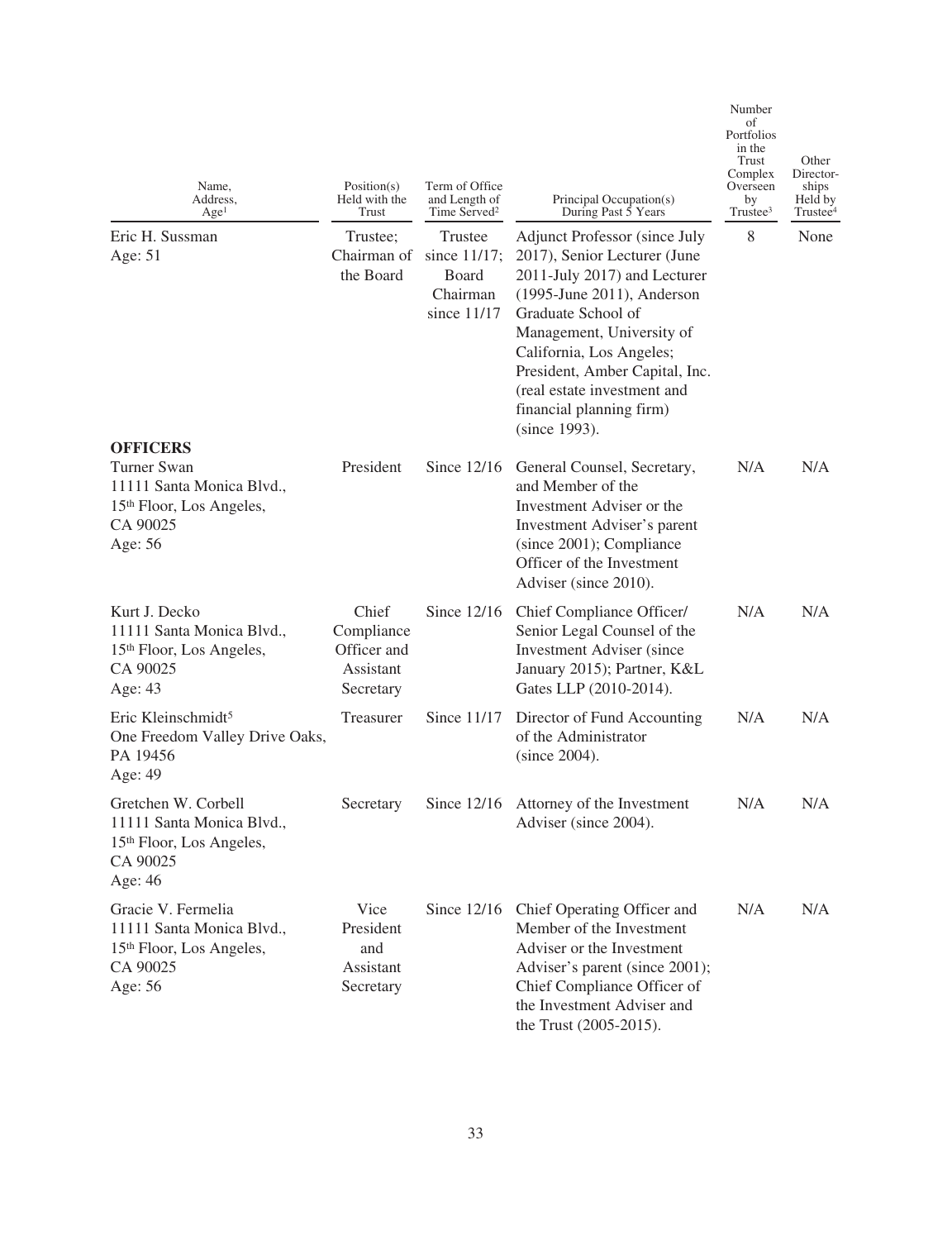| Name, Address, Age[1] | Position(s) Held with the Trust | Term of Office and Length of Time Served[2] | Principal Occupation(s) During Past 5 Years | Number of Portfolios in the Trust Complex Overseen by Trustee[3] | Other Directorships Held by Trustee[4] |
|---|---|---|---|---|---|
| Eric H. Sussman<br>Age: 51 | Trustee; Chairman of the Board | Trustee since 11/17; Board Chairman since 11/17 | Adjunct Professor (since July 2017), Senior Lecturer (June 2011-July 2017) and Lecturer (1995-June 2011), Anderson Graduate School of Management, University of California, Los Angeles; President, Amber Capital, Inc. (real estate investment and financial planning firm) (since 1993). | 8 | None |
| **OFFICERS** | | | | | |
| Turner Swan<br>11111 Santa Monica Blvd., 15th Floor, Los Angeles, CA 90025<br>Age: 56 | President | Since 12/16 | General Counsel, Secretary, and Member of the Investment Adviser or the Investment Adviser's parent (since 2001); Compliance Officer of the Investment Adviser (since 2010). | N/A | N/A |
| Kurt J. Decko<br>11111 Santa Monica Blvd., 15th Floor, Los Angeles, CA 90025<br>Age: 43 | Chief Compliance Officer and Assistant Secretary | Since 12/16 | Chief Compliance Officer/ Senior Legal Counsel of the Investment Adviser (since January 2015); Partner, K&L Gates LLP (2010-2014). | N/A | N/A |
| Eric Kleinschmidt[5]<br>One Freedom Valley Drive Oaks, PA 19456<br>Age: 49 | Treasurer | Since 11/17 | Director of Fund Accounting of the Administrator (since 2004). | N/A | N/A |
| Gretchen W. Corbell<br>11111 Santa Monica Blvd., 15th Floor, Los Angeles, CA 90025<br>Age: 46 | Secretary | Since 12/16 | Attorney of the Investment Adviser (since 2004). | N/A | N/A |
| Gracie V. Fermelia<br>11111 Santa Monica Blvd., 15th Floor, Los Angeles, CA 90025<br>Age: 56 | Vice President and Assistant Secretary | Since 12/16 | Chief Operating Officer and Member of the Investment Adviser or the Investment Adviser's parent (since 2001); Chief Compliance Officer of the Investment Adviser and the Trust (2005-2015). | N/A | N/A |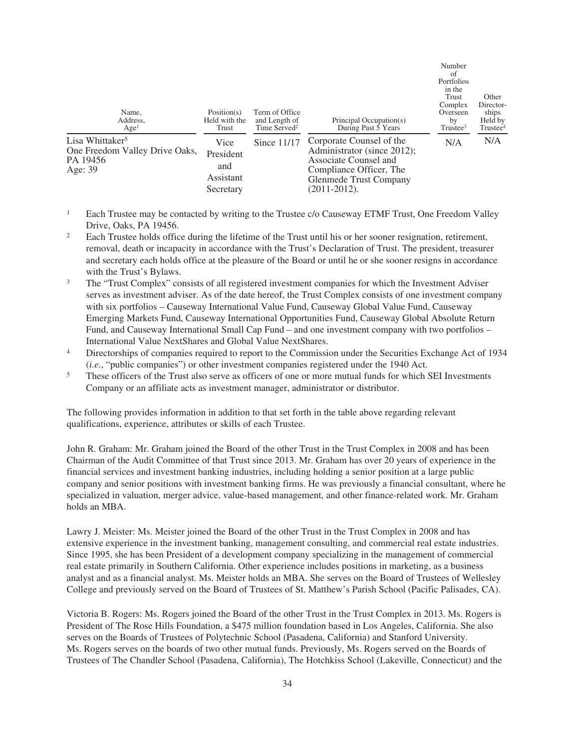| Name, Address, Age[1] | Position(s) Held with the Trust | Term of Office and Length of Time Served[2] | Principal Occupation(s) During Past 5 Years | Number of Portfolios in the Trust Complex Overseen by Trustee[3] | Other Directorships Held by Trustee[4] |
|---|---|---|---|---|---|
| Lisa Whittaker[5] One Freedom Valley Drive Oaks, PA 19456 Age: 39 | Vice President and Assistant Secretary | Since 11/17 | Corporate Counsel of the Administrator (since 2012); Associate Counsel and Compliance Officer, The Glenmede Trust Company (2011-2012). | N/A | N/A |

[1] Each Trustee may be contacted by writing to the Trustee c/o Causeway ETMF Trust, One Freedom Valley Drive, Oaks, PA 19456.

[2] Each Trustee holds office during the lifetime of the Trust until his or her sooner resignation, retirement, removal, death or incapacity in accordance with the Trust's Declaration of Trust. The president, treasurer and secretary each holds office at the pleasure of the Board or until he or she sooner resigns in accordance with the Trust's Bylaws.

[3] The "Trust Complex" consists of all registered investment companies for which the Investment Adviser serves as investment adviser. As of the date hereof, the Trust Complex consists of one investment company with six portfolios – Causeway International Value Fund, Causeway Global Value Fund, Causeway Emerging Markets Fund, Causeway International Opportunities Fund, Causeway Global Absolute Return Fund, and Causeway International Small Cap Fund – and one investment company with two portfolios – International Value NextShares and Global Value NextShares.

[4] Directorships of companies required to report to the Commission under the Securities Exchange Act of 1934 (*i.e.*, "public companies") or other investment companies registered under the 1940 Act.

[5] These officers of the Trust also serve as officers of one or more mutual funds for which SEI Investments Company or an affiliate acts as investment manager, administrator or distributor.

The following provides information in addition to that set forth in the table above regarding relevant qualifications, experience, attributes or skills of each Trustee.

John R. Graham: Mr. Graham joined the Board of the other Trust in the Trust Complex in 2008 and has been Chairman of the Audit Committee of that Trust since 2013. Mr. Graham has over 20 years of experience in the financial services and investment banking industries, including holding a senior position at a large public company and senior positions with investment banking firms. He was previously a financial consultant, where he specialized in valuation, merger advice, value-based management, and other finance-related work. Mr. Graham holds an MBA.

Lawry J. Meister: Ms. Meister joined the Board of the other Trust in the Trust Complex in 2008 and has extensive experience in the investment banking, management consulting, and commercial real estate industries. Since 1995, she has been President of a development company specializing in the management of commercial real estate primarily in Southern California. Other experience includes positions in marketing, as a business analyst and as a financial analyst. Ms. Meister holds an MBA. She serves on the Board of Trustees of Wellesley College and previously served on the Board of Trustees of St. Matthew's Parish School (Pacific Palisades, CA).

Victoria B. Rogers: Ms. Rogers joined the Board of the other Trust in the Trust Complex in 2013. Ms. Rogers is President of The Rose Hills Foundation, a $475 million foundation based in Los Angeles, California. She also serves on the Boards of Trustees of Polytechnic School (Pasadena, California) and Stanford University. Ms. Rogers serves on the boards of two other mutual funds. Previously, Ms. Rogers served on the Boards of Trustees of The Chandler School (Pasadena, California), The Hotchkiss School (Lakeville, Connecticut) and the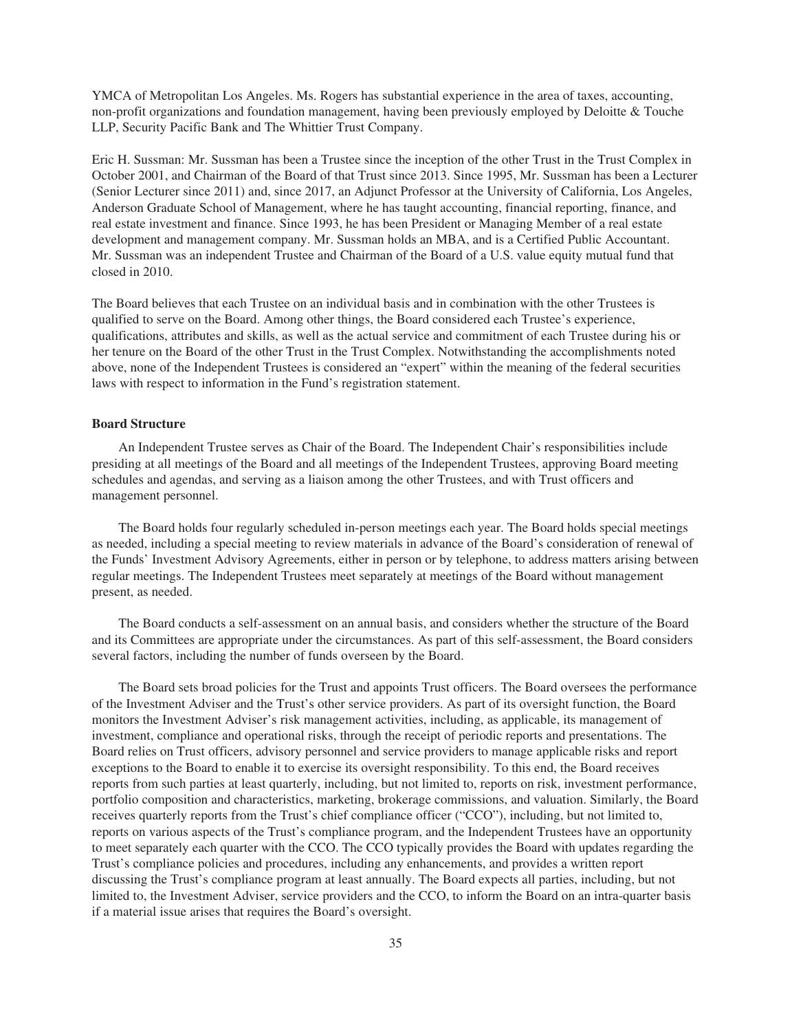YMCA of Metropolitan Los Angeles. Ms. Rogers has substantial experience in the area of taxes, accounting, non-profit organizations and foundation management, having been previously employed by Deloitte & Touche LLP, Security Pacific Bank and The Whittier Trust Company.

Eric H. Sussman: Mr. Sussman has been a Trustee since the inception of the other Trust in the Trust Complex in October 2001, and Chairman of the Board of that Trust since 2013. Since 1995, Mr. Sussman has been a Lecturer (Senior Lecturer since 2011) and, since 2017, an Adjunct Professor at the University of California, Los Angeles, Anderson Graduate School of Management, where he has taught accounting, financial reporting, finance, and real estate investment and finance. Since 1993, he has been President or Managing Member of a real estate development and management company. Mr. Sussman holds an MBA, and is a Certified Public Accountant. Mr. Sussman was an independent Trustee and Chairman of the Board of a U.S. value equity mutual fund that closed in 2010.

The Board believes that each Trustee on an individual basis and in combination with the other Trustees is qualified to serve on the Board. Among other things, the Board considered each Trustee's experience, qualifications, attributes and skills, as well as the actual service and commitment of each Trustee during his or her tenure on the Board of the other Trust in the Trust Complex. Notwithstanding the accomplishments noted above, none of the Independent Trustees is considered an "expert" within the meaning of the federal securities laws with respect to information in the Fund's registration statement.

**Board Structure**

An Independent Trustee serves as Chair of the Board. The Independent Chair's responsibilities include presiding at all meetings of the Board and all meetings of the Independent Trustees, approving Board meeting schedules and agendas, and serving as a liaison among the other Trustees, and with Trust officers and management personnel.

The Board holds four regularly scheduled in-person meetings each year. The Board holds special meetings as needed, including a special meeting to review materials in advance of the Board's consideration of renewal of the Funds' Investment Advisory Agreements, either in person or by telephone, to address matters arising between regular meetings. The Independent Trustees meet separately at meetings of the Board without management present, as needed.

The Board conducts a self-assessment on an annual basis, and considers whether the structure of the Board and its Committees are appropriate under the circumstances. As part of this self-assessment, the Board considers several factors, including the number of funds overseen by the Board.

The Board sets broad policies for the Trust and appoints Trust officers. The Board oversees the performance of the Investment Adviser and the Trust's other service providers. As part of its oversight function, the Board monitors the Investment Adviser's risk management activities, including, as applicable, its management of investment, compliance and operational risks, through the receipt of periodic reports and presentations. The Board relies on Trust officers, advisory personnel and service providers to manage applicable risks and report exceptions to the Board to enable it to exercise its oversight responsibility. To this end, the Board receives reports from such parties at least quarterly, including, but not limited to, reports on risk, investment performance, portfolio composition and characteristics, marketing, brokerage commissions, and valuation. Similarly, the Board receives quarterly reports from the Trust's chief compliance officer ("CCO"), including, but not limited to, reports on various aspects of the Trust's compliance program, and the Independent Trustees have an opportunity to meet separately each quarter with the CCO. The CCO typically provides the Board with updates regarding the Trust's compliance policies and procedures, including any enhancements, and provides a written report discussing the Trust's compliance program at least annually. The Board expects all parties, including, but not limited to, the Investment Adviser, service providers and the CCO, to inform the Board on an intra-quarter basis if a material issue arises that requires the Board's oversight.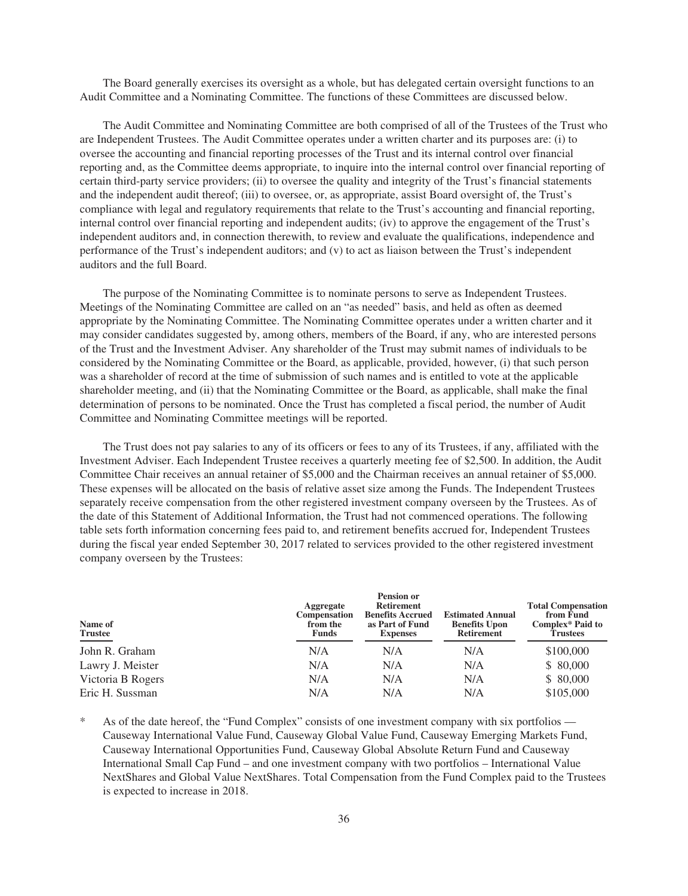The Board generally exercises its oversight as a whole, but has delegated certain oversight functions to an Audit Committee and a Nominating Committee. The functions of these Committees are discussed below.

The Audit Committee and Nominating Committee are both comprised of all of the Trustees of the Trust who are Independent Trustees. The Audit Committee operates under a written charter and its purposes are: (i) to oversee the accounting and financial reporting processes of the Trust and its internal control over financial reporting and, as the Committee deems appropriate, to inquire into the internal control over financial reporting of certain third-party service providers; (ii) to oversee the quality and integrity of the Trust's financial statements and the independent audit thereof; (iii) to oversee, or, as appropriate, assist Board oversight of, the Trust's compliance with legal and regulatory requirements that relate to the Trust's accounting and financial reporting, internal control over financial reporting and independent audits; (iv) to approve the engagement of the Trust's independent auditors and, in connection therewith, to review and evaluate the qualifications, independence and performance of the Trust's independent auditors; and (v) to act as liaison between the Trust's independent auditors and the full Board.

The purpose of the Nominating Committee is to nominate persons to serve as Independent Trustees. Meetings of the Nominating Committee are called on an "as needed" basis, and held as often as deemed appropriate by the Nominating Committee. The Nominating Committee operates under a written charter and it may consider candidates suggested by, among others, members of the Board, if any, who are interested persons of the Trust and the Investment Adviser. Any shareholder of the Trust may submit names of individuals to be considered by the Nominating Committee or the Board, as applicable, provided, however, (i) that such person was a shareholder of record at the time of submission of such names and is entitled to vote at the applicable shareholder meeting, and (ii) that the Nominating Committee or the Board, as applicable, shall make the final determination of persons to be nominated. Once the Trust has completed a fiscal period, the number of Audit Committee and Nominating Committee meetings will be reported.

The Trust does not pay salaries to any of its officers or fees to any of its Trustees, if any, affiliated with the Investment Adviser. Each Independent Trustee receives a quarterly meeting fee of $2,500. In addition, the Audit Committee Chair receives an annual retainer of $5,000 and the Chairman receives an annual retainer of $5,000. These expenses will be allocated on the basis of relative asset size among the Funds. The Independent Trustees separately receive compensation from the other registered investment company overseen by the Trustees. As of the date of this Statement of Additional Information, the Trust had not commenced operations. The following table sets forth information concerning fees paid to, and retirement benefits accrued for, Independent Trustees during the fiscal year ended September 30, 2017 related to services provided to the other registered investment company overseen by the Trustees:

| Name of Trustee | Aggregate Compensation from the Funds | Pension or Retirement Benefits Accrued as Part of Fund Expenses | Estimated Annual Benefits Upon Retirement | Total Compensation from Fund Complex* Paid to Trustees |
|---|---|---|---|---|
| John R. Graham | N/A | N/A | N/A | $100,000 |
| Lawry J. Meister | N/A | N/A | N/A | $ 80,000 |
| Victoria B Rogers | N/A | N/A | N/A | $ 80,000 |
| Eric H. Sussman | N/A | N/A | N/A | $105,000 |

* As of the date hereof, the "Fund Complex" consists of one investment company with six portfolios — Causeway International Value Fund, Causeway Global Value Fund, Causeway Emerging Markets Fund, Causeway International Opportunities Fund, Causeway Global Absolute Return Fund and Causeway International Small Cap Fund – and one investment company with two portfolios – International Value NextShares and Global Value NextShares. Total Compensation from the Fund Complex paid to the Trustees is expected to increase in 2018.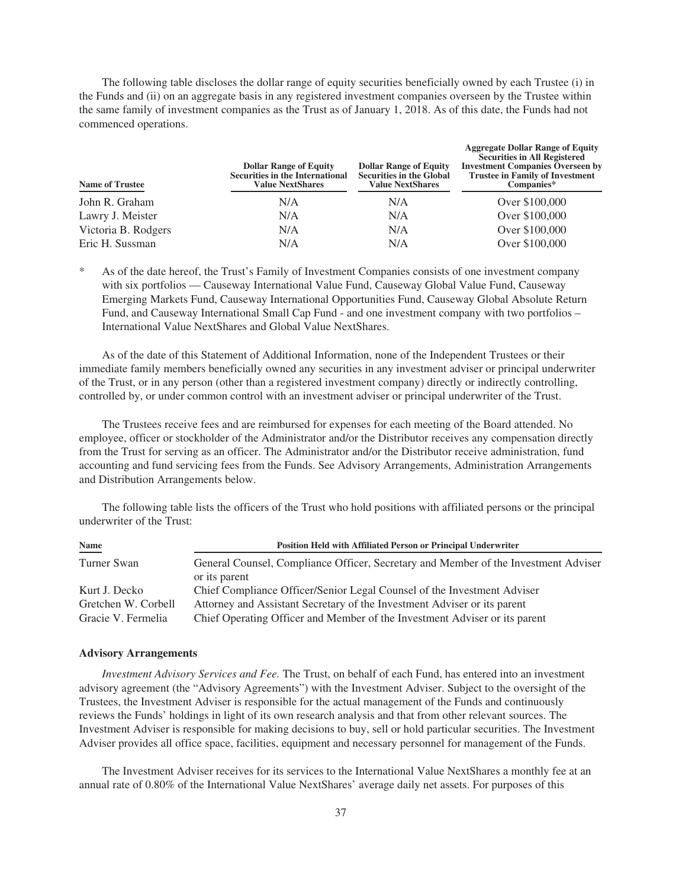The following table discloses the dollar range of equity securities beneficially owned by each Trustee (i) in the Funds and (ii) on an aggregate basis in any registered investment companies overseen by the Trustee within the same family of investment companies as the Trust as of January 1, 2018. As of this date, the Funds had not commenced operations.

| Name of Trustee | Dollar Range of Equity Securities in the International Value NextShares | Dollar Range of Equity Securities in the Global Value NextShares | Aggregate Dollar Range of Equity Securities in All Registered Investment Companies Overseen by Trustee in Family of Investment Companies* |
|---|---|---|---|
| John R. Graham | N/A | N/A | Over $100,000 |
| Lawry J. Meister | N/A | N/A | Over $100,000 |
| Victoria B. Rodgers | N/A | N/A | Over $100,000 |
| Eric H. Sussman | N/A | N/A | Over $100,000 |

\* As of the date hereof, the Trust's Family of Investment Companies consists of one investment company with six portfolios — Causeway International Value Fund, Causeway Global Value Fund, Causeway Emerging Markets Fund, Causeway International Opportunities Fund, Causeway Global Absolute Return Fund, and Causeway International Small Cap Fund - and one investment company with two portfolios – International Value NextShares and Global Value NextShares.

As of the date of this Statement of Additional Information, none of the Independent Trustees or their immediate family members beneficially owned any securities in any investment adviser or principal underwriter of the Trust, or in any person (other than a registered investment company) directly or indirectly controlling, controlled by, or under common control with an investment adviser or principal underwriter of the Trust.

The Trustees receive fees and are reimbursed for expenses for each meeting of the Board attended. No employee, officer or stockholder of the Administrator and/or the Distributor receives any compensation directly from the Trust for serving as an officer. The Administrator and/or the Distributor receive administration, fund accounting and fund servicing fees from the Funds. See Advisory Arrangements, Administration Arrangements and Distribution Arrangements below.

The following table lists the officers of the Trust who hold positions with affiliated persons or the principal underwriter of the Trust:

| Name | Position Held with Affiliated Person or Principal Underwriter |
|---|---|
| Turner Swan | General Counsel, Compliance Officer, Secretary and Member of the Investment Adviser or its parent |
| Kurt J. Decko | Chief Compliance Officer/Senior Legal Counsel of the Investment Adviser |
| Gretchen W. Corbell | Attorney and Assistant Secretary of the Investment Adviser or its parent |
| Gracie V. Fermelia | Chief Operating Officer and Member of the Investment Adviser or its parent |

### Advisory Arrangements

*Investment Advisory Services and Fee.* The Trust, on behalf of each Fund, has entered into an investment advisory agreement (the "Advisory Agreements") with the Investment Adviser. Subject to the oversight of the Trustees, the Investment Adviser is responsible for the actual management of the Funds and continuously reviews the Funds' holdings in light of its own research analysis and that from other relevant sources. The Investment Adviser is responsible for making decisions to buy, sell or hold particular securities. The Investment Adviser provides all office space, facilities, equipment and necessary personnel for management of the Funds.

The Investment Adviser receives for its services to the International Value NextShares a monthly fee at an annual rate of 0.80% of the International Value NextShares' average daily net assets. For purposes of this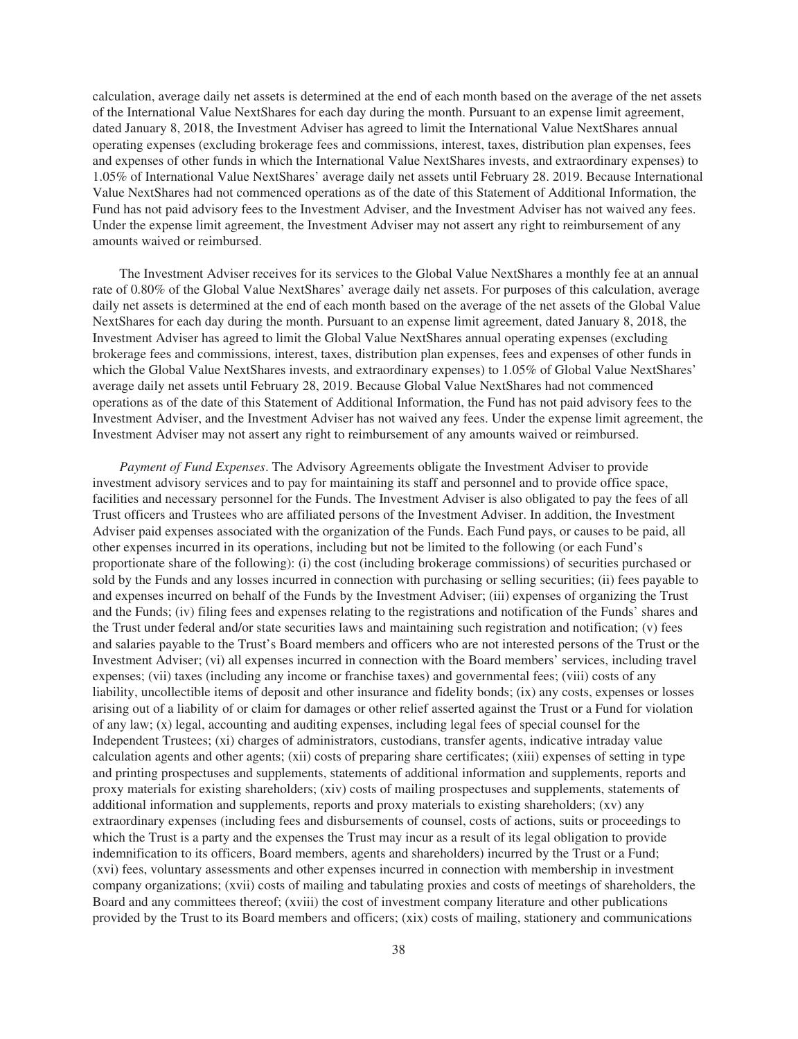calculation, average daily net assets is determined at the end of each month based on the average of the net assets of the International Value NextShares for each day during the month. Pursuant to an expense limit agreement, dated January 8, 2018, the Investment Adviser has agreed to limit the International Value NextShares annual operating expenses (excluding brokerage fees and commissions, interest, taxes, distribution plan expenses, fees and expenses of other funds in which the International Value NextShares invests, and extraordinary expenses) to 1.05% of International Value NextShares' average daily net assets until February 28. 2019. Because International Value NextShares had not commenced operations as of the date of this Statement of Additional Information, the Fund has not paid advisory fees to the Investment Adviser, and the Investment Adviser has not waived any fees. Under the expense limit agreement, the Investment Adviser may not assert any right to reimbursement of any amounts waived or reimbursed.

The Investment Adviser receives for its services to the Global Value NextShares a monthly fee at an annual rate of 0.80% of the Global Value NextShares' average daily net assets. For purposes of this calculation, average daily net assets is determined at the end of each month based on the average of the net assets of the Global Value NextShares for each day during the month. Pursuant to an expense limit agreement, dated January 8, 2018, the Investment Adviser has agreed to limit the Global Value NextShares annual operating expenses (excluding brokerage fees and commissions, interest, taxes, distribution plan expenses, fees and expenses of other funds in which the Global Value NextShares invests, and extraordinary expenses) to 1.05% of Global Value NextShares' average daily net assets until February 28, 2019. Because Global Value NextShares had not commenced operations as of the date of this Statement of Additional Information, the Fund has not paid advisory fees to the Investment Adviser, and the Investment Adviser has not waived any fees. Under the expense limit agreement, the Investment Adviser may not assert any right to reimbursement of any amounts waived or reimbursed.

*Payment of Fund Expenses*. The Advisory Agreements obligate the Investment Adviser to provide investment advisory services and to pay for maintaining its staff and personnel and to provide office space, facilities and necessary personnel for the Funds. The Investment Adviser is also obligated to pay the fees of all Trust officers and Trustees who are affiliated persons of the Investment Adviser. In addition, the Investment Adviser paid expenses associated with the organization of the Funds. Each Fund pays, or causes to be paid, all other expenses incurred in its operations, including but not be limited to the following (or each Fund's proportionate share of the following): (i) the cost (including brokerage commissions) of securities purchased or sold by the Funds and any losses incurred in connection with purchasing or selling securities; (ii) fees payable to and expenses incurred on behalf of the Funds by the Investment Adviser; (iii) expenses of organizing the Trust and the Funds; (iv) filing fees and expenses relating to the registrations and notification of the Funds' shares and the Trust under federal and/or state securities laws and maintaining such registration and notification; (v) fees and salaries payable to the Trust's Board members and officers who are not interested persons of the Trust or the Investment Adviser; (vi) all expenses incurred in connection with the Board members' services, including travel expenses; (vii) taxes (including any income or franchise taxes) and governmental fees; (viii) costs of any liability, uncollectible items of deposit and other insurance and fidelity bonds; (ix) any costs, expenses or losses arising out of a liability of or claim for damages or other relief asserted against the Trust or a Fund for violation of any law; (x) legal, accounting and auditing expenses, including legal fees of special counsel for the Independent Trustees; (xi) charges of administrators, custodians, transfer agents, indicative intraday value calculation agents and other agents; (xii) costs of preparing share certificates; (xiii) expenses of setting in type and printing prospectuses and supplements, statements of additional information and supplements, reports and proxy materials for existing shareholders; (xiv) costs of mailing prospectuses and supplements, statements of additional information and supplements, reports and proxy materials to existing shareholders; (xv) any extraordinary expenses (including fees and disbursements of counsel, costs of actions, suits or proceedings to which the Trust is a party and the expenses the Trust may incur as a result of its legal obligation to provide indemnification to its officers, Board members, agents and shareholders) incurred by the Trust or a Fund; (xvi) fees, voluntary assessments and other expenses incurred in connection with membership in investment company organizations; (xvii) costs of mailing and tabulating proxies and costs of meetings of shareholders, the Board and any committees thereof; (xviii) the cost of investment company literature and other publications provided by the Trust to its Board members and officers; (xix) costs of mailing, stationery and communications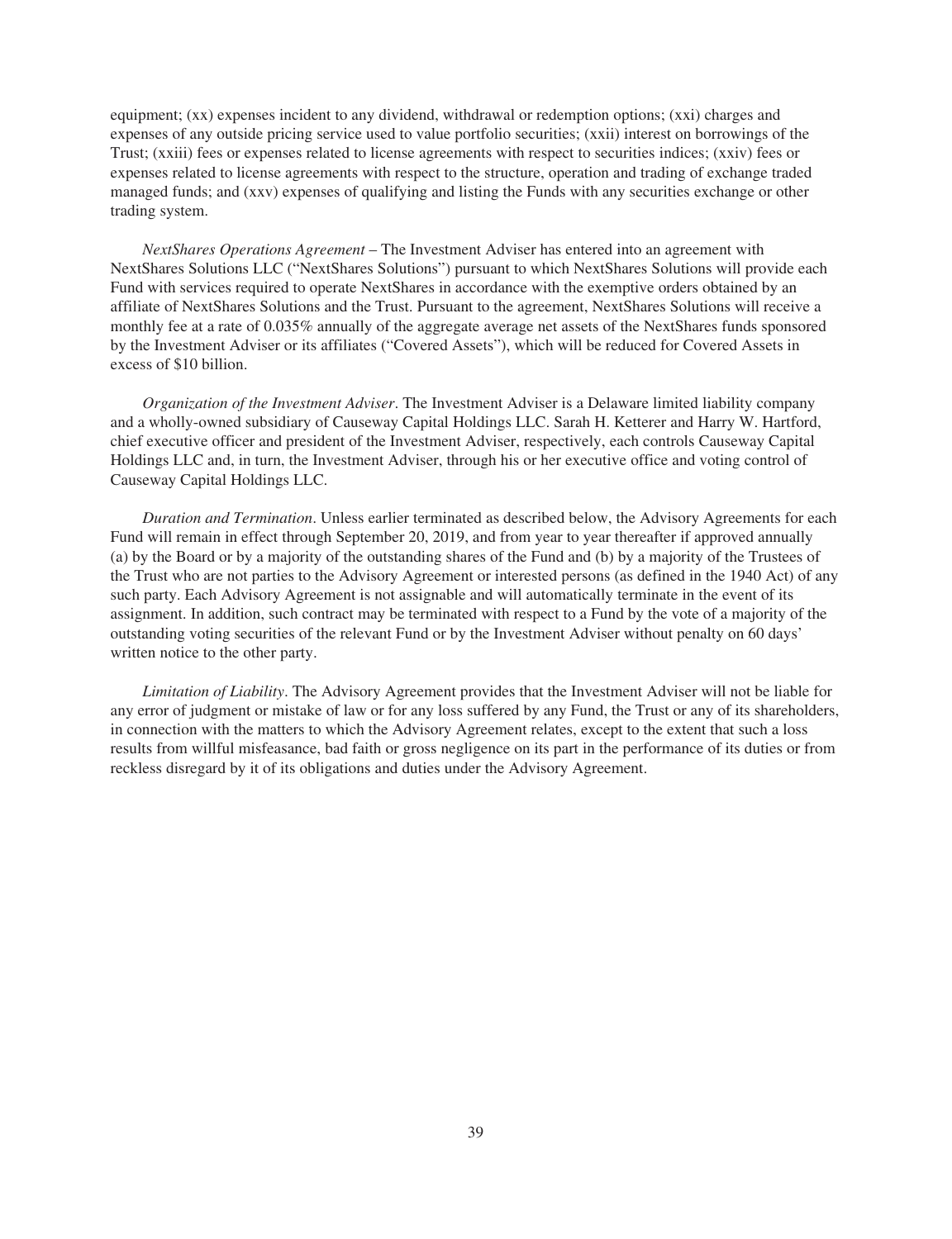equipment; (xx) expenses incident to any dividend, withdrawal or redemption options; (xxi) charges and expenses of any outside pricing service used to value portfolio securities; (xxii) interest on borrowings of the Trust; (xxiii) fees or expenses related to license agreements with respect to securities indices; (xxiv) fees or expenses related to license agreements with respect to the structure, operation and trading of exchange traded managed funds; and (xxv) expenses of qualifying and listing the Funds with any securities exchange or other trading system.

*NextShares Operations Agreement* – The Investment Adviser has entered into an agreement with NextShares Solutions LLC ("NextShares Solutions") pursuant to which NextShares Solutions will provide each Fund with services required to operate NextShares in accordance with the exemptive orders obtained by an affiliate of NextShares Solutions and the Trust. Pursuant to the agreement, NextShares Solutions will receive a monthly fee at a rate of 0.035% annually of the aggregate average net assets of the NextShares funds sponsored by the Investment Adviser or its affiliates ("Covered Assets"), which will be reduced for Covered Assets in excess of $10 billion.

*Organization of the Investment Adviser*. The Investment Adviser is a Delaware limited liability company and a wholly-owned subsidiary of Causeway Capital Holdings LLC. Sarah H. Ketterer and Harry W. Hartford, chief executive officer and president of the Investment Adviser, respectively, each controls Causeway Capital Holdings LLC and, in turn, the Investment Adviser, through his or her executive office and voting control of Causeway Capital Holdings LLC.

*Duration and Termination*. Unless earlier terminated as described below, the Advisory Agreements for each Fund will remain in effect through September 20, 2019, and from year to year thereafter if approved annually (a) by the Board or by a majority of the outstanding shares of the Fund and (b) by a majority of the Trustees of the Trust who are not parties to the Advisory Agreement or interested persons (as defined in the 1940 Act) of any such party. Each Advisory Agreement is not assignable and will automatically terminate in the event of its assignment. In addition, such contract may be terminated with respect to a Fund by the vote of a majority of the outstanding voting securities of the relevant Fund or by the Investment Adviser without penalty on 60 days' written notice to the other party.

*Limitation of Liability*. The Advisory Agreement provides that the Investment Adviser will not be liable for any error of judgment or mistake of law or for any loss suffered by any Fund, the Trust or any of its shareholders, in connection with the matters to which the Advisory Agreement relates, except to the extent that such a loss results from willful misfeasance, bad faith or gross negligence on its part in the performance of its duties or from reckless disregard by it of its obligations and duties under the Advisory Agreement.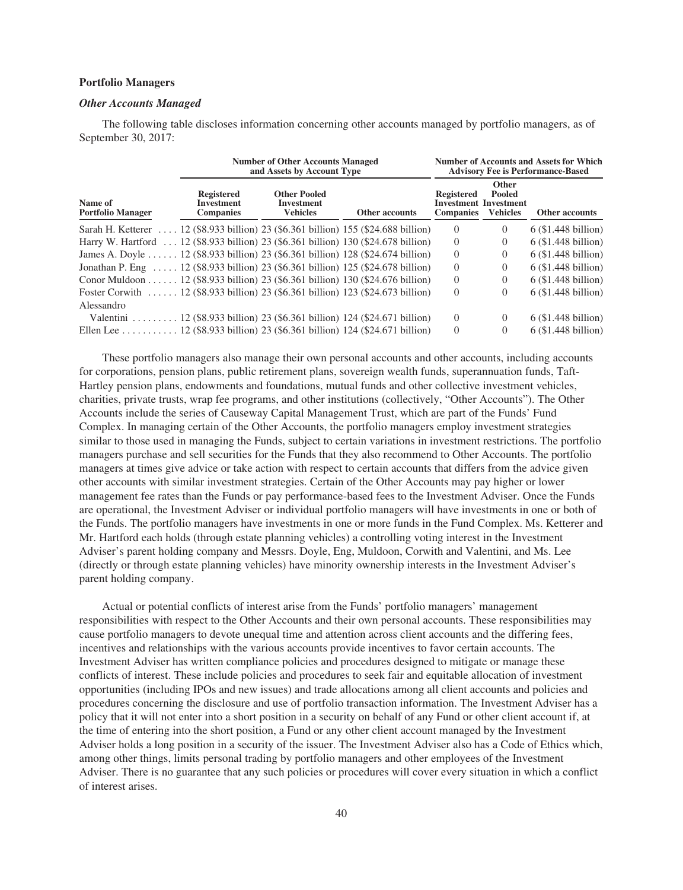### Portfolio Managers

#### *Other Accounts Managed*

The following table discloses information concerning other accounts managed by portfolio managers, as of September 30, 2017:

| | Number of Other Accounts Managed and Assets by Account Type | | | Number of Accounts and Assets for Which Advisory Fee is Performance-Based | | |
|---|---|---|---|---|---|---|
| **Name of Portfolio Manager** | **Registered Investment Companies** | **Other Pooled Investment Vehicles** | **Other accounts** | **Registered Investment Companies** | **Other Pooled Investment Vehicles** | **Other accounts** |
| Sarah H. Ketterer | 12 ($8.933 billion) | 23 ($6.361 billion) | 155 ($24.688 billion) | 0 | 0 | 6 ($1.448 billion) |
| Harry W. Hartford | 12 ($8.933 billion) | 23 ($6.361 billion) | 130 ($24.678 billion) | 0 | 0 | 6 ($1.448 billion) |
| James A. Doyle | 12 ($8.933 billion) | 23 ($6.361 billion) | 128 ($24.674 billion) | 0 | 0 | 6 ($1.448 billion) |
| Jonathan P. Eng | 12 ($8.933 billion) | 23 ($6.361 billion) | 125 ($24.678 billion) | 0 | 0 | 6 ($1.448 billion) |
| Conor Muldoon | 12 ($8.933 billion) | 23 ($6.361 billion) | 130 ($24.676 billion) | 0 | 0 | 6 ($1.448 billion) |
| Foster Corwith | 12 ($8.933 billion) | 23 ($6.361 billion) | 123 ($24.673 billion) | 0 | 0 | 6 ($1.448 billion) |
| Alessandro Valentini | 12 ($8.933 billion) | 23 ($6.361 billion) | 124 ($24.671 billion) | 0 | 0 | 6 ($1.448 billion) |
| Ellen Lee | 12 ($8.933 billion) | 23 ($6.361 billion) | 124 ($24.671 billion) | 0 | 0 | 6 ($1.448 billion) |

These portfolio managers also manage their own personal accounts and other accounts, including accounts for corporations, pension plans, public retirement plans, sovereign wealth funds, superannuation funds, Taft-Hartley pension plans, endowments and foundations, mutual funds and other collective investment vehicles, charities, private trusts, wrap fee programs, and other institutions (collectively, "Other Accounts"). The Other Accounts include the series of Causeway Capital Management Trust, which are part of the Funds' Fund Complex. In managing certain of the Other Accounts, the portfolio managers employ investment strategies similar to those used in managing the Funds, subject to certain variations in investment restrictions. The portfolio managers purchase and sell securities for the Funds that they also recommend to Other Accounts. The portfolio managers at times give advice or take action with respect to certain accounts that differs from the advice given other accounts with similar investment strategies. Certain of the Other Accounts may pay higher or lower management fee rates than the Funds or pay performance-based fees to the Investment Adviser. Once the Funds are operational, the Investment Adviser or individual portfolio managers will have investments in one or both of the Funds. The portfolio managers have investments in one or more funds in the Fund Complex. Ms. Ketterer and Mr. Hartford each holds (through estate planning vehicles) a controlling voting interest in the Investment Adviser's parent holding company and Messrs. Doyle, Eng, Muldoon, Corwith and Valentini, and Ms. Lee (directly or through estate planning vehicles) have minority ownership interests in the Investment Adviser's parent holding company.

Actual or potential conflicts of interest arise from the Funds' portfolio managers' management responsibilities with respect to the Other Accounts and their own personal accounts. These responsibilities may cause portfolio managers to devote unequal time and attention across client accounts and the differing fees, incentives and relationships with the various accounts provide incentives to favor certain accounts. The Investment Adviser has written compliance policies and procedures designed to mitigate or manage these conflicts of interest. These include policies and procedures to seek fair and equitable allocation of investment opportunities (including IPOs and new issues) and trade allocations among all client accounts and policies and procedures concerning the disclosure and use of portfolio transaction information. The Investment Adviser has a policy that it will not enter into a short position in a security on behalf of any Fund or other client account if, at the time of entering into the short position, a Fund or any other client account managed by the Investment Adviser holds a long position in a security of the issuer. The Investment Adviser also has a Code of Ethics which, among other things, limits personal trading by portfolio managers and other employees of the Investment Adviser. There is no guarantee that any such policies or procedures will cover every situation in which a conflict of interest arises.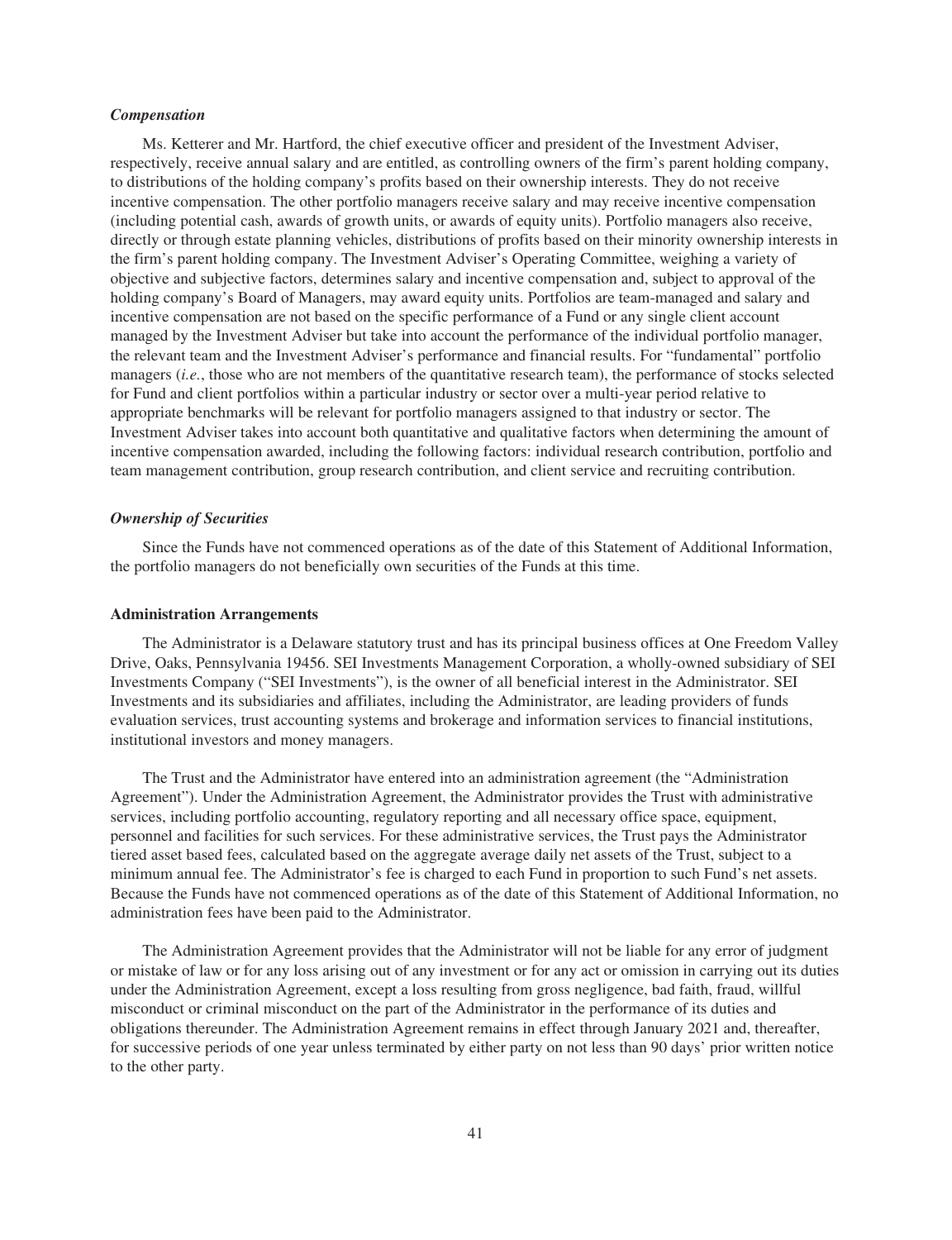***Compensation***

Ms. Ketterer and Mr. Hartford, the chief executive officer and president of the Investment Adviser, respectively, receive annual salary and are entitled, as controlling owners of the firm's parent holding company, to distributions of the holding company's profits based on their ownership interests. They do not receive incentive compensation. The other portfolio managers receive salary and may receive incentive compensation (including potential cash, awards of growth units, or awards of equity units). Portfolio managers also receive, directly or through estate planning vehicles, distributions of profits based on their minority ownership interests in the firm's parent holding company. The Investment Adviser's Operating Committee, weighing a variety of objective and subjective factors, determines salary and incentive compensation and, subject to approval of the holding company's Board of Managers, may award equity units. Portfolios are team-managed and salary and incentive compensation are not based on the specific performance of a Fund or any single client account managed by the Investment Adviser but take into account the performance of the individual portfolio manager, the relevant team and the Investment Adviser's performance and financial results. For "fundamental" portfolio managers (*i.e.*, those who are not members of the quantitative research team), the performance of stocks selected for Fund and client portfolios within a particular industry or sector over a multi-year period relative to appropriate benchmarks will be relevant for portfolio managers assigned to that industry or sector. The Investment Adviser takes into account both quantitative and qualitative factors when determining the amount of incentive compensation awarded, including the following factors: individual research contribution, portfolio and team management contribution, group research contribution, and client service and recruiting contribution.

***Ownership of Securities***

Since the Funds have not commenced operations as of the date of this Statement of Additional Information, the portfolio managers do not beneficially own securities of the Funds at this time.

**Administration Arrangements**

The Administrator is a Delaware statutory trust and has its principal business offices at One Freedom Valley Drive, Oaks, Pennsylvania 19456. SEI Investments Management Corporation, a wholly-owned subsidiary of SEI Investments Company ("SEI Investments"), is the owner of all beneficial interest in the Administrator. SEI Investments and its subsidiaries and affiliates, including the Administrator, are leading providers of funds evaluation services, trust accounting systems and brokerage and information services to financial institutions, institutional investors and money managers.

The Trust and the Administrator have entered into an administration agreement (the "Administration Agreement"). Under the Administration Agreement, the Administrator provides the Trust with administrative services, including portfolio accounting, regulatory reporting and all necessary office space, equipment, personnel and facilities for such services. For these administrative services, the Trust pays the Administrator tiered asset based fees, calculated based on the aggregate average daily net assets of the Trust, subject to a minimum annual fee. The Administrator's fee is charged to each Fund in proportion to such Fund's net assets. Because the Funds have not commenced operations as of the date of this Statement of Additional Information, no administration fees have been paid to the Administrator.

The Administration Agreement provides that the Administrator will not be liable for any error of judgment or mistake of law or for any loss arising out of any investment or for any act or omission in carrying out its duties under the Administration Agreement, except a loss resulting from gross negligence, bad faith, fraud, willful misconduct or criminal misconduct on the part of the Administrator in the performance of its duties and obligations thereunder. The Administration Agreement remains in effect through January 2021 and, thereafter, for successive periods of one year unless terminated by either party on not less than 90 days' prior written notice to the other party.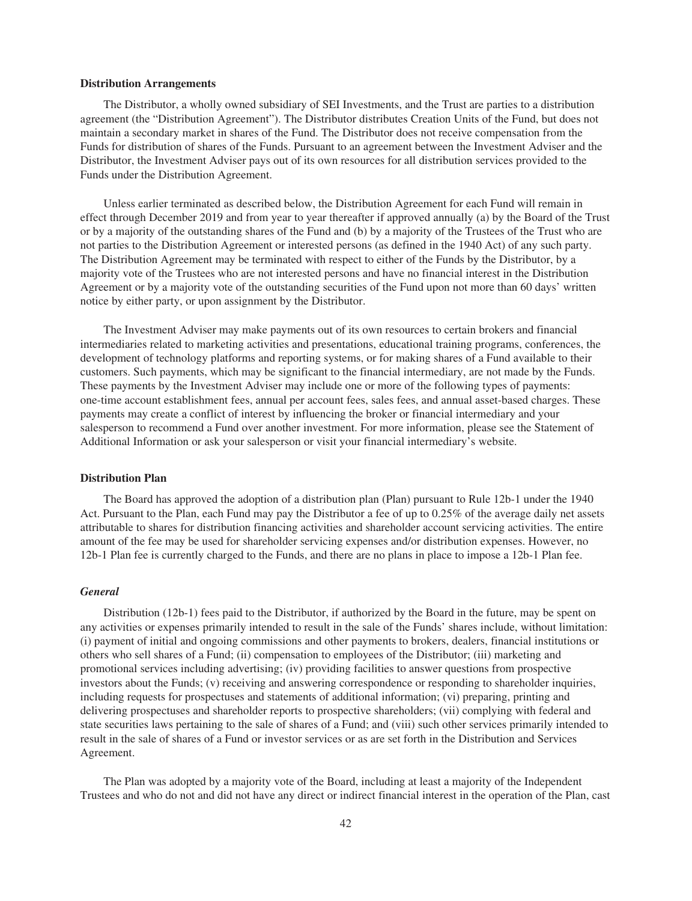**Distribution Arrangements**

The Distributor, a wholly owned subsidiary of SEI Investments, and the Trust are parties to a distribution agreement (the "Distribution Agreement"). The Distributor distributes Creation Units of the Fund, but does not maintain a secondary market in shares of the Fund. The Distributor does not receive compensation from the Funds for distribution of shares of the Funds. Pursuant to an agreement between the Investment Adviser and the Distributor, the Investment Adviser pays out of its own resources for all distribution services provided to the Funds under the Distribution Agreement.

Unless earlier terminated as described below, the Distribution Agreement for each Fund will remain in effect through December 2019 and from year to year thereafter if approved annually (a) by the Board of the Trust or by a majority of the outstanding shares of the Fund and (b) by a majority of the Trustees of the Trust who are not parties to the Distribution Agreement or interested persons (as defined in the 1940 Act) of any such party. The Distribution Agreement may be terminated with respect to either of the Funds by the Distributor, by a majority vote of the Trustees who are not interested persons and have no financial interest in the Distribution Agreement or by a majority vote of the outstanding securities of the Fund upon not more than 60 days' written notice by either party, or upon assignment by the Distributor.

The Investment Adviser may make payments out of its own resources to certain brokers and financial intermediaries related to marketing activities and presentations, educational training programs, conferences, the development of technology platforms and reporting systems, or for making shares of a Fund available to their customers. Such payments, which may be significant to the financial intermediary, are not made by the Funds. These payments by the Investment Adviser may include one or more of the following types of payments: one-time account establishment fees, annual per account fees, sales fees, and annual asset-based charges. These payments may create a conflict of interest by influencing the broker or financial intermediary and your salesperson to recommend a Fund over another investment. For more information, please see the Statement of Additional Information or ask your salesperson or visit your financial intermediary's website.

**Distribution Plan**

The Board has approved the adoption of a distribution plan (Plan) pursuant to Rule 12b-1 under the 1940 Act. Pursuant to the Plan, each Fund may pay the Distributor a fee of up to 0.25% of the average daily net assets attributable to shares for distribution financing activities and shareholder account servicing activities. The entire amount of the fee may be used for shareholder servicing expenses and/or distribution expenses. However, no 12b-1 Plan fee is currently charged to the Funds, and there are no plans in place to impose a 12b-1 Plan fee.

***General***

Distribution (12b-1) fees paid to the Distributor, if authorized by the Board in the future, may be spent on any activities or expenses primarily intended to result in the sale of the Funds' shares include, without limitation: (i) payment of initial and ongoing commissions and other payments to brokers, dealers, financial institutions or others who sell shares of a Fund; (ii) compensation to employees of the Distributor; (iii) marketing and promotional services including advertising; (iv) providing facilities to answer questions from prospective investors about the Funds; (v) receiving and answering correspondence or responding to shareholder inquiries, including requests for prospectuses and statements of additional information; (vi) preparing, printing and delivering prospectuses and shareholder reports to prospective shareholders; (vii) complying with federal and state securities laws pertaining to the sale of shares of a Fund; and (viii) such other services primarily intended to result in the sale of shares of a Fund or investor services or as are set forth in the Distribution and Services Agreement.

The Plan was adopted by a majority vote of the Board, including at least a majority of the Independent Trustees and who do not and did not have any direct or indirect financial interest in the operation of the Plan, cast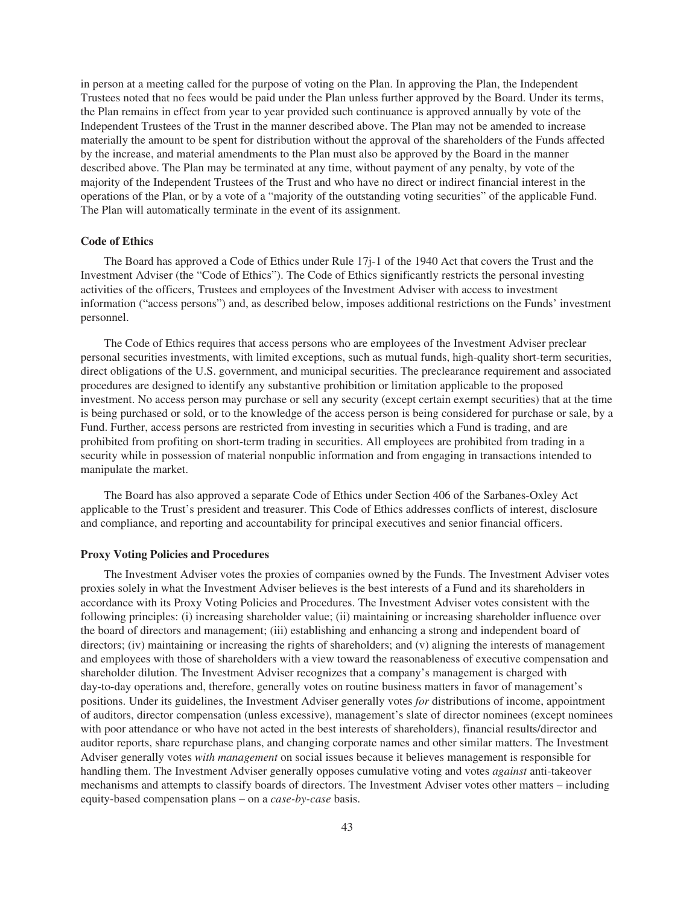in person at a meeting called for the purpose of voting on the Plan. In approving the Plan, the Independent Trustees noted that no fees would be paid under the Plan unless further approved by the Board. Under its terms, the Plan remains in effect from year to year provided such continuance is approved annually by vote of the Independent Trustees of the Trust in the manner described above. The Plan may not be amended to increase materially the amount to be spent for distribution without the approval of the shareholders of the Funds affected by the increase, and material amendments to the Plan must also be approved by the Board in the manner described above. The Plan may be terminated at any time, without payment of any penalty, by vote of the majority of the Independent Trustees of the Trust and who have no direct or indirect financial interest in the operations of the Plan, or by a vote of a "majority of the outstanding voting securities" of the applicable Fund. The Plan will automatically terminate in the event of its assignment.

**Code of Ethics**

The Board has approved a Code of Ethics under Rule 17j-1 of the 1940 Act that covers the Trust and the Investment Adviser (the "Code of Ethics"). The Code of Ethics significantly restricts the personal investing activities of the officers, Trustees and employees of the Investment Adviser with access to investment information ("access persons") and, as described below, imposes additional restrictions on the Funds' investment personnel.

The Code of Ethics requires that access persons who are employees of the Investment Adviser preclear personal securities investments, with limited exceptions, such as mutual funds, high-quality short-term securities, direct obligations of the U.S. government, and municipal securities. The preclearance requirement and associated procedures are designed to identify any substantive prohibition or limitation applicable to the proposed investment. No access person may purchase or sell any security (except certain exempt securities) that at the time is being purchased or sold, or to the knowledge of the access person is being considered for purchase or sale, by a Fund. Further, access persons are restricted from investing in securities which a Fund is trading, and are prohibited from profiting on short-term trading in securities. All employees are prohibited from trading in a security while in possession of material nonpublic information and from engaging in transactions intended to manipulate the market.

The Board has also approved a separate Code of Ethics under Section 406 of the Sarbanes-Oxley Act applicable to the Trust's president and treasurer. This Code of Ethics addresses conflicts of interest, disclosure and compliance, and reporting and accountability for principal executives and senior financial officers.

**Proxy Voting Policies and Procedures**

The Investment Adviser votes the proxies of companies owned by the Funds. The Investment Adviser votes proxies solely in what the Investment Adviser believes is the best interests of a Fund and its shareholders in accordance with its Proxy Voting Policies and Procedures. The Investment Adviser votes consistent with the following principles: (i) increasing shareholder value; (ii) maintaining or increasing shareholder influence over the board of directors and management; (iii) establishing and enhancing a strong and independent board of directors; (iv) maintaining or increasing the rights of shareholders; and (v) aligning the interests of management and employees with those of shareholders with a view toward the reasonableness of executive compensation and shareholder dilution. The Investment Adviser recognizes that a company's management is charged with day-to-day operations and, therefore, generally votes on routine business matters in favor of management's positions. Under its guidelines, the Investment Adviser generally votes *for* distributions of income, appointment of auditors, director compensation (unless excessive), management's slate of director nominees (except nominees with poor attendance or who have not acted in the best interests of shareholders), financial results/director and auditor reports, share repurchase plans, and changing corporate names and other similar matters. The Investment Adviser generally votes *with management* on social issues because it believes management is responsible for handling them. The Investment Adviser generally opposes cumulative voting and votes *against* anti-takeover mechanisms and attempts to classify boards of directors. The Investment Adviser votes other matters – including equity-based compensation plans – on a *case-by-case* basis.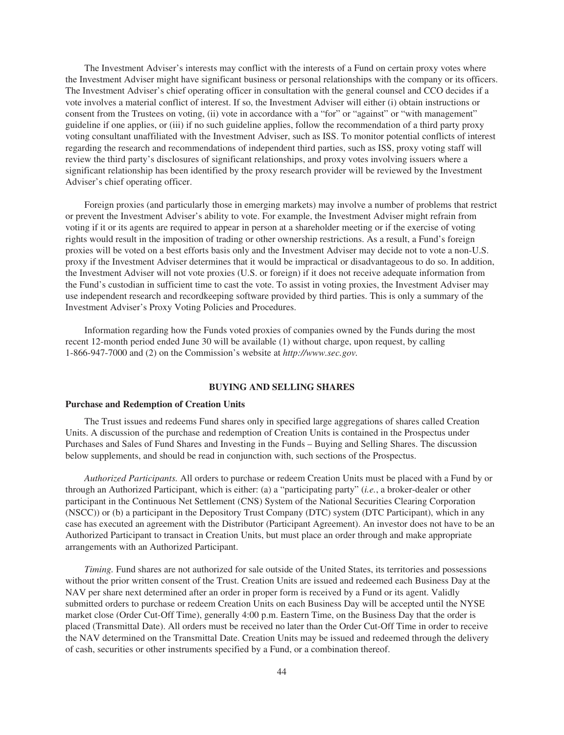The Investment Adviser's interests may conflict with the interests of a Fund on certain proxy votes where the Investment Adviser might have significant business or personal relationships with the company or its officers. The Investment Adviser's chief operating officer in consultation with the general counsel and CCO decides if a vote involves a material conflict of interest. If so, the Investment Adviser will either (i) obtain instructions or consent from the Trustees on voting, (ii) vote in accordance with a "for" or "against" or "with management" guideline if one applies, or (iii) if no such guideline applies, follow the recommendation of a third party proxy voting consultant unaffiliated with the Investment Adviser, such as ISS. To monitor potential conflicts of interest regarding the research and recommendations of independent third parties, such as ISS, proxy voting staff will review the third party's disclosures of significant relationships, and proxy votes involving issuers where a significant relationship has been identified by the proxy research provider will be reviewed by the Investment Adviser's chief operating officer.

Foreign proxies (and particularly those in emerging markets) may involve a number of problems that restrict or prevent the Investment Adviser's ability to vote. For example, the Investment Adviser might refrain from voting if it or its agents are required to appear in person at a shareholder meeting or if the exercise of voting rights would result in the imposition of trading or other ownership restrictions. As a result, a Fund's foreign proxies will be voted on a best efforts basis only and the Investment Adviser may decide not to vote a non-U.S. proxy if the Investment Adviser determines that it would be impractical or disadvantageous to do so. In addition, the Investment Adviser will not vote proxies (U.S. or foreign) if it does not receive adequate information from the Fund's custodian in sufficient time to cast the vote. To assist in voting proxies, the Investment Adviser may use independent research and recordkeeping software provided by third parties. This is only a summary of the Investment Adviser's Proxy Voting Policies and Procedures.

Information regarding how the Funds voted proxies of companies owned by the Funds during the most recent 12-month period ended June 30 will be available (1) without charge, upon request, by calling 1-866-947-7000 and (2) on the Commission's website at *http://www.sec.gov.*

## BUYING AND SELLING SHARES

### Purchase and Redemption of Creation Units

The Trust issues and redeems Fund shares only in specified large aggregations of shares called Creation Units. A discussion of the purchase and redemption of Creation Units is contained in the Prospectus under Purchases and Sales of Fund Shares and Investing in the Funds – Buying and Selling Shares. The discussion below supplements, and should be read in conjunction with, such sections of the Prospectus.

*Authorized Participants.* All orders to purchase or redeem Creation Units must be placed with a Fund by or through an Authorized Participant, which is either: (a) a "participating party" (*i.e.*, a broker-dealer or other participant in the Continuous Net Settlement (CNS) System of the National Securities Clearing Corporation (NSCC)) or (b) a participant in the Depository Trust Company (DTC) system (DTC Participant), which in any case has executed an agreement with the Distributor (Participant Agreement). An investor does not have to be an Authorized Participant to transact in Creation Units, but must place an order through and make appropriate arrangements with an Authorized Participant.

*Timing.* Fund shares are not authorized for sale outside of the United States, its territories and possessions without the prior written consent of the Trust. Creation Units are issued and redeemed each Business Day at the NAV per share next determined after an order in proper form is received by a Fund or its agent. Validly submitted orders to purchase or redeem Creation Units on each Business Day will be accepted until the NYSE market close (Order Cut-Off Time), generally 4:00 p.m. Eastern Time, on the Business Day that the order is placed (Transmittal Date). All orders must be received no later than the Order Cut-Off Time in order to receive the NAV determined on the Transmittal Date. Creation Units may be issued and redeemed through the delivery of cash, securities or other instruments specified by a Fund, or a combination thereof.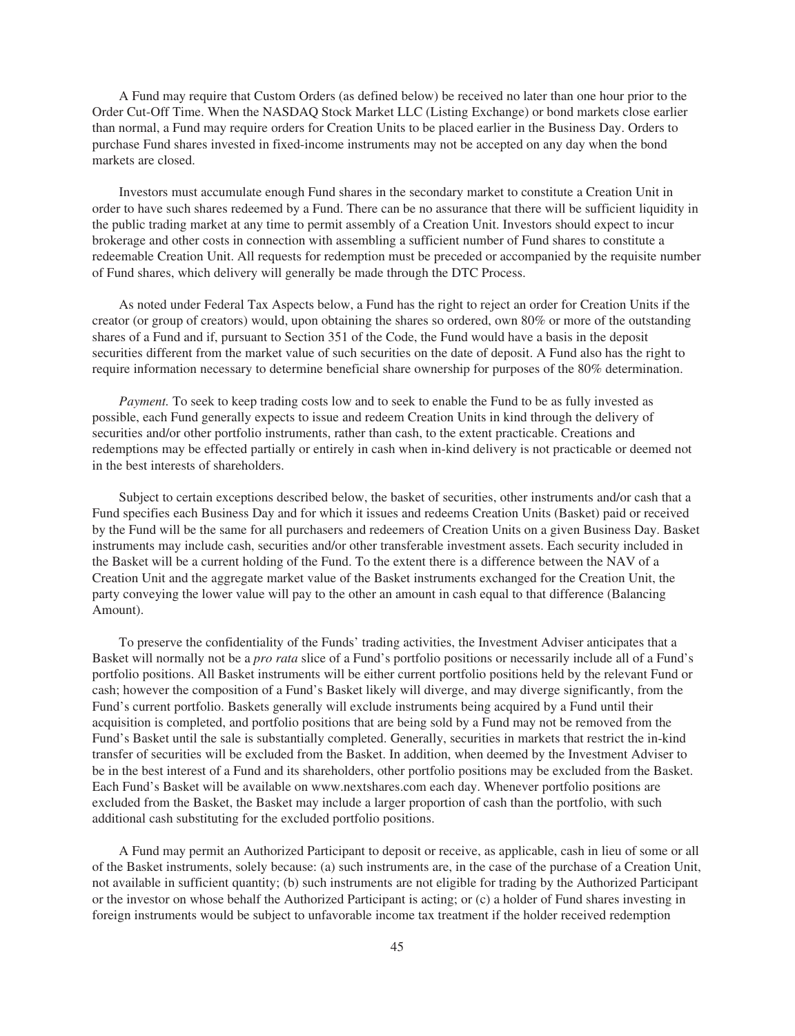A Fund may require that Custom Orders (as defined below) be received no later than one hour prior to the Order Cut-Off Time. When the NASDAQ Stock Market LLC (Listing Exchange) or bond markets close earlier than normal, a Fund may require orders for Creation Units to be placed earlier in the Business Day. Orders to purchase Fund shares invested in fixed-income instruments may not be accepted on any day when the bond markets are closed.

Investors must accumulate enough Fund shares in the secondary market to constitute a Creation Unit in order to have such shares redeemed by a Fund. There can be no assurance that there will be sufficient liquidity in the public trading market at any time to permit assembly of a Creation Unit. Investors should expect to incur brokerage and other costs in connection with assembling a sufficient number of Fund shares to constitute a redeemable Creation Unit. All requests for redemption must be preceded or accompanied by the requisite number of Fund shares, which delivery will generally be made through the DTC Process.

As noted under Federal Tax Aspects below, a Fund has the right to reject an order for Creation Units if the creator (or group of creators) would, upon obtaining the shares so ordered, own 80% or more of the outstanding shares of a Fund and if, pursuant to Section 351 of the Code, the Fund would have a basis in the deposit securities different from the market value of such securities on the date of deposit. A Fund also has the right to require information necessary to determine beneficial share ownership for purposes of the 80% determination.

*Payment.* To seek to keep trading costs low and to seek to enable the Fund to be as fully invested as possible, each Fund generally expects to issue and redeem Creation Units in kind through the delivery of securities and/or other portfolio instruments, rather than cash, to the extent practicable. Creations and redemptions may be effected partially or entirely in cash when in-kind delivery is not practicable or deemed not in the best interests of shareholders.

Subject to certain exceptions described below, the basket of securities, other instruments and/or cash that a Fund specifies each Business Day and for which it issues and redeems Creation Units (Basket) paid or received by the Fund will be the same for all purchasers and redeemers of Creation Units on a given Business Day. Basket instruments may include cash, securities and/or other transferable investment assets. Each security included in the Basket will be a current holding of the Fund. To the extent there is a difference between the NAV of a Creation Unit and the aggregate market value of the Basket instruments exchanged for the Creation Unit, the party conveying the lower value will pay to the other an amount in cash equal to that difference (Balancing Amount).

To preserve the confidentiality of the Funds' trading activities, the Investment Adviser anticipates that a Basket will normally not be a *pro rata* slice of a Fund's portfolio positions or necessarily include all of a Fund's portfolio positions. All Basket instruments will be either current portfolio positions held by the relevant Fund or cash; however the composition of a Fund's Basket likely will diverge, and may diverge significantly, from the Fund's current portfolio. Baskets generally will exclude instruments being acquired by a Fund until their acquisition is completed, and portfolio positions that are being sold by a Fund may not be removed from the Fund's Basket until the sale is substantially completed. Generally, securities in markets that restrict the in-kind transfer of securities will be excluded from the Basket. In addition, when deemed by the Investment Adviser to be in the best interest of a Fund and its shareholders, other portfolio positions may be excluded from the Basket. Each Fund's Basket will be available on www.nextshares.com each day. Whenever portfolio positions are excluded from the Basket, the Basket may include a larger proportion of cash than the portfolio, with such additional cash substituting for the excluded portfolio positions.

A Fund may permit an Authorized Participant to deposit or receive, as applicable, cash in lieu of some or all of the Basket instruments, solely because: (a) such instruments are, in the case of the purchase of a Creation Unit, not available in sufficient quantity; (b) such instruments are not eligible for trading by the Authorized Participant or the investor on whose behalf the Authorized Participant is acting; or (c) a holder of Fund shares investing in foreign instruments would be subject to unfavorable income tax treatment if the holder received redemption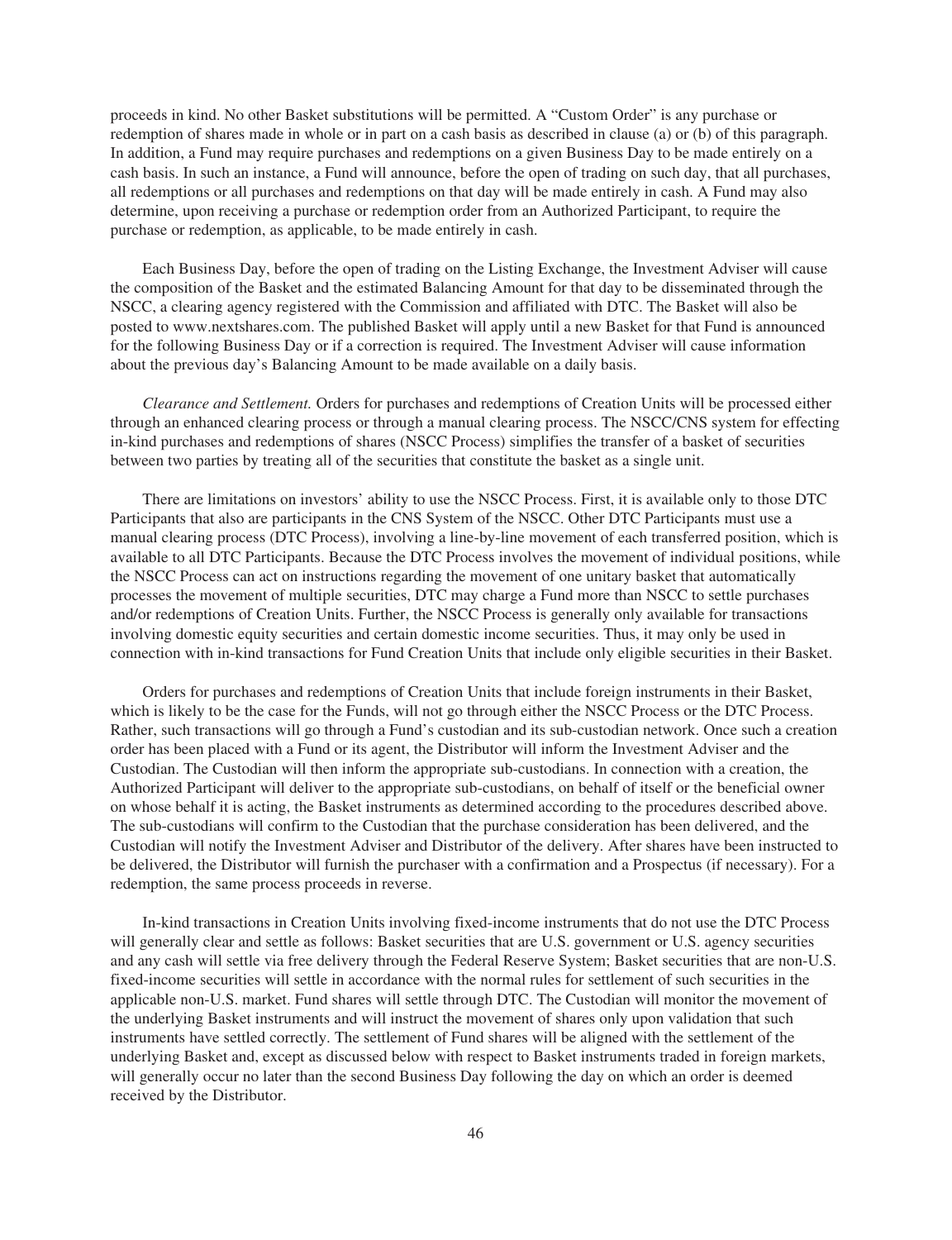proceeds in kind. No other Basket substitutions will be permitted. A "Custom Order" is any purchase or redemption of shares made in whole or in part on a cash basis as described in clause (a) or (b) of this paragraph. In addition, a Fund may require purchases and redemptions on a given Business Day to be made entirely on a cash basis. In such an instance, a Fund will announce, before the open of trading on such day, that all purchases, all redemptions or all purchases and redemptions on that day will be made entirely in cash. A Fund may also determine, upon receiving a purchase or redemption order from an Authorized Participant, to require the purchase or redemption, as applicable, to be made entirely in cash.

Each Business Day, before the open of trading on the Listing Exchange, the Investment Adviser will cause the composition of the Basket and the estimated Balancing Amount for that day to be disseminated through the NSCC, a clearing agency registered with the Commission and affiliated with DTC. The Basket will also be posted to www.nextshares.com. The published Basket will apply until a new Basket for that Fund is announced for the following Business Day or if a correction is required. The Investment Adviser will cause information about the previous day's Balancing Amount to be made available on a daily basis.

*Clearance and Settlement.* Orders for purchases and redemptions of Creation Units will be processed either through an enhanced clearing process or through a manual clearing process. The NSCC/CNS system for effecting in-kind purchases and redemptions of shares (NSCC Process) simplifies the transfer of a basket of securities between two parties by treating all of the securities that constitute the basket as a single unit.

There are limitations on investors' ability to use the NSCC Process. First, it is available only to those DTC Participants that also are participants in the CNS System of the NSCC. Other DTC Participants must use a manual clearing process (DTC Process), involving a line-by-line movement of each transferred position, which is available to all DTC Participants. Because the DTC Process involves the movement of individual positions, while the NSCC Process can act on instructions regarding the movement of one unitary basket that automatically processes the movement of multiple securities, DTC may charge a Fund more than NSCC to settle purchases and/or redemptions of Creation Units. Further, the NSCC Process is generally only available for transactions involving domestic equity securities and certain domestic income securities. Thus, it may only be used in connection with in-kind transactions for Fund Creation Units that include only eligible securities in their Basket.

Orders for purchases and redemptions of Creation Units that include foreign instruments in their Basket, which is likely to be the case for the Funds, will not go through either the NSCC Process or the DTC Process. Rather, such transactions will go through a Fund's custodian and its sub-custodian network. Once such a creation order has been placed with a Fund or its agent, the Distributor will inform the Investment Adviser and the Custodian. The Custodian will then inform the appropriate sub-custodians. In connection with a creation, the Authorized Participant will deliver to the appropriate sub-custodians, on behalf of itself or the beneficial owner on whose behalf it is acting, the Basket instruments as determined according to the procedures described above. The sub-custodians will confirm to the Custodian that the purchase consideration has been delivered, and the Custodian will notify the Investment Adviser and Distributor of the delivery. After shares have been instructed to be delivered, the Distributor will furnish the purchaser with a confirmation and a Prospectus (if necessary). For a redemption, the same process proceeds in reverse.

In-kind transactions in Creation Units involving fixed-income instruments that do not use the DTC Process will generally clear and settle as follows: Basket securities that are U.S. government or U.S. agency securities and any cash will settle via free delivery through the Federal Reserve System; Basket securities that are non-U.S. fixed-income securities will settle in accordance with the normal rules for settlement of such securities in the applicable non-U.S. market. Fund shares will settle through DTC. The Custodian will monitor the movement of the underlying Basket instruments and will instruct the movement of shares only upon validation that such instruments have settled correctly. The settlement of Fund shares will be aligned with the settlement of the underlying Basket and, except as discussed below with respect to Basket instruments traded in foreign markets, will generally occur no later than the second Business Day following the day on which an order is deemed received by the Distributor.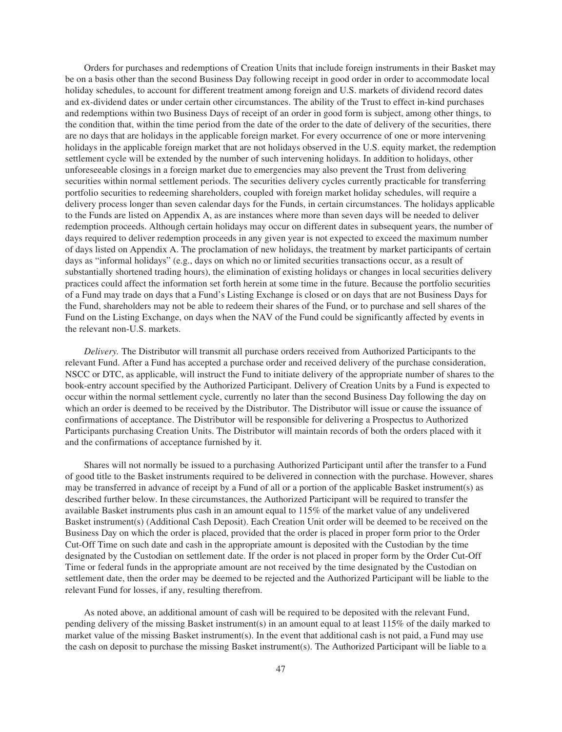Orders for purchases and redemptions of Creation Units that include foreign instruments in their Basket may be on a basis other than the second Business Day following receipt in good order in order to accommodate local holiday schedules, to account for different treatment among foreign and U.S. markets of dividend record dates and ex-dividend dates or under certain other circumstances. The ability of the Trust to effect in-kind purchases and redemptions within two Business Days of receipt of an order in good form is subject, among other things, to the condition that, within the time period from the date of the order to the date of delivery of the securities, there are no days that are holidays in the applicable foreign market. For every occurrence of one or more intervening holidays in the applicable foreign market that are not holidays observed in the U.S. equity market, the redemption settlement cycle will be extended by the number of such intervening holidays. In addition to holidays, other unforeseeable closings in a foreign market due to emergencies may also prevent the Trust from delivering securities within normal settlement periods. The securities delivery cycles currently practicable for transferring portfolio securities to redeeming shareholders, coupled with foreign market holiday schedules, will require a delivery process longer than seven calendar days for the Funds, in certain circumstances. The holidays applicable to the Funds are listed on Appendix A, as are instances where more than seven days will be needed to deliver redemption proceeds. Although certain holidays may occur on different dates in subsequent years, the number of days required to deliver redemption proceeds in any given year is not expected to exceed the maximum number of days listed on Appendix A. The proclamation of new holidays, the treatment by market participants of certain days as "informal holidays" (e.g., days on which no or limited securities transactions occur, as a result of substantially shortened trading hours), the elimination of existing holidays or changes in local securities delivery practices could affect the information set forth herein at some time in the future. Because the portfolio securities of a Fund may trade on days that a Fund's Listing Exchange is closed or on days that are not Business Days for the Fund, shareholders may not be able to redeem their shares of the Fund, or to purchase and sell shares of the Fund on the Listing Exchange, on days when the NAV of the Fund could be significantly affected by events in the relevant non-U.S. markets.

*Delivery.* The Distributor will transmit all purchase orders received from Authorized Participants to the relevant Fund. After a Fund has accepted a purchase order and received delivery of the purchase consideration, NSCC or DTC, as applicable, will instruct the Fund to initiate delivery of the appropriate number of shares to the book-entry account specified by the Authorized Participant. Delivery of Creation Units by a Fund is expected to occur within the normal settlement cycle, currently no later than the second Business Day following the day on which an order is deemed to be received by the Distributor. The Distributor will issue or cause the issuance of confirmations of acceptance. The Distributor will be responsible for delivering a Prospectus to Authorized Participants purchasing Creation Units. The Distributor will maintain records of both the orders placed with it and the confirmations of acceptance furnished by it.

Shares will not normally be issued to a purchasing Authorized Participant until after the transfer to a Fund of good title to the Basket instruments required to be delivered in connection with the purchase. However, shares may be transferred in advance of receipt by a Fund of all or a portion of the applicable Basket instrument(s) as described further below. In these circumstances, the Authorized Participant will be required to transfer the available Basket instruments plus cash in an amount equal to 115% of the market value of any undelivered Basket instrument(s) (Additional Cash Deposit). Each Creation Unit order will be deemed to be received on the Business Day on which the order is placed, provided that the order is placed in proper form prior to the Order Cut-Off Time on such date and cash in the appropriate amount is deposited with the Custodian by the time designated by the Custodian on settlement date. If the order is not placed in proper form by the Order Cut-Off Time or federal funds in the appropriate amount are not received by the time designated by the Custodian on settlement date, then the order may be deemed to be rejected and the Authorized Participant will be liable to the relevant Fund for losses, if any, resulting therefrom.

As noted above, an additional amount of cash will be required to be deposited with the relevant Fund, pending delivery of the missing Basket instrument(s) in an amount equal to at least 115% of the daily marked to market value of the missing Basket instrument(s). In the event that additional cash is not paid, a Fund may use the cash on deposit to purchase the missing Basket instrument(s). The Authorized Participant will be liable to a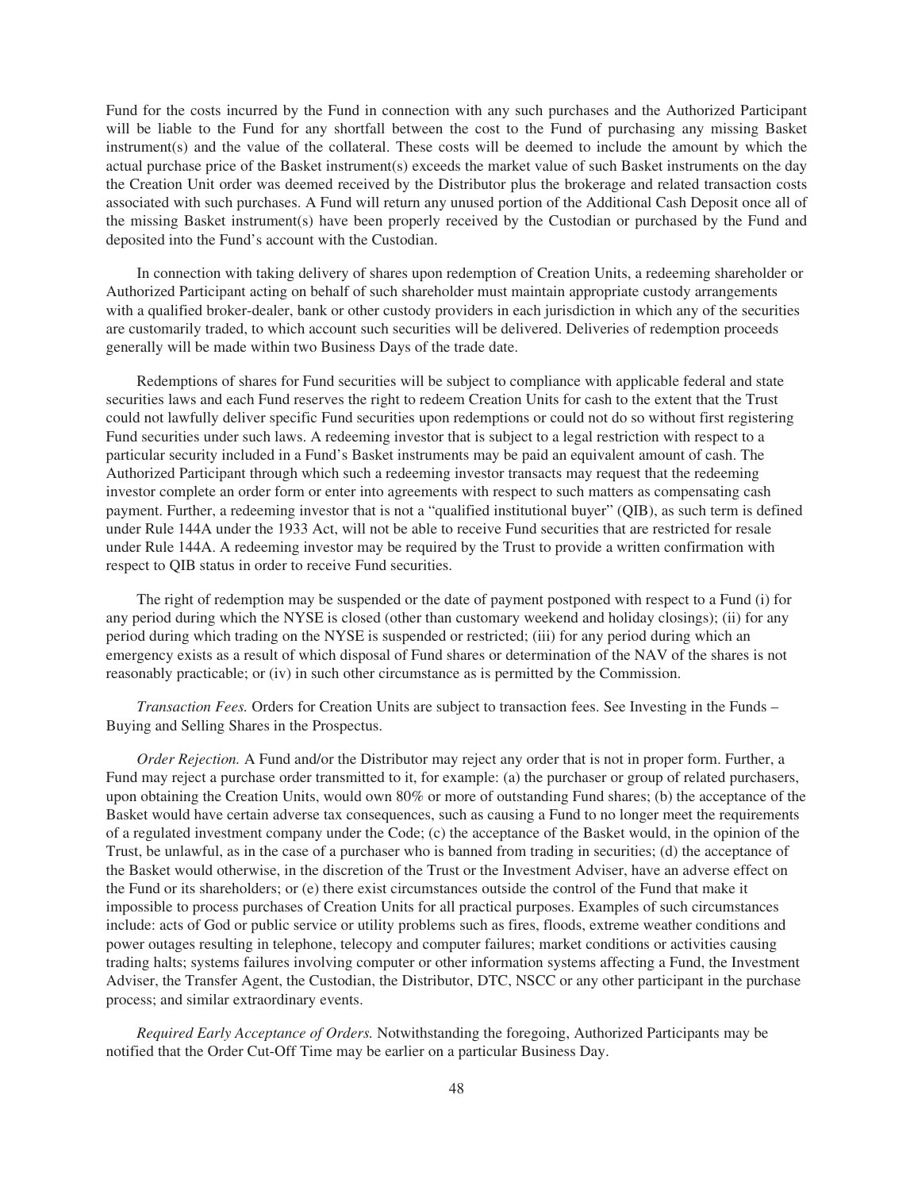Fund for the costs incurred by the Fund in connection with any such purchases and the Authorized Participant will be liable to the Fund for any shortfall between the cost to the Fund of purchasing any missing Basket instrument(s) and the value of the collateral. These costs will be deemed to include the amount by which the actual purchase price of the Basket instrument(s) exceeds the market value of such Basket instruments on the day the Creation Unit order was deemed received by the Distributor plus the brokerage and related transaction costs associated with such purchases. A Fund will return any unused portion of the Additional Cash Deposit once all of the missing Basket instrument(s) have been properly received by the Custodian or purchased by the Fund and deposited into the Fund's account with the Custodian.

In connection with taking delivery of shares upon redemption of Creation Units, a redeeming shareholder or Authorized Participant acting on behalf of such shareholder must maintain appropriate custody arrangements with a qualified broker-dealer, bank or other custody providers in each jurisdiction in which any of the securities are customarily traded, to which account such securities will be delivered. Deliveries of redemption proceeds generally will be made within two Business Days of the trade date.

Redemptions of shares for Fund securities will be subject to compliance with applicable federal and state securities laws and each Fund reserves the right to redeem Creation Units for cash to the extent that the Trust could not lawfully deliver specific Fund securities upon redemptions or could not do so without first registering Fund securities under such laws. A redeeming investor that is subject to a legal restriction with respect to a particular security included in a Fund's Basket instruments may be paid an equivalent amount of cash. The Authorized Participant through which such a redeeming investor transacts may request that the redeeming investor complete an order form or enter into agreements with respect to such matters as compensating cash payment. Further, a redeeming investor that is not a "qualified institutional buyer" (QIB), as such term is defined under Rule 144A under the 1933 Act, will not be able to receive Fund securities that are restricted for resale under Rule 144A. A redeeming investor may be required by the Trust to provide a written confirmation with respect to QIB status in order to receive Fund securities.

The right of redemption may be suspended or the date of payment postponed with respect to a Fund (i) for any period during which the NYSE is closed (other than customary weekend and holiday closings); (ii) for any period during which trading on the NYSE is suspended or restricted; (iii) for any period during which an emergency exists as a result of which disposal of Fund shares or determination of the NAV of the shares is not reasonably practicable; or (iv) in such other circumstance as is permitted by the Commission.

*Transaction Fees.* Orders for Creation Units are subject to transaction fees. See Investing in the Funds – Buying and Selling Shares in the Prospectus.

*Order Rejection.* A Fund and/or the Distributor may reject any order that is not in proper form. Further, a Fund may reject a purchase order transmitted to it, for example: (a) the purchaser or group of related purchasers, upon obtaining the Creation Units, would own 80% or more of outstanding Fund shares; (b) the acceptance of the Basket would have certain adverse tax consequences, such as causing a Fund to no longer meet the requirements of a regulated investment company under the Code; (c) the acceptance of the Basket would, in the opinion of the Trust, be unlawful, as in the case of a purchaser who is banned from trading in securities; (d) the acceptance of the Basket would otherwise, in the discretion of the Trust or the Investment Adviser, have an adverse effect on the Fund or its shareholders; or (e) there exist circumstances outside the control of the Fund that make it impossible to process purchases of Creation Units for all practical purposes. Examples of such circumstances include: acts of God or public service or utility problems such as fires, floods, extreme weather conditions and power outages resulting in telephone, telecopy and computer failures; market conditions or activities causing trading halts; systems failures involving computer or other information systems affecting a Fund, the Investment Adviser, the Transfer Agent, the Custodian, the Distributor, DTC, NSCC or any other participant in the purchase process; and similar extraordinary events.

*Required Early Acceptance of Orders.* Notwithstanding the foregoing, Authorized Participants may be notified that the Order Cut-Off Time may be earlier on a particular Business Day.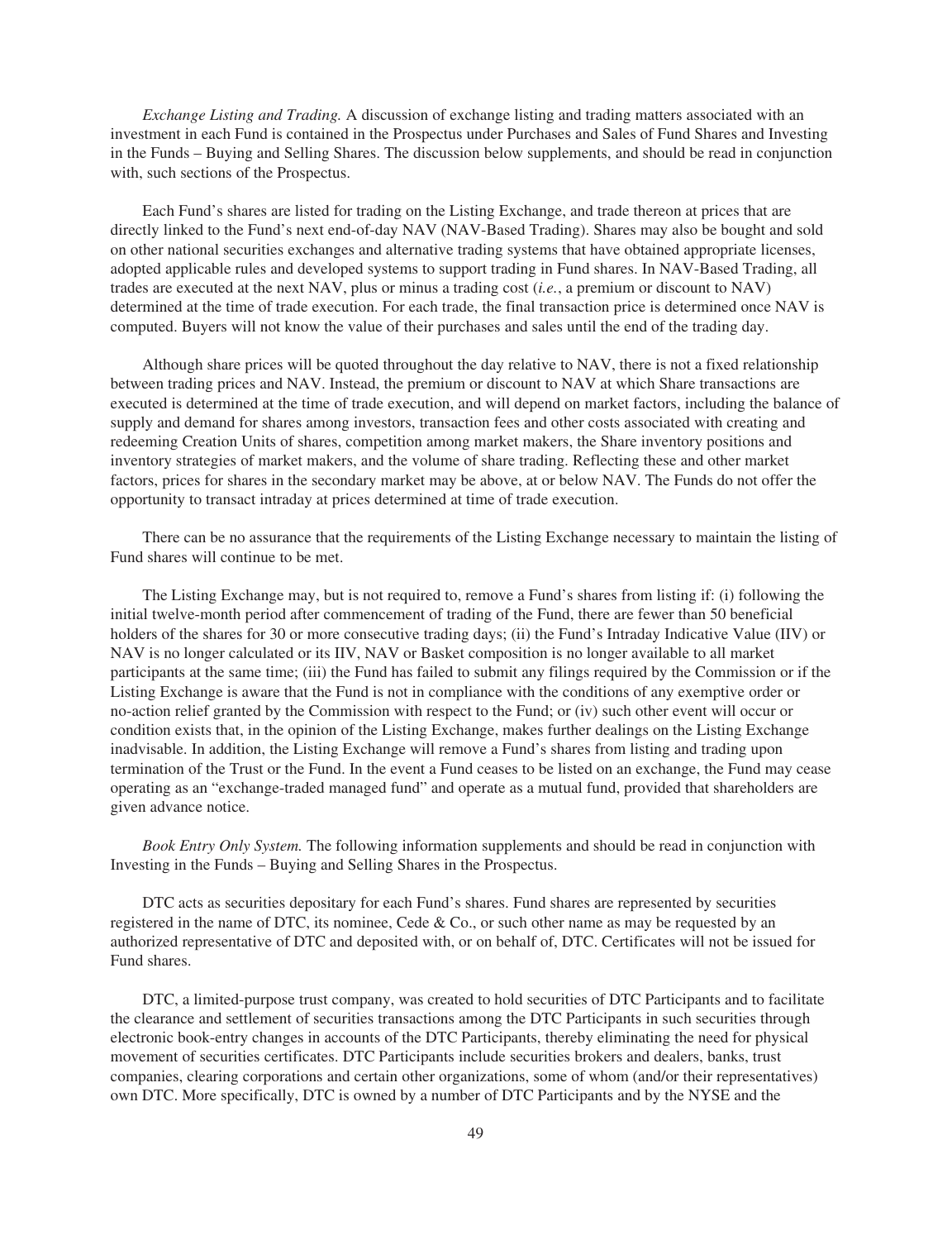*Exchange Listing and Trading.* A discussion of exchange listing and trading matters associated with an investment in each Fund is contained in the Prospectus under Purchases and Sales of Fund Shares and Investing in the Funds – Buying and Selling Shares. The discussion below supplements, and should be read in conjunction with, such sections of the Prospectus.

Each Fund's shares are listed for trading on the Listing Exchange, and trade thereon at prices that are directly linked to the Fund's next end-of-day NAV (NAV-Based Trading). Shares may also be bought and sold on other national securities exchanges and alternative trading systems that have obtained appropriate licenses, adopted applicable rules and developed systems to support trading in Fund shares. In NAV-Based Trading, all trades are executed at the next NAV, plus or minus a trading cost (*i.e.*, a premium or discount to NAV) determined at the time of trade execution. For each trade, the final transaction price is determined once NAV is computed. Buyers will not know the value of their purchases and sales until the end of the trading day.

Although share prices will be quoted throughout the day relative to NAV, there is not a fixed relationship between trading prices and NAV. Instead, the premium or discount to NAV at which Share transactions are executed is determined at the time of trade execution, and will depend on market factors, including the balance of supply and demand for shares among investors, transaction fees and other costs associated with creating and redeeming Creation Units of shares, competition among market makers, the Share inventory positions and inventory strategies of market makers, and the volume of share trading. Reflecting these and other market factors, prices for shares in the secondary market may be above, at or below NAV. The Funds do not offer the opportunity to transact intraday at prices determined at time of trade execution.

There can be no assurance that the requirements of the Listing Exchange necessary to maintain the listing of Fund shares will continue to be met.

The Listing Exchange may, but is not required to, remove a Fund's shares from listing if: (i) following the initial twelve-month period after commencement of trading of the Fund, there are fewer than 50 beneficial holders of the shares for 30 or more consecutive trading days; (ii) the Fund's Intraday Indicative Value (IIV) or NAV is no longer calculated or its IIV, NAV or Basket composition is no longer available to all market participants at the same time; (iii) the Fund has failed to submit any filings required by the Commission or if the Listing Exchange is aware that the Fund is not in compliance with the conditions of any exemptive order or no-action relief granted by the Commission with respect to the Fund; or (iv) such other event will occur or condition exists that, in the opinion of the Listing Exchange, makes further dealings on the Listing Exchange inadvisable. In addition, the Listing Exchange will remove a Fund's shares from listing and trading upon termination of the Trust or the Fund. In the event a Fund ceases to be listed on an exchange, the Fund may cease operating as an "exchange-traded managed fund" and operate as a mutual fund, provided that shareholders are given advance notice.

*Book Entry Only System.* The following information supplements and should be read in conjunction with Investing in the Funds – Buying and Selling Shares in the Prospectus.

DTC acts as securities depositary for each Fund's shares. Fund shares are represented by securities registered in the name of DTC, its nominee, Cede & Co., or such other name as may be requested by an authorized representative of DTC and deposited with, or on behalf of, DTC. Certificates will not be issued for Fund shares.

DTC, a limited-purpose trust company, was created to hold securities of DTC Participants and to facilitate the clearance and settlement of securities transactions among the DTC Participants in such securities through electronic book-entry changes in accounts of the DTC Participants, thereby eliminating the need for physical movement of securities certificates. DTC Participants include securities brokers and dealers, banks, trust companies, clearing corporations and certain other organizations, some of whom (and/or their representatives) own DTC. More specifically, DTC is owned by a number of DTC Participants and by the NYSE and the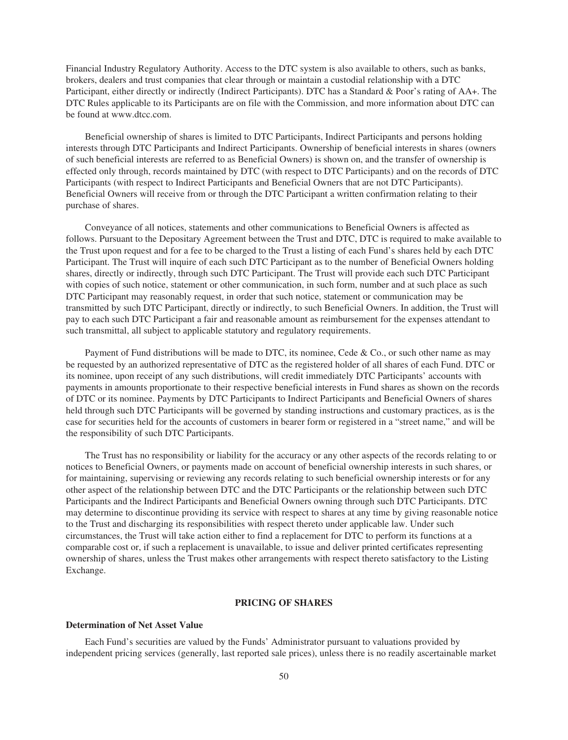Financial Industry Regulatory Authority. Access to the DTC system is also available to others, such as banks, brokers, dealers and trust companies that clear through or maintain a custodial relationship with a DTC Participant, either directly or indirectly (Indirect Participants). DTC has a Standard & Poor's rating of AA+. The DTC Rules applicable to its Participants are on file with the Commission, and more information about DTC can be found at www.dtcc.com.

Beneficial ownership of shares is limited to DTC Participants, Indirect Participants and persons holding interests through DTC Participants and Indirect Participants. Ownership of beneficial interests in shares (owners of such beneficial interests are referred to as Beneficial Owners) is shown on, and the transfer of ownership is effected only through, records maintained by DTC (with respect to DTC Participants) and on the records of DTC Participants (with respect to Indirect Participants and Beneficial Owners that are not DTC Participants). Beneficial Owners will receive from or through the DTC Participant a written confirmation relating to their purchase of shares.

Conveyance of all notices, statements and other communications to Beneficial Owners is affected as follows. Pursuant to the Depositary Agreement between the Trust and DTC, DTC is required to make available to the Trust upon request and for a fee to be charged to the Trust a listing of each Fund's shares held by each DTC Participant. The Trust will inquire of each such DTC Participant as to the number of Beneficial Owners holding shares, directly or indirectly, through such DTC Participant. The Trust will provide each such DTC Participant with copies of such notice, statement or other communication, in such form, number and at such place as such DTC Participant may reasonably request, in order that such notice, statement or communication may be transmitted by such DTC Participant, directly or indirectly, to such Beneficial Owners. In addition, the Trust will pay to each such DTC Participant a fair and reasonable amount as reimbursement for the expenses attendant to such transmittal, all subject to applicable statutory and regulatory requirements.

Payment of Fund distributions will be made to DTC, its nominee, Cede & Co., or such other name as may be requested by an authorized representative of DTC as the registered holder of all shares of each Fund. DTC or its nominee, upon receipt of any such distributions, will credit immediately DTC Participants' accounts with payments in amounts proportionate to their respective beneficial interests in Fund shares as shown on the records of DTC or its nominee. Payments by DTC Participants to Indirect Participants and Beneficial Owners of shares held through such DTC Participants will be governed by standing instructions and customary practices, as is the case for securities held for the accounts of customers in bearer form or registered in a "street name," and will be the responsibility of such DTC Participants.

The Trust has no responsibility or liability for the accuracy or any other aspects of the records relating to or notices to Beneficial Owners, or payments made on account of beneficial ownership interests in such shares, or for maintaining, supervising or reviewing any records relating to such beneficial ownership interests or for any other aspect of the relationship between DTC and the DTC Participants or the relationship between such DTC Participants and the Indirect Participants and Beneficial Owners owning through such DTC Participants. DTC may determine to discontinue providing its service with respect to shares at any time by giving reasonable notice to the Trust and discharging its responsibilities with respect thereto under applicable law. Under such circumstances, the Trust will take action either to find a replacement for DTC to perform its functions at a comparable cost or, if such a replacement is unavailable, to issue and deliver printed certificates representing ownership of shares, unless the Trust makes other arrangements with respect thereto satisfactory to the Listing Exchange.

## PRICING OF SHARES

### Determination of Net Asset Value

Each Fund's securities are valued by the Funds' Administrator pursuant to valuations provided by independent pricing services (generally, last reported sale prices), unless there is no readily ascertainable market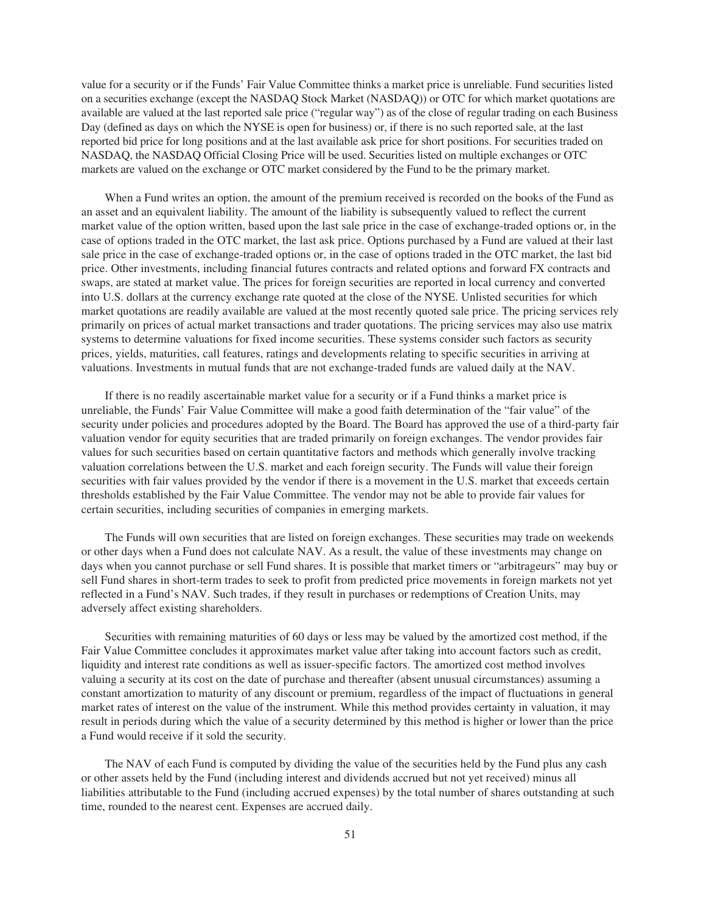value for a security or if the Funds' Fair Value Committee thinks a market price is unreliable. Fund securities listed on a securities exchange (except the NASDAQ Stock Market (NASDAQ)) or OTC for which market quotations are available are valued at the last reported sale price ("regular way") as of the close of regular trading on each Business Day (defined as days on which the NYSE is open for business) or, if there is no such reported sale, at the last reported bid price for long positions and at the last available ask price for short positions. For securities traded on NASDAQ, the NASDAQ Official Closing Price will be used. Securities listed on multiple exchanges or OTC markets are valued on the exchange or OTC market considered by the Fund to be the primary market.

When a Fund writes an option, the amount of the premium received is recorded on the books of the Fund as an asset and an equivalent liability. The amount of the liability is subsequently valued to reflect the current market value of the option written, based upon the last sale price in the case of exchange-traded options or, in the case of options traded in the OTC market, the last ask price. Options purchased by a Fund are valued at their last sale price in the case of exchange-traded options or, in the case of options traded in the OTC market, the last bid price. Other investments, including financial futures contracts and related options and forward FX contracts and swaps, are stated at market value. The prices for foreign securities are reported in local currency and converted into U.S. dollars at the currency exchange rate quoted at the close of the NYSE. Unlisted securities for which market quotations are readily available are valued at the most recently quoted sale price. The pricing services rely primarily on prices of actual market transactions and trader quotations. The pricing services may also use matrix systems to determine valuations for fixed income securities. These systems consider such factors as security prices, yields, maturities, call features, ratings and developments relating to specific securities in arriving at valuations. Investments in mutual funds that are not exchange-traded funds are valued daily at the NAV.

If there is no readily ascertainable market value for a security or if a Fund thinks a market price is unreliable, the Funds' Fair Value Committee will make a good faith determination of the "fair value" of the security under policies and procedures adopted by the Board. The Board has approved the use of a third-party fair valuation vendor for equity securities that are traded primarily on foreign exchanges. The vendor provides fair values for such securities based on certain quantitative factors and methods which generally involve tracking valuation correlations between the U.S. market and each foreign security. The Funds will value their foreign securities with fair values provided by the vendor if there is a movement in the U.S. market that exceeds certain thresholds established by the Fair Value Committee. The vendor may not be able to provide fair values for certain securities, including securities of companies in emerging markets.

The Funds will own securities that are listed on foreign exchanges. These securities may trade on weekends or other days when a Fund does not calculate NAV. As a result, the value of these investments may change on days when you cannot purchase or sell Fund shares. It is possible that market timers or "arbitrageurs" may buy or sell Fund shares in short-term trades to seek to profit from predicted price movements in foreign markets not yet reflected in a Fund's NAV. Such trades, if they result in purchases or redemptions of Creation Units, may adversely affect existing shareholders.

Securities with remaining maturities of 60 days or less may be valued by the amortized cost method, if the Fair Value Committee concludes it approximates market value after taking into account factors such as credit, liquidity and interest rate conditions as well as issuer-specific factors. The amortized cost method involves valuing a security at its cost on the date of purchase and thereafter (absent unusual circumstances) assuming a constant amortization to maturity of any discount or premium, regardless of the impact of fluctuations in general market rates of interest on the value of the instrument. While this method provides certainty in valuation, it may result in periods during which the value of a security determined by this method is higher or lower than the price a Fund would receive if it sold the security.

The NAV of each Fund is computed by dividing the value of the securities held by the Fund plus any cash or other assets held by the Fund (including interest and dividends accrued but not yet received) minus all liabilities attributable to the Fund (including accrued expenses) by the total number of shares outstanding at such time, rounded to the nearest cent. Expenses are accrued daily.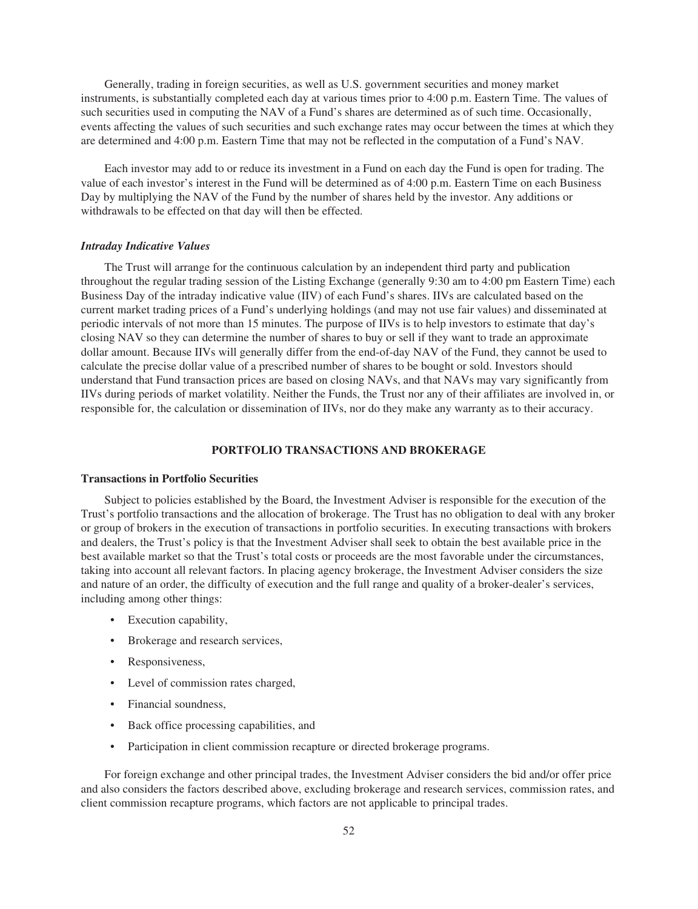Generally, trading in foreign securities, as well as U.S. government securities and money market instruments, is substantially completed each day at various times prior to 4:00 p.m. Eastern Time. The values of such securities used in computing the NAV of a Fund's shares are determined as of such time. Occasionally, events affecting the values of such securities and such exchange rates may occur between the times at which they are determined and 4:00 p.m. Eastern Time that may not be reflected in the computation of a Fund's NAV.

Each investor may add to or reduce its investment in a Fund on each day the Fund is open for trading. The value of each investor's interest in the Fund will be determined as of 4:00 p.m. Eastern Time on each Business Day by multiplying the NAV of the Fund by the number of shares held by the investor. Any additions or withdrawals to be effected on that day will then be effected.

***Intraday Indicative Values***

The Trust will arrange for the continuous calculation by an independent third party and publication throughout the regular trading session of the Listing Exchange (generally 9:30 am to 4:00 pm Eastern Time) each Business Day of the intraday indicative value (IIV) of each Fund's shares. IIVs are calculated based on the current market trading prices of a Fund's underlying holdings (and may not use fair values) and disseminated at periodic intervals of not more than 15 minutes. The purpose of IIVs is to help investors to estimate that day's closing NAV so they can determine the number of shares to buy or sell if they want to trade an approximate dollar amount. Because IIVs will generally differ from the end-of-day NAV of the Fund, they cannot be used to calculate the precise dollar value of a prescribed number of shares to be bought or sold. Investors should understand that Fund transaction prices are based on closing NAVs, and that NAVs may vary significantly from IIVs during periods of market volatility. Neither the Funds, the Trust nor any of their affiliates are involved in, or responsible for, the calculation or dissemination of IIVs, nor do they make any warranty as to their accuracy.

## PORTFOLIO TRANSACTIONS AND BROKERAGE

**Transactions in Portfolio Securities**

Subject to policies established by the Board, the Investment Adviser is responsible for the execution of the Trust's portfolio transactions and the allocation of brokerage. The Trust has no obligation to deal with any broker or group of brokers in the execution of transactions in portfolio securities. In executing transactions with brokers and dealers, the Trust's policy is that the Investment Adviser shall seek to obtain the best available price in the best available market so that the Trust's total costs or proceeds are the most favorable under the circumstances, taking into account all relevant factors. In placing agency brokerage, the Investment Adviser considers the size and nature of an order, the difficulty of execution and the full range and quality of a broker-dealer's services, including among other things:

- Execution capability,
- Brokerage and research services,
- Responsiveness,
- Level of commission rates charged,
- Financial soundness,
- Back office processing capabilities, and
- Participation in client commission recapture or directed brokerage programs.

For foreign exchange and other principal trades, the Investment Adviser considers the bid and/or offer price and also considers the factors described above, excluding brokerage and research services, commission rates, and client commission recapture programs, which factors are not applicable to principal trades.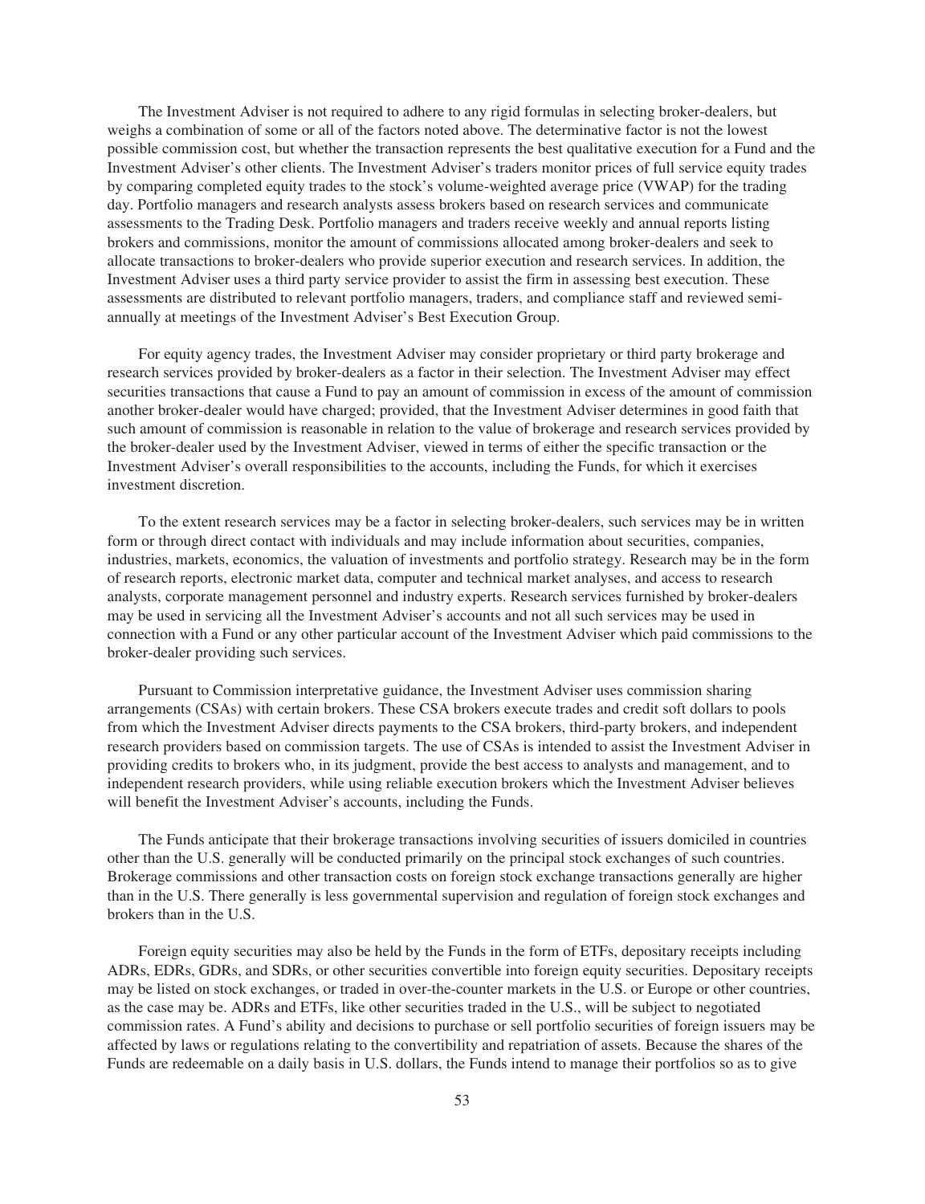The Investment Adviser is not required to adhere to any rigid formulas in selecting broker-dealers, but weighs a combination of some or all of the factors noted above. The determinative factor is not the lowest possible commission cost, but whether the transaction represents the best qualitative execution for a Fund and the Investment Adviser's other clients. The Investment Adviser's traders monitor prices of full service equity trades by comparing completed equity trades to the stock's volume-weighted average price (VWAP) for the trading day. Portfolio managers and research analysts assess brokers based on research services and communicate assessments to the Trading Desk. Portfolio managers and traders receive weekly and annual reports listing brokers and commissions, monitor the amount of commissions allocated among broker-dealers and seek to allocate transactions to broker-dealers who provide superior execution and research services. In addition, the Investment Adviser uses a third party service provider to assist the firm in assessing best execution. These assessments are distributed to relevant portfolio managers, traders, and compliance staff and reviewed semi-annually at meetings of the Investment Adviser's Best Execution Group.

For equity agency trades, the Investment Adviser may consider proprietary or third party brokerage and research services provided by broker-dealers as a factor in their selection. The Investment Adviser may effect securities transactions that cause a Fund to pay an amount of commission in excess of the amount of commission another broker-dealer would have charged; provided, that the Investment Adviser determines in good faith that such amount of commission is reasonable in relation to the value of brokerage and research services provided by the broker-dealer used by the Investment Adviser, viewed in terms of either the specific transaction or the Investment Adviser's overall responsibilities to the accounts, including the Funds, for which it exercises investment discretion.

To the extent research services may be a factor in selecting broker-dealers, such services may be in written form or through direct contact with individuals and may include information about securities, companies, industries, markets, economics, the valuation of investments and portfolio strategy. Research may be in the form of research reports, electronic market data, computer and technical market analyses, and access to research analysts, corporate management personnel and industry experts. Research services furnished by broker-dealers may be used in servicing all the Investment Adviser's accounts and not all such services may be used in connection with a Fund or any other particular account of the Investment Adviser which paid commissions to the broker-dealer providing such services.

Pursuant to Commission interpretative guidance, the Investment Adviser uses commission sharing arrangements (CSAs) with certain brokers. These CSA brokers execute trades and credit soft dollars to pools from which the Investment Adviser directs payments to the CSA brokers, third-party brokers, and independent research providers based on commission targets. The use of CSAs is intended to assist the Investment Adviser in providing credits to brokers who, in its judgment, provide the best access to analysts and management, and to independent research providers, while using reliable execution brokers which the Investment Adviser believes will benefit the Investment Adviser's accounts, including the Funds.

The Funds anticipate that their brokerage transactions involving securities of issuers domiciled in countries other than the U.S. generally will be conducted primarily on the principal stock exchanges of such countries. Brokerage commissions and other transaction costs on foreign stock exchange transactions generally are higher than in the U.S. There generally is less governmental supervision and regulation of foreign stock exchanges and brokers than in the U.S.

Foreign equity securities may also be held by the Funds in the form of ETFs, depositary receipts including ADRs, EDRs, GDRs, and SDRs, or other securities convertible into foreign equity securities. Depositary receipts may be listed on stock exchanges, or traded in over-the-counter markets in the U.S. or Europe or other countries, as the case may be. ADRs and ETFs, like other securities traded in the U.S., will be subject to negotiated commission rates. A Fund's ability and decisions to purchase or sell portfolio securities of foreign issuers may be affected by laws or regulations relating to the convertibility and repatriation of assets. Because the shares of the Funds are redeemable on a daily basis in U.S. dollars, the Funds intend to manage their portfolios so as to give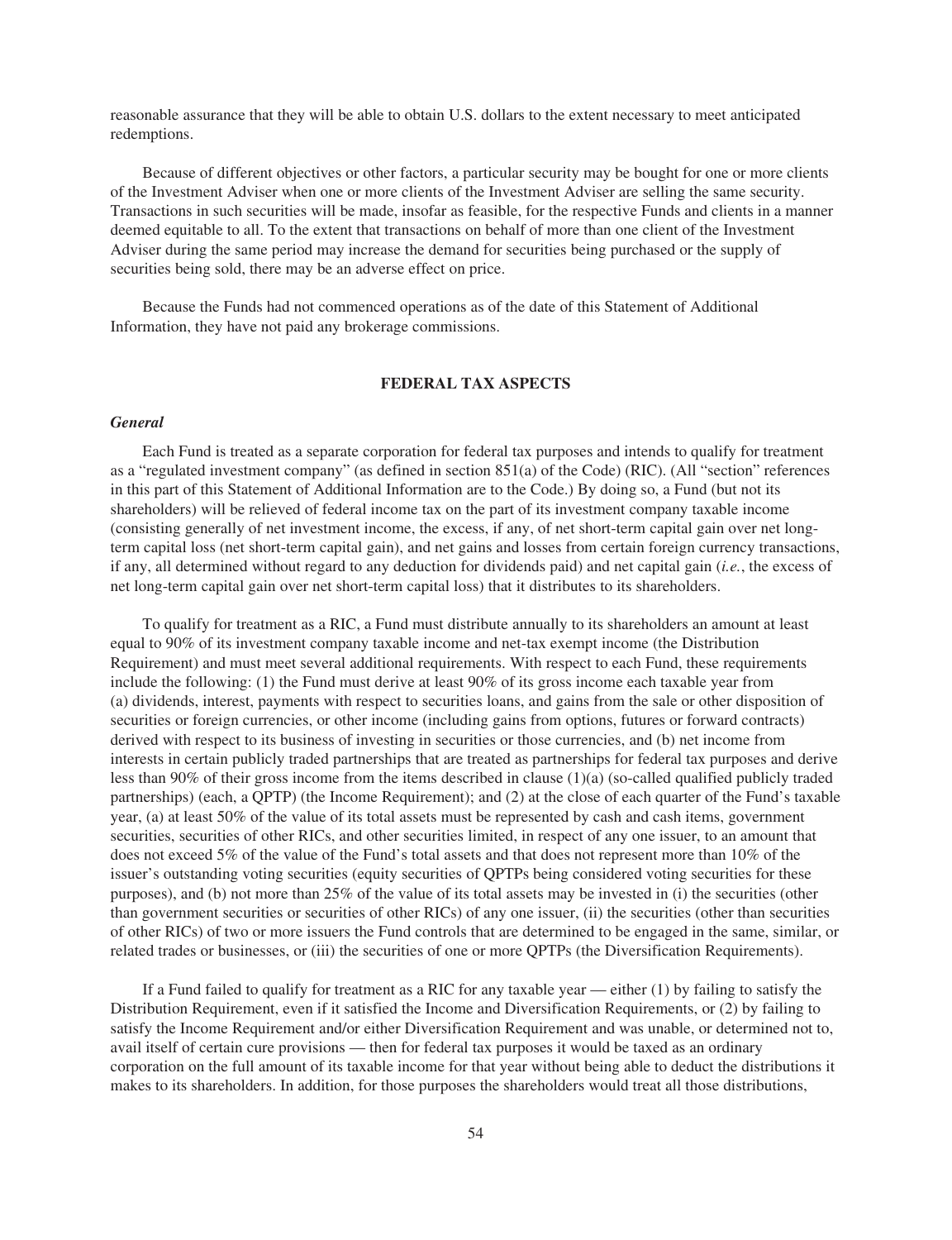reasonable assurance that they will be able to obtain U.S. dollars to the extent necessary to meet anticipated redemptions.

Because of different objectives or other factors, a particular security may be bought for one or more clients of the Investment Adviser when one or more clients of the Investment Adviser are selling the same security. Transactions in such securities will be made, insofar as feasible, for the respective Funds and clients in a manner deemed equitable to all. To the extent that transactions on behalf of more than one client of the Investment Adviser during the same period may increase the demand for securities being purchased or the supply of securities being sold, there may be an adverse effect on price.

Because the Funds had not commenced operations as of the date of this Statement of Additional Information, they have not paid any brokerage commissions.

## FEDERAL TAX ASPECTS

### *General*

Each Fund is treated as a separate corporation for federal tax purposes and intends to qualify for treatment as a "regulated investment company" (as defined in section 851(a) of the Code) (RIC). (All "section" references in this part of this Statement of Additional Information are to the Code.) By doing so, a Fund (but not its shareholders) will be relieved of federal income tax on the part of its investment company taxable income (consisting generally of net investment income, the excess, if any, of net short-term capital gain over net long-term capital loss (net short-term capital gain), and net gains and losses from certain foreign currency transactions, if any, all determined without regard to any deduction for dividends paid) and net capital gain (*i.e.*, the excess of net long-term capital gain over net short-term capital loss) that it distributes to its shareholders.

To qualify for treatment as a RIC, a Fund must distribute annually to its shareholders an amount at least equal to 90% of its investment company taxable income and net-tax exempt income (the Distribution Requirement) and must meet several additional requirements. With respect to each Fund, these requirements include the following: (1) the Fund must derive at least 90% of its gross income each taxable year from (a) dividends, interest, payments with respect to securities loans, and gains from the sale or other disposition of securities or foreign currencies, or other income (including gains from options, futures or forward contracts) derived with respect to its business of investing in securities or those currencies, and (b) net income from interests in certain publicly traded partnerships that are treated as partnerships for federal tax purposes and derive less than 90% of their gross income from the items described in clause (1)(a) (so-called qualified publicly traded partnerships) (each, a QPTP) (the Income Requirement); and (2) at the close of each quarter of the Fund's taxable year, (a) at least 50% of the value of its total assets must be represented by cash and cash items, government securities, securities of other RICs, and other securities limited, in respect of any one issuer, to an amount that does not exceed 5% of the value of the Fund's total assets and that does not represent more than 10% of the issuer's outstanding voting securities (equity securities of QPTPs being considered voting securities for these purposes), and (b) not more than 25% of the value of its total assets may be invested in (i) the securities (other than government securities or securities of other RICs) of any one issuer, (ii) the securities (other than securities of other RICs) of two or more issuers the Fund controls that are determined to be engaged in the same, similar, or related trades or businesses, or (iii) the securities of one or more QPTPs (the Diversification Requirements).

If a Fund failed to qualify for treatment as a RIC for any taxable year — either (1) by failing to satisfy the Distribution Requirement, even if it satisfied the Income and Diversification Requirements, or (2) by failing to satisfy the Income Requirement and/or either Diversification Requirement and was unable, or determined not to, avail itself of certain cure provisions — then for federal tax purposes it would be taxed as an ordinary corporation on the full amount of its taxable income for that year without being able to deduct the distributions it makes to its shareholders. In addition, for those purposes the shareholders would treat all those distributions,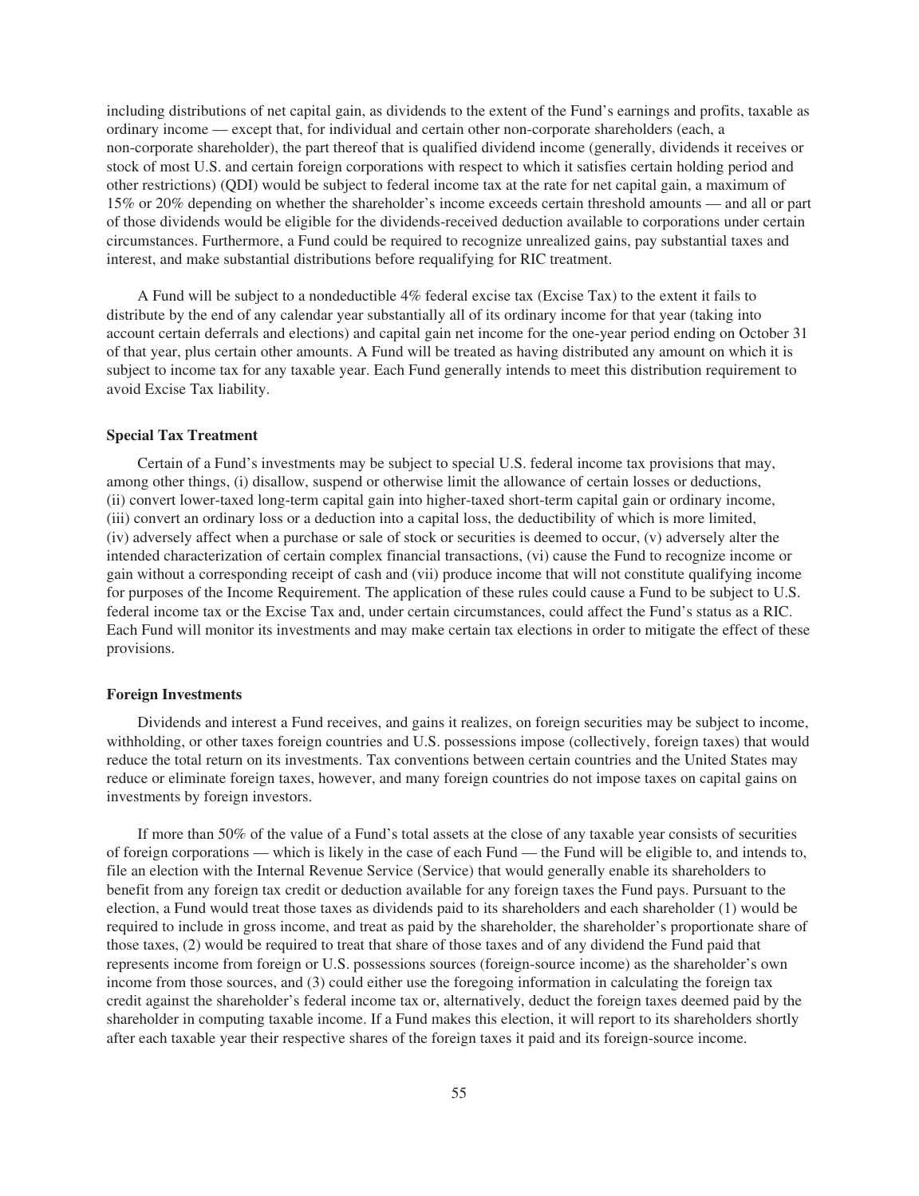including distributions of net capital gain, as dividends to the extent of the Fund's earnings and profits, taxable as ordinary income — except that, for individual and certain other non-corporate shareholders (each, a non-corporate shareholder), the part thereof that is qualified dividend income (generally, dividends it receives or stock of most U.S. and certain foreign corporations with respect to which it satisfies certain holding period and other restrictions) (QDI) would be subject to federal income tax at the rate for net capital gain, a maximum of 15% or 20% depending on whether the shareholder's income exceeds certain threshold amounts — and all or part of those dividends would be eligible for the dividends-received deduction available to corporations under certain circumstances. Furthermore, a Fund could be required to recognize unrealized gains, pay substantial taxes and interest, and make substantial distributions before requalifying for RIC treatment.

A Fund will be subject to a nondeductible 4% federal excise tax (Excise Tax) to the extent it fails to distribute by the end of any calendar year substantially all of its ordinary income for that year (taking into account certain deferrals and elections) and capital gain net income for the one-year period ending on October 31 of that year, plus certain other amounts. A Fund will be treated as having distributed any amount on which it is subject to income tax for any taxable year. Each Fund generally intends to meet this distribution requirement to avoid Excise Tax liability.

**Special Tax Treatment**

Certain of a Fund's investments may be subject to special U.S. federal income tax provisions that may, among other things, (i) disallow, suspend or otherwise limit the allowance of certain losses or deductions, (ii) convert lower-taxed long-term capital gain into higher-taxed short-term capital gain or ordinary income, (iii) convert an ordinary loss or a deduction into a capital loss, the deductibility of which is more limited, (iv) adversely affect when a purchase or sale of stock or securities is deemed to occur, (v) adversely alter the intended characterization of certain complex financial transactions, (vi) cause the Fund to recognize income or gain without a corresponding receipt of cash and (vii) produce income that will not constitute qualifying income for purposes of the Income Requirement. The application of these rules could cause a Fund to be subject to U.S. federal income tax or the Excise Tax and, under certain circumstances, could affect the Fund's status as a RIC. Each Fund will monitor its investments and may make certain tax elections in order to mitigate the effect of these provisions.

**Foreign Investments**

Dividends and interest a Fund receives, and gains it realizes, on foreign securities may be subject to income, withholding, or other taxes foreign countries and U.S. possessions impose (collectively, foreign taxes) that would reduce the total return on its investments. Tax conventions between certain countries and the United States may reduce or eliminate foreign taxes, however, and many foreign countries do not impose taxes on capital gains on investments by foreign investors.

If more than 50% of the value of a Fund's total assets at the close of any taxable year consists of securities of foreign corporations — which is likely in the case of each Fund — the Fund will be eligible to, and intends to, file an election with the Internal Revenue Service (Service) that would generally enable its shareholders to benefit from any foreign tax credit or deduction available for any foreign taxes the Fund pays. Pursuant to the election, a Fund would treat those taxes as dividends paid to its shareholders and each shareholder (1) would be required to include in gross income, and treat as paid by the shareholder, the shareholder's proportionate share of those taxes, (2) would be required to treat that share of those taxes and of any dividend the Fund paid that represents income from foreign or U.S. possessions sources (foreign-source income) as the shareholder's own income from those sources, and (3) could either use the foregoing information in calculating the foreign tax credit against the shareholder's federal income tax or, alternatively, deduct the foreign taxes deemed paid by the shareholder in computing taxable income. If a Fund makes this election, it will report to its shareholders shortly after each taxable year their respective shares of the foreign taxes it paid and its foreign-source income.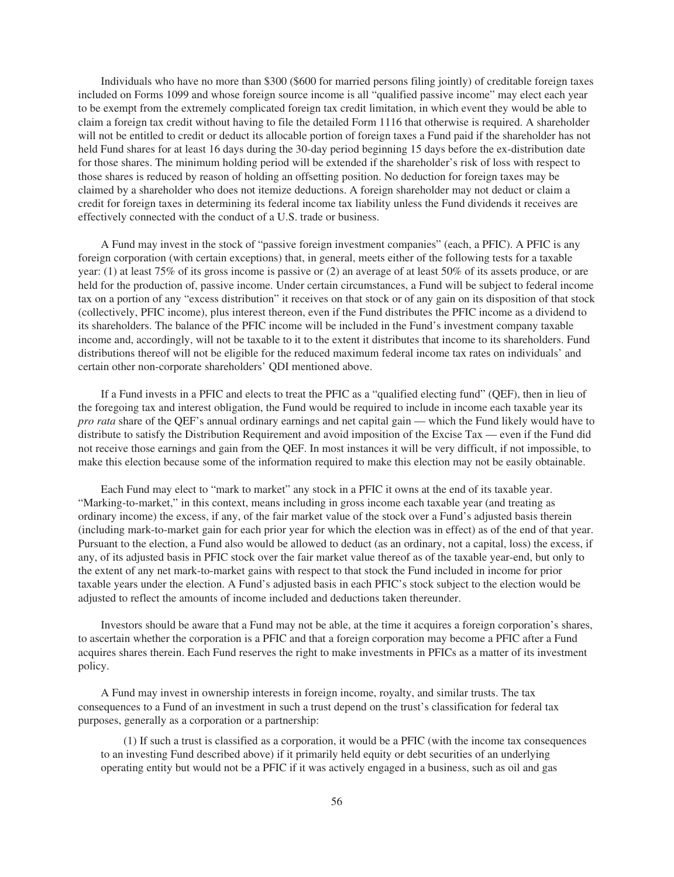Individuals who have no more than $300 ($600 for married persons filing jointly) of creditable foreign taxes included on Forms 1099 and whose foreign source income is all "qualified passive income" may elect each year to be exempt from the extremely complicated foreign tax credit limitation, in which event they would be able to claim a foreign tax credit without having to file the detailed Form 1116 that otherwise is required. A shareholder will not be entitled to credit or deduct its allocable portion of foreign taxes a Fund paid if the shareholder has not held Fund shares for at least 16 days during the 30-day period beginning 15 days before the ex-distribution date for those shares. The minimum holding period will be extended if the shareholder's risk of loss with respect to those shares is reduced by reason of holding an offsetting position. No deduction for foreign taxes may be claimed by a shareholder who does not itemize deductions. A foreign shareholder may not deduct or claim a credit for foreign taxes in determining its federal income tax liability unless the Fund dividends it receives are effectively connected with the conduct of a U.S. trade or business.

A Fund may invest in the stock of "passive foreign investment companies" (each, a PFIC). A PFIC is any foreign corporation (with certain exceptions) that, in general, meets either of the following tests for a taxable year: (1) at least 75% of its gross income is passive or (2) an average of at least 50% of its assets produce, or are held for the production of, passive income. Under certain circumstances, a Fund will be subject to federal income tax on a portion of any "excess distribution" it receives on that stock or of any gain on its disposition of that stock (collectively, PFIC income), plus interest thereon, even if the Fund distributes the PFIC income as a dividend to its shareholders. The balance of the PFIC income will be included in the Fund's investment company taxable income and, accordingly, will not be taxable to it to the extent it distributes that income to its shareholders. Fund distributions thereof will not be eligible for the reduced maximum federal income tax rates on individuals' and certain other non-corporate shareholders' QDI mentioned above.

If a Fund invests in a PFIC and elects to treat the PFIC as a "qualified electing fund" (QEF), then in lieu of the foregoing tax and interest obligation, the Fund would be required to include in income each taxable year its *pro rata* share of the QEF's annual ordinary earnings and net capital gain — which the Fund likely would have to distribute to satisfy the Distribution Requirement and avoid imposition of the Excise Tax — even if the Fund did not receive those earnings and gain from the QEF. In most instances it will be very difficult, if not impossible, to make this election because some of the information required to make this election may not be easily obtainable.

Each Fund may elect to "mark to market" any stock in a PFIC it owns at the end of its taxable year. "Marking-to-market," in this context, means including in gross income each taxable year (and treating as ordinary income) the excess, if any, of the fair market value of the stock over a Fund's adjusted basis therein (including mark-to-market gain for each prior year for which the election was in effect) as of the end of that year. Pursuant to the election, a Fund also would be allowed to deduct (as an ordinary, not a capital, loss) the excess, if any, of its adjusted basis in PFIC stock over the fair market value thereof as of the taxable year-end, but only to the extent of any net mark-to-market gains with respect to that stock the Fund included in income for prior taxable years under the election. A Fund's adjusted basis in each PFIC's stock subject to the election would be adjusted to reflect the amounts of income included and deductions taken thereunder.

Investors should be aware that a Fund may not be able, at the time it acquires a foreign corporation's shares, to ascertain whether the corporation is a PFIC and that a foreign corporation may become a PFIC after a Fund acquires shares therein. Each Fund reserves the right to make investments in PFICs as a matter of its investment policy.

A Fund may invest in ownership interests in foreign income, royalty, and similar trusts. The tax consequences to a Fund of an investment in such a trust depend on the trust's classification for federal tax purposes, generally as a corporation or a partnership:

(1) If such a trust is classified as a corporation, it would be a PFIC (with the income tax consequences to an investing Fund described above) if it primarily held equity or debt securities of an underlying operating entity but would not be a PFIC if it was actively engaged in a business, such as oil and gas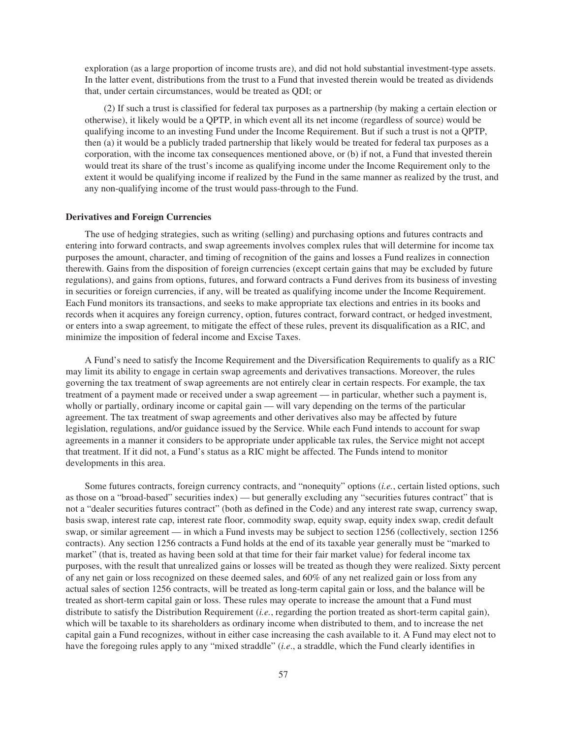exploration (as a large proportion of income trusts are), and did not hold substantial investment-type assets. In the latter event, distributions from the trust to a Fund that invested therein would be treated as dividends that, under certain circumstances, would be treated as QDI; or

(2) If such a trust is classified for federal tax purposes as a partnership (by making a certain election or otherwise), it likely would be a QPTP, in which event all its net income (regardless of source) would be qualifying income to an investing Fund under the Income Requirement. But if such a trust is not a QPTP, then (a) it would be a publicly traded partnership that likely would be treated for federal tax purposes as a corporation, with the income tax consequences mentioned above, or (b) if not, a Fund that invested therein would treat its share of the trust's income as qualifying income under the Income Requirement only to the extent it would be qualifying income if realized by the Fund in the same manner as realized by the trust, and any non-qualifying income of the trust would pass-through to the Fund.

**Derivatives and Foreign Currencies**

The use of hedging strategies, such as writing (selling) and purchasing options and futures contracts and entering into forward contracts, and swap agreements involves complex rules that will determine for income tax purposes the amount, character, and timing of recognition of the gains and losses a Fund realizes in connection therewith. Gains from the disposition of foreign currencies (except certain gains that may be excluded by future regulations), and gains from options, futures, and forward contracts a Fund derives from its business of investing in securities or foreign currencies, if any, will be treated as qualifying income under the Income Requirement. Each Fund monitors its transactions, and seeks to make appropriate tax elections and entries in its books and records when it acquires any foreign currency, option, futures contract, forward contract, or hedged investment, or enters into a swap agreement, to mitigate the effect of these rules, prevent its disqualification as a RIC, and minimize the imposition of federal income and Excise Taxes.

A Fund's need to satisfy the Income Requirement and the Diversification Requirements to qualify as a RIC may limit its ability to engage in certain swap agreements and derivatives transactions. Moreover, the rules governing the tax treatment of swap agreements are not entirely clear in certain respects. For example, the tax treatment of a payment made or received under a swap agreement — in particular, whether such a payment is, wholly or partially, ordinary income or capital gain — will vary depending on the terms of the particular agreement. The tax treatment of swap agreements and other derivatives also may be affected by future legislation, regulations, and/or guidance issued by the Service. While each Fund intends to account for swap agreements in a manner it considers to be appropriate under applicable tax rules, the Service might not accept that treatment. If it did not, a Fund's status as a RIC might be affected. The Funds intend to monitor developments in this area.

Some futures contracts, foreign currency contracts, and "nonequity" options (*i.e.*, certain listed options, such as those on a "broad-based" securities index) — but generally excluding any "securities futures contract" that is not a "dealer securities futures contract" (both as defined in the Code) and any interest rate swap, currency swap, basis swap, interest rate cap, interest rate floor, commodity swap, equity swap, equity index swap, credit default swap, or similar agreement — in which a Fund invests may be subject to section 1256 (collectively, section 1256 contracts). Any section 1256 contracts a Fund holds at the end of its taxable year generally must be "marked to market" (that is, treated as having been sold at that time for their fair market value) for federal income tax purposes, with the result that unrealized gains or losses will be treated as though they were realized. Sixty percent of any net gain or loss recognized on these deemed sales, and 60% of any net realized gain or loss from any actual sales of section 1256 contracts, will be treated as long-term capital gain or loss, and the balance will be treated as short-term capital gain or loss. These rules may operate to increase the amount that a Fund must distribute to satisfy the Distribution Requirement (*i.e.*, regarding the portion treated as short-term capital gain), which will be taxable to its shareholders as ordinary income when distributed to them, and to increase the net capital gain a Fund recognizes, without in either case increasing the cash available to it. A Fund may elect not to have the foregoing rules apply to any "mixed straddle" (*i.e.*, a straddle, which the Fund clearly identifies in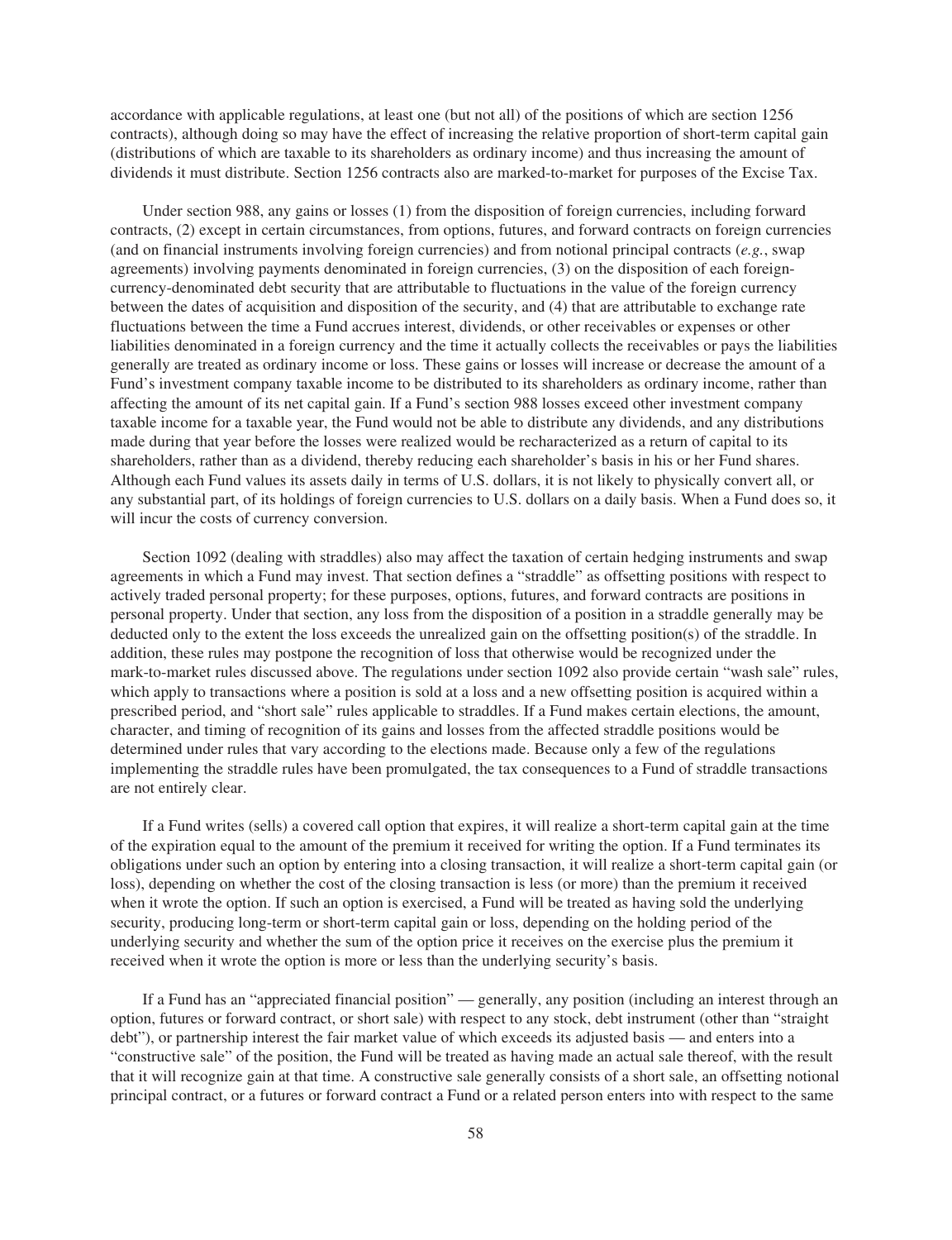accordance with applicable regulations, at least one (but not all) of the positions of which are section 1256 contracts), although doing so may have the effect of increasing the relative proportion of short-term capital gain (distributions of which are taxable to its shareholders as ordinary income) and thus increasing the amount of dividends it must distribute. Section 1256 contracts also are marked-to-market for purposes of the Excise Tax.

Under section 988, any gains or losses (1) from the disposition of foreign currencies, including forward contracts, (2) except in certain circumstances, from options, futures, and forward contracts on foreign currencies (and on financial instruments involving foreign currencies) and from notional principal contracts (*e.g.*, swap agreements) involving payments denominated in foreign currencies, (3) on the disposition of each foreign-currency-denominated debt security that are attributable to fluctuations in the value of the foreign currency between the dates of acquisition and disposition of the security, and (4) that are attributable to exchange rate fluctuations between the time a Fund accrues interest, dividends, or other receivables or expenses or other liabilities denominated in a foreign currency and the time it actually collects the receivables or pays the liabilities generally are treated as ordinary income or loss. These gains or losses will increase or decrease the amount of a Fund's investment company taxable income to be distributed to its shareholders as ordinary income, rather than affecting the amount of its net capital gain. If a Fund's section 988 losses exceed other investment company taxable income for a taxable year, the Fund would not be able to distribute any dividends, and any distributions made during that year before the losses were realized would be recharacterized as a return of capital to its shareholders, rather than as a dividend, thereby reducing each shareholder's basis in his or her Fund shares. Although each Fund values its assets daily in terms of U.S. dollars, it is not likely to physically convert all, or any substantial part, of its holdings of foreign currencies to U.S. dollars on a daily basis. When a Fund does so, it will incur the costs of currency conversion.

Section 1092 (dealing with straddles) also may affect the taxation of certain hedging instruments and swap agreements in which a Fund may invest. That section defines a "straddle" as offsetting positions with respect to actively traded personal property; for these purposes, options, futures, and forward contracts are positions in personal property. Under that section, any loss from the disposition of a position in a straddle generally may be deducted only to the extent the loss exceeds the unrealized gain on the offsetting position(s) of the straddle. In addition, these rules may postpone the recognition of loss that otherwise would be recognized under the mark-to-market rules discussed above. The regulations under section 1092 also provide certain "wash sale" rules, which apply to transactions where a position is sold at a loss and a new offsetting position is acquired within a prescribed period, and "short sale" rules applicable to straddles. If a Fund makes certain elections, the amount, character, and timing of recognition of its gains and losses from the affected straddle positions would be determined under rules that vary according to the elections made. Because only a few of the regulations implementing the straddle rules have been promulgated, the tax consequences to a Fund of straddle transactions are not entirely clear.

If a Fund writes (sells) a covered call option that expires, it will realize a short-term capital gain at the time of the expiration equal to the amount of the premium it received for writing the option. If a Fund terminates its obligations under such an option by entering into a closing transaction, it will realize a short-term capital gain (or loss), depending on whether the cost of the closing transaction is less (or more) than the premium it received when it wrote the option. If such an option is exercised, a Fund will be treated as having sold the underlying security, producing long-term or short-term capital gain or loss, depending on the holding period of the underlying security and whether the sum of the option price it receives on the exercise plus the premium it received when it wrote the option is more or less than the underlying security's basis.

If a Fund has an "appreciated financial position" — generally, any position (including an interest through an option, futures or forward contract, or short sale) with respect to any stock, debt instrument (other than "straight debt"), or partnership interest the fair market value of which exceeds its adjusted basis — and enters into a "constructive sale" of the position, the Fund will be treated as having made an actual sale thereof, with the result that it will recognize gain at that time. A constructive sale generally consists of a short sale, an offsetting notional principal contract, or a futures or forward contract a Fund or a related person enters into with respect to the same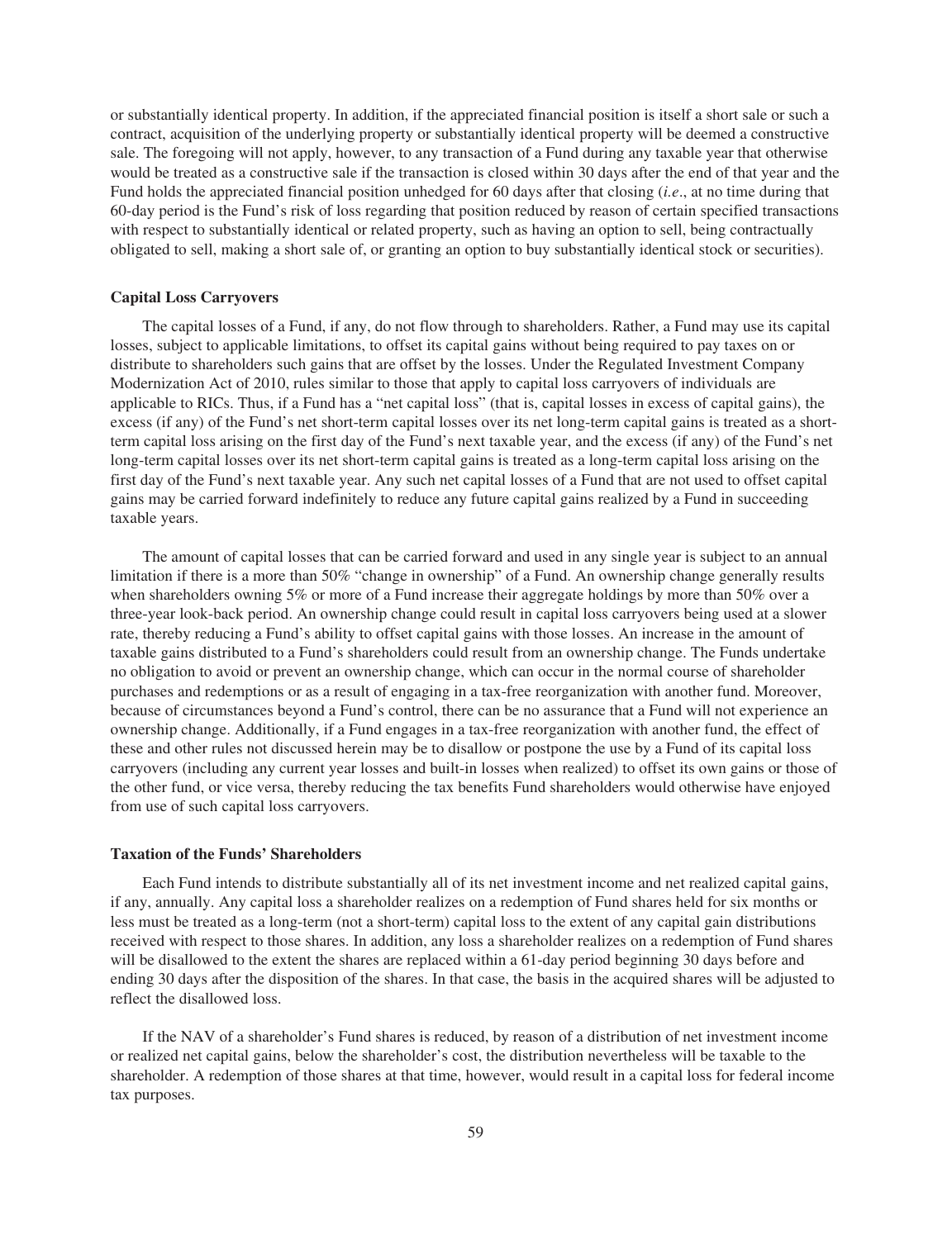or substantially identical property. In addition, if the appreciated financial position is itself a short sale or such a contract, acquisition of the underlying property or substantially identical property will be deemed a constructive sale. The foregoing will not apply, however, to any transaction of a Fund during any taxable year that otherwise would be treated as a constructive sale if the transaction is closed within 30 days after the end of that year and the Fund holds the appreciated financial position unhedged for 60 days after that closing (*i.e*., at no time during that 60-day period is the Fund's risk of loss regarding that position reduced by reason of certain specified transactions with respect to substantially identical or related property, such as having an option to sell, being contractually obligated to sell, making a short sale of, or granting an option to buy substantially identical stock or securities).

**Capital Loss Carryovers**

The capital losses of a Fund, if any, do not flow through to shareholders. Rather, a Fund may use its capital losses, subject to applicable limitations, to offset its capital gains without being required to pay taxes on or distribute to shareholders such gains that are offset by the losses. Under the Regulated Investment Company Modernization Act of 2010, rules similar to those that apply to capital loss carryovers of individuals are applicable to RICs. Thus, if a Fund has a "net capital loss" (that is, capital losses in excess of capital gains), the excess (if any) of the Fund's net short-term capital losses over its net long-term capital gains is treated as a short-term capital loss arising on the first day of the Fund's next taxable year, and the excess (if any) of the Fund's net long-term capital losses over its net short-term capital gains is treated as a long-term capital loss arising on the first day of the Fund's next taxable year. Any such net capital losses of a Fund that are not used to offset capital gains may be carried forward indefinitely to reduce any future capital gains realized by a Fund in succeeding taxable years.

The amount of capital losses that can be carried forward and used in any single year is subject to an annual limitation if there is a more than 50% "change in ownership" of a Fund. An ownership change generally results when shareholders owning 5% or more of a Fund increase their aggregate holdings by more than 50% over a three-year look-back period. An ownership change could result in capital loss carryovers being used at a slower rate, thereby reducing a Fund's ability to offset capital gains with those losses. An increase in the amount of taxable gains distributed to a Fund's shareholders could result from an ownership change. The Funds undertake no obligation to avoid or prevent an ownership change, which can occur in the normal course of shareholder purchases and redemptions or as a result of engaging in a tax-free reorganization with another fund. Moreover, because of circumstances beyond a Fund's control, there can be no assurance that a Fund will not experience an ownership change. Additionally, if a Fund engages in a tax-free reorganization with another fund, the effect of these and other rules not discussed herein may be to disallow or postpone the use by a Fund of its capital loss carryovers (including any current year losses and built-in losses when realized) to offset its own gains or those of the other fund, or vice versa, thereby reducing the tax benefits Fund shareholders would otherwise have enjoyed from use of such capital loss carryovers.

**Taxation of the Funds' Shareholders**

Each Fund intends to distribute substantially all of its net investment income and net realized capital gains, if any, annually. Any capital loss a shareholder realizes on a redemption of Fund shares held for six months or less must be treated as a long-term (not a short-term) capital loss to the extent of any capital gain distributions received with respect to those shares. In addition, any loss a shareholder realizes on a redemption of Fund shares will be disallowed to the extent the shares are replaced within a 61-day period beginning 30 days before and ending 30 days after the disposition of the shares. In that case, the basis in the acquired shares will be adjusted to reflect the disallowed loss.

If the NAV of a shareholder's Fund shares is reduced, by reason of a distribution of net investment income or realized net capital gains, below the shareholder's cost, the distribution nevertheless will be taxable to the shareholder. A redemption of those shares at that time, however, would result in a capital loss for federal income tax purposes.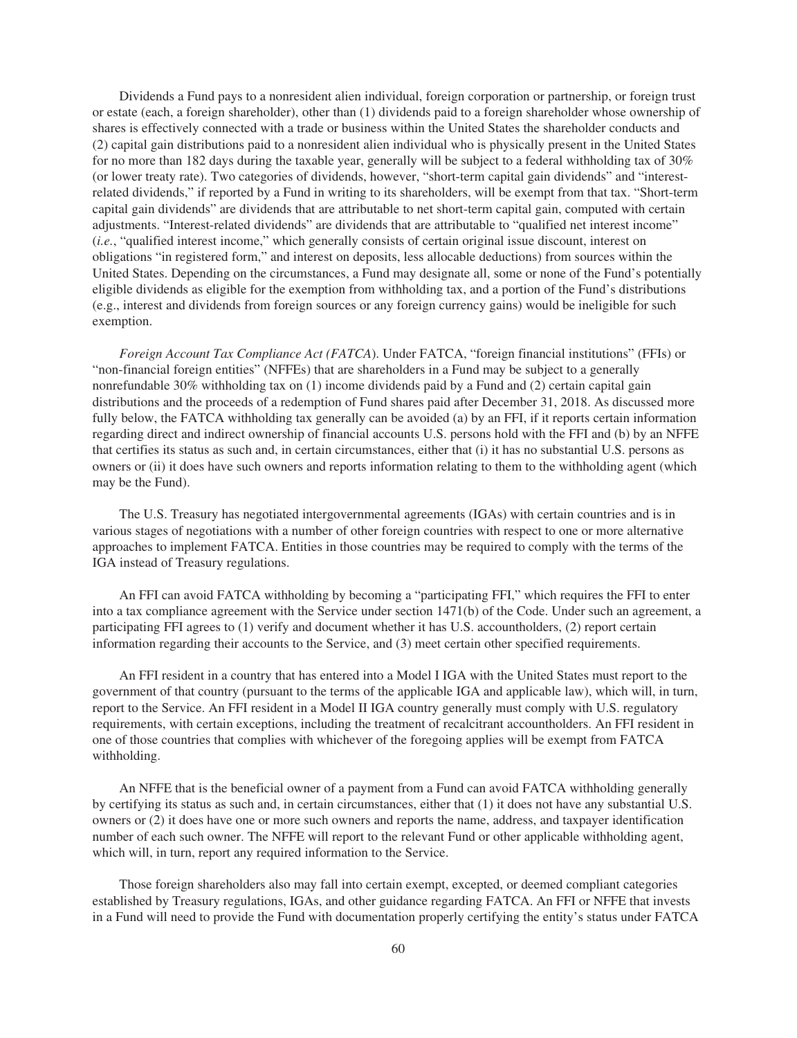Dividends a Fund pays to a nonresident alien individual, foreign corporation or partnership, or foreign trust or estate (each, a foreign shareholder), other than (1) dividends paid to a foreign shareholder whose ownership of shares is effectively connected with a trade or business within the United States the shareholder conducts and (2) capital gain distributions paid to a nonresident alien individual who is physically present in the United States for no more than 182 days during the taxable year, generally will be subject to a federal withholding tax of 30% (or lower treaty rate). Two categories of dividends, however, "short-term capital gain dividends" and "interest-related dividends," if reported by a Fund in writing to its shareholders, will be exempt from that tax. "Short-term capital gain dividends" are dividends that are attributable to net short-term capital gain, computed with certain adjustments. "Interest-related dividends" are dividends that are attributable to "qualified net interest income" (*i.e.*, "qualified interest income," which generally consists of certain original issue discount, interest on obligations "in registered form," and interest on deposits, less allocable deductions) from sources within the United States. Depending on the circumstances, a Fund may designate all, some or none of the Fund's potentially eligible dividends as eligible for the exemption from withholding tax, and a portion of the Fund's distributions (e.g., interest and dividends from foreign sources or any foreign currency gains) would be ineligible for such exemption.

*Foreign Account Tax Compliance Act (FATCA)*. Under FATCA, "foreign financial institutions" (FFIs) or "non-financial foreign entities" (NFFEs) that are shareholders in a Fund may be subject to a generally nonrefundable 30% withholding tax on (1) income dividends paid by a Fund and (2) certain capital gain distributions and the proceeds of a redemption of Fund shares paid after December 31, 2018. As discussed more fully below, the FATCA withholding tax generally can be avoided (a) by an FFI, if it reports certain information regarding direct and indirect ownership of financial accounts U.S. persons hold with the FFI and (b) by an NFFE that certifies its status as such and, in certain circumstances, either that (i) it has no substantial U.S. persons as owners or (ii) it does have such owners and reports information relating to them to the withholding agent (which may be the Fund).

The U.S. Treasury has negotiated intergovernmental agreements (IGAs) with certain countries and is in various stages of negotiations with a number of other foreign countries with respect to one or more alternative approaches to implement FATCA. Entities in those countries may be required to comply with the terms of the IGA instead of Treasury regulations.

An FFI can avoid FATCA withholding by becoming a "participating FFI," which requires the FFI to enter into a tax compliance agreement with the Service under section 1471(b) of the Code. Under such an agreement, a participating FFI agrees to (1) verify and document whether it has U.S. accountholders, (2) report certain information regarding their accounts to the Service, and (3) meet certain other specified requirements.

An FFI resident in a country that has entered into a Model I IGA with the United States must report to the government of that country (pursuant to the terms of the applicable IGA and applicable law), which will, in turn, report to the Service. An FFI resident in a Model II IGA country generally must comply with U.S. regulatory requirements, with certain exceptions, including the treatment of recalcitrant accountholders. An FFI resident in one of those countries that complies with whichever of the foregoing applies will be exempt from FATCA withholding.

An NFFE that is the beneficial owner of a payment from a Fund can avoid FATCA withholding generally by certifying its status as such and, in certain circumstances, either that (1) it does not have any substantial U.S. owners or (2) it does have one or more such owners and reports the name, address, and taxpayer identification number of each such owner. The NFFE will report to the relevant Fund or other applicable withholding agent, which will, in turn, report any required information to the Service.

Those foreign shareholders also may fall into certain exempt, excepted, or deemed compliant categories established by Treasury regulations, IGAs, and other guidance regarding FATCA. An FFI or NFFE that invests in a Fund will need to provide the Fund with documentation properly certifying the entity's status under FATCA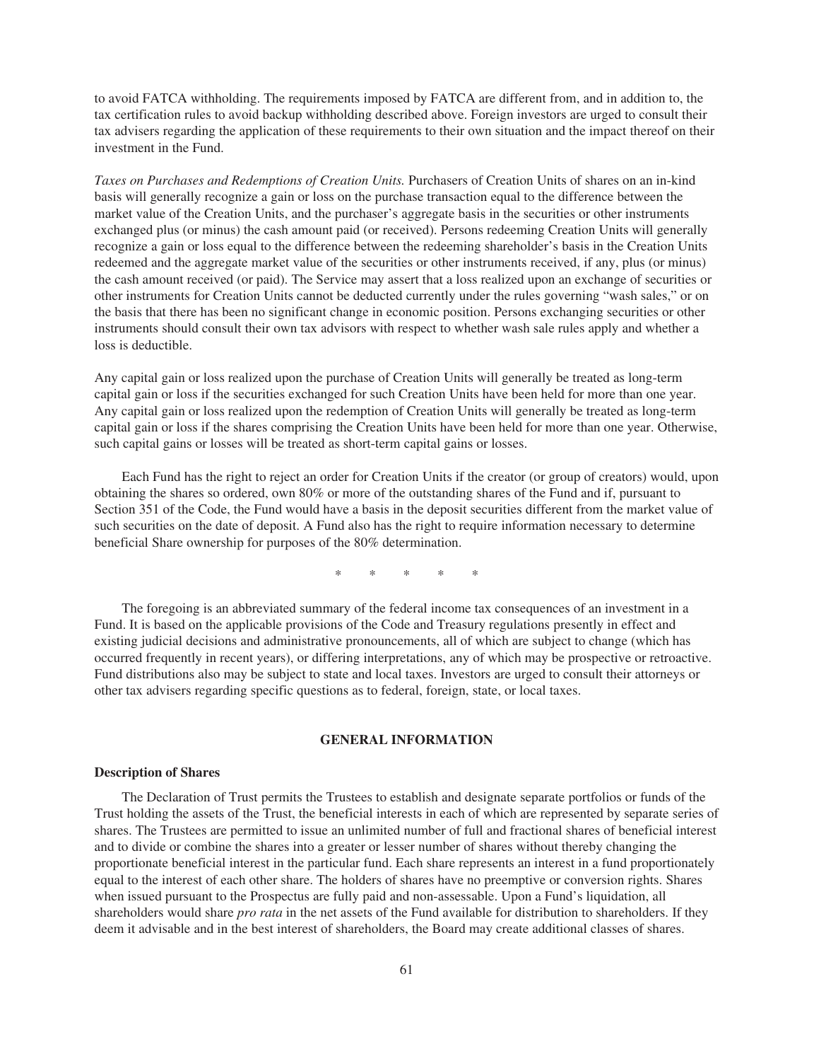to avoid FATCA withholding. The requirements imposed by FATCA are different from, and in addition to, the tax certification rules to avoid backup withholding described above. Foreign investors are urged to consult their tax advisers regarding the application of these requirements to their own situation and the impact thereof on their investment in the Fund.

*Taxes on Purchases and Redemptions of Creation Units.* Purchasers of Creation Units of shares on an in-kind basis will generally recognize a gain or loss on the purchase transaction equal to the difference between the market value of the Creation Units, and the purchaser's aggregate basis in the securities or other instruments exchanged plus (or minus) the cash amount paid (or received). Persons redeeming Creation Units will generally recognize a gain or loss equal to the difference between the redeeming shareholder's basis in the Creation Units redeemed and the aggregate market value of the securities or other instruments received, if any, plus (or minus) the cash amount received (or paid). The Service may assert that a loss realized upon an exchange of securities or other instruments for Creation Units cannot be deducted currently under the rules governing "wash sales," or on the basis that there has been no significant change in economic position. Persons exchanging securities or other instruments should consult their own tax advisors with respect to whether wash sale rules apply and whether a loss is deductible.

Any capital gain or loss realized upon the purchase of Creation Units will generally be treated as long-term capital gain or loss if the securities exchanged for such Creation Units have been held for more than one year. Any capital gain or loss realized upon the redemption of Creation Units will generally be treated as long-term capital gain or loss if the shares comprising the Creation Units have been held for more than one year. Otherwise, such capital gains or losses will be treated as short-term capital gains or losses.

Each Fund has the right to reject an order for Creation Units if the creator (or group of creators) would, upon obtaining the shares so ordered, own 80% or more of the outstanding shares of the Fund and if, pursuant to Section 351 of the Code, the Fund would have a basis in the deposit securities different from the market value of such securities on the date of deposit. A Fund also has the right to require information necessary to determine beneficial Share ownership for purposes of the 80% determination.

\* \* \* \* \*

The foregoing is an abbreviated summary of the federal income tax consequences of an investment in a Fund. It is based on the applicable provisions of the Code and Treasury regulations presently in effect and existing judicial decisions and administrative pronouncements, all of which are subject to change (which has occurred frequently in recent years), or differing interpretations, any of which may be prospective or retroactive. Fund distributions also may be subject to state and local taxes. Investors are urged to consult their attorneys or other tax advisers regarding specific questions as to federal, foreign, state, or local taxes.

## GENERAL INFORMATION

### Description of Shares

The Declaration of Trust permits the Trustees to establish and designate separate portfolios or funds of the Trust holding the assets of the Trust, the beneficial interests in each of which are represented by separate series of shares. The Trustees are permitted to issue an unlimited number of full and fractional shares of beneficial interest and to divide or combine the shares into a greater or lesser number of shares without thereby changing the proportionate beneficial interest in the particular fund. Each share represents an interest in a fund proportionately equal to the interest of each other share. The holders of shares have no preemptive or conversion rights. Shares when issued pursuant to the Prospectus are fully paid and non-assessable. Upon a Fund's liquidation, all shareholders would share *pro rata* in the net assets of the Fund available for distribution to shareholders. If they deem it advisable and in the best interest of shareholders, the Board may create additional classes of shares.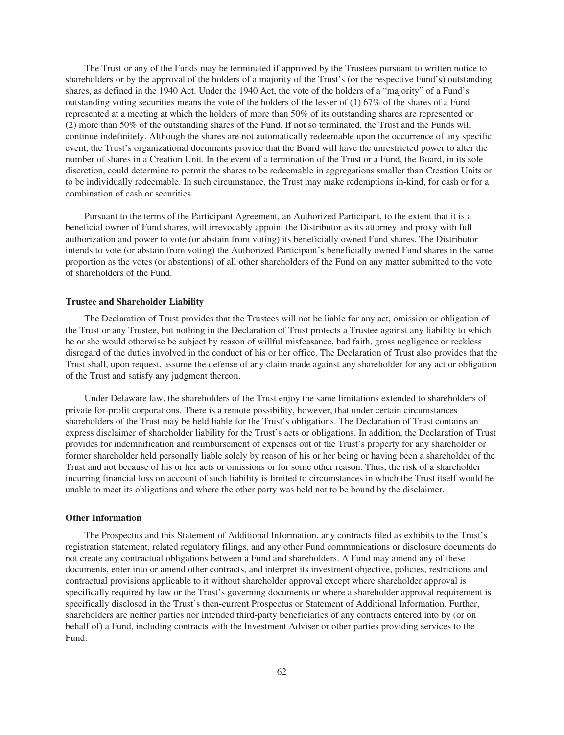The Trust or any of the Funds may be terminated if approved by the Trustees pursuant to written notice to shareholders or by the approval of the holders of a majority of the Trust's (or the respective Fund's) outstanding shares, as defined in the 1940 Act. Under the 1940 Act, the vote of the holders of a "majority" of a Fund's outstanding voting securities means the vote of the holders of the lesser of (1) 67% of the shares of a Fund represented at a meeting at which the holders of more than 50% of its outstanding shares are represented or (2) more than 50% of the outstanding shares of the Fund. If not so terminated, the Trust and the Funds will continue indefinitely. Although the shares are not automatically redeemable upon the occurrence of any specific event, the Trust's organizational documents provide that the Board will have the unrestricted power to alter the number of shares in a Creation Unit. In the event of a termination of the Trust or a Fund, the Board, in its sole discretion, could determine to permit the shares to be redeemable in aggregations smaller than Creation Units or to be individually redeemable. In such circumstance, the Trust may make redemptions in-kind, for cash or for a combination of cash or securities.

Pursuant to the terms of the Participant Agreement, an Authorized Participant, to the extent that it is a beneficial owner of Fund shares, will irrevocably appoint the Distributor as its attorney and proxy with full authorization and power to vote (or abstain from voting) its beneficially owned Fund shares. The Distributor intends to vote (or abstain from voting) the Authorized Participant's beneficially owned Fund shares in the same proportion as the votes (or abstentions) of all other shareholders of the Fund on any matter submitted to the vote of shareholders of the Fund.

**Trustee and Shareholder Liability**

The Declaration of Trust provides that the Trustees will not be liable for any act, omission or obligation of the Trust or any Trustee, but nothing in the Declaration of Trust protects a Trustee against any liability to which he or she would otherwise be subject by reason of willful misfeasance, bad faith, gross negligence or reckless disregard of the duties involved in the conduct of his or her office. The Declaration of Trust also provides that the Trust shall, upon request, assume the defense of any claim made against any shareholder for any act or obligation of the Trust and satisfy any judgment thereon.

Under Delaware law, the shareholders of the Trust enjoy the same limitations extended to shareholders of private for-profit corporations. There is a remote possibility, however, that under certain circumstances shareholders of the Trust may be held liable for the Trust's obligations. The Declaration of Trust contains an express disclaimer of shareholder liability for the Trust's acts or obligations. In addition, the Declaration of Trust provides for indemnification and reimbursement of expenses out of the Trust's property for any shareholder or former shareholder held personally liable solely by reason of his or her being or having been a shareholder of the Trust and not because of his or her acts or omissions or for some other reason. Thus, the risk of a shareholder incurring financial loss on account of such liability is limited to circumstances in which the Trust itself would be unable to meet its obligations and where the other party was held not to be bound by the disclaimer.

**Other Information**

The Prospectus and this Statement of Additional Information, any contracts filed as exhibits to the Trust's registration statement, related regulatory filings, and any other Fund communications or disclosure documents do not create any contractual obligations between a Fund and shareholders. A Fund may amend any of these documents, enter into or amend other contracts, and interpret its investment objective, policies, restrictions and contractual provisions applicable to it without shareholder approval except where shareholder approval is specifically required by law or the Trust's governing documents or where a shareholder approval requirement is specifically disclosed in the Trust's then-current Prospectus or Statement of Additional Information. Further, shareholders are neither parties nor intended third-party beneficiaries of any contracts entered into by (or on behalf of) a Fund, including contracts with the Investment Adviser or other parties providing services to the Fund.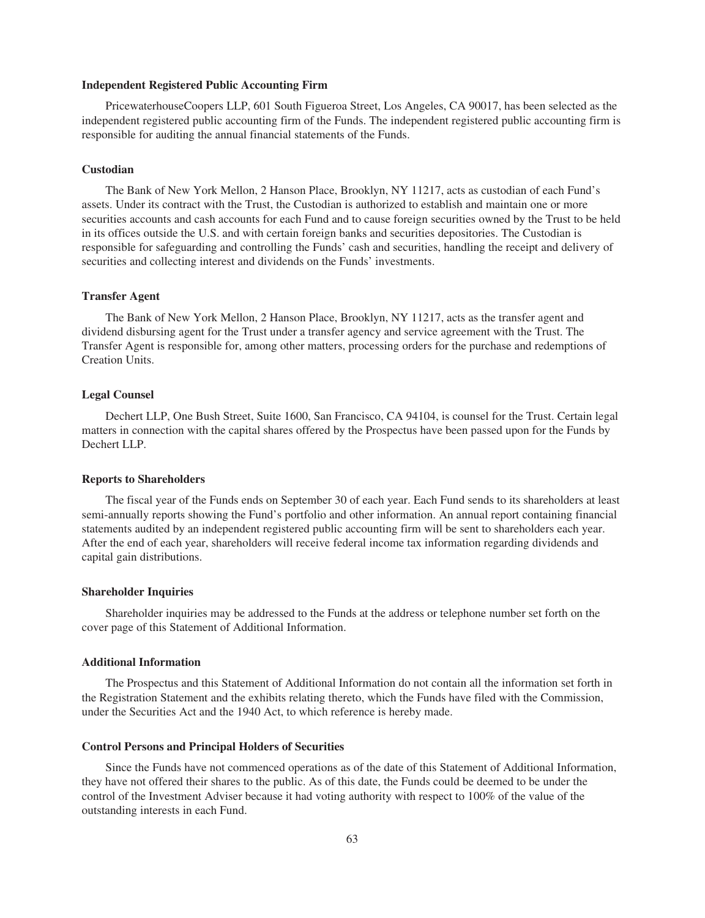**Independent Registered Public Accounting Firm**

PricewaterhouseCoopers LLP, 601 South Figueroa Street, Los Angeles, CA 90017, has been selected as the independent registered public accounting firm of the Funds. The independent registered public accounting firm is responsible for auditing the annual financial statements of the Funds.

**Custodian**

The Bank of New York Mellon, 2 Hanson Place, Brooklyn, NY 11217, acts as custodian of each Fund's assets. Under its contract with the Trust, the Custodian is authorized to establish and maintain one or more securities accounts and cash accounts for each Fund and to cause foreign securities owned by the Trust to be held in its offices outside the U.S. and with certain foreign banks and securities depositories. The Custodian is responsible for safeguarding and controlling the Funds' cash and securities, handling the receipt and delivery of securities and collecting interest and dividends on the Funds' investments.

**Transfer Agent**

The Bank of New York Mellon, 2 Hanson Place, Brooklyn, NY 11217, acts as the transfer agent and dividend disbursing agent for the Trust under a transfer agency and service agreement with the Trust. The Transfer Agent is responsible for, among other matters, processing orders for the purchase and redemptions of Creation Units.

**Legal Counsel**

Dechert LLP, One Bush Street, Suite 1600, San Francisco, CA 94104, is counsel for the Trust. Certain legal matters in connection with the capital shares offered by the Prospectus have been passed upon for the Funds by Dechert LLP.

**Reports to Shareholders**

The fiscal year of the Funds ends on September 30 of each year. Each Fund sends to its shareholders at least semi-annually reports showing the Fund's portfolio and other information. An annual report containing financial statements audited by an independent registered public accounting firm will be sent to shareholders each year. After the end of each year, shareholders will receive federal income tax information regarding dividends and capital gain distributions.

**Shareholder Inquiries**

Shareholder inquiries may be addressed to the Funds at the address or telephone number set forth on the cover page of this Statement of Additional Information.

**Additional Information**

The Prospectus and this Statement of Additional Information do not contain all the information set forth in the Registration Statement and the exhibits relating thereto, which the Funds have filed with the Commission, under the Securities Act and the 1940 Act, to which reference is hereby made.

**Control Persons and Principal Holders of Securities**

Since the Funds have not commenced operations as of the date of this Statement of Additional Information, they have not offered their shares to the public. As of this date, the Funds could be deemed to be under the control of the Investment Adviser because it had voting authority with respect to 100% of the value of the outstanding interests in each Fund.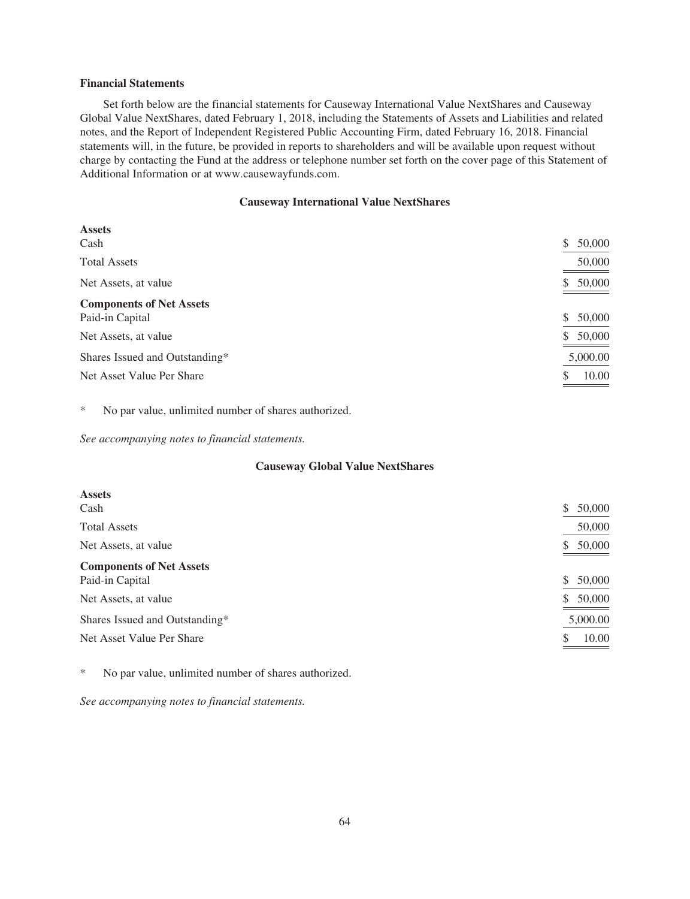**Financial Statements**

Set forth below are the financial statements for Causeway International Value NextShares and Causeway Global Value NextShares, dated February 1, 2018, including the Statements of Assets and Liabilities and related notes, and the Report of Independent Registered Public Accounting Firm, dated February 16, 2018. Financial statements will, in the future, be provided in reports to shareholders and will be available upon request without charge by contacting the Fund at the address or telephone number set forth on the cover page of this Statement of Additional Information or at www.causewayfunds.com.

**Causeway International Value NextShares**

| | |
|---|---|
| **Assets** | |
| Cash | $ 50,000 |
| Total Assets | 50,000 |
| Net Assets, at value | $ 50,000 |
| **Components of Net Assets** | |
| Paid-in Capital | $ 50,000 |
| Net Assets, at value | $ 50,000 |
| Shares Issued and Outstanding* | 5,000.00 |
| Net Asset Value Per Share | $ 10.00 |

\* No par value, unlimited number of shares authorized.

*See accompanying notes to financial statements.*

**Causeway Global Value NextShares**

| | |
|---|---|
| **Assets** | |
| Cash | $ 50,000 |
| Total Assets | 50,000 |
| Net Assets, at value | $ 50,000 |
| **Components of Net Assets** | |
| Paid-in Capital | $ 50,000 |
| Net Assets, at value | $ 50,000 |
| Shares Issued and Outstanding* | 5,000.00 |
| Net Asset Value Per Share | $ 10.00 |

\* No par value, unlimited number of shares authorized.

*See accompanying notes to financial statements.*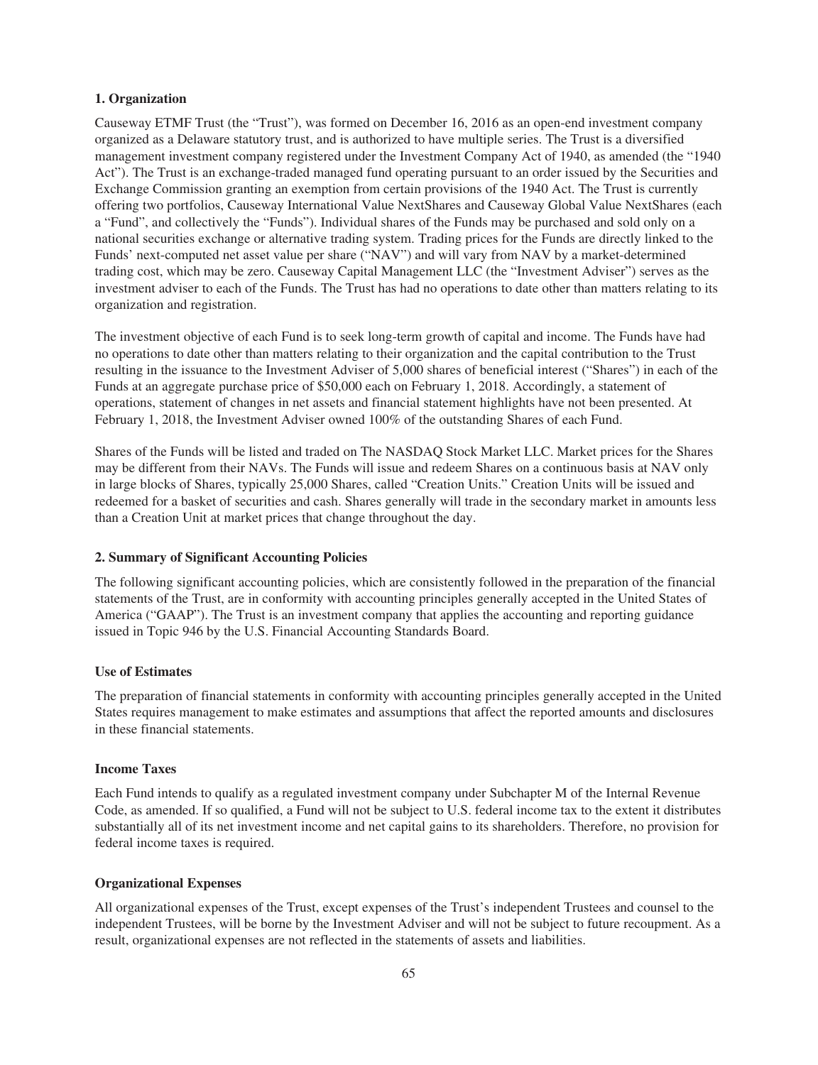**1. Organization**

Causeway ETMF Trust (the "Trust"), was formed on December 16, 2016 as an open-end investment company organized as a Delaware statutory trust, and is authorized to have multiple series. The Trust is a diversified management investment company registered under the Investment Company Act of 1940, as amended (the "1940 Act"). The Trust is an exchange-traded managed fund operating pursuant to an order issued by the Securities and Exchange Commission granting an exemption from certain provisions of the 1940 Act. The Trust is currently offering two portfolios, Causeway International Value NextShares and Causeway Global Value NextShares (each a "Fund", and collectively the "Funds"). Individual shares of the Funds may be purchased and sold only on a national securities exchange or alternative trading system. Trading prices for the Funds are directly linked to the Funds' next-computed net asset value per share ("NAV") and will vary from NAV by a market-determined trading cost, which may be zero. Causeway Capital Management LLC (the "Investment Adviser") serves as the investment adviser to each of the Funds. The Trust has had no operations to date other than matters relating to its organization and registration.

The investment objective of each Fund is to seek long-term growth of capital and income. The Funds have had no operations to date other than matters relating to their organization and the capital contribution to the Trust resulting in the issuance to the Investment Adviser of 5,000 shares of beneficial interest ("Shares") in each of the Funds at an aggregate purchase price of $50,000 each on February 1, 2018. Accordingly, a statement of operations, statement of changes in net assets and financial statement highlights have not been presented. At February 1, 2018, the Investment Adviser owned 100% of the outstanding Shares of each Fund.

Shares of the Funds will be listed and traded on The NASDAQ Stock Market LLC. Market prices for the Shares may be different from their NAVs. The Funds will issue and redeem Shares on a continuous basis at NAV only in large blocks of Shares, typically 25,000 Shares, called "Creation Units." Creation Units will be issued and redeemed for a basket of securities and cash. Shares generally will trade in the secondary market in amounts less than a Creation Unit at market prices that change throughout the day.

**2. Summary of Significant Accounting Policies**

The following significant accounting policies, which are consistently followed in the preparation of the financial statements of the Trust, are in conformity with accounting principles generally accepted in the United States of America ("GAAP"). The Trust is an investment company that applies the accounting and reporting guidance issued in Topic 946 by the U.S. Financial Accounting Standards Board.

**Use of Estimates**

The preparation of financial statements in conformity with accounting principles generally accepted in the United States requires management to make estimates and assumptions that affect the reported amounts and disclosures in these financial statements.

**Income Taxes**

Each Fund intends to qualify as a regulated investment company under Subchapter M of the Internal Revenue Code, as amended. If so qualified, a Fund will not be subject to U.S. federal income tax to the extent it distributes substantially all of its net investment income and net capital gains to its shareholders. Therefore, no provision for federal income taxes is required.

**Organizational Expenses**

All organizational expenses of the Trust, except expenses of the Trust's independent Trustees and counsel to the independent Trustees, will be borne by the Investment Adviser and will not be subject to future recoupment. As a result, organizational expenses are not reflected in the statements of assets and liabilities.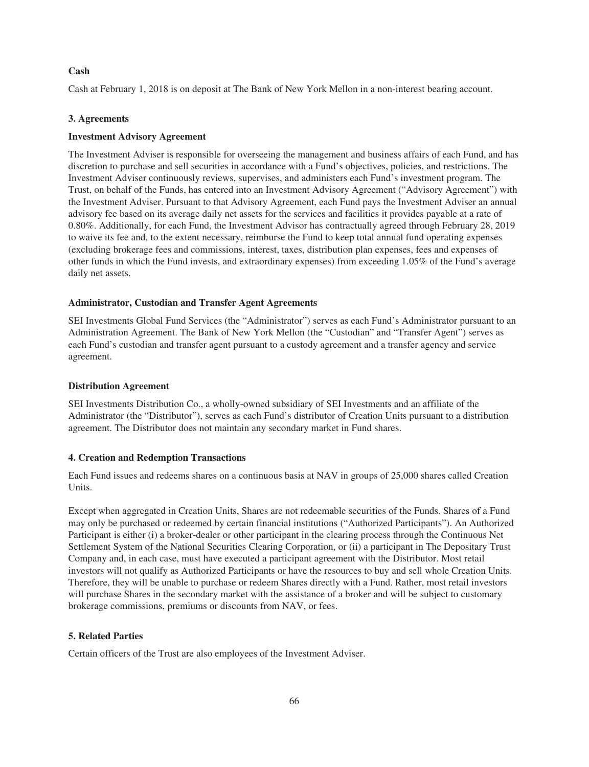**Cash**

Cash at February 1, 2018 is on deposit at The Bank of New York Mellon in a non-interest bearing account.

## 3. Agreements

**Investment Advisory Agreement**

The Investment Adviser is responsible for overseeing the management and business affairs of each Fund, and has discretion to purchase and sell securities in accordance with a Fund's objectives, policies, and restrictions. The Investment Adviser continuously reviews, supervises, and administers each Fund's investment program. The Trust, on behalf of the Funds, has entered into an Investment Advisory Agreement ("Advisory Agreement") with the Investment Adviser. Pursuant to that Advisory Agreement, each Fund pays the Investment Adviser an annual advisory fee based on its average daily net assets for the services and facilities it provides payable at a rate of 0.80%. Additionally, for each Fund, the Investment Advisor has contractually agreed through February 28, 2019 to waive its fee and, to the extent necessary, reimburse the Fund to keep total annual fund operating expenses (excluding brokerage fees and commissions, interest, taxes, distribution plan expenses, fees and expenses of other funds in which the Fund invests, and extraordinary expenses) from exceeding 1.05% of the Fund's average daily net assets.

**Administrator, Custodian and Transfer Agent Agreements**

SEI Investments Global Fund Services (the "Administrator") serves as each Fund's Administrator pursuant to an Administration Agreement. The Bank of New York Mellon (the "Custodian" and "Transfer Agent") serves as each Fund's custodian and transfer agent pursuant to a custody agreement and a transfer agency and service agreement.

**Distribution Agreement**

SEI Investments Distribution Co., a wholly-owned subsidiary of SEI Investments and an affiliate of the Administrator (the "Distributor"), serves as each Fund's distributor of Creation Units pursuant to a distribution agreement. The Distributor does not maintain any secondary market in Fund shares.

## 4. Creation and Redemption Transactions

Each Fund issues and redeems shares on a continuous basis at NAV in groups of 25,000 shares called Creation Units.

Except when aggregated in Creation Units, Shares are not redeemable securities of the Funds. Shares of a Fund may only be purchased or redeemed by certain financial institutions ("Authorized Participants"). An Authorized Participant is either (i) a broker-dealer or other participant in the clearing process through the Continuous Net Settlement System of the National Securities Clearing Corporation, or (ii) a participant in The Depositary Trust Company and, in each case, must have executed a participant agreement with the Distributor. Most retail investors will not qualify as Authorized Participants or have the resources to buy and sell whole Creation Units. Therefore, they will be unable to purchase or redeem Shares directly with a Fund. Rather, most retail investors will purchase Shares in the secondary market with the assistance of a broker and will be subject to customary brokerage commissions, premiums or discounts from NAV, or fees.

## 5. Related Parties

Certain officers of the Trust are also employees of the Investment Adviser.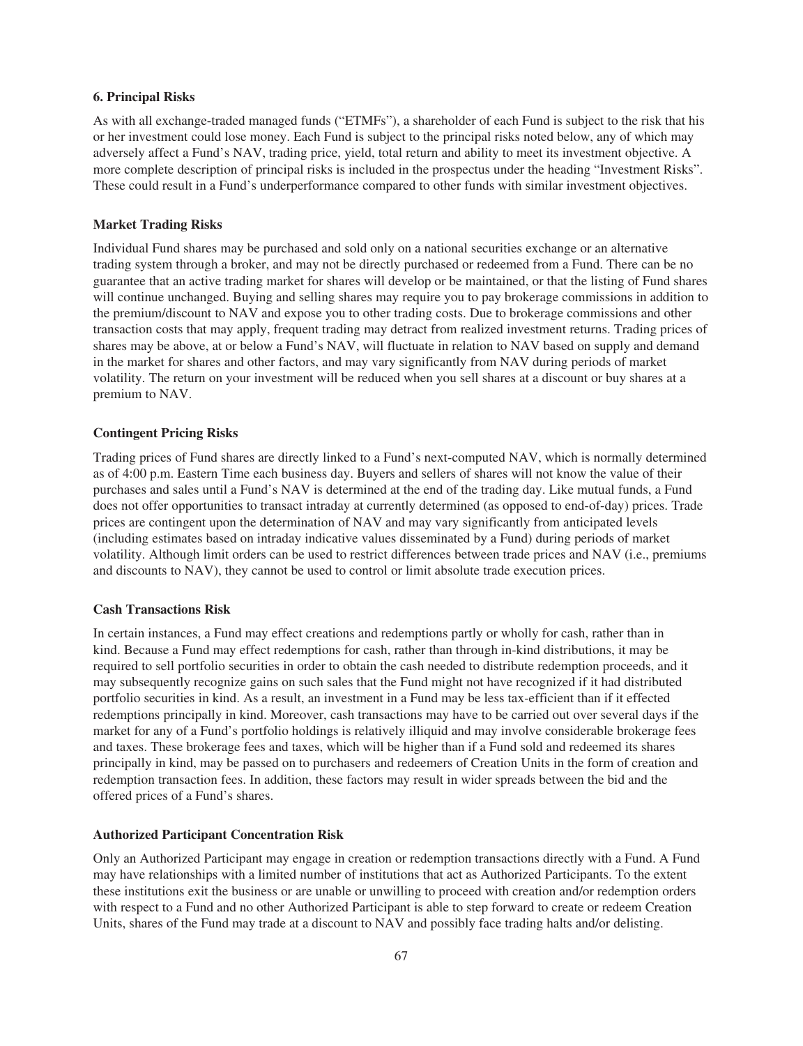### 6. Principal Risks

As with all exchange-traded managed funds ("ETMFs"), a shareholder of each Fund is subject to the risk that his or her investment could lose money. Each Fund is subject to the principal risks noted below, any of which may adversely affect a Fund's NAV, trading price, yield, total return and ability to meet its investment objective. A more complete description of principal risks is included in the prospectus under the heading "Investment Risks". These could result in a Fund's underperformance compared to other funds with similar investment objectives.

#### Market Trading Risks

Individual Fund shares may be purchased and sold only on a national securities exchange or an alternative trading system through a broker, and may not be directly purchased or redeemed from a Fund. There can be no guarantee that an active trading market for shares will develop or be maintained, or that the listing of Fund shares will continue unchanged. Buying and selling shares may require you to pay brokerage commissions in addition to the premium/discount to NAV and expose you to other trading costs. Due to brokerage commissions and other transaction costs that may apply, frequent trading may detract from realized investment returns. Trading prices of shares may be above, at or below a Fund's NAV, will fluctuate in relation to NAV based on supply and demand in the market for shares and other factors, and may vary significantly from NAV during periods of market volatility. The return on your investment will be reduced when you sell shares at a discount or buy shares at a premium to NAV.

#### Contingent Pricing Risks

Trading prices of Fund shares are directly linked to a Fund's next-computed NAV, which is normally determined as of 4:00 p.m. Eastern Time each business day. Buyers and sellers of shares will not know the value of their purchases and sales until a Fund's NAV is determined at the end of the trading day. Like mutual funds, a Fund does not offer opportunities to transact intraday at currently determined (as opposed to end-of-day) prices. Trade prices are contingent upon the determination of NAV and may vary significantly from anticipated levels (including estimates based on intraday indicative values disseminated by a Fund) during periods of market volatility. Although limit orders can be used to restrict differences between trade prices and NAV (i.e., premiums and discounts to NAV), they cannot be used to control or limit absolute trade execution prices.

#### Cash Transactions Risk

In certain instances, a Fund may effect creations and redemptions partly or wholly for cash, rather than in kind. Because a Fund may effect redemptions for cash, rather than through in-kind distributions, it may be required to sell portfolio securities in order to obtain the cash needed to distribute redemption proceeds, and it may subsequently recognize gains on such sales that the Fund might not have recognized if it had distributed portfolio securities in kind. As a result, an investment in a Fund may be less tax-efficient than if it effected redemptions principally in kind. Moreover, cash transactions may have to be carried out over several days if the market for any of a Fund's portfolio holdings is relatively illiquid and may involve considerable brokerage fees and taxes. These brokerage fees and taxes, which will be higher than if a Fund sold and redeemed its shares principally in kind, may be passed on to purchasers and redeemers of Creation Units in the form of creation and redemption transaction fees. In addition, these factors may result in wider spreads between the bid and the offered prices of a Fund's shares.

#### Authorized Participant Concentration Risk

Only an Authorized Participant may engage in creation or redemption transactions directly with a Fund. A Fund may have relationships with a limited number of institutions that act as Authorized Participants. To the extent these institutions exit the business or are unable or unwilling to proceed with creation and/or redemption orders with respect to a Fund and no other Authorized Participant is able to step forward to create or redeem Creation Units, shares of the Fund may trade at a discount to NAV and possibly face trading halts and/or delisting.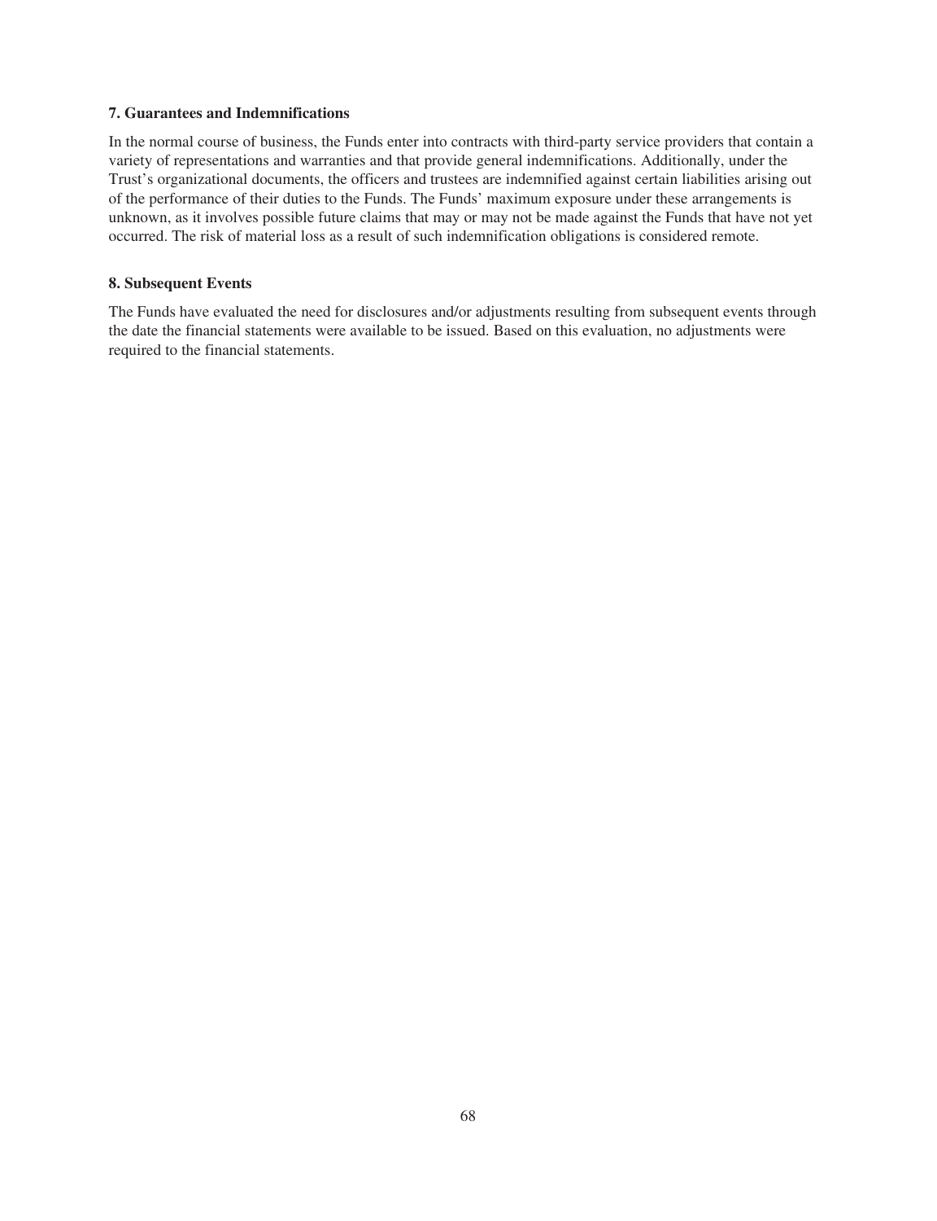**7. Guarantees and Indemnifications**

In the normal course of business, the Funds enter into contracts with third-party service providers that contain a variety of representations and warranties and that provide general indemnifications. Additionally, under the Trust's organizational documents, the officers and trustees are indemnified against certain liabilities arising out of the performance of their duties to the Funds. The Funds' maximum exposure under these arrangements is unknown, as it involves possible future claims that may or may not be made against the Funds that have not yet occurred. The risk of material loss as a result of such indemnification obligations is considered remote.

**8. Subsequent Events**

The Funds have evaluated the need for disclosures and/or adjustments resulting from subsequent events through the date the financial statements were available to be issued. Based on this evaluation, no adjustments were required to the financial statements.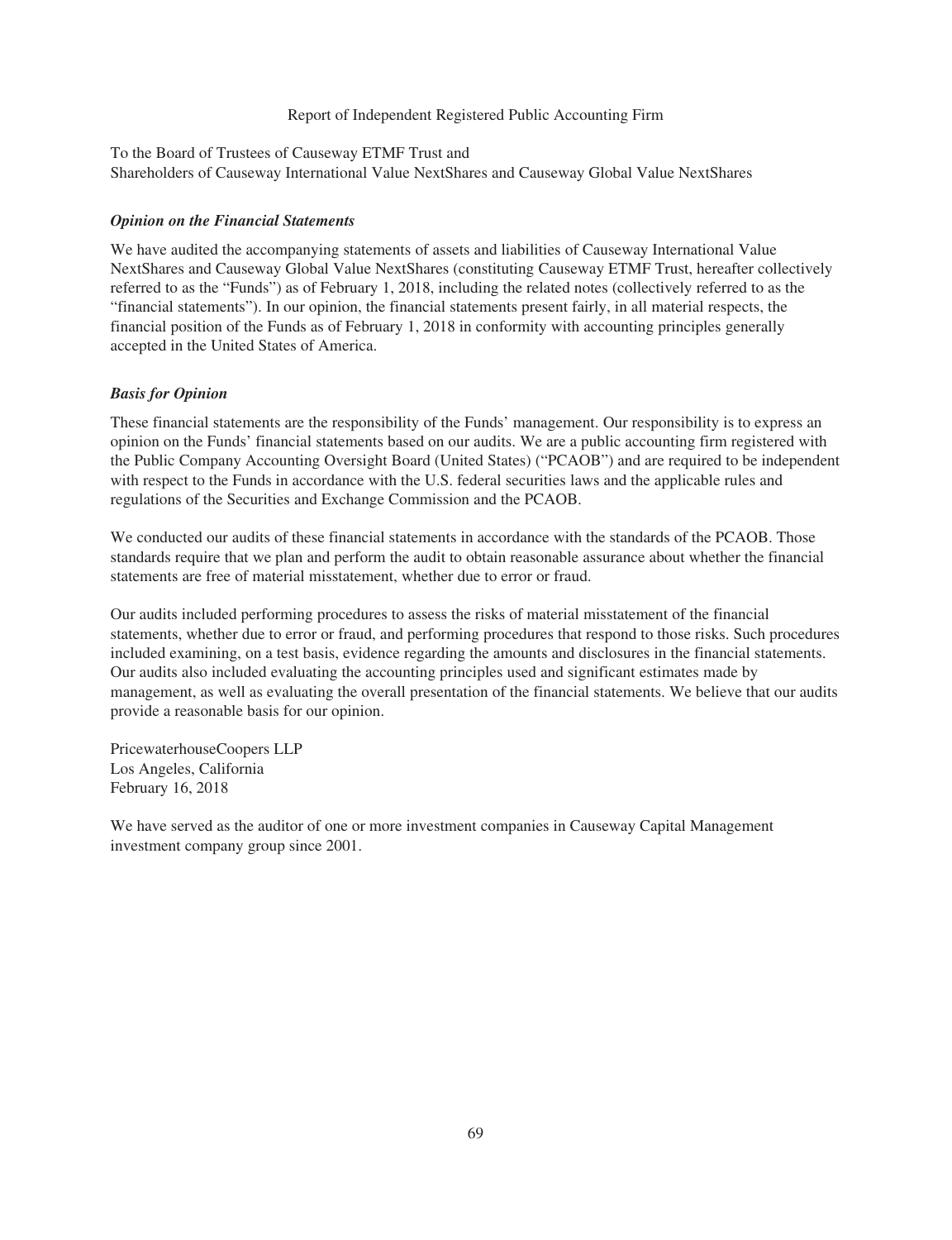# Report of Independent Registered Public Accounting Firm

To the Board of Trustees of Causeway ETMF Trust and
Shareholders of Causeway International Value NextShares and Causeway Global Value NextShares

***Opinion on the Financial Statements***

We have audited the accompanying statements of assets and liabilities of Causeway International Value NextShares and Causeway Global Value NextShares (constituting Causeway ETMF Trust, hereafter collectively referred to as the "Funds") as of February 1, 2018, including the related notes (collectively referred to as the "financial statements"). In our opinion, the financial statements present fairly, in all material respects, the financial position of the Funds as of February 1, 2018 in conformity with accounting principles generally accepted in the United States of America.

***Basis for Opinion***

These financial statements are the responsibility of the Funds' management. Our responsibility is to express an opinion on the Funds' financial statements based on our audits. We are a public accounting firm registered with the Public Company Accounting Oversight Board (United States) ("PCAOB") and are required to be independent with respect to the Funds in accordance with the U.S. federal securities laws and the applicable rules and regulations of the Securities and Exchange Commission and the PCAOB.

We conducted our audits of these financial statements in accordance with the standards of the PCAOB. Those standards require that we plan and perform the audit to obtain reasonable assurance about whether the financial statements are free of material misstatement, whether due to error or fraud.

Our audits included performing procedures to assess the risks of material misstatement of the financial statements, whether due to error or fraud, and performing procedures that respond to those risks. Such procedures included examining, on a test basis, evidence regarding the amounts and disclosures in the financial statements. Our audits also included evaluating the accounting principles used and significant estimates made by management, as well as evaluating the overall presentation of the financial statements. We believe that our audits provide a reasonable basis for our opinion.

PricewaterhouseCoopers LLP
Los Angeles, California
February 16, 2018

We have served as the auditor of one or more investment companies in Causeway Capital Management investment company group since 2001.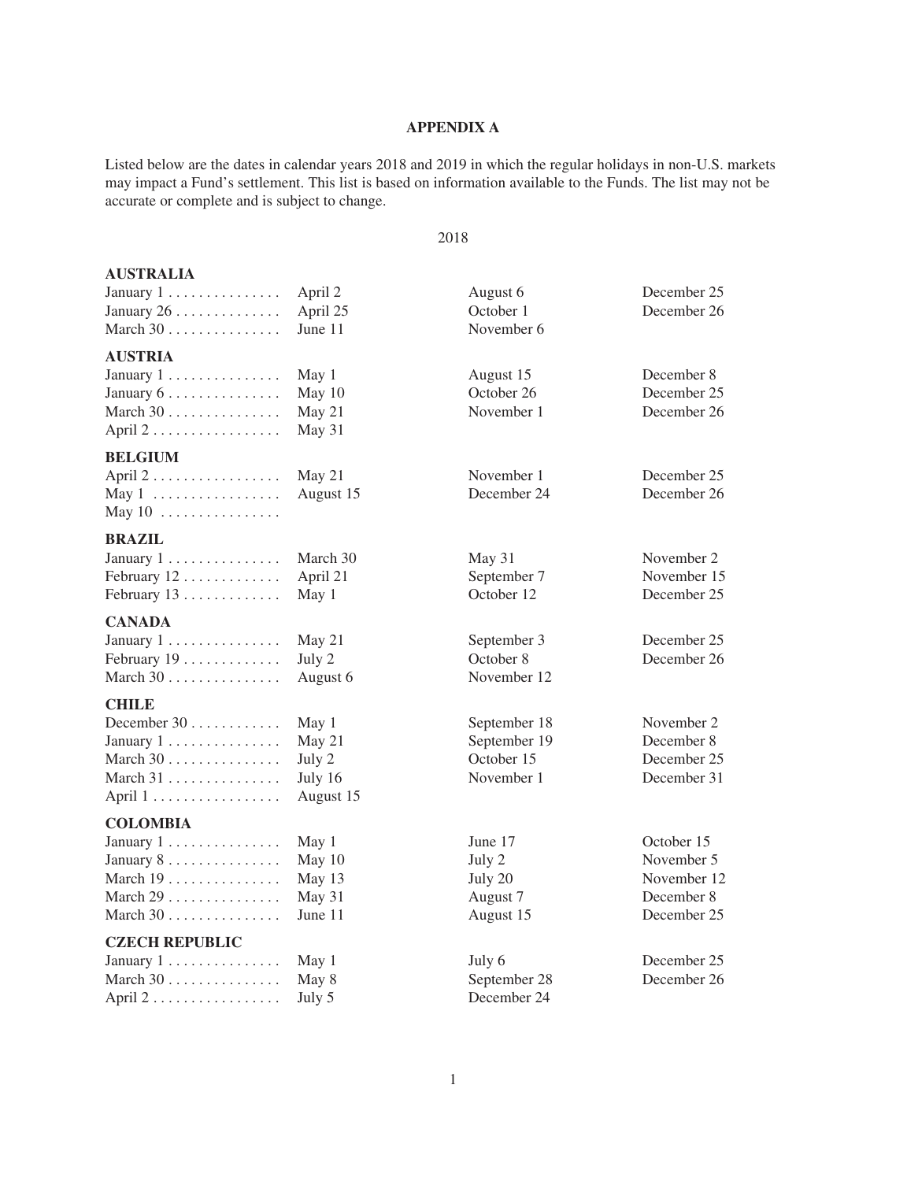## APPENDIX A

Listed below are the dates in calendar years 2018 and 2019 in which the regular holidays in non-U.S. markets may impact a Fund's settlement. This list is based on information available to the Funds. The list may not be accurate or complete and is subject to change.

2018

**AUSTRALIA**

| | | | |
|---|---|---|---|
| January 1 | April 2 | August 6 | December 25 |
| January 26 | April 25 | October 1 | December 26 |
| March 30 | June 11 | November 6 | |

**AUSTRIA**

| | | | |
|---|---|---|---|
| January 1 | May 1 | August 15 | December 8 |
| January 6 | May 10 | October 26 | December 25 |
| March 30 | May 21 | November 1 | December 26 |
| April 2 | May 31 | | |

**BELGIUM**

| | | | |
|---|---|---|---|
| April 2 | May 21 | November 1 | December 25 |
| May 1 | August 15 | December 24 | December 26 |
| May 10 | | | |

**BRAZIL**

| | | | |
|---|---|---|---|
| January 1 | March 30 | May 31 | November 2 |
| February 12 | April 21 | September 7 | November 15 |
| February 13 | May 1 | October 12 | December 25 |

**CANADA**

| | | | |
|---|---|---|---|
| January 1 | May 21 | September 3 | December 25 |
| February 19 | July 2 | October 8 | December 26 |
| March 30 | August 6 | November 12 | |

**CHILE**

| | | | |
|---|---|---|---|
| December 30 | May 1 | September 18 | November 2 |
| January 1 | May 21 | September 19 | December 8 |
| March 30 | July 2 | October 15 | December 25 |
| March 31 | July 16 | November 1 | December 31 |
| April 1 | August 15 | | |

**COLOMBIA**

| | | | |
|---|---|---|---|
| January 1 | May 1 | June 17 | October 15 |
| January 8 | May 10 | July 2 | November 5 |
| March 19 | May 13 | July 20 | November 12 |
| March 29 | May 31 | August 7 | December 8 |
| March 30 | June 11 | August 15 | December 25 |

**CZECH REPUBLIC**

| | | | |
|---|---|---|---|
| January 1 | May 1 | July 6 | December 25 |
| March 30 | May 8 | September 28 | December 26 |
| April 2 | July 5 | December 24 | |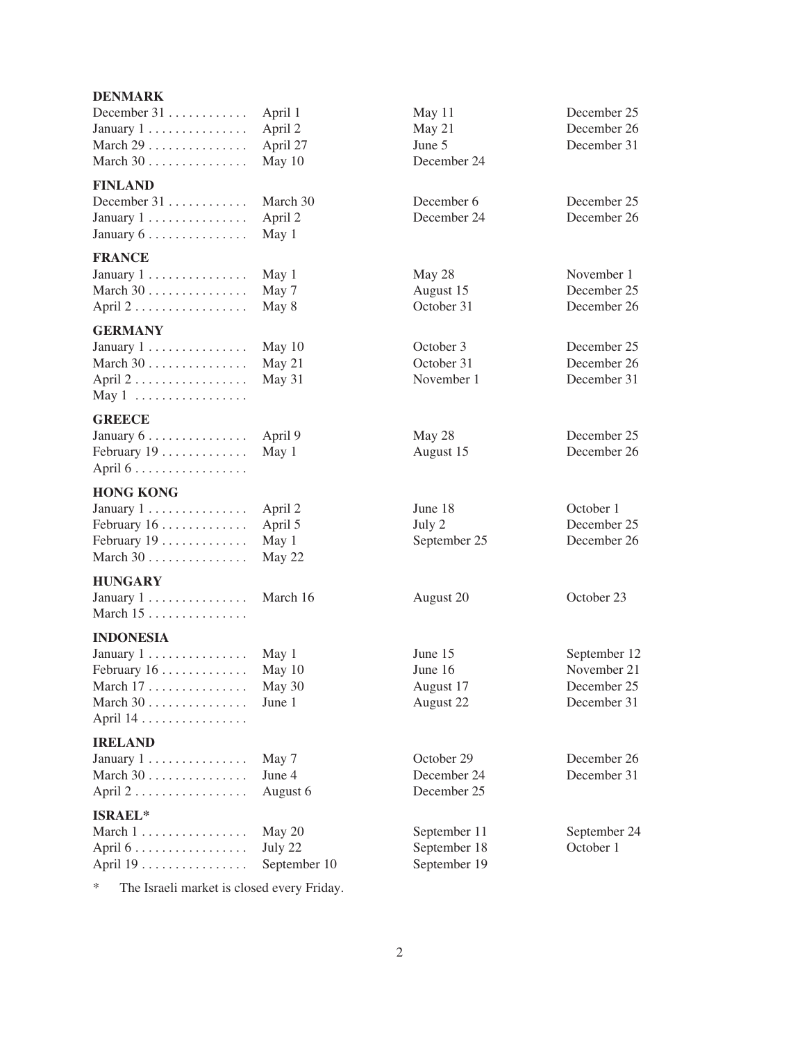**DENMARK**

| | | | |
|---|---|---|---|
| December 31 . . . . . . . . . . . . | April 1 | May 11 | December 25 |
| January 1 . . . . . . . . . . . . . . | April 2 | May 21 | December 26 |
| March 29 . . . . . . . . . . . . . . | April 27 | June 5 | December 31 |
| March 30 . . . . . . . . . . . . . . | May 10 | December 24 | |

**FINLAND**

| | | | |
|---|---|---|---|
| December 31 . . . . . . . . . . . . | March 30 | December 6 | December 25 |
| January 1 . . . . . . . . . . . . . . | April 2 | December 24 | December 26 |
| January 6 . . . . . . . . . . . . . . | May 1 | | |

**FRANCE**

| | | | |
|---|---|---|---|
| January 1 . . . . . . . . . . . . . . | May 1 | May 28 | November 1 |
| March 30 . . . . . . . . . . . . . . | May 7 | August 15 | December 25 |
| April 2 . . . . . . . . . . . . . . . . | May 8 | October 31 | December 26 |

**GERMANY**

| | | | |
|---|---|---|---|
| January 1 . . . . . . . . . . . . . . | May 10 | October 3 | December 25 |
| March 30 . . . . . . . . . . . . . . | May 21 | October 31 | December 26 |
| April 2 . . . . . . . . . . . . . . . . | May 31 | November 1 | December 31 |
| May 1 . . . . . . . . . . . . . . . . | | | |

**GREECE**

| | | | |
|---|---|---|---|
| January 6 . . . . . . . . . . . . . . | April 9 | May 28 | December 25 |
| February 19 . . . . . . . . . . . . | May 1 | August 15 | December 26 |
| April 6 . . . . . . . . . . . . . . . . | | | |

**HONG KONG**

| | | | |
|---|---|---|---|
| January 1 . . . . . . . . . . . . . . | April 2 | June 18 | October 1 |
| February 16 . . . . . . . . . . . . | April 5 | July 2 | December 25 |
| February 19 . . . . . . . . . . . . | May 1 | September 25 | December 26 |
| March 30 . . . . . . . . . . . . . . | May 22 | | |

**HUNGARY**

| | | | |
|---|---|---|---|
| January 1 . . . . . . . . . . . . . . | March 16 | August 20 | October 23 |
| March 15 . . . . . . . . . . . . . . | | | |

**INDONESIA**

| | | | |
|---|---|---|---|
| January 1 . . . . . . . . . . . . . . | May 1 | June 15 | September 12 |
| February 16 . . . . . . . . . . . . | May 10 | June 16 | November 21 |
| March 17 . . . . . . . . . . . . . . | May 30 | August 17 | December 25 |
| March 30 . . . . . . . . . . . . . . | June 1 | August 22 | December 31 |
| April 14 . . . . . . . . . . . . . . . | | | |

**IRELAND**

| | | | |
|---|---|---|---|
| January 1 . . . . . . . . . . . . . . | May 7 | October 29 | December 26 |
| March 30 . . . . . . . . . . . . . . | June 4 | December 24 | December 31 |
| April 2 . . . . . . . . . . . . . . . . | August 6 | December 25 | |

**ISRAEL***

| | | | |
|---|---|---|---|
| March 1 . . . . . . . . . . . . . . . | May 20 | September 11 | September 24 |
| April 6 . . . . . . . . . . . . . . . . | July 22 | September 18 | October 1 |
| April 19 . . . . . . . . . . . . . . . | September 10 | September 19 | |

\* The Israeli market is closed every Friday.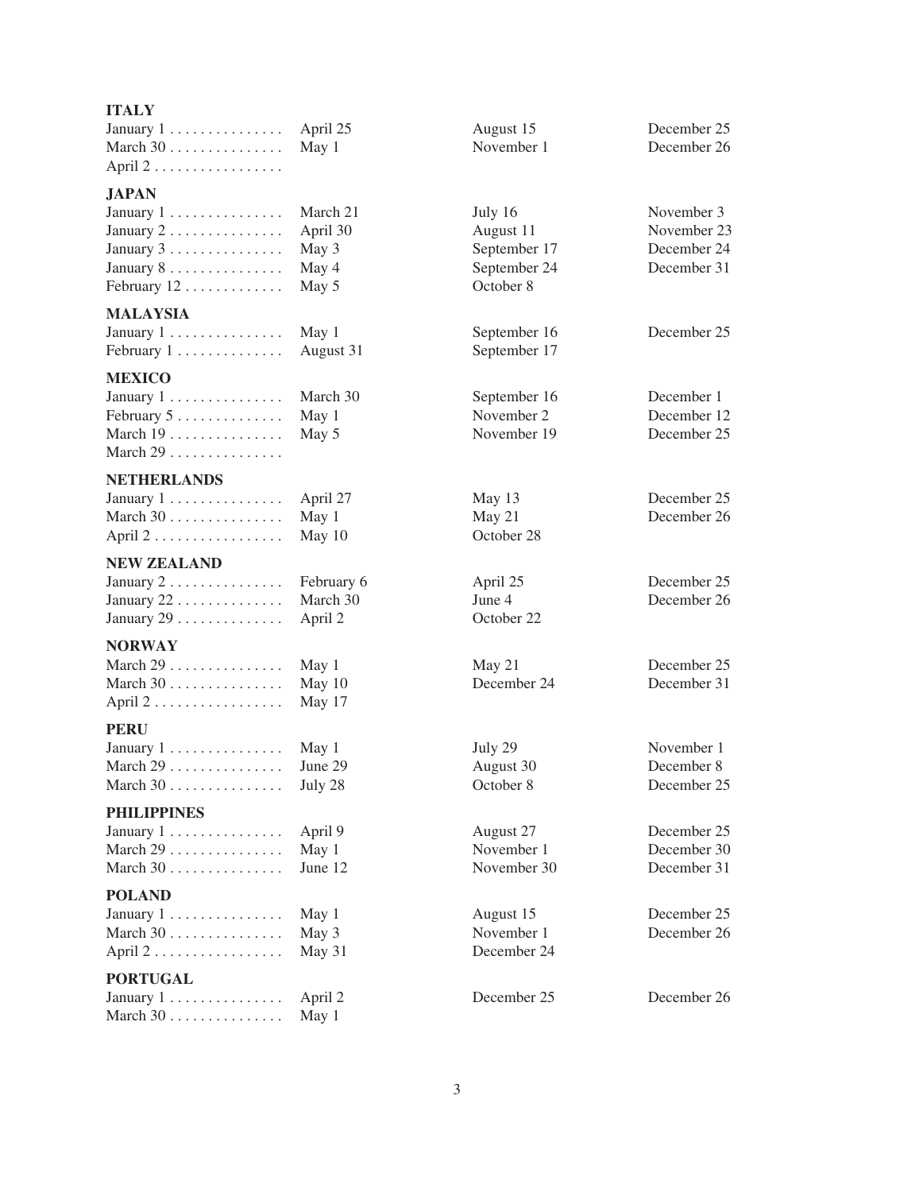**ITALY**

January 1 . . . . . . . . . . . . . . .
March 30 . . . . . . . . . . . . . .
April 2 . . . . . . . . . . . . . . . . .
April 25
May 1
August 15
November 1
December 25
December 26

**JAPAN**

January 1 . . . . . . . . . . . . . . .
January 2 . . . . . . . . . . . . . . .
January 3 . . . . . . . . . . . . . . .
January 8 . . . . . . . . . . . . . . .
February 12 . . . . . . . . . . . . .
March 21
April 30
May 3
May 4
May 5
July 16
August 11
September 17
September 24
October 8
November 3
November 23
December 24
December 31

**MALAYSIA**

January 1 . . . . . . . . . . . . . . .
February 1 . . . . . . . . . . . . . .
May 1
August 31
September 16
September 17
December 25

**MEXICO**

January 1 . . . . . . . . . . . . . . .
February 5 . . . . . . . . . . . . . .
March 19 . . . . . . . . . . . . . . .
March 29 . . . . . . . . . . . . . . .
March 30
May 1
May 5
September 16
November 2
November 19
December 1
December 12
December 25

**NETHERLANDS**

January 1 . . . . . . . . . . . . . . .
March 30 . . . . . . . . . . . . . .
April 2 . . . . . . . . . . . . . . . . .
April 27
May 1
May 10
May 13
May 21
October 28
December 25
December 26

**NEW ZEALAND**

January 2 . . . . . . . . . . . . . . .
January 22 . . . . . . . . . . . . . .
January 29 . . . . . . . . . . . . . .
February 6
March 30
April 2
April 25
June 4
October 22
December 25
December 26

**NORWAY**

March 29 . . . . . . . . . . . . . . .
March 30 . . . . . . . . . . . . . . .
April 2 . . . . . . . . . . . . . . . . .
May 1
May 10
May 17
May 21
December 24
December 25
December 31

**PERU**

January 1 . . . . . . . . . . . . . . .
March 29 . . . . . . . . . . . . . . .
March 30 . . . . . . . . . . . . . . .
May 1
June 29
July 28
July 29
August 30
October 8
November 1
December 8
December 25

**PHILIPPINES**

January 1 . . . . . . . . . . . . . . .
March 29 . . . . . . . . . . . . . . .
March 30 . . . . . . . . . . . . . . .
April 9
May 1
June 12
August 27
November 1
November 30
December 25
December 30
December 31

**POLAND**

January 1 . . . . . . . . . . . . . . .
March 30 . . . . . . . . . . . . . . .
April 2 . . . . . . . . . . . . . . . . .
May 1
May 3
May 31
August 15
November 1
December 24
December 25
December 26

**PORTUGAL**

January 1 . . . . . . . . . . . . . . .
March 30 . . . . . . . . . . . . . . .
April 2
May 1
December 25
December 26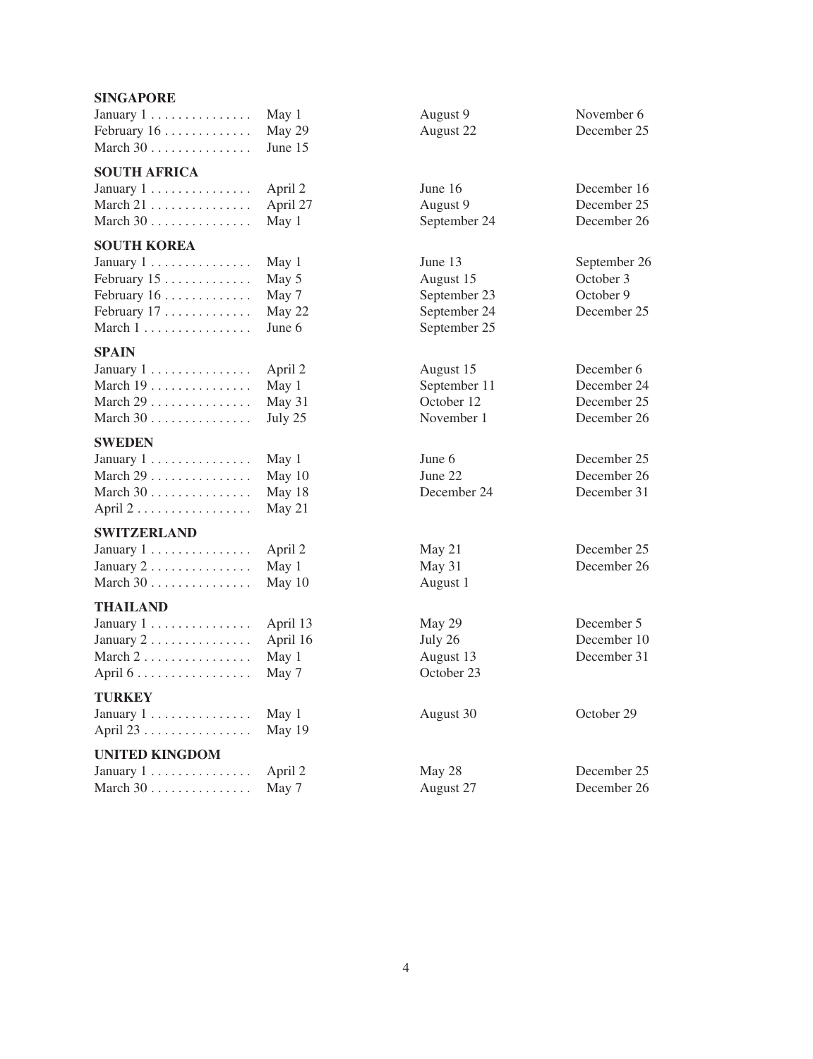**SINGAPORE**

| | | | |
|---|---|---|---|
| January 1 | May 1 | August 9 | November 6 |
| February 16 | May 29 | August 22 | December 25 |
| March 30 | June 15 | | |

**SOUTH AFRICA**

| | | | |
|---|---|---|---|
| January 1 | April 2 | June 16 | December 16 |
| March 21 | April 27 | August 9 | December 25 |
| March 30 | May 1 | September 24 | December 26 |

**SOUTH KOREA**

| | | | |
|---|---|---|---|
| January 1 | May 1 | June 13 | September 26 |
| February 15 | May 5 | August 15 | October 3 |
| February 16 | May 7 | September 23 | October 9 |
| February 17 | May 22 | September 24 | December 25 |
| March 1 | June 6 | September 25 | |

**SPAIN**

| | | | |
|---|---|---|---|
| January 1 | April 2 | August 15 | December 6 |
| March 19 | May 1 | September 11 | December 24 |
| March 29 | May 31 | October 12 | December 25 |
| March 30 | July 25 | November 1 | December 26 |

**SWEDEN**

| | | | |
|---|---|---|---|
| January 1 | May 1 | June 6 | December 25 |
| March 29 | May 10 | June 22 | December 26 |
| March 30 | May 18 | December 24 | December 31 |
| April 2 | May 21 | | |

**SWITZERLAND**

| | | | |
|---|---|---|---|
| January 1 | April 2 | May 21 | December 25 |
| January 2 | May 1 | May 31 | December 26 |
| March 30 | May 10 | August 1 | |

**THAILAND**

| | | | |
|---|---|---|---|
| January 1 | April 13 | May 29 | December 5 |
| January 2 | April 16 | July 26 | December 10 |
| March 2 | May 1 | August 13 | December 31 |
| April 6 | May 7 | October 23 | |

**TURKEY**

| | | | |
|---|---|---|---|
| January 1 | May 1 | August 30 | October 29 |
| April 23 | May 19 | | |

**UNITED KINGDOM**

| | | | |
|---|---|---|---|
| January 1 | April 2 | May 28 | December 25 |
| March 30 | May 7 | August 27 | December 26 |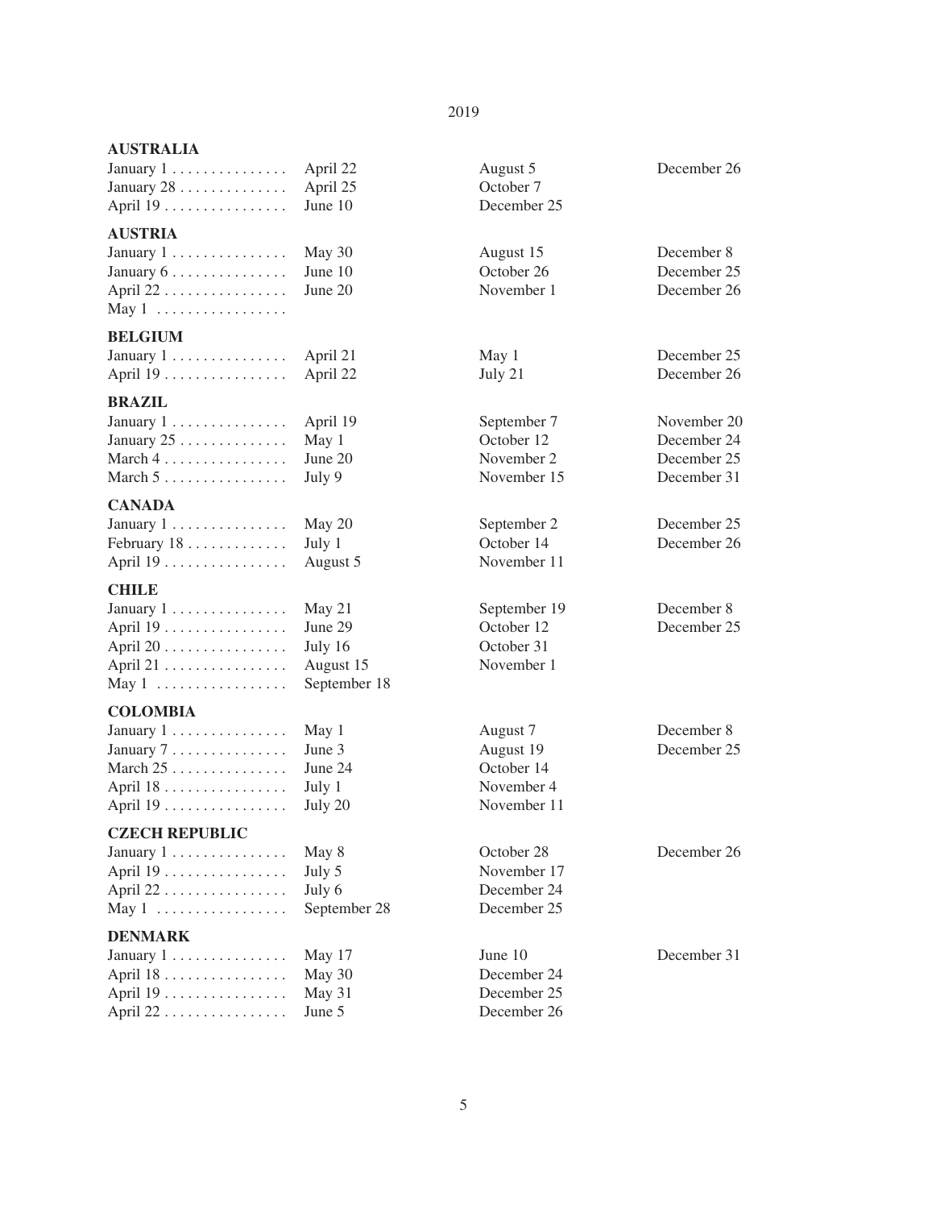2019

**AUSTRALIA**

| | | | |
|---|---|---|---|
| January 1 | April 22 | August 5 | December 26 |
| January 28 | April 25 | October 7 | |
| April 19 | June 10 | December 25 | |

**AUSTRIA**

| | | | |
|---|---|---|---|
| January 1 | May 30 | August 15 | December 8 |
| January 6 | June 10 | October 26 | December 25 |
| April 22 | June 20 | November 1 | December 26 |
| May 1 | | | |

**BELGIUM**

| | | | |
|---|---|---|---|
| January 1 | April 21 | May 1 | December 25 |
| April 19 | April 22 | July 21 | December 26 |

**BRAZIL**

| | | | |
|---|---|---|---|
| January 1 | April 19 | September 7 | November 20 |
| January 25 | May 1 | October 12 | December 24 |
| March 4 | June 20 | November 2 | December 25 |
| March 5 | July 9 | November 15 | December 31 |

**CANADA**

| | | | |
|---|---|---|---|
| January 1 | May 20 | September 2 | December 25 |
| February 18 | July 1 | October 14 | December 26 |
| April 19 | August 5 | November 11 | |

**CHILE**

| | | | |
|---|---|---|---|
| January 1 | May 21 | September 19 | December 8 |
| April 19 | June 29 | October 12 | December 25 |
| April 20 | July 16 | October 31 | |
| April 21 | August 15 | November 1 | |
| May 1 | September 18 | | |

**COLOMBIA**

| | | | |
|---|---|---|---|
| January 1 | May 1 | August 7 | December 8 |
| January 7 | June 3 | August 19 | December 25 |
| March 25 | June 24 | October 14 | |
| April 18 | July 1 | November 4 | |
| April 19 | July 20 | November 11 | |

**CZECH REPUBLIC**

| | | | |
|---|---|---|---|
| January 1 | May 8 | October 28 | December 26 |
| April 19 | July 5 | November 17 | |
| April 22 | July 6 | December 24 | |
| May 1 | September 28 | December 25 | |

**DENMARK**

| | | | |
|---|---|---|---|
| January 1 | May 17 | June 10 | December 31 |
| April 18 | May 30 | December 24 | |
| April 19 | May 31 | December 25 | |
| April 22 | June 5 | December 26 | |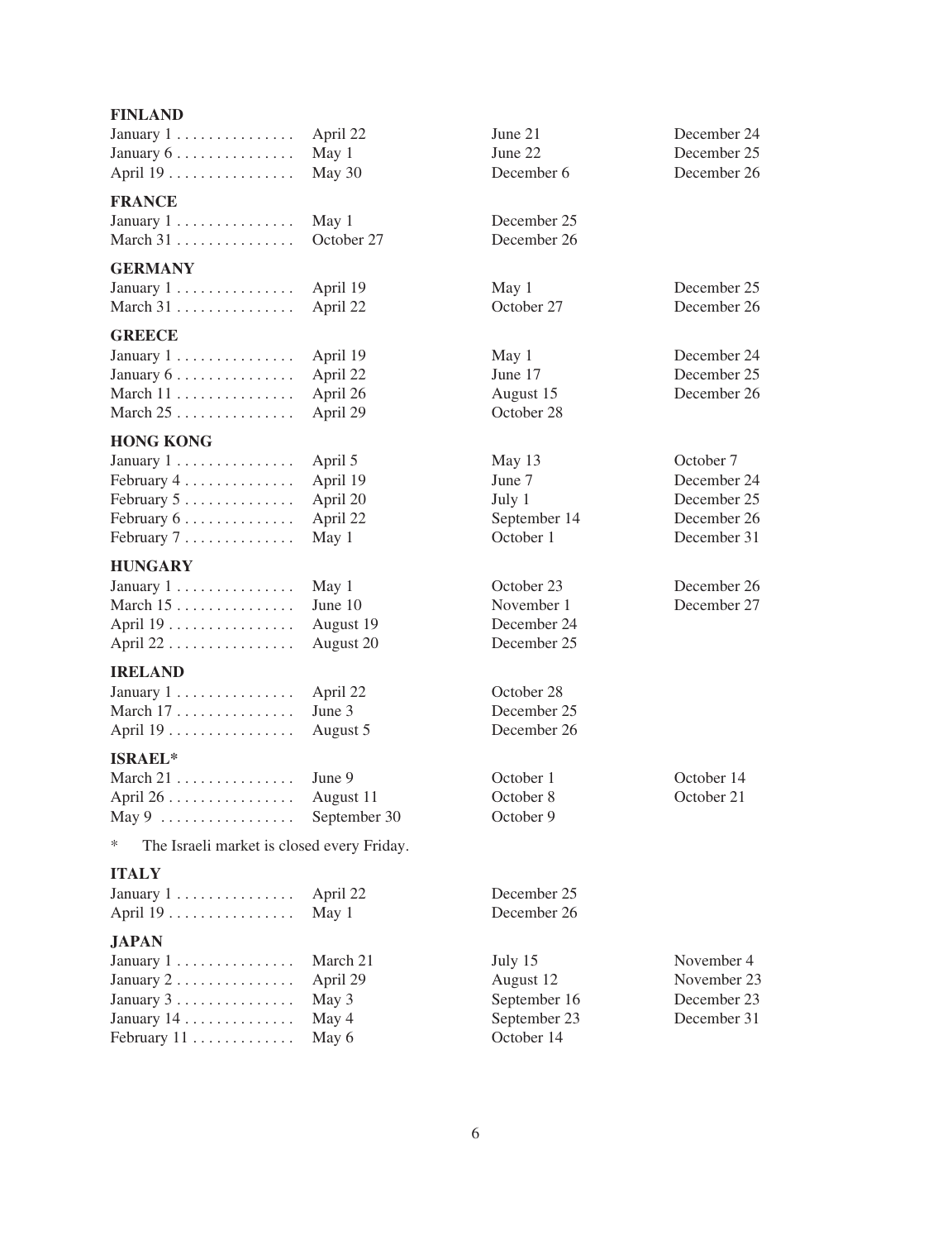**FINLAND**

| | | | |
|---|---|---|---|
| January 1 | April 22 | June 21 | December 24 |
| January 6 | May 1 | June 22 | December 25 |
| April 19 | May 30 | December 6 | December 26 |

**FRANCE**

| | | |
|---|---|---|
| January 1 | May 1 | December 25 |
| March 31 | October 27 | December 26 |

**GERMANY**

| | | | |
|---|---|---|---|
| January 1 | April 19 | May 1 | December 25 |
| March 31 | April 22 | October 27 | December 26 |

**GREECE**

| | | | |
|---|---|---|---|
| January 1 | April 19 | May 1 | December 24 |
| January 6 | April 22 | June 17 | December 25 |
| March 11 | April 26 | August 15 | December 26 |
| March 25 | April 29 | October 28 | |

**HONG KONG**

| | | | |
|---|---|---|---|
| January 1 | April 5 | May 13 | October 7 |
| February 4 | April 19 | June 7 | December 24 |
| February 5 | April 20 | July 1 | December 25 |
| February 6 | April 22 | September 14 | December 26 |
| February 7 | May 1 | October 1 | December 31 |

**HUNGARY**

| | | | |
|---|---|---|---|
| January 1 | May 1 | October 23 | December 26 |
| March 15 | June 10 | November 1 | December 27 |
| April 19 | August 19 | December 24 | |
| April 22 | August 20 | December 25 | |

**IRELAND**

| | | |
|---|---|---|
| January 1 | April 22 | October 28 |
| March 17 | June 3 | December 25 |
| April 19 | August 5 | December 26 |

**ISRAEL***

| | | | |
|---|---|---|---|
| March 21 | June 9 | October 1 | October 14 |
| April 26 | August 11 | October 8 | October 21 |
| May 9 | September 30 | October 9 | |

* The Israeli market is closed every Friday.

**ITALY**

| | | |
|---|---|---|
| January 1 | April 22 | December 25 |
| April 19 | May 1 | December 26 |

**JAPAN**

| | | | |
|---|---|---|---|
| January 1 | March 21 | July 15 | November 4 |
| January 2 | April 29 | August 12 | November 23 |
| January 3 | May 3 | September 16 | December 23 |
| January 14 | May 4 | September 23 | December 31 |
| February 11 | May 6 | October 14 | |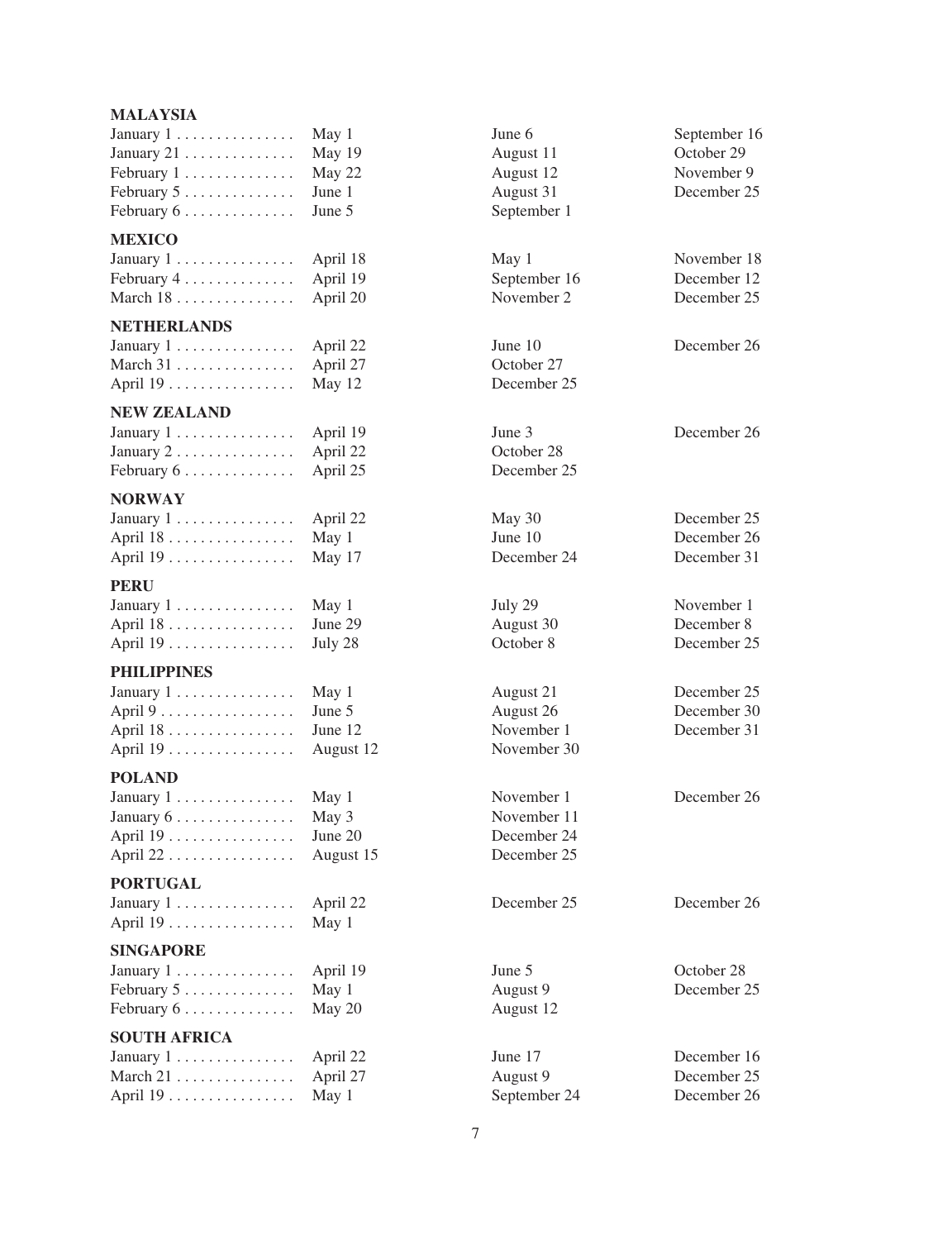**MALAYSIA**

| | | | |
|---|---|---|---|
| January 1 | May 1 | June 6 | September 16 |
| January 21 | May 19 | August 11 | October 29 |
| February 1 | May 22 | August 12 | November 9 |
| February 5 | June 1 | August 31 | December 25 |
| February 6 | June 5 | September 1 | |

**MEXICO**

| | | | |
|---|---|---|---|
| January 1 | April 18 | May 1 | November 18 |
| February 4 | April 19 | September 16 | December 12 |
| March 18 | April 20 | November 2 | December 25 |

**NETHERLANDS**

| | | | |
|---|---|---|---|
| January 1 | April 22 | June 10 | December 26 |
| March 31 | April 27 | October 27 | |
| April 19 | May 12 | December 25 | |

**NEW ZEALAND**

| | | | |
|---|---|---|---|
| January 1 | April 19 | June 3 | December 26 |
| January 2 | April 22 | October 28 | |
| February 6 | April 25 | December 25 | |

**NORWAY**

| | | | |
|---|---|---|---|
| January 1 | April 22 | May 30 | December 25 |
| April 18 | May 1 | June 10 | December 26 |
| April 19 | May 17 | December 24 | December 31 |

**PERU**

| | | | |
|---|---|---|---|
| January 1 | May 1 | July 29 | November 1 |
| April 18 | June 29 | August 30 | December 8 |
| April 19 | July 28 | October 8 | December 25 |

**PHILIPPINES**

| | | | |
|---|---|---|---|
| January 1 | May 1 | August 21 | December 25 |
| April 9 | June 5 | August 26 | December 30 |
| April 18 | June 12 | November 1 | December 31 |
| April 19 | August 12 | November 30 | |

**POLAND**

| | | | |
|---|---|---|---|
| January 1 | May 1 | November 1 | December 26 |
| January 6 | May 3 | November 11 | |
| April 19 | June 20 | December 24 | |
| April 22 | August 15 | December 25 | |

**PORTUGAL**

| | | | |
|---|---|---|---|
| January 1 | April 22 | December 25 | December 26 |
| April 19 | May 1 | | |

**SINGAPORE**

| | | | |
|---|---|---|---|
| January 1 | April 19 | June 5 | October 28 |
| February 5 | May 1 | August 9 | December 25 |
| February 6 | May 20 | August 12 | |

**SOUTH AFRICA**

| | | | |
|---|---|---|---|
| January 1 | April 22 | June 17 | December 16 |
| March 21 | April 27 | August 9 | December 25 |
| April 19 | May 1 | September 24 | December 26 |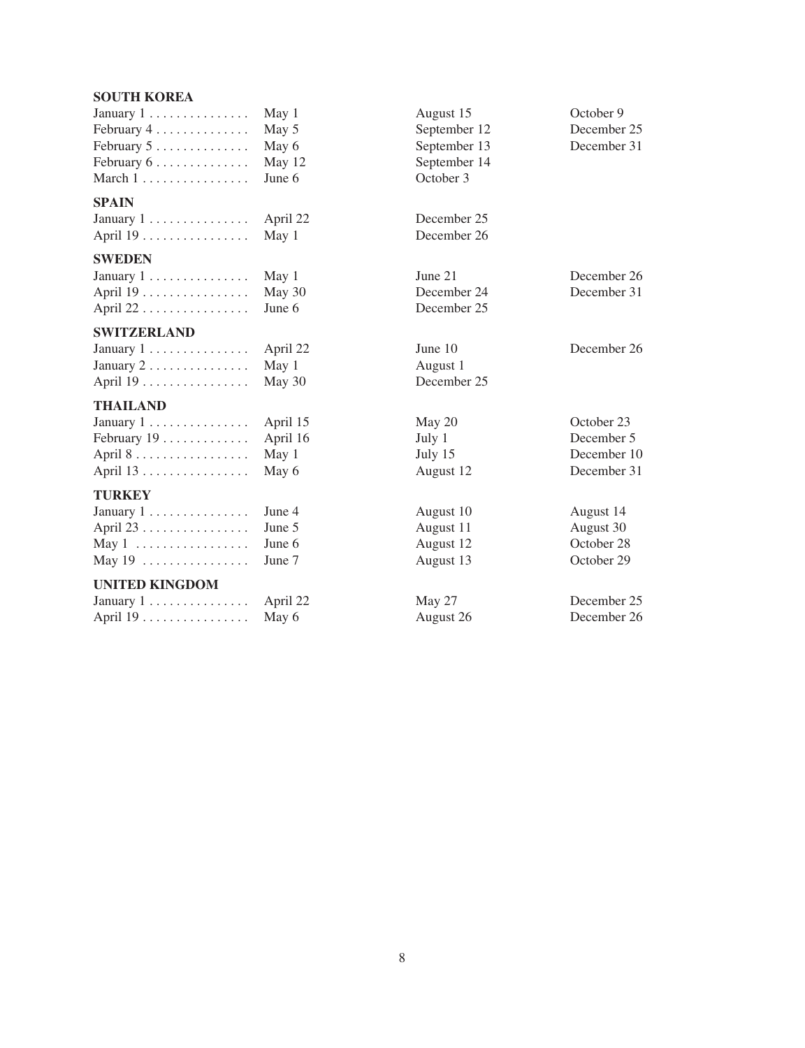**SOUTH KOREA**

| | | | |
|---|---|---|---|
| January 1 | May 1 | August 15 | October 9 |
| February 4 | May 5 | September 12 | December 25 |
| February 5 | May 6 | September 13 | December 31 |
| February 6 | May 12 | September 14 | |
| March 1 | June 6 | October 3 | |

**SPAIN**

| | | |
|---|---|---|
| January 1 | April 22 | December 25 |
| April 19 | May 1 | December 26 |

**SWEDEN**

| | | | |
|---|---|---|---|
| January 1 | May 1 | June 21 | December 26 |
| April 19 | May 30 | December 24 | December 31 |
| April 22 | June 6 | December 25 | |

**SWITZERLAND**

| | | | |
|---|---|---|---|
| January 1 | April 22 | June 10 | December 26 |
| January 2 | May 1 | August 1 | |
| April 19 | May 30 | December 25 | |

**THAILAND**

| | | | |
|---|---|---|---|
| January 1 | April 15 | May 20 | October 23 |
| February 19 | April 16 | July 1 | December 5 |
| April 8 | May 1 | July 15 | December 10 |
| April 13 | May 6 | August 12 | December 31 |

**TURKEY**

| | | | |
|---|---|---|---|
| January 1 | June 4 | August 10 | August 14 |
| April 23 | June 5 | August 11 | August 30 |
| May 1 | June 6 | August 12 | October 28 |
| May 19 | June 7 | August 13 | October 29 |

**UNITED KINGDOM**

| | | | |
|---|---|---|---|
| January 1 | April 22 | May 27 | December 25 |
| April 19 | May 6 | August 26 | December 26 |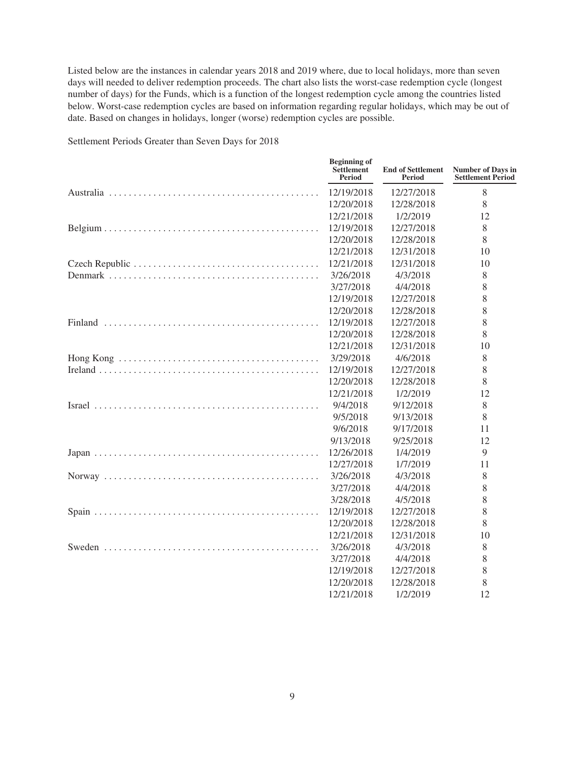Listed below are the instances in calendar years 2018 and 2019 where, due to local holidays, more than seven days will needed to deliver redemption proceeds. The chart also lists the worst-case redemption cycle (longest number of days) for the Funds, which is a function of the longest redemption cycle among the countries listed below. Worst-case redemption cycles are based on information regarding regular holidays, which may be out of date. Based on changes in holidays, longer (worse) redemption cycles are possible.

Settlement Periods Greater than Seven Days for 2018

| | Beginning of Settlement Period | End of Settlement Period | Number of Days in Settlement Period |
|---|---|---|---|
| Australia | 12/19/2018 | 12/27/2018 | 8 |
| | 12/20/2018 | 12/28/2018 | 8 |
| | 12/21/2018 | 1/2/2019 | 12 |
| Belgium | 12/19/2018 | 12/27/2018 | 8 |
| | 12/20/2018 | 12/28/2018 | 8 |
| | 12/21/2018 | 12/31/2018 | 10 |
| Czech Republic | 12/21/2018 | 12/31/2018 | 10 |
| Denmark | 3/26/2018 | 4/3/2018 | 8 |
| | 3/27/2018 | 4/4/2018 | 8 |
| | 12/19/2018 | 12/27/2018 | 8 |
| | 12/20/2018 | 12/28/2018 | 8 |
| Finland | 12/19/2018 | 12/27/2018 | 8 |
| | 12/20/2018 | 12/28/2018 | 8 |
| | 12/21/2018 | 12/31/2018 | 10 |
| Hong Kong | 3/29/2018 | 4/6/2018 | 8 |
| Ireland | 12/19/2018 | 12/27/2018 | 8 |
| | 12/20/2018 | 12/28/2018 | 8 |
| | 12/21/2018 | 1/2/2019 | 12 |
| Israel | 9/4/2018 | 9/12/2018 | 8 |
| | 9/5/2018 | 9/13/2018 | 8 |
| | 9/6/2018 | 9/17/2018 | 11 |
| | 9/13/2018 | 9/25/2018 | 12 |
| Japan | 12/26/2018 | 1/4/2019 | 9 |
| | 12/27/2018 | 1/7/2019 | 11 |
| Norway | 3/26/2018 | 4/3/2018 | 8 |
| | 3/27/2018 | 4/4/2018 | 8 |
| | 3/28/2018 | 4/5/2018 | 8 |
| Spain | 12/19/2018 | 12/27/2018 | 8 |
| | 12/20/2018 | 12/28/2018 | 8 |
| | 12/21/2018 | 12/31/2018 | 10 |
| Sweden | 3/26/2018 | 4/3/2018 | 8 |
| | 3/27/2018 | 4/4/2018 | 8 |
| | 12/19/2018 | 12/27/2018 | 8 |
| | 12/20/2018 | 12/28/2018 | 8 |
| | 12/21/2018 | 1/2/2019 | 12 |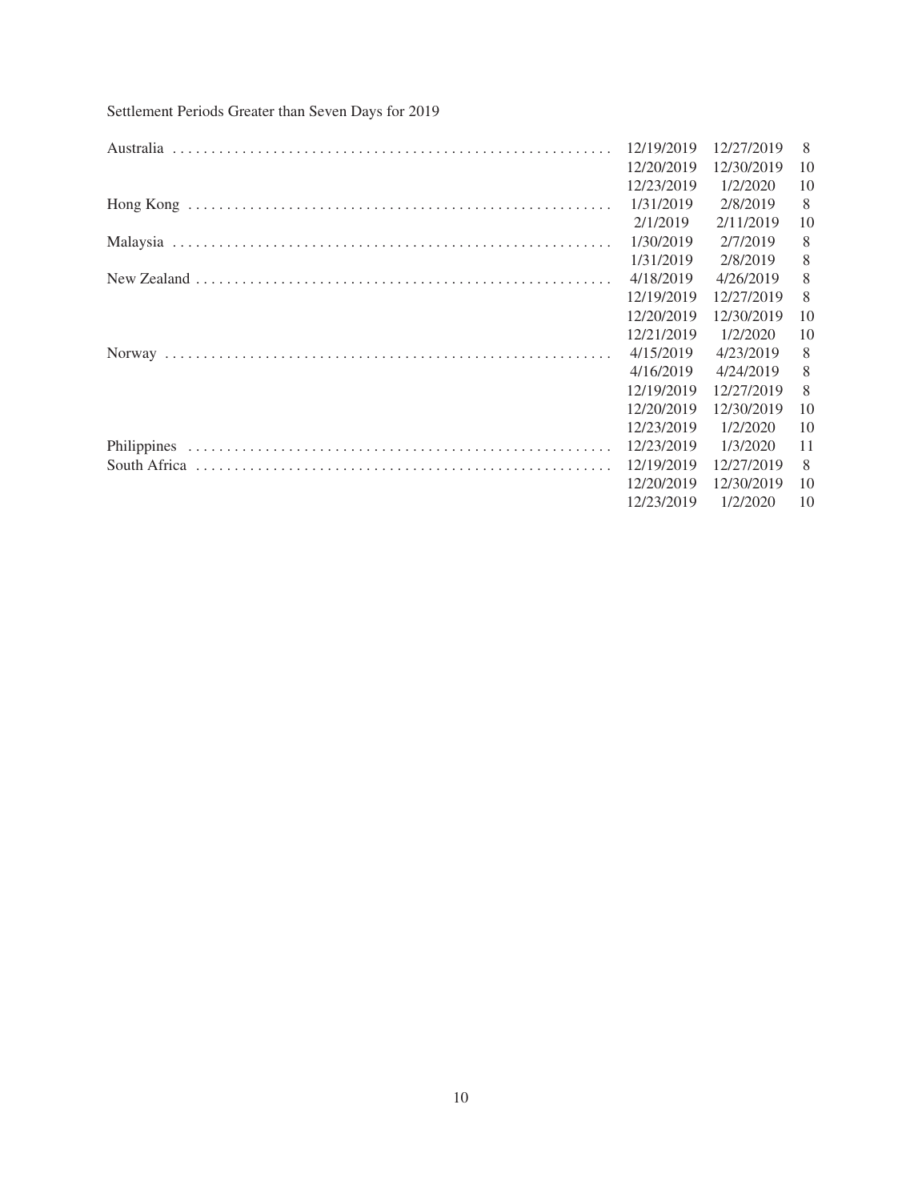Settlement Periods Greater than Seven Days for 2019

| | | | |
|---|---|---|---|
| Australia | 12/19/2019 | 12/27/2019 | 8 |
| | 12/20/2019 | 12/30/2019 | 10 |
| | 12/23/2019 | 1/2/2020 | 10 |
| Hong Kong | 1/31/2019 | 2/8/2019 | 8 |
| | 2/1/2019 | 2/11/2019 | 10 |
| Malaysia | 1/30/2019 | 2/7/2019 | 8 |
| | 1/31/2019 | 2/8/2019 | 8 |
| New Zealand | 4/18/2019 | 4/26/2019 | 8 |
| | 12/19/2019 | 12/27/2019 | 8 |
| | 12/20/2019 | 12/30/2019 | 10 |
| | 12/21/2019 | 1/2/2020 | 10 |
| Norway | 4/15/2019 | 4/23/2019 | 8 |
| | 4/16/2019 | 4/24/2019 | 8 |
| | 12/19/2019 | 12/27/2019 | 8 |
| | 12/20/2019 | 12/30/2019 | 10 |
| | 12/23/2019 | 1/2/2020 | 10 |
| Philippines | 12/23/2019 | 1/3/2020 | 11 |
| South Africa | 12/19/2019 | 12/27/2019 | 8 |
| | 12/20/2019 | 12/30/2019 | 10 |
| | 12/23/2019 | 1/2/2020 | 10 |